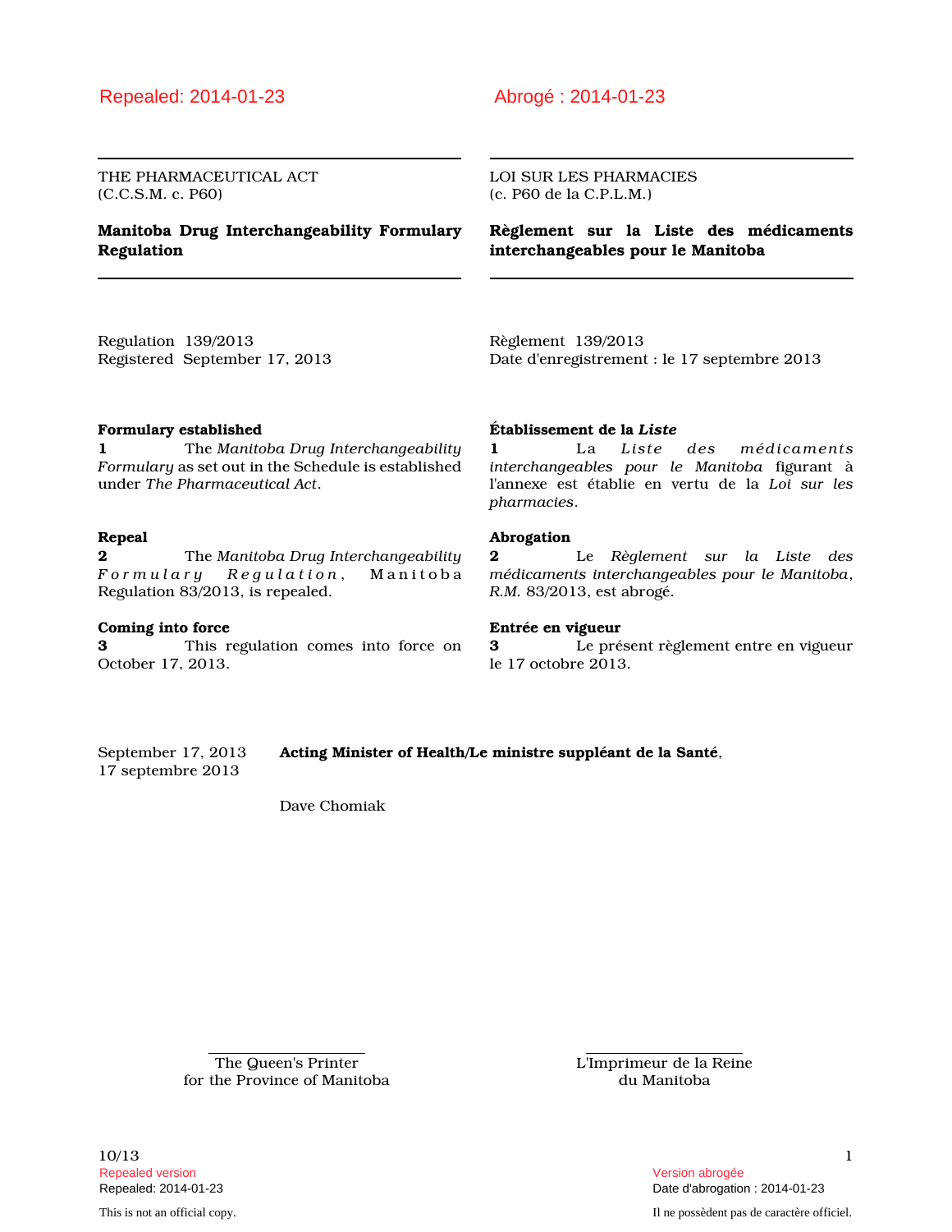Repealed: 2014-01-23

THE PHARMACEUTICAL ACT
(C.C.S.M. c. P60)

# Manitoba Drug Interchangeability Formulary Regulation

Regulation 139/2013
Registered September 17, 2013

**Formulary established**

**1** The *Manitoba Drug Interchangeability Formulary* as set out in the Schedule is established under *The Pharmaceutical Act*.

**Repeal**

**2** The *Manitoba Drug Interchangeability Formulary Regulation*, Manitoba Regulation 83/2013, is repealed.

**Coming into force**

**3** This regulation comes into force on October 17, 2013.

Abrogé : 2014-01-23

LOI SUR LES PHARMACIES
(c. P60 de la C.P.L.M.)

# Règlement sur la Liste des médicaments interchangeables pour le Manitoba

Règlement 139/2013
Date d'enregistrement : le 17 septembre 2013

**Établissement de la *Liste***

**1** La *Liste des médicaments interchangeables pour le Manitoba* figurant à l'annexe est établie en vertu de la *Loi sur les pharmacies*.

**Abrogation**

**2** Le *Règlement sur la Liste des médicaments interchangeables pour le Manitoba*, *R.M.* 83/2013, est abrogé.

**Entrée en vigueur**

**3** Le présent règlement entre en vigueur le 17 octobre 2013.

September 17, 2013
17 septembre 2013

**Acting Minister of Health/Le ministre suppléant de la Santé**,

Dave Chomiak

The Queen's Printer
for the Province of Manitoba

L'Imprimeur de la Reine
du Manitoba

10/13

Repealed version
Repealed: 2014-01-23

Version abrogée
Date d'abrogation : 2014-01-23

This is not an official copy.

Il ne possèdent pas de caractère officiel.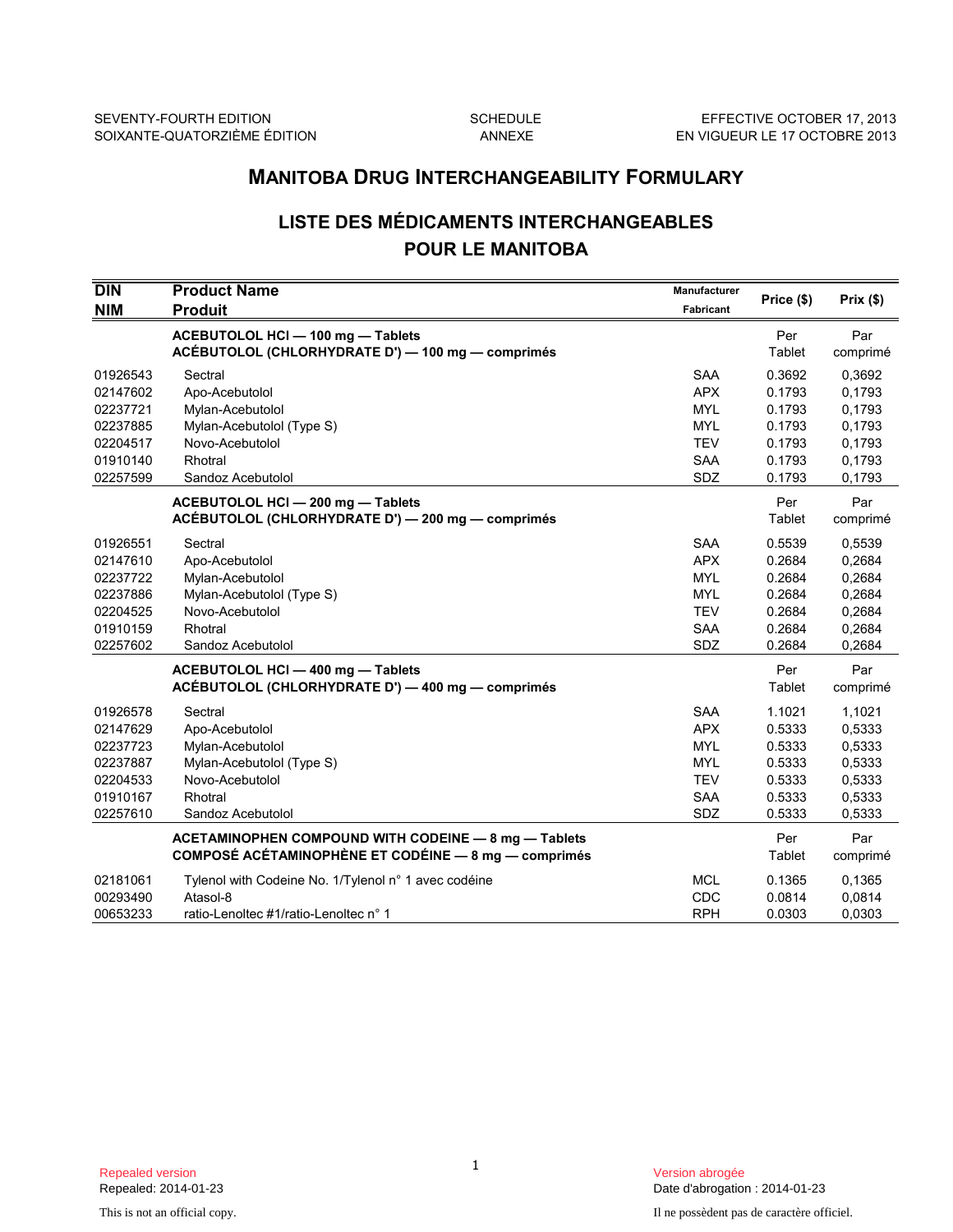SEVENTY-FOURTH EDITION / SOIXANTE-QUATORZIÈME ÉDITION

SCHEDULE / ANNEXE

EFFECTIVE OCTOBER 17, 2013 / EN VIGUEUR LE 17 OCTOBRE 2013

# MANITOBA DRUG INTERCHANGEABILITY FORMULARY

## LISTE DES MÉDICAMENTS INTERCHANGEABLES POUR LE MANITOBA

| DIN<br>NIM | Product Name<br>Produit | Manufacturer<br>Fabricant | Price ($) | Prix ($) |
|---|---|---|---|---|
| | **ACEBUTOLOL HCl — 100 mg — Tablets**<br>**ACÉBUTOLOL (CHLORHYDRATE D') — 100 mg — comprimés** | | Per Tablet | Par comprimé |
| 01926543 | Sectral | SAA | 0.3692 | 0,3692 |
| 02147602 | Apo-Acebutolol | APX | 0.1793 | 0,1793 |
| 02237721 | Mylan-Acebutolol | MYL | 0.1793 | 0,1793 |
| 02237885 | Mylan-Acebutolol (Type S) | MYL | 0.1793 | 0,1793 |
| 02204517 | Novo-Acebutolol | TEV | 0.1793 | 0,1793 |
| 01910140 | Rhotral | SAA | 0.1793 | 0,1793 |
| 02257599 | Sandoz Acebutolol | SDZ | 0.1793 | 0,1793 |
| | **ACEBUTOLOL HCl — 200 mg — Tablets**<br>**ACÉBUTOLOL (CHLORHYDRATE D') — 200 mg — comprimés** | | Per Tablet | Par comprimé |
| 01926551 | Sectral | SAA | 0.5539 | 0,5539 |
| 02147610 | Apo-Acebutolol | APX | 0.2684 | 0,2684 |
| 02237722 | Mylan-Acebutolol | MYL | 0.2684 | 0,2684 |
| 02237886 | Mylan-Acebutolol (Type S) | MYL | 0.2684 | 0,2684 |
| 02204525 | Novo-Acebutolol | TEV | 0.2684 | 0,2684 |
| 01910159 | Rhotral | SAA | 0.2684 | 0,2684 |
| 02257602 | Sandoz Acebutolol | SDZ | 0.2684 | 0,2684 |
| | **ACEBUTOLOL HCl — 400 mg — Tablets**<br>**ACÉBUTOLOL (CHLORHYDRATE D') — 400 mg — comprimés** | | Per Tablet | Par comprimé |
| 01926578 | Sectral | SAA | 1.1021 | 1,1021 |
| 02147629 | Apo-Acebutolol | APX | 0.5333 | 0,5333 |
| 02237723 | Mylan-Acebutolol | MYL | 0.5333 | 0,5333 |
| 02237887 | Mylan-Acebutolol (Type S) | MYL | 0.5333 | 0,5333 |
| 02204533 | Novo-Acebutolol | TEV | 0.5333 | 0,5333 |
| 01910167 | Rhotral | SAA | 0.5333 | 0,5333 |
| 02257610 | Sandoz Acebutolol | SDZ | 0.5333 | 0,5333 |
| | **ACETAMINOPHEN COMPOUND WITH CODEINE — 8 mg — Tablets**<br>**COMPOSÉ ACÉTAMINOPHÈNE ET CODÉINE — 8 mg — comprimés** | | Per Tablet | Par comprimé |
| 02181061 | Tylenol with Codeine No. 1/Tylenol n° 1 avec codéine | MCL | 0.1365 | 0,1365 |
| 00293490 | Atasol-8 | CDC | 0.0814 | 0,0814 |
| 00653233 | ratio-Lenoltec #1/ratio-Lenoltec n° 1 | RPH | 0.0303 | 0,0303 |

Repealed version
Repealed: 2014-01-23

Version abrogée
Date d'abrogation : 2014-01-23

This is not an official copy.

Il ne possèdent pas de caractère officiel.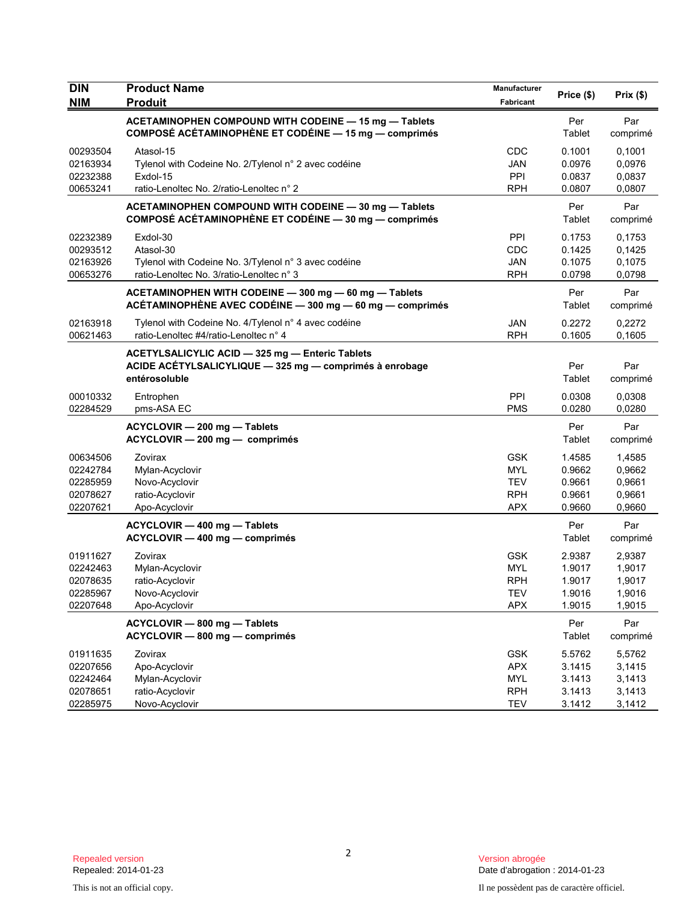| DIN<br>NIM | Product Name<br>Produit | Manufacturer<br>Fabricant | Price ($) | Prix ($) |
|---|---|---|---|---|
| | **ACETAMINOPHEN COMPOUND WITH CODEINE — 15 mg — Tablets**<br>**COMPOSÉ ACÉTAMINOPHÈNE ET CODÉINE — 15 mg — comprimés** | | Per Tablet | Par comprimé |
| 00293504 | Atasol-15 | CDC | 0.1001 | 0,1001 |
| 02163934 | Tylenol with Codeine No. 2/Tylenol n° 2 avec codéine | JAN | 0.0976 | 0,0976 |
| 02232388 | Exdol-15 | PPI | 0.0837 | 0,0837 |
| 00653241 | ratio-Lenoltec No. 2/ratio-Lenoltec n° 2 | RPH | 0.0807 | 0,0807 |
| | **ACETAMINOPHEN COMPOUND WITH CODEINE — 30 mg — Tablets**<br>**COMPOSÉ ACÉTAMINOPHÈNE ET CODÉINE — 30 mg — comprimés** | | Per Tablet | Par comprimé |
| 02232389 | Exdol-30 | PPI | 0.1753 | 0,1753 |
| 00293512 | Atasol-30 | CDC | 0.1425 | 0,1425 |
| 02163926 | Tylenol with Codeine No. 3/Tylenol n° 3 avec codéine | JAN | 0.1075 | 0,1075 |
| 00653276 | ratio-Lenoltec No. 3/ratio-Lenoltec n° 3 | RPH | 0.0798 | 0,0798 |
| | **ACETAMINOPHEN WITH CODEINE — 300 mg — 60 mg — Tablets**<br>**ACÉTAMINOPHÈNE AVEC CODÉINE — 300 mg — 60 mg — comprimés** | | Per Tablet | Par comprimé |
| 02163918 | Tylenol with Codeine No. 4/Tylenol n° 4 avec codéine | JAN | 0.2272 | 0,2272 |
| 00621463 | ratio-Lenoltec #4/ratio-Lenoltec n° 4 | RPH | 0.1605 | 0,1605 |
| | **ACETYLSALICYLIC ACID — 325 mg — Enteric Tablets**<br>**ACIDE ACÉTYLSALICYLIQUE — 325 mg — comprimés à enrobage entérosoluble** | | Per Tablet | Par comprimé |
| 00010332 | Entrophen | PPI | 0.0308 | 0,0308 |
| 02284529 | pms-ASA EC | PMS | 0.0280 | 0,0280 |
| | **ACYCLOVIR — 200 mg — Tablets**<br>**ACYCLOVIR — 200 mg — comprimés** | | Per Tablet | Par comprimé |
| 00634506 | Zovirax | GSK | 1.4585 | 1,4585 |
| 02242784 | Mylan-Acyclovir | MYL | 0.9662 | 0,9662 |
| 02285959 | Novo-Acyclovir | TEV | 0.9661 | 0,9661 |
| 02078627 | ratio-Acyclovir | RPH | 0.9661 | 0,9661 |
| 02207621 | Apo-Acyclovir | APX | 0.9660 | 0,9660 |
| | **ACYCLOVIR — 400 mg — Tablets**<br>**ACYCLOVIR — 400 mg — comprimés** | | Per Tablet | Par comprimé |
| 01911627 | Zovirax | GSK | 2.9387 | 2,9387 |
| 02242463 | Mylan-Acyclovir | MYL | 1.9017 | 1,9017 |
| 02078635 | ratio-Acyclovir | RPH | 1.9017 | 1,9017 |
| 02285967 | Novo-Acyclovir | TEV | 1.9016 | 1,9016 |
| 02207648 | Apo-Acyclovir | APX | 1.9015 | 1,9015 |
| | **ACYCLOVIR — 800 mg — Tablets**<br>**ACYCLOVIR — 800 mg — comprimés** | | Per Tablet | Par comprimé |
| 01911635 | Zovirax | GSK | 5.5762 | 5,5762 |
| 02207656 | Apo-Acyclovir | APX | 3.1415 | 3,1415 |
| 02242464 | Mylan-Acyclovir | MYL | 3.1413 | 3,1413 |
| 02078651 | ratio-Acyclovir | RPH | 3.1413 | 3,1413 |
| 02285975 | Novo-Acyclovir | TEV | 3.1412 | 3,1412 |

Repealed version
Repealed: 2014-01-23

Version abrogée
Date d'abrogation : 2014-01-23

This is not an official copy.

Il ne possèdent pas de caractère officiel.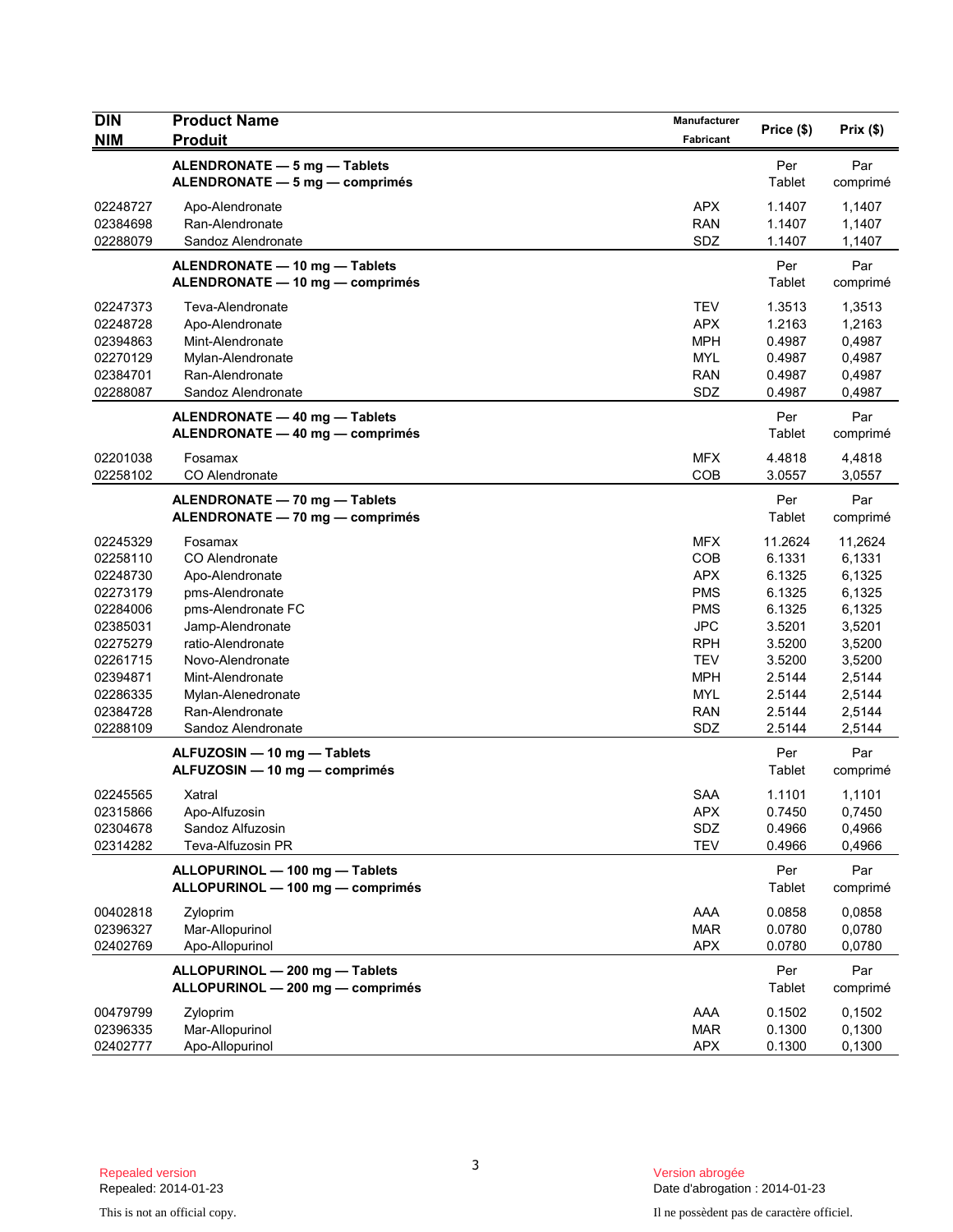| DIN<br>NIM | Product Name<br>Produit | Manufacturer<br>Fabricant | Price ($) | Prix ($) |
|---|---|---|---|---|
| | **ALENDRONATE — 5 mg — Tablets**<br>**ALENDRONATE — 5 mg — comprimés** | | Per Tablet | Par comprimé |
| 02248727 | Apo-Alendronate | APX | 1.1407 | 1,1407 |
| 02384698 | Ran-Alendronate | RAN | 1.1407 | 1,1407 |
| 02288079 | Sandoz Alendronate | SDZ | 1.1407 | 1,1407 |
| | **ALENDRONATE — 10 mg — Tablets**<br>**ALENDRONATE — 10 mg — comprimés** | | Per Tablet | Par comprimé |
| 02247373 | Teva-Alendronate | TEV | 1.3513 | 1,3513 |
| 02248728 | Apo-Alendronate | APX | 1.2163 | 1,2163 |
| 02394863 | Mint-Alendronate | MPH | 0.4987 | 0,4987 |
| 02270129 | Mylan-Alendronate | MYL | 0.4987 | 0,4987 |
| 02384701 | Ran-Alendronate | RAN | 0.4987 | 0,4987 |
| 02288087 | Sandoz Alendronate | SDZ | 0.4987 | 0,4987 |
| | **ALENDRONATE — 40 mg — Tablets**<br>**ALENDRONATE — 40 mg — comprimés** | | Per Tablet | Par comprimé |
| 02201038 | Fosamax | MFX | 4.4818 | 4,4818 |
| 02258102 | CO Alendronate | COB | 3.0557 | 3,0557 |
| | **ALENDRONATE — 70 mg — Tablets**<br>**ALENDRONATE — 70 mg — comprimés** | | Per Tablet | Par comprimé |
| 02245329 | Fosamax | MFX | 11.2624 | 11,2624 |
| 02258110 | CO Alendronate | COB | 6.1331 | 6,1331 |
| 02248730 | Apo-Alendronate | APX | 6.1325 | 6,1325 |
| 02273179 | pms-Alendronate | PMS | 6.1325 | 6,1325 |
| 02284006 | pms-Alendronate FC | PMS | 6.1325 | 6,1325 |
| 02385031 | Jamp-Alendronate | JPC | 3.5201 | 3,5201 |
| 02275279 | ratio-Alendronate | RPH | 3.5200 | 3,5200 |
| 02261715 | Novo-Alendronate | TEV | 3.5200 | 3,5200 |
| 02394871 | Mint-Alendronate | MPH | 2.5144 | 2,5144 |
| 02286335 | Mylan-Alenedronate | MYL | 2.5144 | 2,5144 |
| 02384728 | Ran-Alendronate | RAN | 2.5144 | 2,5144 |
| 02288109 | Sandoz Alendronate | SDZ | 2.5144 | 2,5144 |
| | **ALFUZOSIN — 10 mg — Tablets**<br>**ALFUZOSIN — 10 mg — comprimés** | | Per Tablet | Par comprimé |
| 02245565 | Xatral | SAA | 1.1101 | 1,1101 |
| 02315866 | Apo-Alfuzosin | APX | 0.7450 | 0,7450 |
| 02304678 | Sandoz Alfuzosin | SDZ | 0.4966 | 0,4966 |
| 02314282 | Teva-Alfuzosin PR | TEV | 0.4966 | 0,4966 |
| | **ALLOPURINOL — 100 mg — Tablets**<br>**ALLOPURINOL — 100 mg — comprimés** | | Per Tablet | Par comprimé |
| 00402818 | Zyloprim | AAA | 0.0858 | 0,0858 |
| 02396327 | Mar-Allopurinol | MAR | 0.0780 | 0,0780 |
| 02402769 | Apo-Allopurinol | APX | 0.0780 | 0,0780 |
| | **ALLOPURINOL — 200 mg — Tablets**<br>**ALLOPURINOL — 200 mg — comprimés** | | Per Tablet | Par comprimé |
| 00479799 | Zyloprim | AAA | 0.1502 | 0,1502 |
| 02396335 | Mar-Allopurinol | MAR | 0.1300 | 0,1300 |
| 02402777 | Apo-Allopurinol | APX | 0.1300 | 0,1300 |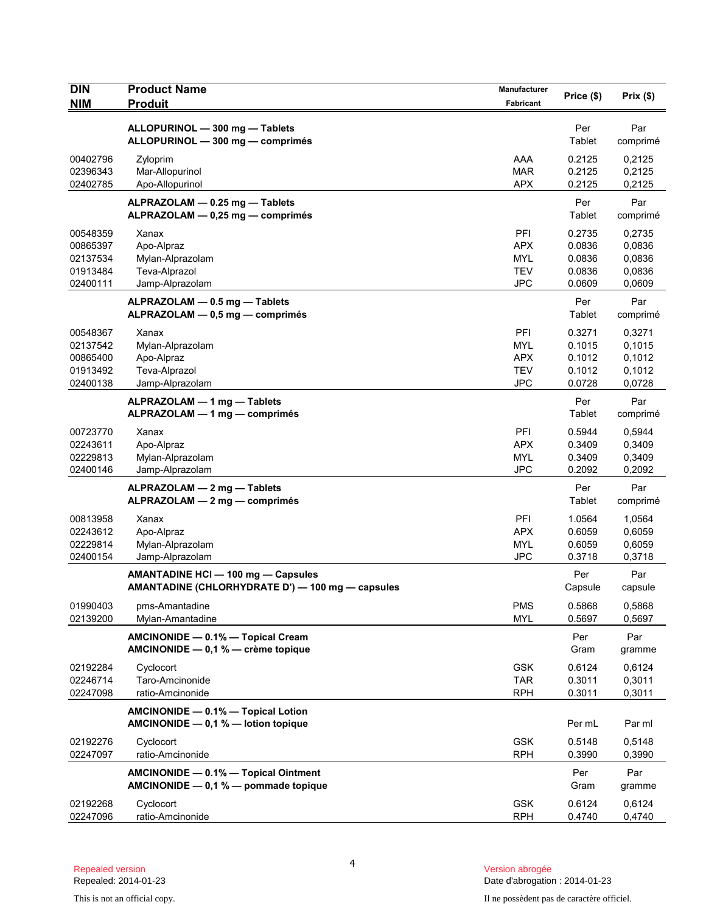| DIN<br>NIM | Product Name<br>Produit | Manufacturer<br>Fabricant | Price ($) | Prix ($) |
|---|---|---|---|---|
| | **ALLOPURINOL — 300 mg — Tablets**<br>**ALLOPURINOL — 300 mg — comprimés** | | Per<br>Tablet | Par<br>comprimé |
| 00402796 | Zyloprim | AAA | 0.2125 | 0,2125 |
| 02396343 | Mar-Allopurinol | MAR | 0.2125 | 0,2125 |
| 02402785 | Apo-Allopurinol | APX | 0.2125 | 0,2125 |
| | **ALPRAZOLAM — 0.25 mg — Tablets**<br>**ALPRAZOLAM — 0,25 mg — comprimés** | | Per<br>Tablet | Par<br>comprimé |
| 00548359 | Xanax | PFI | 0.2735 | 0,2735 |
| 00865397 | Apo-Alpraz | APX | 0.0836 | 0,0836 |
| 02137534 | Mylan-Alprazolam | MYL | 0.0836 | 0,0836 |
| 01913484 | Teva-Alprazol | TEV | 0.0836 | 0,0836 |
| 02400111 | Jamp-Alprazolam | JPC | 0.0609 | 0,0609 |
| | **ALPRAZOLAM — 0.5 mg — Tablets**<br>**ALPRAZOLAM — 0,5 mg — comprimés** | | Per<br>Tablet | Par<br>comprimé |
| 00548367 | Xanax | PFI | 0.3271 | 0,3271 |
| 02137542 | Mylan-Alprazolam | MYL | 0.1015 | 0,1015 |
| 00865400 | Apo-Alpraz | APX | 0.1012 | 0,1012 |
| 01913492 | Teva-Alprazol | TEV | 0.1012 | 0,1012 |
| 02400138 | Jamp-Alprazolam | JPC | 0.0728 | 0,0728 |
| | **ALPRAZOLAM — 1 mg — Tablets**<br>**ALPRAZOLAM — 1 mg — comprimés** | | Per<br>Tablet | Par<br>comprimé |
| 00723770 | Xanax | PFI | 0.5944 | 0,5944 |
| 02243611 | Apo-Alpraz | APX | 0.3409 | 0,3409 |
| 02229813 | Mylan-Alprazolam | MYL | 0.3409 | 0,3409 |
| 02400146 | Jamp-Alprazolam | JPC | 0.2092 | 0,2092 |
| | **ALPRAZOLAM — 2 mg — Tablets**<br>**ALPRAZOLAM — 2 mg — comprimés** | | Per<br>Tablet | Par<br>comprimé |
| 00813958 | Xanax | PFI | 1.0564 | 1,0564 |
| 02243612 | Apo-Alpraz | APX | 0.6059 | 0,6059 |
| 02229814 | Mylan-Alprazolam | MYL | 0.6059 | 0,6059 |
| 02400154 | Jamp-Alprazolam | JPC | 0.3718 | 0,3718 |
| | **AMANTADINE HCl — 100 mg — Capsules**<br>**AMANTADINE (CHLORHYDRATE D') — 100 mg — capsules** | | Per<br>Capsule | Par<br>capsule |
| 01990403 | pms-Amantadine | PMS | 0.5868 | 0,5868 |
| 02139200 | Mylan-Amantadine | MYL | 0.5697 | 0,5697 |
| | **AMCINONIDE — 0.1% — Topical Cream**<br>**AMCINONIDE — 0,1 % — crème topique** | | Per<br>Gram | Par<br>gramme |
| 02192284 | Cyclocort | GSK | 0.6124 | 0,6124 |
| 02246714 | Taro-Amcinonide | TAR | 0.3011 | 0,3011 |
| 02247098 | ratio-Amcinonide | RPH | 0.3011 | 0,3011 |
| | **AMCINONIDE — 0.1% — Topical Lotion**<br>**AMCINONIDE — 0,1 % — lotion topique** | | Per mL | Par ml |
| 02192276 | Cyclocort | GSK | 0.5148 | 0,5148 |
| 02247097 | ratio-Amcinonide | RPH | 0.3990 | 0,3990 |
| | **AMCINONIDE — 0.1% — Topical Ointment**<br>**AMCINONIDE — 0,1 % — pommade topique** | | Per<br>Gram | Par<br>gramme |
| 02192268 | Cyclocort | GSK | 0.6124 | 0,6124 |
| 02247096 | ratio-Amcinonide | RPH | 0.4740 | 0,4740 |

Repealed version
Repealed: 2014-01-23

This is not an official copy.

Version abrogée
Date d'abrogation : 2014-01-23

Il ne possèdent pas de caractère officiel.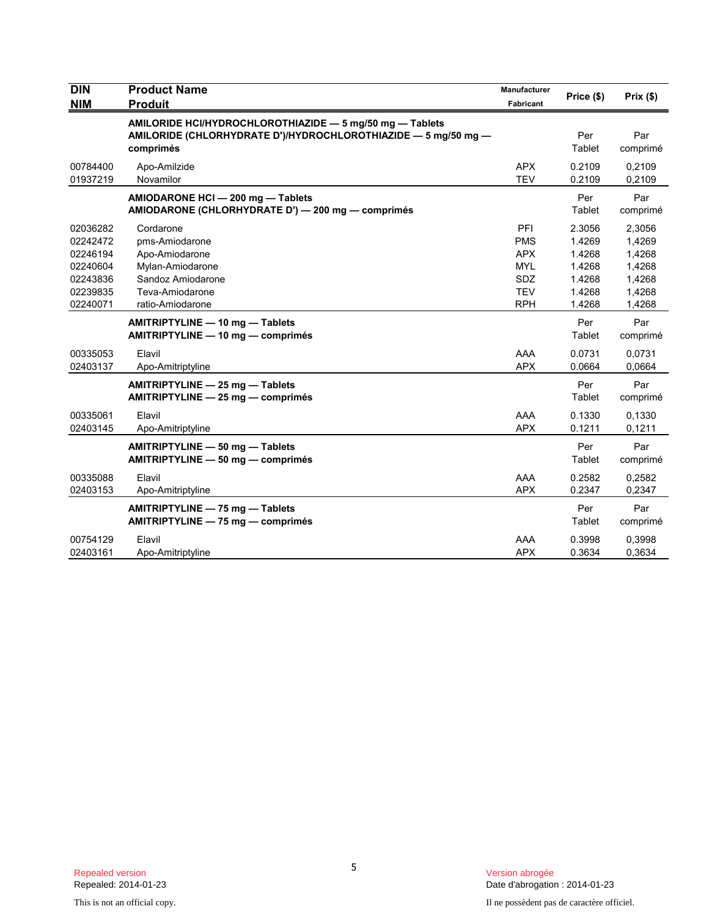| DIN<br>NIM | Product Name<br>Produit | Manufacturer<br>Fabricant | Price ($) | Prix ($) |
|---|---|---|---|---|
| | **AMILORIDE HCl/HYDROCHLOROTHIAZIDE — 5 mg/50 mg — Tablets**<br>**AMILORIDE (CHLORHYDRATE D')/HYDROCHLOROTHIAZIDE — 5 mg/50 mg — comprimés** | | Per Tablet | Par comprimé |
| 00784400 | Apo-Amilzide | APX | 0.2109 | 0,2109 |
| 01937219 | Novamilor | TEV | 0.2109 | 0,2109 |
| | **AMIODARONE HCl — 200 mg — Tablets**<br>**AMIODARONE (CHLORHYDRATE D') — 200 mg — comprimés** | | Per Tablet | Par comprimé |
| 02036282 | Cordarone | PFI | 2.3056 | 2,3056 |
| 02242472 | pms-Amiodarone | PMS | 1.4269 | 1,4269 |
| 02246194 | Apo-Amiodarone | APX | 1.4268 | 1,4268 |
| 02240604 | Mylan-Amiodarone | MYL | 1.4268 | 1,4268 |
| 02243836 | Sandoz Amiodarone | SDZ | 1.4268 | 1,4268 |
| 02239835 | Teva-Amiodarone | TEV | 1.4268 | 1,4268 |
| 02240071 | ratio-Amiodarone | RPH | 1.4268 | 1,4268 |
| | **AMITRIPTYLINE — 10 mg — Tablets**<br>**AMITRIPTYLINE — 10 mg — comprimés** | | Per Tablet | Par comprimé |
| 00335053 | Elavil | AAA | 0.0731 | 0,0731 |
| 02403137 | Apo-Amitriptyline | APX | 0.0664 | 0,0664 |
| | **AMITRIPTYLINE — 25 mg — Tablets**<br>**AMITRIPTYLINE — 25 mg — comprimés** | | Per Tablet | Par comprimé |
| 00335061 | Elavil | AAA | 0.1330 | 0,1330 |
| 02403145 | Apo-Amitriptyline | APX | 0.1211 | 0,1211 |
| | **AMITRIPTYLINE — 50 mg — Tablets**<br>**AMITRIPTYLINE — 50 mg — comprimés** | | Per Tablet | Par comprimé |
| 00335088 | Elavil | AAA | 0.2582 | 0,2582 |
| 02403153 | Apo-Amitriptyline | APX | 0.2347 | 0,2347 |
| | **AMITRIPTYLINE — 75 mg — Tablets**<br>**AMITRIPTYLINE — 75 mg — comprimés** | | Per Tablet | Par comprimé |
| 00754129 | Elavil | AAA | 0.3998 | 0,3998 |
| 02403161 | Apo-Amitriptyline | APX | 0.3634 | 0,3634 |

Repealed version
Repealed: 2014-01-23

Version abrogée
Date d'abrogation : 2014-01-23

This is not an official copy.

Il ne possèdent pas de caractère officiel.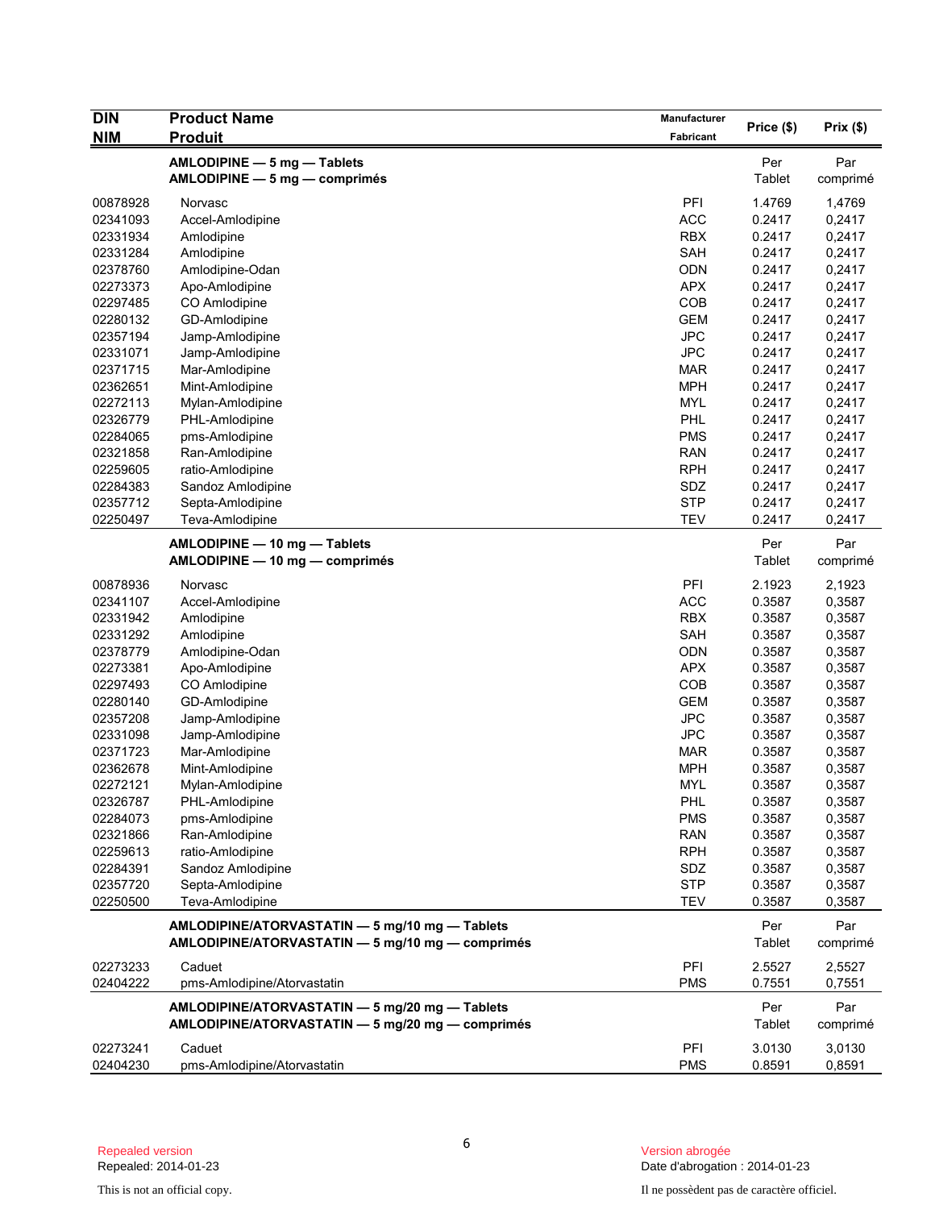| DIN / NIM | Product Name / Produit | Manufacturer / Fabricant | Price ($) | Prix ($) |
|---|---|---|---|---|
| | **AMLODIPINE — 5 mg — Tablets** **AMLODIPINE — 5 mg — comprimés** | | Per Tablet | Par comprimé |
| 00878928 | Norvasc | PFI | 1.4769 | 1,4769 |
| 02341093 | Accel-Amlodipine | ACC | 0.2417 | 0,2417 |
| 02331934 | Amlodipine | RBX | 0.2417 | 0,2417 |
| 02331284 | Amlodipine | SAH | 0.2417 | 0,2417 |
| 02378760 | Amlodipine-Odan | ODN | 0.2417 | 0,2417 |
| 02273373 | Apo-Amlodipine | APX | 0.2417 | 0,2417 |
| 02297485 | CO Amlodipine | COB | 0.2417 | 0,2417 |
| 02280132 | GD-Amlodipine | GEM | 0.2417 | 0,2417 |
| 02357194 | Jamp-Amlodipine | JPC | 0.2417 | 0,2417 |
| 02331071 | Jamp-Amlodipine | JPC | 0.2417 | 0,2417 |
| 02371715 | Mar-Amlodipine | MAR | 0.2417 | 0,2417 |
| 02362651 | Mint-Amlodipine | MPH | 0.2417 | 0,2417 |
| 02272113 | Mylan-Amlodipine | MYL | 0.2417 | 0,2417 |
| 02326779 | PHL-Amlodipine | PHL | 0.2417 | 0,2417 |
| 02284065 | pms-Amlodipine | PMS | 0.2417 | 0,2417 |
| 02321858 | Ran-Amlodipine | RAN | 0.2417 | 0,2417 |
| 02259605 | ratio-Amlodipine | RPH | 0.2417 | 0,2417 |
| 02284383 | Sandoz Amlodipine | SDZ | 0.2417 | 0,2417 |
| 02357712 | Septa-Amlodipine | STP | 0.2417 | 0,2417 |
| 02250497 | Teva-Amlodipine | TEV | 0.2417 | 0,2417 |
| | **AMLODIPINE — 10 mg — Tablets** **AMLODIPINE — 10 mg — comprimés** | | Per Tablet | Par comprimé |
| 00878936 | Norvasc | PFI | 2.1923 | 2,1923 |
| 02341107 | Accel-Amlodipine | ACC | 0.3587 | 0,3587 |
| 02331942 | Amlodipine | RBX | 0.3587 | 0,3587 |
| 02331292 | Amlodipine | SAH | 0.3587 | 0,3587 |
| 02378779 | Amlodipine-Odan | ODN | 0.3587 | 0,3587 |
| 02273381 | Apo-Amlodipine | APX | 0.3587 | 0,3587 |
| 02297493 | CO Amlodipine | COB | 0.3587 | 0,3587 |
| 02280140 | GD-Amlodipine | GEM | 0.3587 | 0,3587 |
| 02357208 | Jamp-Amlodipine | JPC | 0.3587 | 0,3587 |
| 02331098 | Jamp-Amlodipine | JPC | 0.3587 | 0,3587 |
| 02371723 | Mar-Amlodipine | MAR | 0.3587 | 0,3587 |
| 02362678 | Mint-Amlodipine | MPH | 0.3587 | 0,3587 |
| 02272121 | Mylan-Amlodipine | MYL | 0.3587 | 0,3587 |
| 02326787 | PHL-Amlodipine | PHL | 0.3587 | 0,3587 |
| 02284073 | pms-Amlodipine | PMS | 0.3587 | 0,3587 |
| 02321866 | Ran-Amlodipine | RAN | 0.3587 | 0,3587 |
| 02259613 | ratio-Amlodipine | RPH | 0.3587 | 0,3587 |
| 02284391 | Sandoz Amlodipine | SDZ | 0.3587 | 0,3587 |
| 02357720 | Septa-Amlodipine | STP | 0.3587 | 0,3587 |
| 02250500 | Teva-Amlodipine | TEV | 0.3587 | 0,3587 |
| | **AMLODIPINE/ATORVASTATIN — 5 mg/10 mg — Tablets** **AMLODIPINE/ATORVASTATIN — 5 mg/10 mg — comprimés** | | Per Tablet | Par comprimé |
| 02273233 | Caduet | PFI | 2.5527 | 2,5527 |
| 02404222 | pms-Amlodipine/Atorvastatin | PMS | 0.7551 | 0,7551 |
| | **AMLODIPINE/ATORVASTATIN — 5 mg/20 mg — Tablets** **AMLODIPINE/ATORVASTATIN — 5 mg/20 mg — comprimés** | | Per Tablet | Par comprimé |
| 02273241 | Caduet | PFI | 3.0130 | 3,0130 |
| 02404230 | pms-Amlodipine/Atorvastatin | PMS | 0.8591 | 0,8591 |

Repealed version
Repealed: 2014-01-23

Version abrogée
Date d'abrogation : 2014-01-23

This is not an official copy.

Il ne possèdent pas de caractère officiel.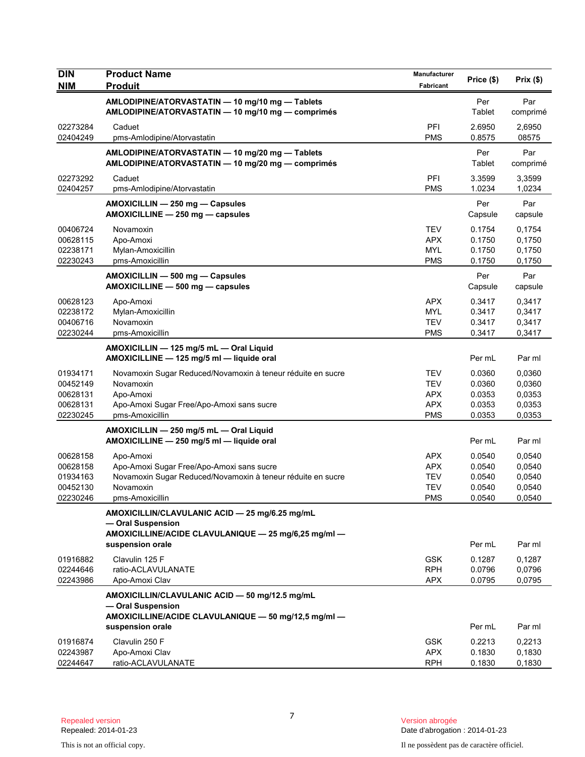| DIN<br>NIM | Product Name<br>Produit | Manufacturer<br>Fabricant | Price ($) | Prix ($) |
|---|---|---|---|---|
| | **AMLODIPINE/ATORVASTATIN — 10 mg/10 mg — Tablets**<br>**AMLODIPINE/ATORVASTATIN — 10 mg/10 mg — comprimés** | | Per Tablet | Par comprimé |
| 02273284 | Caduet | PFI | 2.6950 | 2,6950 |
| 02404249 | pms-Amlodipine/Atorvastatin | PMS | 0.8575 | 08575 |
| | **AMLODIPINE/ATORVASTATIN — 10 mg/20 mg — Tablets**<br>**AMLODIPINE/ATORVASTATIN — 10 mg/20 mg — comprimés** | | Per Tablet | Par comprimé |
| 02273292 | Caduet | PFI | 3.3599 | 3,3599 |
| 02404257 | pms-Amlodipine/Atorvastatin | PMS | 1.0234 | 1,0234 |
| | **AMOXICILLIN — 250 mg — Capsules**<br>**AMOXICILLINE — 250 mg — capsules** | | Per Capsule | Par capsule |
| 00406724 | Novamoxin | TEV | 0.1754 | 0,1754 |
| 00628115 | Apo-Amoxi | APX | 0.1750 | 0,1750 |
| 02238171 | Mylan-Amoxicillin | MYL | 0.1750 | 0,1750 |
| 02230243 | pms-Amoxicillin | PMS | 0.1750 | 0,1750 |
| | **AMOXICILLIN — 500 mg — Capsules**<br>**AMOXICILLINE — 500 mg — capsules** | | Per Capsule | Par capsule |
| 00628123 | Apo-Amoxi | APX | 0.3417 | 0,3417 |
| 02238172 | Mylan-Amoxicillin | MYL | 0.3417 | 0,3417 |
| 00406716 | Novamoxin | TEV | 0.3417 | 0,3417 |
| 02230244 | pms-Amoxicillin | PMS | 0.3417 | 0,3417 |
| | **AMOXICILLIN — 125 mg/5 mL — Oral Liquid**<br>**AMOXICILLINE — 125 mg/5 ml — liquide oral** | | Per mL | Par ml |
| 01934171 | Novamoxin Sugar Reduced/Novamoxin à teneur réduite en sucre | TEV | 0.0360 | 0,0360 |
| 00452149 | Novamoxin | TEV | 0.0360 | 0,0360 |
| 00628131 | Apo-Amoxi | APX | 0.0353 | 0,0353 |
| 00628131 | Apo-Amoxi Sugar Free/Apo-Amoxi sans sucre | APX | 0.0353 | 0,0353 |
| 02230245 | pms-Amoxicillin | PMS | 0.0353 | 0,0353 |
| | **AMOXICILLIN — 250 mg/5 mL — Oral Liquid**<br>**AMOXICILLINE — 250 mg/5 ml — liquide oral** | | Per mL | Par ml |
| 00628158 | Apo-Amoxi | APX | 0.0540 | 0,0540 |
| 00628158 | Apo-Amoxi Sugar Free/Apo-Amoxi sans sucre | APX | 0.0540 | 0,0540 |
| 01934163 | Novamoxin Sugar Reduced/Novamoxin à teneur réduite en sucre | TEV | 0.0540 | 0,0540 |
| 00452130 | Novamoxin | TEV | 0.0540 | 0,0540 |
| 02230246 | pms-Amoxicillin | PMS | 0.0540 | 0,0540 |
| | **AMOXICILLIN/CLAVULANIC ACID — 25 mg/6.25 mg/mL — Oral Suspension**<br>**AMOXICILLINE/ACIDE CLAVULANIQUE — 25 mg/6,25 mg/ml — suspension orale** | | Per mL | Par ml |
| 01916882 | Clavulin 125 F | GSK | 0.1287 | 0,1287 |
| 02244646 | ratio-ACLAVULANATE | RPH | 0.0796 | 0,0796 |
| 02243986 | Apo-Amoxi Clav | APX | 0.0795 | 0,0795 |
| | **AMOXICILLIN/CLAVULANIC ACID — 50 mg/12.5 mg/mL — Oral Suspension**<br>**AMOXICILLINE/ACIDE CLAVULANIQUE — 50 mg/12,5 mg/ml — suspension orale** | | Per mL | Par ml |
| 01916874 | Clavulin 250 F | GSK | 0.2213 | 0,2213 |
| 02243987 | Apo-Amoxi Clav | APX | 0.1830 | 0,1830 |
| 02244647 | ratio-ACLAVULANATE | RPH | 0.1830 | 0,1830 |

Repealed version
Repealed: 2014-01-23

Version abrogée
Date d'abrogation : 2014-01-23

This is not an official copy.

Il ne possèdent pas de caractère officiel.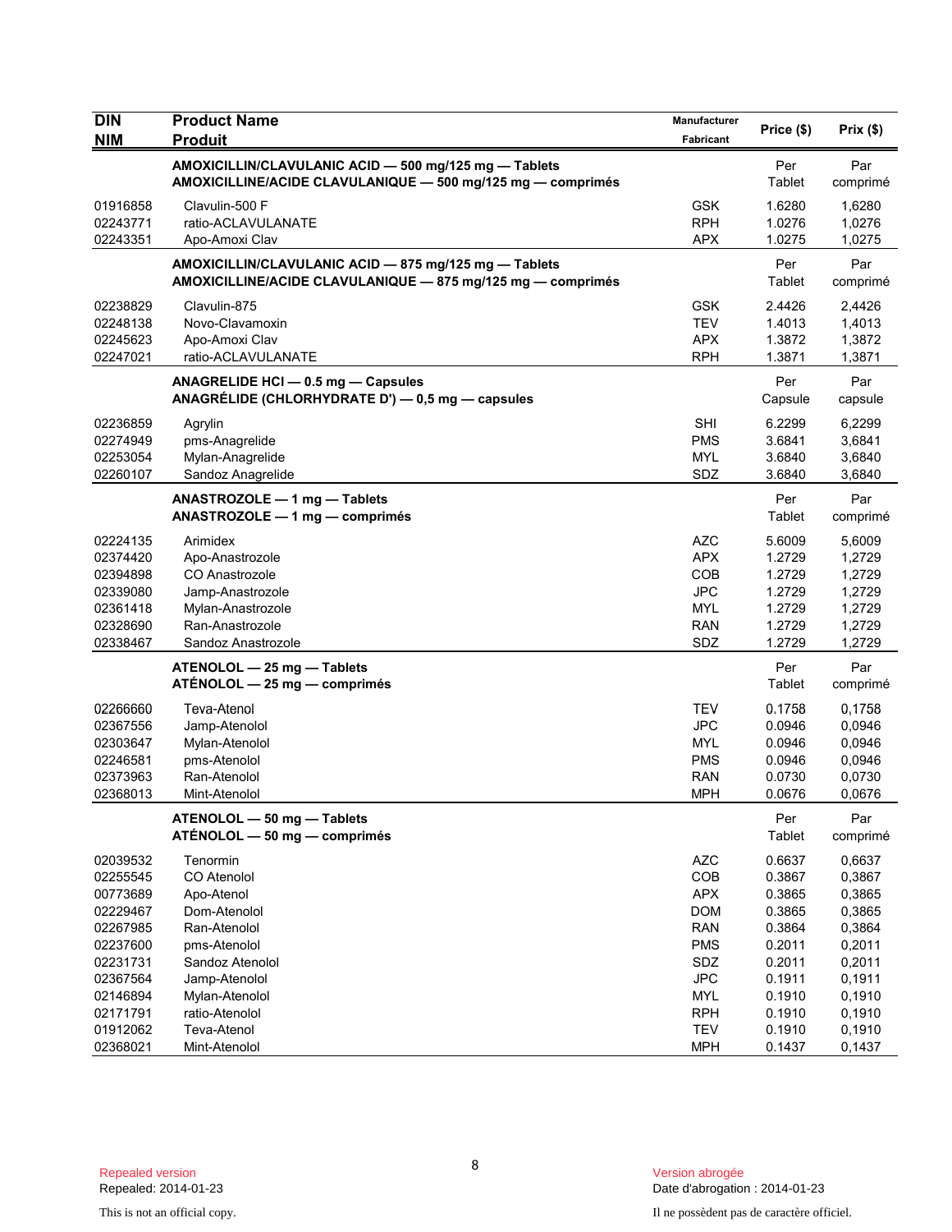| DIN<br>NIM | Product Name<br>Produit | Manufacturer<br>Fabricant | Price ($) | Prix ($) |
|---|---|---|---|---|
| | **AMOXICILLIN/CLAVULANIC ACID — 500 mg/125 mg — Tablets<br>AMOXICILLINE/ACIDE CLAVULANIQUE — 500 mg/125 mg — comprimés** | | Per<br>Tablet | Par<br>comprimé |
| 01916858 | Clavulin-500 F | GSK | 1.6280 | 1,6280 |
| 02243771 | ratio-ACLAVULANATE | RPH | 1.0276 | 1,0276 |
| 02243351 | Apo-Amoxi Clav | APX | 1.0275 | 1,0275 |
| | **AMOXICILLIN/CLAVULANIC ACID — 875 mg/125 mg — Tablets<br>AMOXICILLINE/ACIDE CLAVULANIQUE — 875 mg/125 mg — comprimés** | | Per<br>Tablet | Par<br>comprimé |
| 02238829 | Clavulin-875 | GSK | 2.4426 | 2,4426 |
| 02248138 | Novo-Clavamoxin | TEV | 1.4013 | 1,4013 |
| 02245623 | Apo-Amoxi Clav | APX | 1.3872 | 1,3872 |
| 02247021 | ratio-ACLAVULANATE | RPH | 1.3871 | 1,3871 |
| | **ANAGRELIDE HCl — 0.5 mg — Capsules<br>ANAGRÉLIDE (CHLORHYDRATE D') — 0,5 mg — capsules** | | Per<br>Capsule | Par<br>capsule |
| 02236859 | Agrylin | SHI | 6.2299 | 6,2299 |
| 02274949 | pms-Anagrelide | PMS | 3.6841 | 3,6841 |
| 02253054 | Mylan-Anagrelide | MYL | 3.6840 | 3,6840 |
| 02260107 | Sandoz Anagrelide | SDZ | 3.6840 | 3,6840 |
| | **ANASTROZOLE — 1 mg — Tablets<br>ANASTROZOLE — 1 mg — comprimés** | | Per<br>Tablet | Par<br>comprimé |
| 02224135 | Arimidex | AZC | 5.6009 | 5,6009 |
| 02374420 | Apo-Anastrozole | APX | 1.2729 | 1,2729 |
| 02394898 | CO Anastrozole | COB | 1.2729 | 1,2729 |
| 02339080 | Jamp-Anastrozole | JPC | 1.2729 | 1,2729 |
| 02361418 | Mylan-Anastrozole | MYL | 1.2729 | 1,2729 |
| 02328690 | Ran-Anastrozole | RAN | 1.2729 | 1,2729 |
| 02338467 | Sandoz Anastrozole | SDZ | 1.2729 | 1,2729 |
| | **ATENOLOL — 25 mg — Tablets<br>ATÉNOLOL — 25 mg — comprimés** | | Per<br>Tablet | Par<br>comprimé |
| 02266660 | Teva-Atenol | TEV | 0.1758 | 0,1758 |
| 02367556 | Jamp-Atenolol | JPC | 0.0946 | 0,0946 |
| 02303647 | Mylan-Atenolol | MYL | 0.0946 | 0,0946 |
| 02246581 | pms-Atenolol | PMS | 0.0946 | 0,0946 |
| 02373963 | Ran-Atenolol | RAN | 0.0730 | 0,0730 |
| 02368013 | Mint-Atenolol | MPH | 0.0676 | 0,0676 |
| | **ATENOLOL — 50 mg — Tablets<br>ATÉNOLOL — 50 mg — comprimés** | | Per<br>Tablet | Par<br>comprimé |
| 02039532 | Tenormin | AZC | 0.6637 | 0,6637 |
| 02255545 | CO Atenolol | COB | 0.3867 | 0,3867 |
| 00773689 | Apo-Atenol | APX | 0.3865 | 0,3865 |
| 02229467 | Dom-Atenolol | DOM | 0.3865 | 0,3865 |
| 02267985 | Ran-Atenolol | RAN | 0.3864 | 0,3864 |
| 02237600 | pms-Atenolol | PMS | 0.2011 | 0,2011 |
| 02231731 | Sandoz Atenolol | SDZ | 0.2011 | 0,2011 |
| 02367564 | Jamp-Atenolol | JPC | 0.1911 | 0,1911 |
| 02146894 | Mylan-Atenolol | MYL | 0.1910 | 0,1910 |
| 02171791 | ratio-Atenolol | RPH | 0.1910 | 0,1910 |
| 01912062 | Teva-Atenol | TEV | 0.1910 | 0,1910 |
| 02368021 | Mint-Atenolol | MPH | 0.1437 | 0,1437 |

Repealed version
Repealed: 2014-01-23

Version abrogée
Date d'abrogation : 2014-01-23

This is not an official copy.

Il ne possèdent pas de caractère officiel.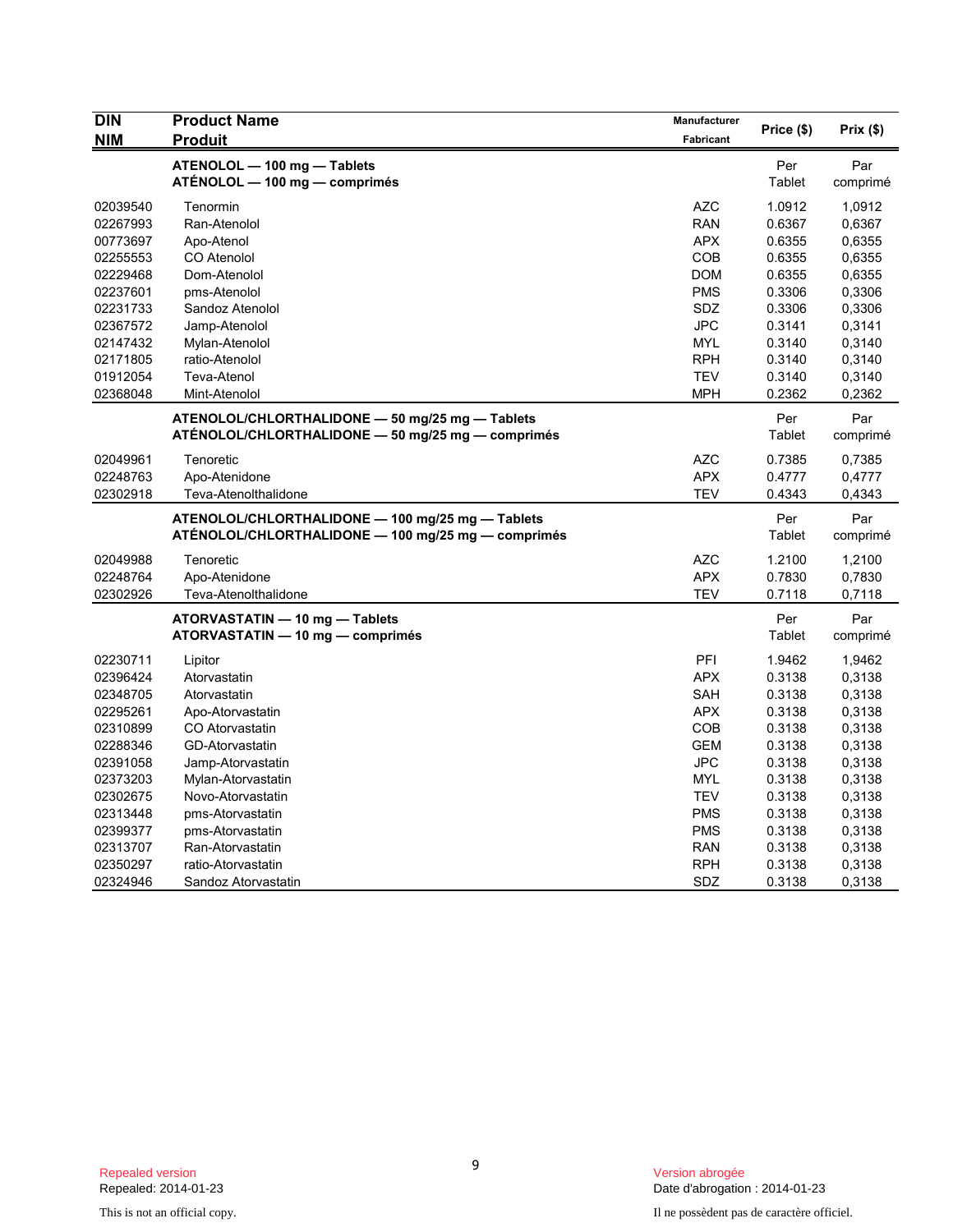| DIN<br>NIM | Product Name<br>Produit | Manufacturer<br>Fabricant | Price ($) | Prix ($) |
|---|---|---|---|---|
| | **ATENOLOL — 100 mg — Tablets**<br>**ATÉNOLOL — 100 mg — comprimés** | | Per Tablet | Par comprimé |
| 02039540 | Tenormin | AZC | 1.0912 | 1,0912 |
| 02267993 | Ran-Atenolol | RAN | 0.6367 | 0,6367 |
| 00773697 | Apo-Atenol | APX | 0.6355 | 0,6355 |
| 02255553 | CO Atenolol | COB | 0.6355 | 0,6355 |
| 02229468 | Dom-Atenolol | DOM | 0.6355 | 0,6355 |
| 02237601 | pms-Atenolol | PMS | 0.3306 | 0,3306 |
| 02231733 | Sandoz Atenolol | SDZ | 0.3306 | 0,3306 |
| 02367572 | Jamp-Atenolol | JPC | 0.3141 | 0,3141 |
| 02147432 | Mylan-Atenolol | MYL | 0.3140 | 0,3140 |
| 02171805 | ratio-Atenolol | RPH | 0.3140 | 0,3140 |
| 01912054 | Teva-Atenol | TEV | 0.3140 | 0,3140 |
| 02368048 | Mint-Atenolol | MPH | 0.2362 | 0,2362 |
| | **ATENOLOL/CHLORTHALIDONE — 50 mg/25 mg — Tablets**<br>**ATÉNOLOL/CHLORTHALIDONE — 50 mg/25 mg — comprimés** | | Per Tablet | Par comprimé |
| 02049961 | Tenoretic | AZC | 0.7385 | 0,7385 |
| 02248763 | Apo-Atenidone | APX | 0.4777 | 0,4777 |
| 02302918 | Teva-Atenolthalidone | TEV | 0.4343 | 0,4343 |
| | **ATENOLOL/CHLORTHALIDONE — 100 mg/25 mg — Tablets**<br>**ATÉNOLOL/CHLORTHALIDONE — 100 mg/25 mg — comprimés** | | Per Tablet | Par comprimé |
| 02049988 | Tenoretic | AZC | 1.2100 | 1,2100 |
| 02248764 | Apo-Atenidone | APX | 0.7830 | 0,7830 |
| 02302926 | Teva-Atenolthalidone | TEV | 0.7118 | 0,7118 |
| | **ATORVASTATIN — 10 mg — Tablets**<br>**ATORVASTATIN — 10 mg — comprimés** | | Per Tablet | Par comprimé |
| 02230711 | Lipitor | PFI | 1.9462 | 1,9462 |
| 02396424 | Atorvastatin | APX | 0.3138 | 0,3138 |
| 02348705 | Atorvastatin | SAH | 0.3138 | 0,3138 |
| 02295261 | Apo-Atorvastatin | APX | 0.3138 | 0,3138 |
| 02310899 | CO Atorvastatin | COB | 0.3138 | 0,3138 |
| 02288346 | GD-Atorvastatin | GEM | 0.3138 | 0,3138 |
| 02391058 | Jamp-Atorvastatin | JPC | 0.3138 | 0,3138 |
| 02373203 | Mylan-Atorvastatin | MYL | 0.3138 | 0,3138 |
| 02302675 | Novo-Atorvastatin | TEV | 0.3138 | 0,3138 |
| 02313448 | pms-Atorvastatin | PMS | 0.3138 | 0,3138 |
| 02399377 | pms-Atorvastatin | PMS | 0.3138 | 0,3138 |
| 02313707 | Ran-Atorvastatin | RAN | 0.3138 | 0,3138 |
| 02350297 | ratio-Atorvastatin | RPH | 0.3138 | 0,3138 |
| 02324946 | Sandoz Atorvastatin | SDZ | 0.3138 | 0,3138 |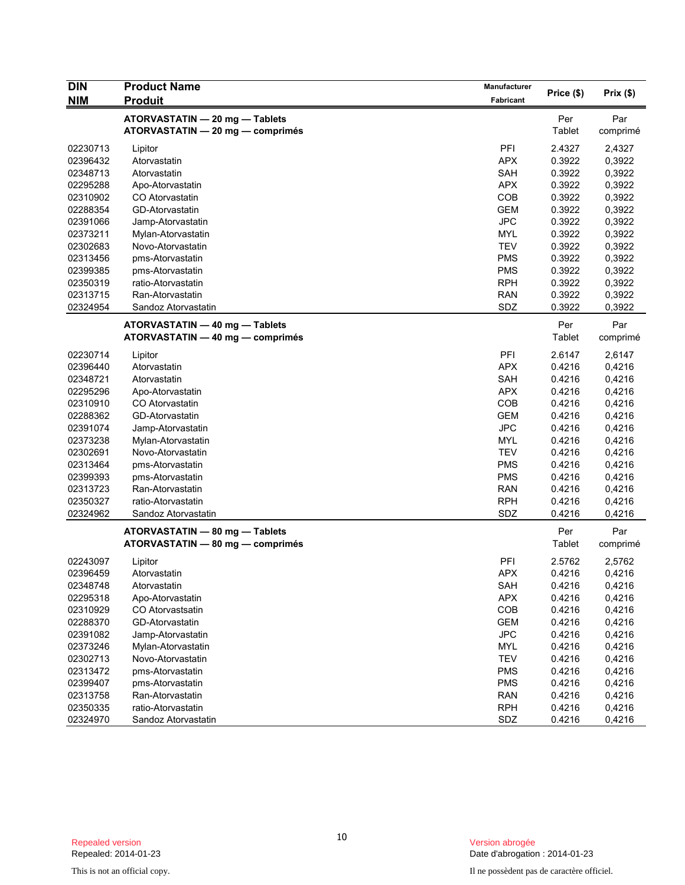| DIN<br>NIM | Product Name<br>Produit | Manufacturer<br>Fabricant | Price ($) | Prix ($) |
|---|---|---|---|---|
| | **ATORVASTATIN — 20 mg — Tablets**<br>**ATORVASTATIN — 20 mg — comprimés** | | Per Tablet | Par comprimé |
| 02230713 | Lipitor | PFI | 2.4327 | 2,4327 |
| 02396432 | Atorvastatin | APX | 0.3922 | 0,3922 |
| 02348713 | Atorvastatin | SAH | 0.3922 | 0,3922 |
| 02295288 | Apo-Atorvastatin | APX | 0.3922 | 0,3922 |
| 02310902 | CO Atorvastatin | COB | 0.3922 | 0,3922 |
| 02288354 | GD-Atorvastatin | GEM | 0.3922 | 0,3922 |
| 02391066 | Jamp-Atorvastatin | JPC | 0.3922 | 0,3922 |
| 02373211 | Mylan-Atorvastatin | MYL | 0.3922 | 0,3922 |
| 02302683 | Novo-Atorvastatin | TEV | 0.3922 | 0,3922 |
| 02313456 | pms-Atorvastatin | PMS | 0.3922 | 0,3922 |
| 02399385 | pms-Atorvastatin | PMS | 0.3922 | 0,3922 |
| 02350319 | ratio-Atorvastatin | RPH | 0.3922 | 0,3922 |
| 02313715 | Ran-Atorvastatin | RAN | 0.3922 | 0,3922 |
| 02324954 | Sandoz Atorvastatin | SDZ | 0.3922 | 0,3922 |
| | **ATORVASTATIN — 40 mg — Tablets**<br>**ATORVASTATIN — 40 mg — comprimés** | | Per Tablet | Par comprimé |
| 02230714 | Lipitor | PFI | 2.6147 | 2,6147 |
| 02396440 | Atorvastatin | APX | 0.4216 | 0,4216 |
| 02348721 | Atorvastatin | SAH | 0.4216 | 0,4216 |
| 02295296 | Apo-Atorvastatin | APX | 0.4216 | 0,4216 |
| 02310910 | CO Atorvastatin | COB | 0.4216 | 0,4216 |
| 02288362 | GD-Atorvastatin | GEM | 0.4216 | 0,4216 |
| 02391074 | Jamp-Atorvastatin | JPC | 0.4216 | 0,4216 |
| 02373238 | Mylan-Atorvastatin | MYL | 0.4216 | 0,4216 |
| 02302691 | Novo-Atorvastatin | TEV | 0.4216 | 0,4216 |
| 02313464 | pms-Atorvastatin | PMS | 0.4216 | 0,4216 |
| 02399393 | pms-Atorvastatin | PMS | 0.4216 | 0,4216 |
| 02313723 | Ran-Atorvastatin | RAN | 0.4216 | 0,4216 |
| 02350327 | ratio-Atorvastatin | RPH | 0.4216 | 0,4216 |
| 02324962 | Sandoz Atorvastatin | SDZ | 0.4216 | 0,4216 |
| | **ATORVASTATIN — 80 mg — Tablets**<br>**ATORVASTATIN — 80 mg — comprimés** | | Per Tablet | Par comprimé |
| 02243097 | Lipitor | PFI | 2.5762 | 2,5762 |
| 02396459 | Atorvastatin | APX | 0.4216 | 0,4216 |
| 02348748 | Atorvastatin | SAH | 0.4216 | 0,4216 |
| 02295318 | Apo-Atorvastatin | APX | 0.4216 | 0,4216 |
| 02310929 | CO Atorvastsatin | COB | 0.4216 | 0,4216 |
| 02288370 | GD-Atorvastatin | GEM | 0.4216 | 0,4216 |
| 02391082 | Jamp-Atorvastatin | JPC | 0.4216 | 0,4216 |
| 02373246 | Mylan-Atorvastatin | MYL | 0.4216 | 0,4216 |
| 02302713 | Novo-Atorvastatin | TEV | 0.4216 | 0,4216 |
| 02313472 | pms-Atorvastatin | PMS | 0.4216 | 0,4216 |
| 02399407 | pms-Atorvastatin | PMS | 0.4216 | 0,4216 |
| 02313758 | Ran-Atorvastatin | RAN | 0.4216 | 0,4216 |
| 02350335 | ratio-Atorvastatin | RPH | 0.4216 | 0,4216 |
| 02324970 | Sandoz Atorvastatin | SDZ | 0.4216 | 0,4216 |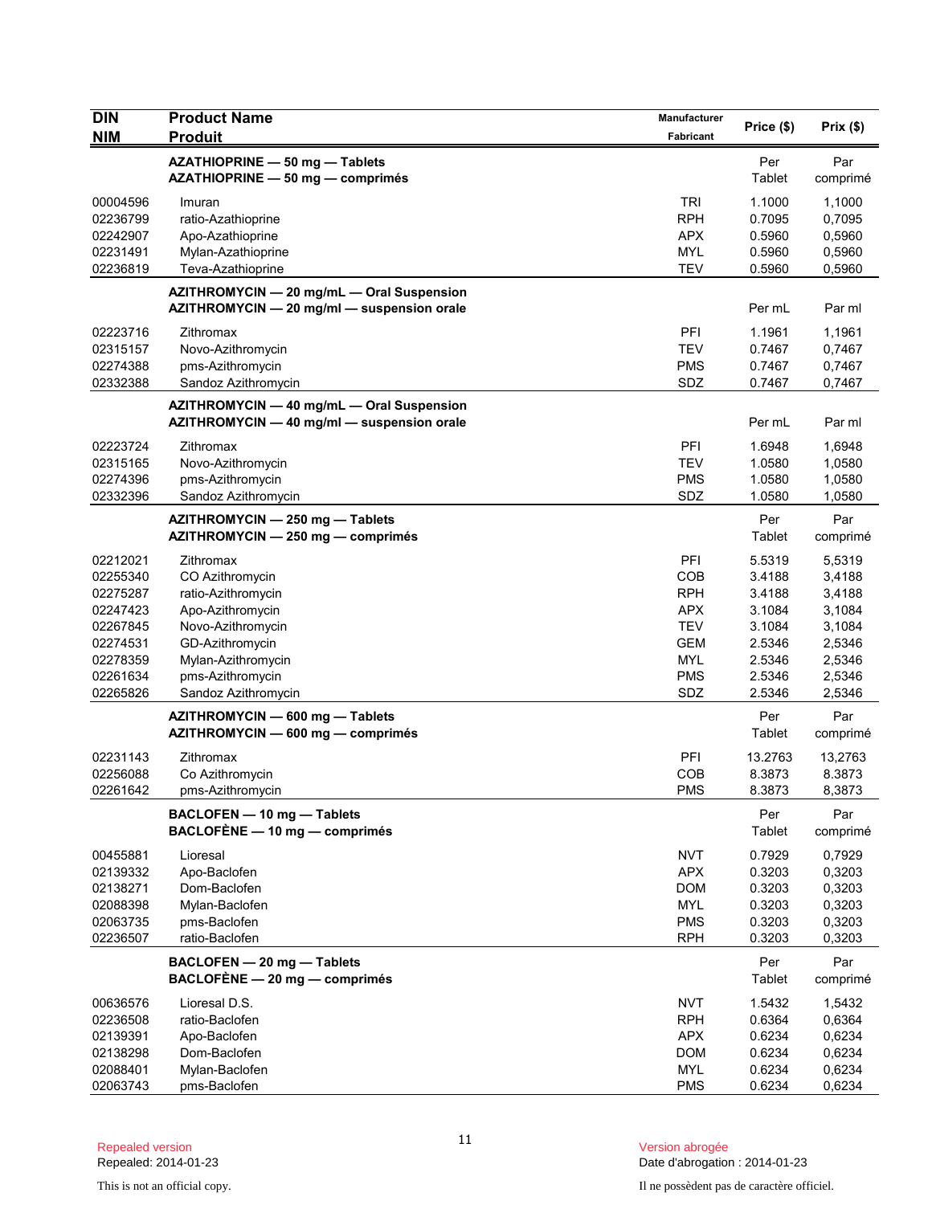| DIN<br>NIM | Product Name<br>Produit | Manufacturer<br>Fabricant | Price ($) | Prix ($) |
|---|---|---|---|---|
| | **AZATHIOPRINE — 50 mg — Tablets**<br>**AZATHIOPRINE — 50 mg — comprimés** | | Per Tablet | Par comprimé |
| 00004596 | Imuran | TRI | 1.1000 | 1,1000 |
| 02236799 | ratio-Azathioprine | RPH | 0.7095 | 0,7095 |
| 02242907 | Apo-Azathioprine | APX | 0.5960 | 0,5960 |
| 02231491 | Mylan-Azathioprine | MYL | 0.5960 | 0,5960 |
| 02236819 | Teva-Azathioprine | TEV | 0.5960 | 0,5960 |
| | **AZITHROMYCIN — 20 mg/mL — Oral Suspension**<br>**AZITHROMYCIN — 20 mg/ml — suspension orale** | | Per mL | Par ml |
| 02223716 | Zithromax | PFI | 1.1961 | 1,1961 |
| 02315157 | Novo-Azithromycin | TEV | 0.7467 | 0,7467 |
| 02274388 | pms-Azithromycin | PMS | 0.7467 | 0,7467 |
| 02332388 | Sandoz Azithromycin | SDZ | 0.7467 | 0,7467 |
| | **AZITHROMYCIN — 40 mg/mL — Oral Suspension**<br>**AZITHROMYCIN — 40 mg/ml — suspension orale** | | Per mL | Par ml |
| 02223724 | Zithromax | PFI | 1.6948 | 1,6948 |
| 02315165 | Novo-Azithromycin | TEV | 1.0580 | 1,0580 |
| 02274396 | pms-Azithromycin | PMS | 1.0580 | 1,0580 |
| 02332396 | Sandoz Azithromycin | SDZ | 1.0580 | 1,0580 |
| | **AZITHROMYCIN — 250 mg — Tablets**<br>**AZITHROMYCIN — 250 mg — comprimés** | | Per Tablet | Par comprimé |
| 02212021 | Zithromax | PFI | 5.5319 | 5,5319 |
| 02255340 | CO Azithromycin | COB | 3.4188 | 3,4188 |
| 02275287 | ratio-Azithromycin | RPH | 3.4188 | 3,4188 |
| 02247423 | Apo-Azithromycin | APX | 3.1084 | 3,1084 |
| 02267845 | Novo-Azithromycin | TEV | 3.1084 | 3,1084 |
| 02274531 | GD-Azithromycin | GEM | 2.5346 | 2,5346 |
| 02278359 | Mylan-Azithromycin | MYL | 2.5346 | 2,5346 |
| 02261634 | pms-Azithromycin | PMS | 2.5346 | 2,5346 |
| 02265826 | Sandoz Azithromycin | SDZ | 2.5346 | 2,5346 |
| | **AZITHROMYCIN — 600 mg — Tablets**<br>**AZITHROMYCIN — 600 mg — comprimés** | | Per Tablet | Par comprimé |
| 02231143 | Zithromax | PFI | 13.2763 | 13,2763 |
| 02256088 | Co Azithromycin | COB | 8.3873 | 8.3873 |
| 02261642 | pms-Azithromycin | PMS | 8.3873 | 8,3873 |
| | **BACLOFEN — 10 mg — Tablets**<br>**BACLOFÈNE — 10 mg — comprimés** | | Per Tablet | Par comprimé |
| 00455881 | Lioresal | NVT | 0.7929 | 0,7929 |
| 02139332 | Apo-Baclofen | APX | 0.3203 | 0,3203 |
| 02138271 | Dom-Baclofen | DOM | 0.3203 | 0,3203 |
| 02088398 | Mylan-Baclofen | MYL | 0.3203 | 0,3203 |
| 02063735 | pms-Baclofen | PMS | 0.3203 | 0,3203 |
| 02236507 | ratio-Baclofen | RPH | 0.3203 | 0,3203 |
| | **BACLOFEN — 20 mg — Tablets**<br>**BACLOFÈNE — 20 mg — comprimés** | | Per Tablet | Par comprimé |
| 00636576 | Lioresal D.S. | NVT | 1.5432 | 1,5432 |
| 02236508 | ratio-Baclofen | RPH | 0.6364 | 0,6364 |
| 02139391 | Apo-Baclofen | APX | 0.6234 | 0,6234 |
| 02138298 | Dom-Baclofen | DOM | 0.6234 | 0,6234 |
| 02088401 | Mylan-Baclofen | MYL | 0.6234 | 0,6234 |
| 02063743 | pms-Baclofen | PMS | 0.6234 | 0,6234 |

Repealed version
Repealed: 2014-01-23

Version abrogée
Date d'abrogation : 2014-01-23

This is not an official copy.

Il ne possèdent pas de caractère officiel.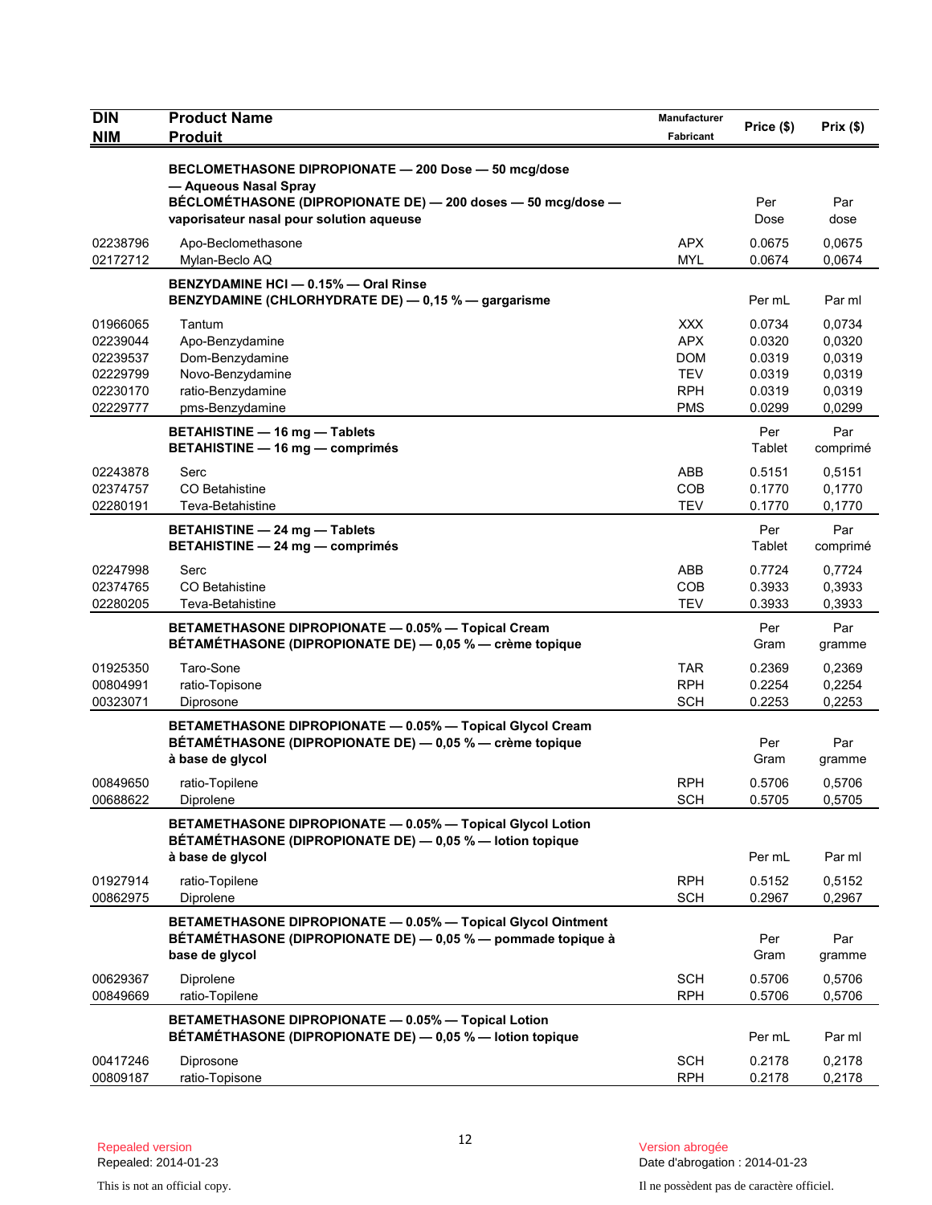| DIN<br>NIM | Product Name<br>Produit | Manufacturer<br>Fabricant | Price ($) | Prix ($) |
|---|---|---|---|---|
| | **BECLOMETHASONE DIPROPIONATE — 200 Dose — 50 mcg/dose — Aqueous Nasal Spray**<br>**BÉCLOMÉTHASONE (DIPROPIONATE DE) — 200 doses — 50 mcg/dose — vaporisateur nasal pour solution aqueuse** | | Per Dose | Par dose |
| 02238796 | Apo-Beclomethasone | APX | 0.0675 | 0,0675 |
| 02172712 | Mylan-Beclo AQ | MYL | 0.0674 | 0,0674 |
| | **BENZYDAMINE HCl — 0.15% — Oral Rinse**<br>**BENZYDAMINE (CHLORHYDRATE DE) — 0,15 % — gargarisme** | | Per mL | Par ml |
| 01966065 | Tantum | XXX | 0.0734 | 0,0734 |
| 02239044 | Apo-Benzydamine | APX | 0.0320 | 0,0320 |
| 02239537 | Dom-Benzydamine | DOM | 0.0319 | 0,0319 |
| 02229799 | Novo-Benzydamine | TEV | 0.0319 | 0,0319 |
| 02230170 | ratio-Benzydamine | RPH | 0.0319 | 0,0319 |
| 02229777 | pms-Benzydamine | PMS | 0.0299 | 0,0299 |
| | **BETAHISTINE — 16 mg — Tablets**<br>**BETAHISTINE — 16 mg — comprimés** | | Per Tablet | Par comprimé |
| 02243878 | Serc | ABB | 0.5151 | 0,5151 |
| 02374757 | CO Betahistine | COB | 0.1770 | 0,1770 |
| 02280191 | Teva-Betahistine | TEV | 0.1770 | 0,1770 |
| | **BETAHISTINE — 24 mg — Tablets**<br>**BETAHISTINE — 24 mg — comprimés** | | Per Tablet | Par comprimé |
| 02247998 | Serc | ABB | 0.7724 | 0,7724 |
| 02374765 | CO Betahistine | COB | 0.3933 | 0,3933 |
| 02280205 | Teva-Betahistine | TEV | 0.3933 | 0,3933 |
| | **BETAMETHASONE DIPROPIONATE — 0.05% — Topical Cream**<br>**BÉTAMÉTHASONE (DIPROPIONATE DE) — 0,05 % — crème topique** | | Per Gram | Par gramme |
| 01925350 | Taro-Sone | TAR | 0.2369 | 0,2369 |
| 00804991 | ratio-Topisone | RPH | 0.2254 | 0,2254 |
| 00323071 | Diprosone | SCH | 0.2253 | 0,2253 |
| | **BETAMETHASONE DIPROPIONATE — 0.05% — Topical Glycol Cream**<br>**BÉTAMÉTHASONE (DIPROPIONATE DE) — 0,05 % — crème topique à base de glycol** | | Per Gram | Par gramme |
| 00849650 | ratio-Topilene | RPH | 0.5706 | 0,5706 |
| 00688622 | Diprolene | SCH | 0.5705 | 0,5705 |
| | **BETAMETHASONE DIPROPIONATE — 0.05% — Topical Glycol Lotion**<br>**BÉTAMÉTHASONE (DIPROPIONATE DE) — 0,05 % — lotion topique à base de glycol** | | Per mL | Par ml |
| 01927914 | ratio-Topilene | RPH | 0.5152 | 0,5152 |
| 00862975 | Diprolene | SCH | 0.2967 | 0,2967 |
| | **BETAMETHASONE DIPROPIONATE — 0.05% — Topical Glycol Ointment**<br>**BÉTAMÉTHASONE (DIPROPIONATE DE) — 0,05 % — pommade topique à base de glycol** | | Per Gram | Par gramme |
| 00629367 | Diprolene | SCH | 0.5706 | 0,5706 |
| 00849669 | ratio-Topilene | RPH | 0.5706 | 0,5706 |
| | **BETAMETHASONE DIPROPIONATE — 0.05% — Topical Lotion**<br>**BÉTAMÉTHASONE (DIPROPIONATE DE) — 0,05 % — lotion topique** | | Per mL | Par ml |
| 00417246 | Diprosone | SCH | 0.2178 | 0,2178 |
| 00809187 | ratio-Topisone | RPH | 0.2178 | 0,2178 |

Repealed version
Repealed: 2014-01-23

Version abrogée
Date d'abrogation : 2014-01-23

This is not an official copy.

Il ne possèdent pas de caractère officiel.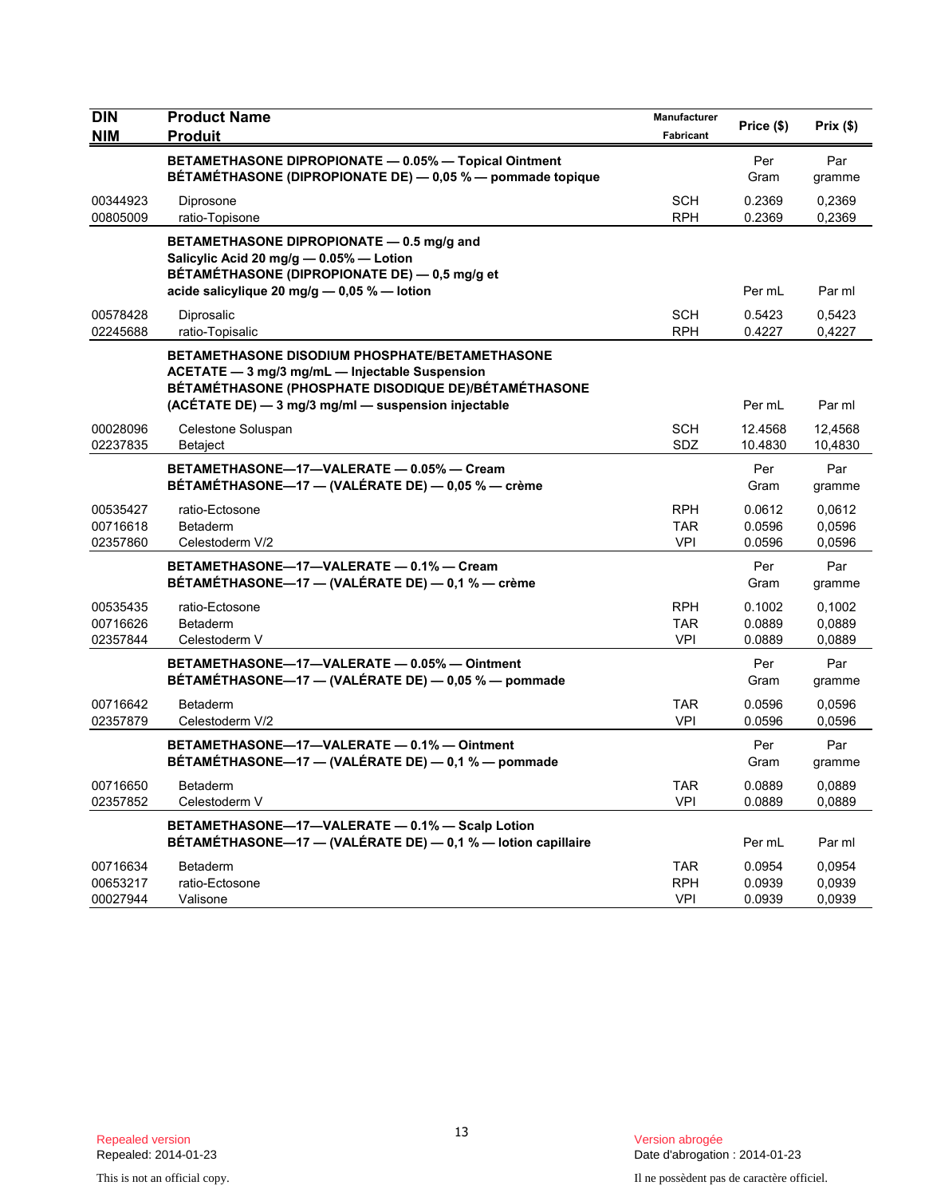| DIN<br>NIM | Product Name<br>Produit | Manufacturer<br>Fabricant | Price ($) | Prix ($) |
|---|---|---|---|---|
| | **BETAMETHASONE DIPROPIONATE — 0.05% — Topical Ointment**<br>**BÉTAMÉTHASONE (DIPROPIONATE DE) — 0,05 % — pommade topique** | | Per Gram | Par gramme |
| 00344923 | Diprosone | SCH | 0.2369 | 0,2369 |
| 00805009 | ratio-Topisone | RPH | 0.2369 | 0,2369 |
| | **BETAMETHASONE DIPROPIONATE — 0.5 mg/g and Salicylic Acid 20 mg/g — 0.05% — Lotion**<br>**BÉTAMÉTHASONE (DIPROPIONATE DE) — 0,5 mg/g et acide salicylique 20 mg/g — 0,05 % — lotion** | | Per mL | Par ml |
| 00578428 | Diprosalic | SCH | 0.5423 | 0,5423 |
| 02245688 | ratio-Topisalic | RPH | 0.4227 | 0,4227 |
| | **BETAMETHASONE DISODIUM PHOSPHATE/BETAMETHASONE ACETATE — 3 mg/3 mg/mL — Injectable Suspension**<br>**BÉTAMÉTHASONE (PHOSPHATE DISODIQUE DE)/BÉTAMÉTHASONE (ACÉTATE DE) — 3 mg/3 mg/ml — suspension injectable** | | Per mL | Par ml |
| 00028096 | Celestone Soluspan | SCH | 12.4568 | 12,4568 |
| 02237835 | Betaject | SDZ | 10.4830 | 10,4830 |
| | **BETAMETHASONE—17—VALERATE — 0.05% — Cream**<br>**BÉTAMÉTHASONE—17 — (VALÉRATE DE) — 0,05 % — crème** | | Per Gram | Par gramme |
| 00535427 | ratio-Ectosone | RPH | 0.0612 | 0,0612 |
| 00716618 | Betaderm | TAR | 0.0596 | 0,0596 |
| 02357860 | Celestoderm V/2 | VPI | 0.0596 | 0,0596 |
| | **BETAMETHASONE—17—VALERATE — 0.1% — Cream**<br>**BÉTAMÉTHASONE—17 — (VALÉRATE DE) — 0,1 % — crème** | | Per Gram | Par gramme |
| 00535435 | ratio-Ectosone | RPH | 0.1002 | 0,1002 |
| 00716626 | Betaderm | TAR | 0.0889 | 0,0889 |
| 02357844 | Celestoderm V | VPI | 0.0889 | 0,0889 |
| | **BETAMETHASONE—17—VALERATE — 0.05% — Ointment**<br>**BÉTAMÉTHASONE—17 — (VALÉRATE DE) — 0,05 % — pommade** | | Per Gram | Par gramme |
| 00716642 | Betaderm | TAR | 0.0596 | 0,0596 |
| 02357879 | Celestoderm V/2 | VPI | 0.0596 | 0,0596 |
| | **BETAMETHASONE—17—VALERATE — 0.1% — Ointment**<br>**BÉTAMÉTHASONE—17 — (VALÉRATE DE) — 0,1 % — pommade** | | Per Gram | Par gramme |
| 00716650 | Betaderm | TAR | 0.0889 | 0,0889 |
| 02357852 | Celestoderm V | VPI | 0.0889 | 0,0889 |
| | **BETAMETHASONE—17—VALERATE — 0.1% — Scalp Lotion**<br>**BÉTAMÉTHASONE—17 — (VALÉRATE DE) — 0,1 % — lotion capillaire** | | Per mL | Par ml |
| 00716634 | Betaderm | TAR | 0.0954 | 0,0954 |
| 00653217 | ratio-Ectosone | RPH | 0.0939 | 0,0939 |
| 00027944 | Valisone | VPI | 0.0939 | 0,0939 |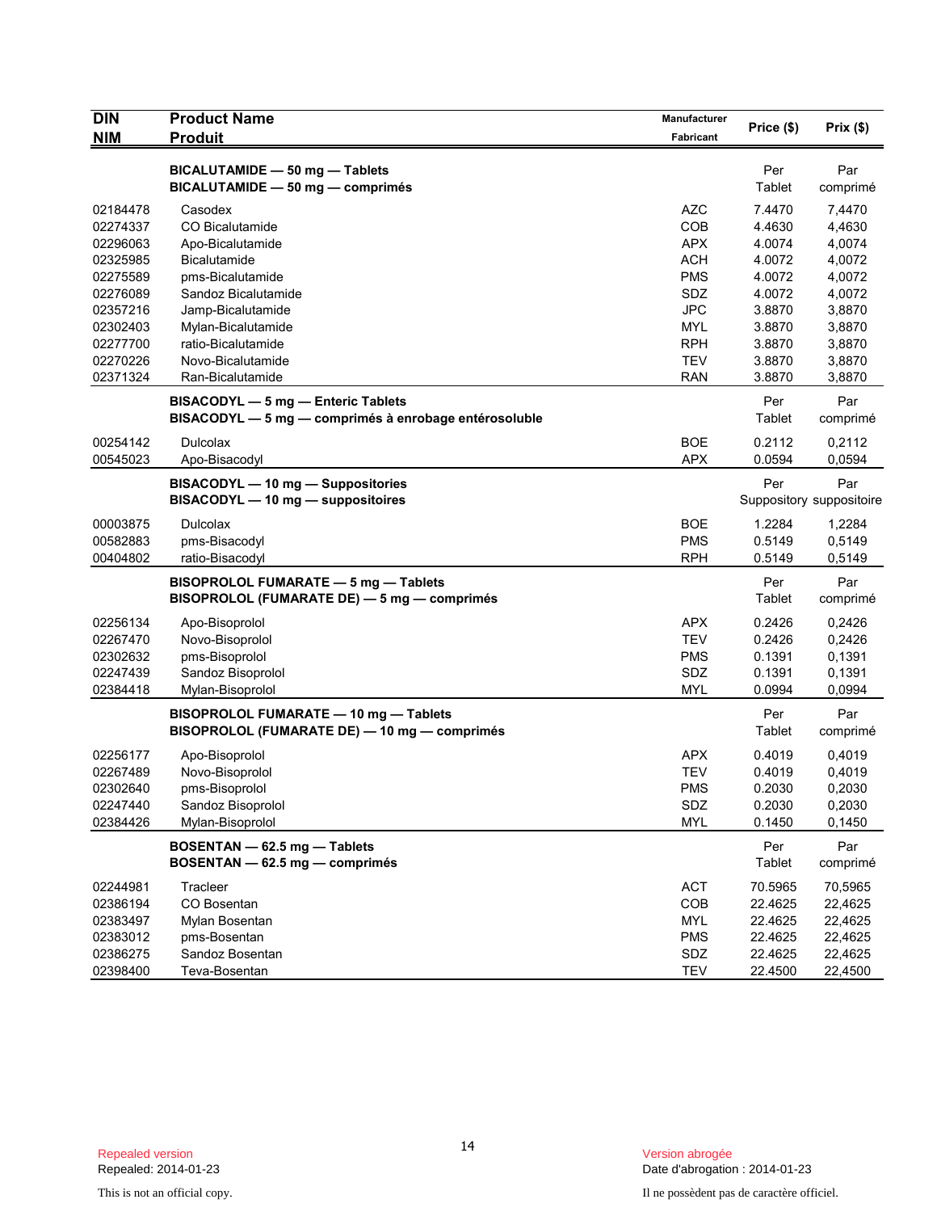| DIN<br>NIM | Product Name<br>Produit | Manufacturer<br>Fabricant | Price ($) | Prix ($) |
|---|---|---|---|---|
| | **BICALUTAMIDE — 50 mg — Tablets**<br>**BICALUTAMIDE — 50 mg — comprimés** | | Per<br>Tablet | Par<br>comprimé |
| 02184478 | Casodex | AZC | 7.4470 | 7,4470 |
| 02274337 | CO Bicalutamide | COB | 4.4630 | 4,4630 |
| 02296063 | Apo-Bicalutamide | APX | 4.0074 | 4,0074 |
| 02325985 | Bicalutamide | ACH | 4.0072 | 4,0072 |
| 02275589 | pms-Bicalutamide | PMS | 4.0072 | 4,0072 |
| 02276089 | Sandoz Bicalutamide | SDZ | 4.0072 | 4,0072 |
| 02357216 | Jamp-Bicalutamide | JPC | 3.8870 | 3,8870 |
| 02302403 | Mylan-Bicalutamide | MYL | 3.8870 | 3,8870 |
| 02277700 | ratio-Bicalutamide | RPH | 3.8870 | 3,8870 |
| 02270226 | Novo-Bicalutamide | TEV | 3.8870 | 3,8870 |
| 02371324 | Ran-Bicalutamide | RAN | 3.8870 | 3,8870 |
| | **BISACODYL — 5 mg — Enteric Tablets**<br>**BISACODYL — 5 mg — comprimés à enrobage entérosoluble** | | Per<br>Tablet | Par<br>comprimé |
| 00254142 | Dulcolax | BOE | 0.2112 | 0,2112 |
| 00545023 | Apo-Bisacodyl | APX | 0.0594 | 0,0594 |
| | **BISACODYL — 10 mg — Suppositories**<br>**BISACODYL — 10 mg — suppositoires** | | Per<br>Suppository | Par<br>suppositoire |
| 00003875 | Dulcolax | BOE | 1.2284 | 1,2284 |
| 00582883 | pms-Bisacodyl | PMS | 0.5149 | 0,5149 |
| 00404802 | ratio-Bisacodyl | RPH | 0.5149 | 0,5149 |
| | **BISOPROLOL FUMARATE — 5 mg — Tablets**<br>**BISOPROLOL (FUMARATE DE) — 5 mg — comprimés** | | Per<br>Tablet | Par<br>comprimé |
| 02256134 | Apo-Bisoprolol | APX | 0.2426 | 0,2426 |
| 02267470 | Novo-Bisoprolol | TEV | 0.2426 | 0,2426 |
| 02302632 | pms-Bisoprolol | PMS | 0.1391 | 0,1391 |
| 02247439 | Sandoz Bisoprolol | SDZ | 0.1391 | 0,1391 |
| 02384418 | Mylan-Bisoprolol | MYL | 0.0994 | 0,0994 |
| | **BISOPROLOL FUMARATE — 10 mg — Tablets**<br>**BISOPROLOL (FUMARATE DE) — 10 mg — comprimés** | | Per<br>Tablet | Par<br>comprimé |
| 02256177 | Apo-Bisoprolol | APX | 0.4019 | 0,4019 |
| 02267489 | Novo-Bisoprolol | TEV | 0.4019 | 0,4019 |
| 02302640 | pms-Bisoprolol | PMS | 0.2030 | 0,2030 |
| 02247440 | Sandoz Bisoprolol | SDZ | 0.2030 | 0,2030 |
| 02384426 | Mylan-Bisoprolol | MYL | 0.1450 | 0,1450 |
| | **BOSENTAN — 62.5 mg — Tablets**<br>**BOSENTAN — 62.5 mg — comprimés** | | Per<br>Tablet | Par<br>comprimé |
| 02244981 | Tracleer | ACT | 70.5965 | 70,5965 |
| 02386194 | CO Bosentan | COB | 22.4625 | 22,4625 |
| 02383497 | Mylan Bosentan | MYL | 22.4625 | 22,4625 |
| 02383012 | pms-Bosentan | PMS | 22.4625 | 22,4625 |
| 02386275 | Sandoz Bosentan | SDZ | 22.4625 | 22,4625 |
| 02398400 | Teva-Bosentan | TEV | 22.4500 | 22,4500 |

Repealed version
Repealed: 2014-01-23

Version abrogée
Date d'abrogation : 2014-01-23

This is not an official copy.

Il ne possèdent pas de caractère officiel.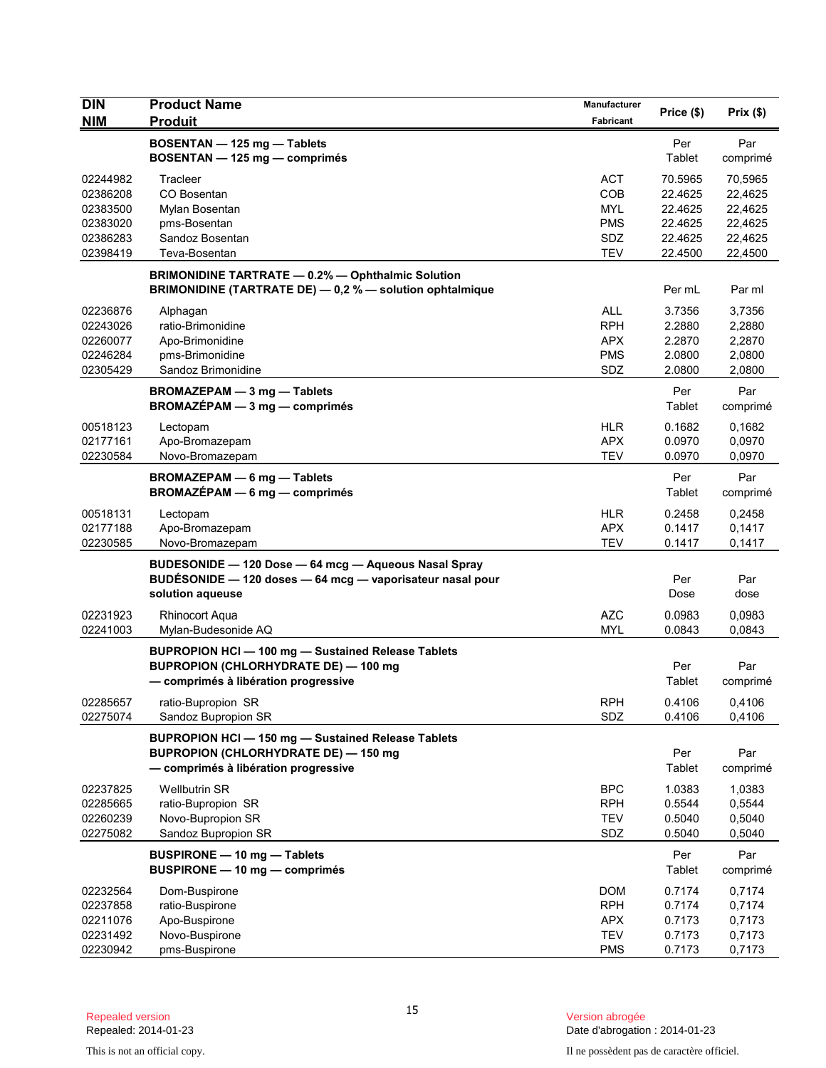| DIN<br>NIM | Product Name<br>Produit | Manufacturer<br>Fabricant | Price ($) | Prix ($) |
|---|---|---|---|---|
| | **BOSENTAN — 125 mg — Tablets**<br>**BOSENTAN — 125 mg — comprimés** | | Per Tablet | Par comprimé |
| 02244982 | Tracleer | ACT | 70.5965 | 70,5965 |
| 02386208 | CO Bosentan | COB | 22.4625 | 22,4625 |
| 02383500 | Mylan Bosentan | MYL | 22.4625 | 22,4625 |
| 02383020 | pms-Bosentan | PMS | 22.4625 | 22,4625 |
| 02386283 | Sandoz Bosentan | SDZ | 22.4625 | 22,4625 |
| 02398419 | Teva-Bosentan | TEV | 22.4500 | 22,4500 |
| | **BRIMONIDINE TARTRATE — 0.2% — Ophthalmic Solution**<br>**BRIMONIDINE (TARTRATE DE) — 0,2 % — solution ophtalmique** | | Per mL | Par ml |
| 02236876 | Alphagan | ALL | 3.7356 | 3,7356 |
| 02243026 | ratio-Brimonidine | RPH | 2.2880 | 2,2880 |
| 02260077 | Apo-Brimonidine | APX | 2.2870 | 2,2870 |
| 02246284 | pms-Brimonidine | PMS | 2.0800 | 2,0800 |
| 02305429 | Sandoz Brimonidine | SDZ | 2.0800 | 2,0800 |
| | **BROMAZEPAM — 3 mg — Tablets**<br>**BROMAZÉPAM — 3 mg — comprimés** | | Per Tablet | Par comprimé |
| 00518123 | Lectopam | HLR | 0.1682 | 0,1682 |
| 02177161 | Apo-Bromazepam | APX | 0.0970 | 0,0970 |
| 02230584 | Novo-Bromazepam | TEV | 0.0970 | 0,0970 |
| | **BROMAZEPAM — 6 mg — Tablets**<br>**BROMAZÉPAM — 6 mg — comprimés** | | Per Tablet | Par comprimé |
| 00518131 | Lectopam | HLR | 0.2458 | 0,2458 |
| 02177188 | Apo-Bromazepam | APX | 0.1417 | 0,1417 |
| 02230585 | Novo-Bromazepam | TEV | 0.1417 | 0,1417 |
| | **BUDESONIDE — 120 Dose — 64 mcg — Aqueous Nasal Spray**<br>**BUDÉSONIDE — 120 doses — 64 mcg — vaporisateur nasal pour solution aqueuse** | | Per Dose | Par dose |
| 02231923 | Rhinocort Aqua | AZC | 0.0983 | 0,0983 |
| 02241003 | Mylan-Budesonide AQ | MYL | 0.0843 | 0,0843 |
| | **BUPROPION HCl — 100 mg — Sustained Release Tablets**<br>**BUPROPION (CHLORHYDRATE DE) — 100 mg — comprimés à libération progressive** | | Per Tablet | Par comprimé |
| 02285657 | ratio-Bupropion SR | RPH | 0.4106 | 0,4106 |
| 02275074 | Sandoz Bupropion SR | SDZ | 0.4106 | 0,4106 |
| | **BUPROPION HCl — 150 mg — Sustained Release Tablets**<br>**BUPROPION (CHLORHYDRATE DE) — 150 mg — comprimés à libération progressive** | | Per Tablet | Par comprimé |
| 02237825 | Wellbutrin SR | BPC | 1.0383 | 1,0383 |
| 02285665 | ratio-Bupropion SR | RPH | 0.5544 | 0,5544 |
| 02260239 | Novo-Bupropion SR | TEV | 0.5040 | 0,5040 |
| 02275082 | Sandoz Bupropion SR | SDZ | 0.5040 | 0,5040 |
| | **BUSPIRONE — 10 mg — Tablets**<br>**BUSPIRONE — 10 mg — comprimés** | | Per Tablet | Par comprimé |
| 02232564 | Dom-Buspirone | DOM | 0.7174 | 0,7174 |
| 02237858 | ratio-Buspirone | RPH | 0.7174 | 0,7174 |
| 02211076 | Apo-Buspirone | APX | 0.7173 | 0,7173 |
| 02231492 | Novo-Buspirone | TEV | 0.7173 | 0,7173 |
| 02230942 | pms-Buspirone | PMS | 0.7173 | 0,7173 |

Repealed version
Repealed: 2014-01-23

Version abrogée
Date d'abrogation : 2014-01-23

This is not an official copy.

Il ne possèdent pas de caractère officiel.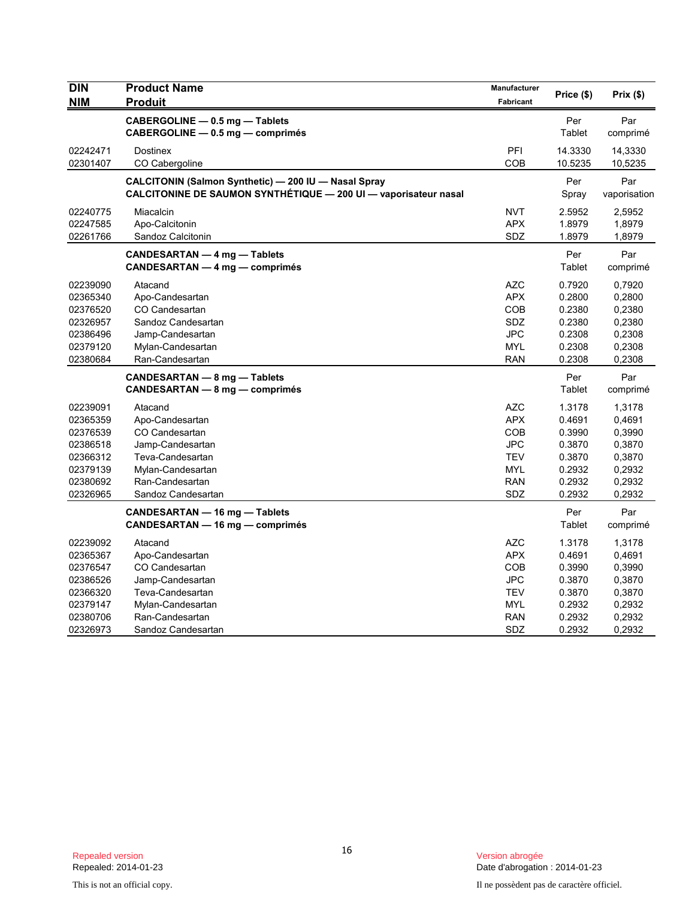| DIN<br>NIM | Product Name<br>Produit | Manufacturer<br>Fabricant | Price ($) | Prix ($) |
|---|---|---|---|---|
| | **CABERGOLINE — 0.5 mg — Tablets**<br>**CABERGOLINE — 0.5 mg — comprimés** | | Per Tablet | Par comprimé |
| 02242471 | Dostinex | PFI | 14.3330 | 14,3330 |
| 02301407 | CO Cabergoline | COB | 10.5235 | 10,5235 |
| | **CALCITONIN (Salmon Synthetic) — 200 IU — Nasal Spray**<br>**CALCITONINE DE SAUMON SYNTHÉTIQUE — 200 UI — vaporisateur nasal** | | Per Spray | Par vaporisation |
| 02240775 | Miacalcin | NVT | 2.5952 | 2,5952 |
| 02247585 | Apo-Calcitonin | APX | 1.8979 | 1,8979 |
| 02261766 | Sandoz Calcitonin | SDZ | 1.8979 | 1,8979 |
| | **CANDESARTAN — 4 mg — Tablets**<br>**CANDESARTAN — 4 mg — comprimés** | | Per Tablet | Par comprimé |
| 02239090 | Atacand | AZC | 0.7920 | 0,7920 |
| 02365340 | Apo-Candesartan | APX | 0.2800 | 0,2800 |
| 02376520 | CO Candesartan | COB | 0.2380 | 0,2380 |
| 02326957 | Sandoz Candesartan | SDZ | 0.2380 | 0,2380 |
| 02386496 | Jamp-Candesartan | JPC | 0.2308 | 0,2308 |
| 02379120 | Mylan-Candesartan | MYL | 0.2308 | 0,2308 |
| 02380684 | Ran-Candesartan | RAN | 0.2308 | 0,2308 |
| | **CANDESARTAN — 8 mg — Tablets**<br>**CANDESARTAN — 8 mg — comprimés** | | Per Tablet | Par comprimé |
| 02239091 | Atacand | AZC | 1.3178 | 1,3178 |
| 02365359 | Apo-Candesartan | APX | 0.4691 | 0,4691 |
| 02376539 | CO Candesartan | COB | 0.3990 | 0,3990 |
| 02386518 | Jamp-Candesartan | JPC | 0.3870 | 0,3870 |
| 02366312 | Teva-Candesartan | TEV | 0.3870 | 0,3870 |
| 02379139 | Mylan-Candesartan | MYL | 0.2932 | 0,2932 |
| 02380692 | Ran-Candesartan | RAN | 0.2932 | 0,2932 |
| 02326965 | Sandoz Candesartan | SDZ | 0.2932 | 0,2932 |
| | **CANDESARTAN — 16 mg — Tablets**<br>**CANDESARTAN — 16 mg — comprimés** | | Per Tablet | Par comprimé |
| 02239092 | Atacand | AZC | 1.3178 | 1,3178 |
| 02365367 | Apo-Candesartan | APX | 0.4691 | 0,4691 |
| 02376547 | CO Candesartan | COB | 0.3990 | 0,3990 |
| 02386526 | Jamp-Candesartan | JPC | 0.3870 | 0,3870 |
| 02366320 | Teva-Candesartan | TEV | 0.3870 | 0,3870 |
| 02379147 | Mylan-Candesartan | MYL | 0.2932 | 0,2932 |
| 02380706 | Ran-Candesartan | RAN | 0.2932 | 0,2932 |
| 02326973 | Sandoz Candesartan | SDZ | 0.2932 | 0,2932 |

Repealed version
Repealed: 2014-01-23

Version abrogée
Date d'abrogation : 2014-01-23

This is not an official copy.

Il ne possèdent pas de caractère officiel.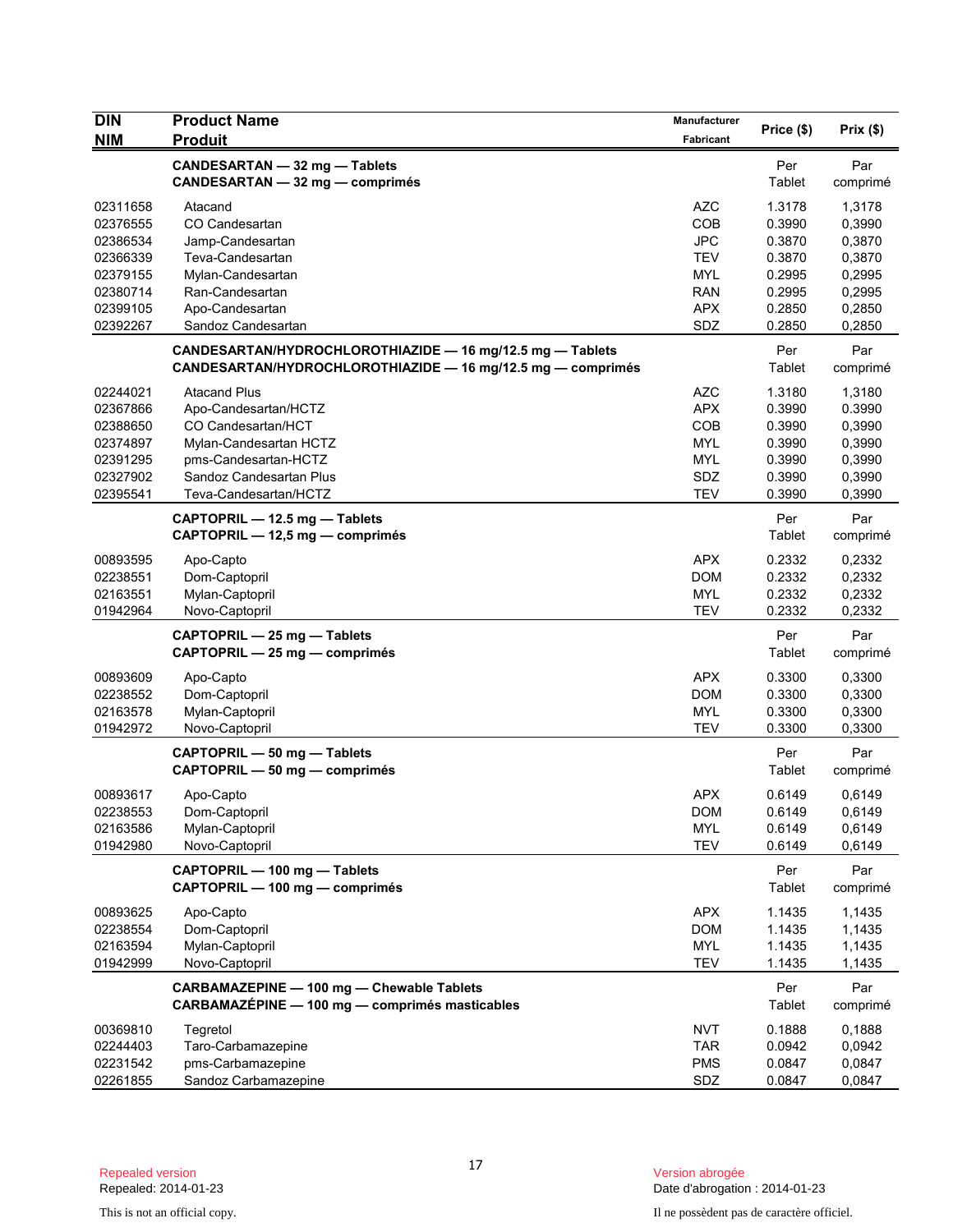| DIN<br>NIM | Product Name<br>Produit | Manufacturer<br>Fabricant | Price ($) | Prix ($) |
|---|---|---|---|---|
| | **CANDESARTAN — 32 mg — Tablets**<br>**CANDESARTAN — 32 mg — comprimés** | | Per Tablet | Par comprimé |
| 02311658 | Atacand | AZC | 1.3178 | 1,3178 |
| 02376555 | CO Candesartan | COB | 0.3990 | 0,3990 |
| 02386534 | Jamp-Candesartan | JPC | 0.3870 | 0,3870 |
| 02366339 | Teva-Candesartan | TEV | 0.3870 | 0,3870 |
| 02379155 | Mylan-Candesartan | MYL | 0.2995 | 0,2995 |
| 02380714 | Ran-Candesartan | RAN | 0.2995 | 0,2995 |
| 02399105 | Apo-Candesartan | APX | 0.2850 | 0,2850 |
| 02392267 | Sandoz Candesartan | SDZ | 0.2850 | 0,2850 |
| | **CANDESARTAN/HYDROCHLOROTHIAZIDE — 16 mg/12.5 mg — Tablets**<br>**CANDESARTAN/HYDROCHLOROTHIAZIDE — 16 mg/12.5 mg — comprimés** | | Per Tablet | Par comprimé |
| 02244021 | Atacand Plus | AZC | 1.3180 | 1,3180 |
| 02367866 | Apo-Candesartan/HCTZ | APX | 0.3990 | 0.3990 |
| 02388650 | CO Candesartan/HCT | COB | 0.3990 | 0,3990 |
| 02374897 | Mylan-Candesartan HCTZ | MYL | 0.3990 | 0,3990 |
| 02391295 | pms-Candesartan-HCTZ | MYL | 0.3990 | 0,3990 |
| 02327902 | Sandoz Candesartan Plus | SDZ | 0.3990 | 0,3990 |
| 02395541 | Teva-Candesartan/HCTZ | TEV | 0.3990 | 0,3990 |
| | **CAPTOPRIL — 12.5 mg — Tablets**<br>**CAPTOPRIL — 12,5 mg — comprimés** | | Per Tablet | Par comprimé |
| 00893595 | Apo-Capto | APX | 0.2332 | 0,2332 |
| 02238551 | Dom-Captopril | DOM | 0.2332 | 0,2332 |
| 02163551 | Mylan-Captopril | MYL | 0.2332 | 0,2332 |
| 01942964 | Novo-Captopril | TEV | 0.2332 | 0,2332 |
| | **CAPTOPRIL — 25 mg — Tablets**<br>**CAPTOPRIL — 25 mg — comprimés** | | Per Tablet | Par comprimé |
| 00893609 | Apo-Capto | APX | 0.3300 | 0,3300 |
| 02238552 | Dom-Captopril | DOM | 0.3300 | 0,3300 |
| 02163578 | Mylan-Captopril | MYL | 0.3300 | 0,3300 |
| 01942972 | Novo-Captopril | TEV | 0.3300 | 0,3300 |
| | **CAPTOPRIL — 50 mg — Tablets**<br>**CAPTOPRIL — 50 mg — comprimés** | | Per Tablet | Par comprimé |
| 00893617 | Apo-Capto | APX | 0.6149 | 0,6149 |
| 02238553 | Dom-Captopril | DOM | 0.6149 | 0,6149 |
| 02163586 | Mylan-Captopril | MYL | 0.6149 | 0,6149 |
| 01942980 | Novo-Captopril | TEV | 0.6149 | 0,6149 |
| | **CAPTOPRIL — 100 mg — Tablets**<br>**CAPTOPRIL — 100 mg — comprimés** | | Per Tablet | Par comprimé |
| 00893625 | Apo-Capto | APX | 1.1435 | 1,1435 |
| 02238554 | Dom-Captopril | DOM | 1.1435 | 1,1435 |
| 02163594 | Mylan-Captopril | MYL | 1.1435 | 1,1435 |
| 01942999 | Novo-Captopril | TEV | 1.1435 | 1,1435 |
| | **CARBAMAZEPINE — 100 mg — Chewable Tablets**<br>**CARBAMAZÉPINE — 100 mg — comprimés masticables** | | Per Tablet | Par comprimé |
| 00369810 | Tegretol | NVT | 0.1888 | 0,1888 |
| 02244403 | Taro-Carbamazepine | TAR | 0.0942 | 0,0942 |
| 02231542 | pms-Carbamazepine | PMS | 0.0847 | 0,0847 |
| 02261855 | Sandoz Carbamazepine | SDZ | 0.0847 | 0,0847 |

Repealed version
Repealed: 2014-01-23

Version abrogée
Date d'abrogation : 2014-01-23

This is not an official copy.

Il ne possèdent pas de caractère officiel.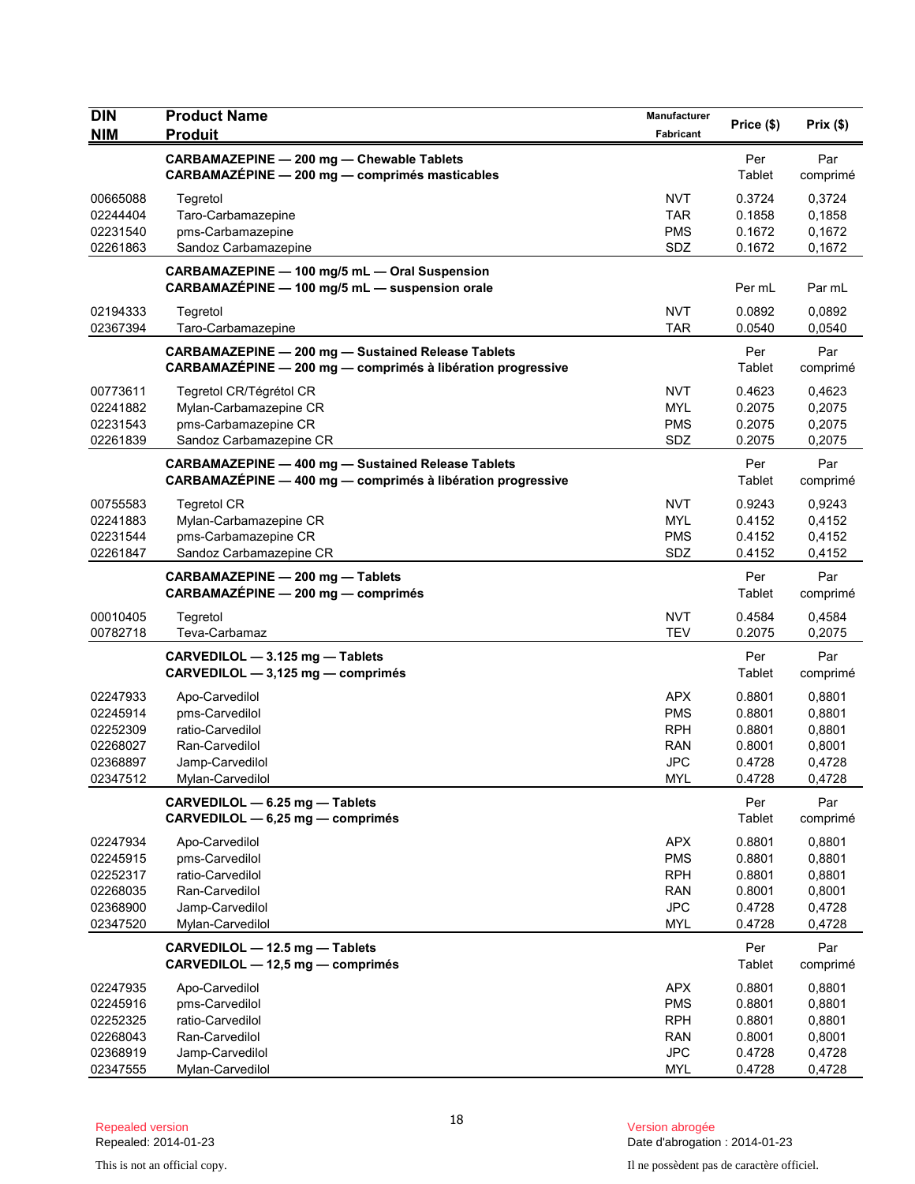| DIN<br>NIM | Product Name<br>Produit | Manufacturer<br>Fabricant | Price ($) | Prix ($) |
|---|---|---|---|---|
| | **CARBAMAZEPINE — 200 mg — Chewable Tablets**<br>**CARBAMAZÉPINE — 200 mg — comprimés masticables** | | Per Tablet | Par comprimé |
| 00665088 | Tegretol | NVT | 0.3724 | 0,3724 |
| 02244404 | Taro-Carbamazepine | TAR | 0.1858 | 0,1858 |
| 02231540 | pms-Carbamazepine | PMS | 0.1672 | 0,1672 |
| 02261863 | Sandoz Carbamazepine | SDZ | 0.1672 | 0,1672 |
| | **CARBAMAZEPINE — 100 mg/5 mL — Oral Suspension**<br>**CARBAMAZÉPINE — 100 mg/5 mL — suspension orale** | | Per mL | Par mL |
| 02194333 | Tegretol | NVT | 0.0892 | 0,0892 |
| 02367394 | Taro-Carbamazepine | TAR | 0.0540 | 0,0540 |
| | **CARBAMAZEPINE — 200 mg — Sustained Release Tablets**<br>**CARBAMAZÉPINE — 200 mg — comprimés à libération progressive** | | Per Tablet | Par comprimé |
| 00773611 | Tegretol CR/Tégrétol CR | NVT | 0.4623 | 0,4623 |
| 02241882 | Mylan-Carbamazepine CR | MYL | 0.2075 | 0,2075 |
| 02231543 | pms-Carbamazepine CR | PMS | 0.2075 | 0,2075 |
| 02261839 | Sandoz Carbamazepine CR | SDZ | 0.2075 | 0,2075 |
| | **CARBAMAZEPINE — 400 mg — Sustained Release Tablets**<br>**CARBAMAZÉPINE — 400 mg — comprimés à libération progressive** | | Per Tablet | Par comprimé |
| 00755583 | Tegretol CR | NVT | 0.9243 | 0,9243 |
| 02241883 | Mylan-Carbamazepine CR | MYL | 0.4152 | 0,4152 |
| 02231544 | pms-Carbamazepine CR | PMS | 0.4152 | 0,4152 |
| 02261847 | Sandoz Carbamazepine CR | SDZ | 0.4152 | 0,4152 |
| | **CARBAMAZEPINE — 200 mg — Tablets**<br>**CARBAMAZÉPINE — 200 mg — comprimés** | | Per Tablet | Par comprimé |
| 00010405 | Tegretol | NVT | 0.4584 | 0,4584 |
| 00782718 | Teva-Carbamaz | TEV | 0.2075 | 0,2075 |
| | **CARVEDILOL — 3.125 mg — Tablets**<br>**CARVEDILOL — 3,125 mg — comprimés** | | Per Tablet | Par comprimé |
| 02247933 | Apo-Carvedilol | APX | 0.8801 | 0,8801 |
| 02245914 | pms-Carvedilol | PMS | 0.8801 | 0,8801 |
| 02252309 | ratio-Carvedilol | RPH | 0.8801 | 0,8801 |
| 02268027 | Ran-Carvedilol | RAN | 0.8001 | 0,8001 |
| 02368897 | Jamp-Carvedilol | JPC | 0.4728 | 0,4728 |
| 02347512 | Mylan-Carvedilol | MYL | 0.4728 | 0,4728 |
| | **CARVEDILOL — 6.25 mg — Tablets**<br>**CARVEDILOL — 6,25 mg — comprimés** | | Per Tablet | Par comprimé |
| 02247934 | Apo-Carvedilol | APX | 0.8801 | 0,8801 |
| 02245915 | pms-Carvedilol | PMS | 0.8801 | 0,8801 |
| 02252317 | ratio-Carvedilol | RPH | 0.8801 | 0,8801 |
| 02268035 | Ran-Carvedilol | RAN | 0.8001 | 0,8001 |
| 02368900 | Jamp-Carvedilol | JPC | 0.4728 | 0,4728 |
| 02347520 | Mylan-Carvedilol | MYL | 0.4728 | 0,4728 |
| | **CARVEDILOL — 12.5 mg — Tablets**<br>**CARVEDILOL — 12,5 mg — comprimés** | | Per Tablet | Par comprimé |
| 02247935 | Apo-Carvedilol | APX | 0.8801 | 0,8801 |
| 02245916 | pms-Carvedilol | PMS | 0.8801 | 0,8801 |
| 02252325 | ratio-Carvedilol | RPH | 0.8801 | 0,8801 |
| 02268043 | Ran-Carvedilol | RAN | 0.8001 | 0,8001 |
| 02368919 | Jamp-Carvedilol | JPC | 0.4728 | 0,4728 |
| 02347555 | Mylan-Carvedilol | MYL | 0.4728 | 0,4728 |

Repealed version
Repealed: 2014-01-23

Version abrogée
Date d'abrogation : 2014-01-23

This is not an official copy.

Il ne possèdent pas de caractère officiel.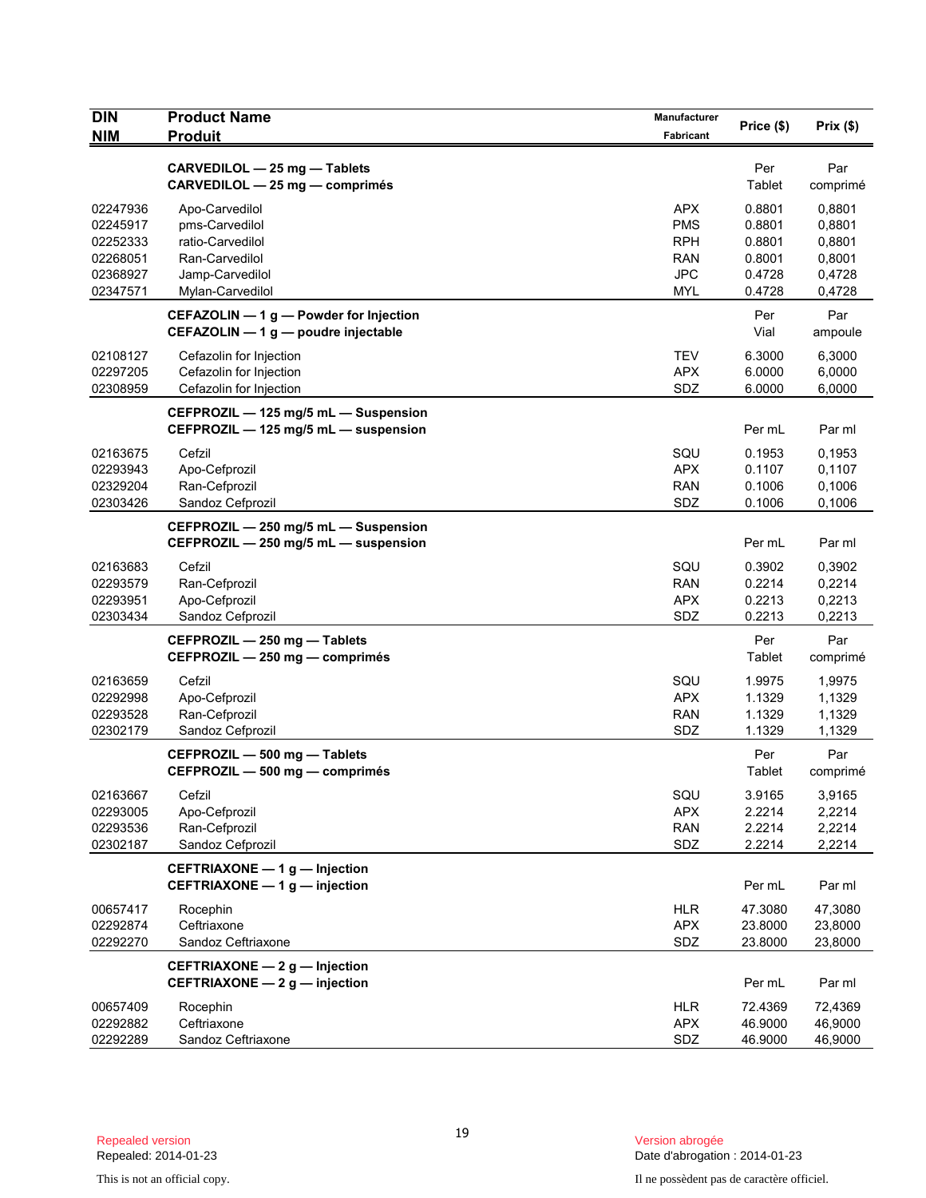| DIN<br>NIM | Product Name<br>Produit | Manufacturer<br>Fabricant | Price ($) | Prix ($) |
|---|---|---|---|---|
| | **CARVEDILOL — 25 mg — Tablets**<br>**CARVEDILOL — 25 mg — comprimés** | | Per<br>Tablet | Par<br>comprimé |
| 02247936 | Apo-Carvedilol | APX | 0.8801 | 0,8801 |
| 02245917 | pms-Carvedilol | PMS | 0.8801 | 0,8801 |
| 02252333 | ratio-Carvedilol | RPH | 0.8801 | 0,8801 |
| 02268051 | Ran-Carvedilol | RAN | 0.8001 | 0,8001 |
| 02368927 | Jamp-Carvedilol | JPC | 0.4728 | 0,4728 |
| 02347571 | Mylan-Carvedilol | MYL | 0.4728 | 0,4728 |
| | **CEFAZOLIN — 1 g — Powder for Injection**<br>**CEFAZOLIN — 1 g — poudre injectable** | | Per<br>Vial | Par<br>ampoule |
| 02108127 | Cefazolin for Injection | TEV | 6.3000 | 6,3000 |
| 02297205 | Cefazolin for Injection | APX | 6.0000 | 6,0000 |
| 02308959 | Cefazolin for Injection | SDZ | 6.0000 | 6,0000 |
| | **CEFPROZIL — 125 mg/5 mL — Suspension**<br>**CEFPROZIL — 125 mg/5 mL — suspension** | | Per mL | Par ml |
| 02163675 | Cefzil | SQU | 0.1953 | 0,1953 |
| 02293943 | Apo-Cefprozil | APX | 0.1107 | 0,1107 |
| 02329204 | Ran-Cefprozil | RAN | 0.1006 | 0,1006 |
| 02303426 | Sandoz Cefprozil | SDZ | 0.1006 | 0,1006 |
| | **CEFPROZIL — 250 mg/5 mL — Suspension**<br>**CEFPROZIL — 250 mg/5 mL — suspension** | | Per mL | Par ml |
| 02163683 | Cefzil | SQU | 0.3902 | 0,3902 |
| 02293579 | Ran-Cefprozil | RAN | 0.2214 | 0,2214 |
| 02293951 | Apo-Cefprozil | APX | 0.2213 | 0,2213 |
| 02303434 | Sandoz Cefprozil | SDZ | 0.2213 | 0,2213 |
| | **CEFPROZIL — 250 mg — Tablets**<br>**CEFPROZIL — 250 mg — comprimés** | | Per<br>Tablet | Par<br>comprimé |
| 02163659 | Cefzil | SQU | 1.9975 | 1,9975 |
| 02292998 | Apo-Cefprozil | APX | 1.1329 | 1,1329 |
| 02293528 | Ran-Cefprozil | RAN | 1.1329 | 1,1329 |
| 02302179 | Sandoz Cefprozil | SDZ | 1.1329 | 1,1329 |
| | **CEFPROZIL — 500 mg — Tablets**<br>**CEFPROZIL — 500 mg — comprimés** | | Per<br>Tablet | Par<br>comprimé |
| 02163667 | Cefzil | SQU | 3.9165 | 3,9165 |
| 02293005 | Apo-Cefprozil | APX | 2.2214 | 2,2214 |
| 02293536 | Ran-Cefprozil | RAN | 2.2214 | 2,2214 |
| 02302187 | Sandoz Cefprozil | SDZ | 2.2214 | 2,2214 |
| | **CEFTRIAXONE — 1 g — Injection**<br>**CEFTRIAXONE — 1 g — injection** | | Per mL | Par ml |
| 00657417 | Rocephin | HLR | 47.3080 | 47,3080 |
| 02292874 | Ceftriaxone | APX | 23.8000 | 23,8000 |
| 02292270 | Sandoz Ceftriaxone | SDZ | 23.8000 | 23,8000 |
| | **CEFTRIAXONE — 2 g — Injection**<br>**CEFTRIAXONE — 2 g — injection** | | Per mL | Par ml |
| 00657409 | Rocephin | HLR | 72.4369 | 72,4369 |
| 02292882 | Ceftriaxone | APX | 46.9000 | 46,9000 |
| 02292289 | Sandoz Ceftriaxone | SDZ | 46.9000 | 46,9000 |

Repealed version
Repealed: 2014-01-23

This is not an official copy.

Version abrogée
Date d'abrogation : 2014-01-23

Il ne possèdent pas de caractère officiel.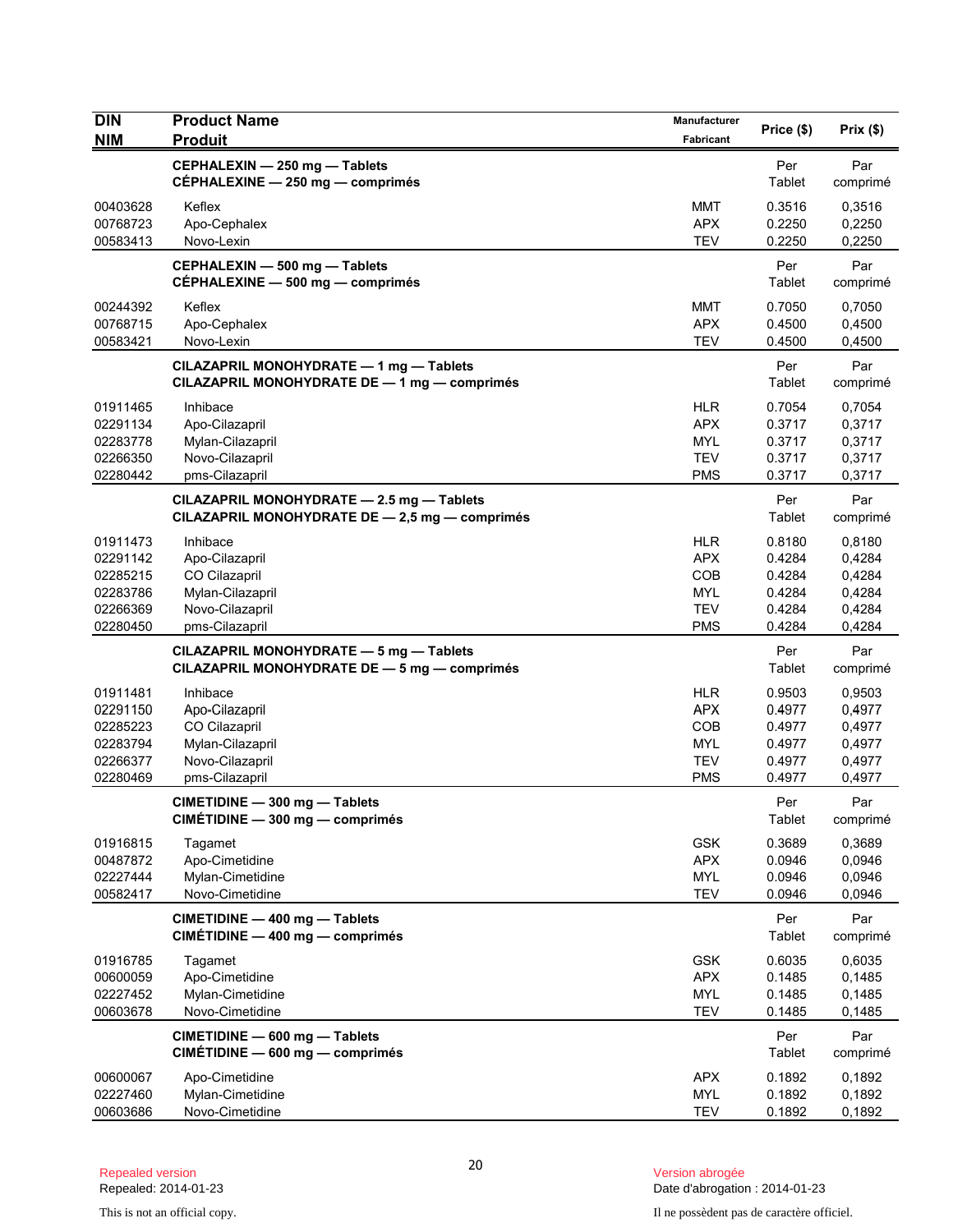| DIN<br>NIM | Product Name<br>Produit | Manufacturer<br>Fabricant | Price ($) | Prix ($) |
|---|---|---|---|---|
| | **CEPHALEXIN — 250 mg — Tablets**<br>**CÉPHALEXINE — 250 mg — comprimés** | | Per Tablet | Par comprimé |
| 00403628 | Keflex | MMT | 0.3516 | 0,3516 |
| 00768723 | Apo-Cephalex | APX | 0.2250 | 0,2250 |
| 00583413 | Novo-Lexin | TEV | 0.2250 | 0,2250 |
| | **CEPHALEXIN — 500 mg — Tablets**<br>**CÉPHALEXINE — 500 mg — comprimés** | | Per Tablet | Par comprimé |
| 00244392 | Keflex | MMT | 0.7050 | 0,7050 |
| 00768715 | Apo-Cephalex | APX | 0.4500 | 0,4500 |
| 00583421 | Novo-Lexin | TEV | 0.4500 | 0,4500 |
| | **CILAZAPRIL MONOHYDRATE — 1 mg — Tablets**<br>**CILAZAPRIL MONOHYDRATE DE — 1 mg — comprimés** | | Per Tablet | Par comprimé |
| 01911465 | Inhibace | HLR | 0.7054 | 0,7054 |
| 02291134 | Apo-Cilazapril | APX | 0.3717 | 0,3717 |
| 02283778 | Mylan-Cilazapril | MYL | 0.3717 | 0,3717 |
| 02266350 | Novo-Cilazapril | TEV | 0.3717 | 0,3717 |
| 02280442 | pms-Cilazapril | PMS | 0.3717 | 0,3717 |
| | **CILAZAPRIL MONOHYDRATE — 2.5 mg — Tablets**<br>**CILAZAPRIL MONOHYDRATE DE — 2,5 mg — comprimés** | | Per Tablet | Par comprimé |
| 01911473 | Inhibace | HLR | 0.8180 | 0,8180 |
| 02291142 | Apo-Cilazapril | APX | 0.4284 | 0,4284 |
| 02285215 | CO Cilazapril | COB | 0.4284 | 0,4284 |
| 02283786 | Mylan-Cilazapril | MYL | 0.4284 | 0,4284 |
| 02266369 | Novo-Cilazapril | TEV | 0.4284 | 0,4284 |
| 02280450 | pms-Cilazapril | PMS | 0.4284 | 0,4284 |
| | **CILAZAPRIL MONOHYDRATE — 5 mg — Tablets**<br>**CILAZAPRIL MONOHYDRATE DE — 5 mg — comprimés** | | Per Tablet | Par comprimé |
| 01911481 | Inhibace | HLR | 0.9503 | 0,9503 |
| 02291150 | Apo-Cilazapril | APX | 0.4977 | 0,4977 |
| 02285223 | CO Cilazapril | COB | 0.4977 | 0,4977 |
| 02283794 | Mylan-Cilazapril | MYL | 0.4977 | 0,4977 |
| 02266377 | Novo-Cilazapril | TEV | 0.4977 | 0,4977 |
| 02280469 | pms-Cilazapril | PMS | 0.4977 | 0,4977 |
| | **CIMETIDINE — 300 mg — Tablets**<br>**CIMÉTIDINE — 300 mg — comprimés** | | Per Tablet | Par comprimé |
| 01916815 | Tagamet | GSK | 0.3689 | 0,3689 |
| 00487872 | Apo-Cimetidine | APX | 0.0946 | 0,0946 |
| 02227444 | Mylan-Cimetidine | MYL | 0.0946 | 0,0946 |
| 00582417 | Novo-Cimetidine | TEV | 0.0946 | 0,0946 |
| | **CIMETIDINE — 400 mg — Tablets**<br>**CIMÉTIDINE — 400 mg — comprimés** | | Per Tablet | Par comprimé |
| 01916785 | Tagamet | GSK | 0.6035 | 0,6035 |
| 00600059 | Apo-Cimetidine | APX | 0.1485 | 0,1485 |
| 02227452 | Mylan-Cimetidine | MYL | 0.1485 | 0,1485 |
| 00603678 | Novo-Cimetidine | TEV | 0.1485 | 0,1485 |
| | **CIMETIDINE — 600 mg — Tablets**<br>**CIMÉTIDINE — 600 mg — comprimés** | | Per Tablet | Par comprimé |
| 00600067 | Apo-Cimetidine | APX | 0.1892 | 0,1892 |
| 02227460 | Mylan-Cimetidine | MYL | 0.1892 | 0,1892 |
| 00603686 | Novo-Cimetidine | TEV | 0.1892 | 0,1892 |

Repealed version
Repealed: 2014-01-23

This is not an official copy.

Version abrogée
Date d'abrogation : 2014-01-23

Il ne possèdent pas de caractère officiel.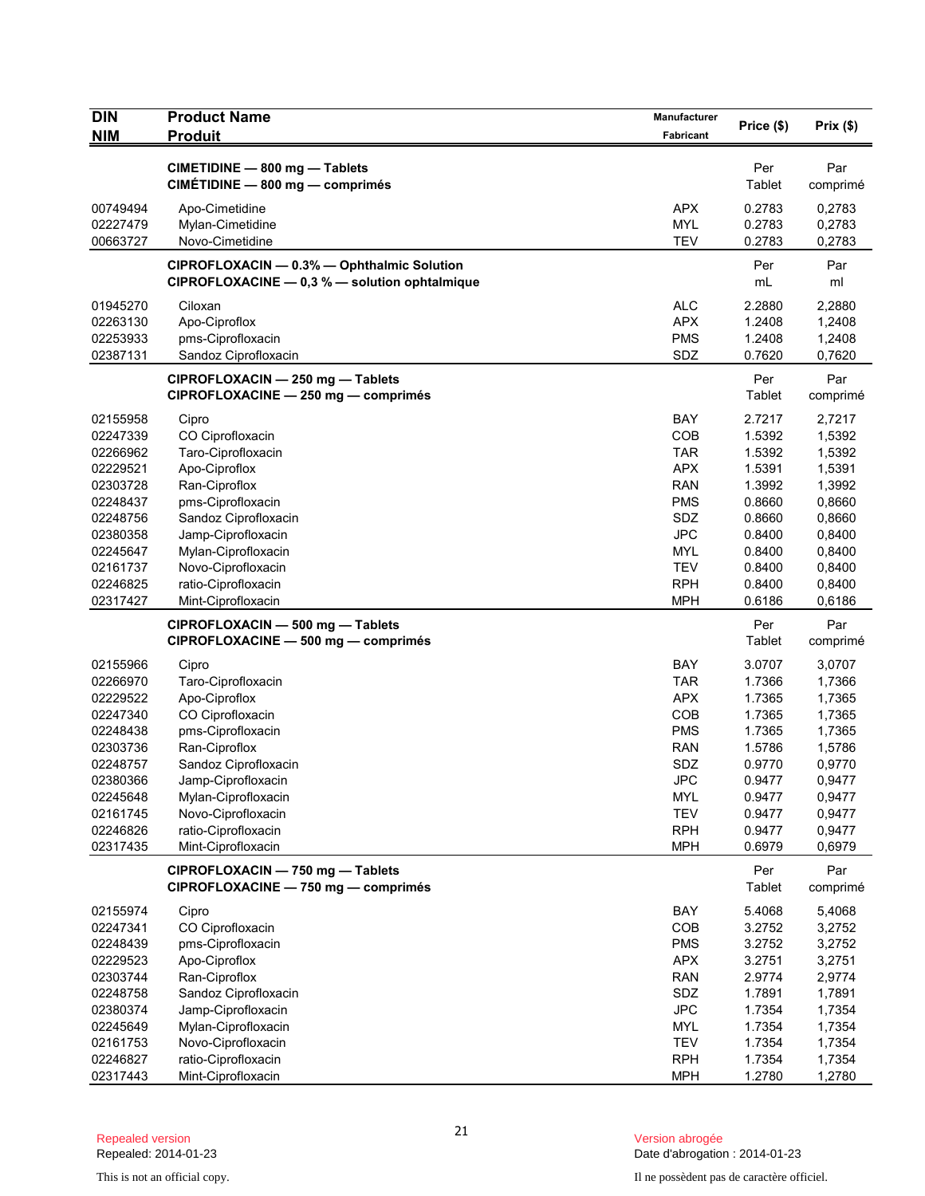| DIN<br>NIM | Product Name<br>Produit | Manufacturer<br>Fabricant | Price ($) | Prix ($) |
|---|---|---|---|---|
| | **CIMETIDINE — 800 mg — Tablets**<br>**CIMÉTIDINE — 800 mg — comprimés** | | Per<br>Tablet | Par<br>comprimé |
| 00749494 | Apo-Cimetidine | APX | 0.2783 | 0,2783 |
| 02227479 | Mylan-Cimetidine | MYL | 0.2783 | 0,2783 |
| 00663727 | Novo-Cimetidine | TEV | 0.2783 | 0,2783 |
| | **CIPROFLOXACIN — 0.3% — Ophthalmic Solution**<br>**CIPROFLOXACINE — 0,3 % — solution ophtalmique** | | Per<br>mL | Par<br>ml |
| 01945270 | Ciloxan | ALC | 2.2880 | 2,2880 |
| 02263130 | Apo-Ciproflox | APX | 1.2408 | 1,2408 |
| 02253933 | pms-Ciprofloxacin | PMS | 1.2408 | 1,2408 |
| 02387131 | Sandoz Ciprofloxacin | SDZ | 0.7620 | 0,7620 |
| | **CIPROFLOXACIN — 250 mg — Tablets**<br>**CIPROFLOXACINE — 250 mg — comprimés** | | Per<br>Tablet | Par<br>comprimé |
| 02155958 | Cipro | BAY | 2.7217 | 2,7217 |
| 02247339 | CO Ciprofloxacin | COB | 1.5392 | 1,5392 |
| 02266962 | Taro-Ciprofloxacin | TAR | 1.5392 | 1,5392 |
| 02229521 | Apo-Ciproflox | APX | 1.5391 | 1,5391 |
| 02303728 | Ran-Ciproflox | RAN | 1.3992 | 1,3992 |
| 02248437 | pms-Ciprofloxacin | PMS | 0.8660 | 0,8660 |
| 02248756 | Sandoz Ciprofloxacin | SDZ | 0.8660 | 0,8660 |
| 02380358 | Jamp-Ciprofloxacin | JPC | 0.8400 | 0,8400 |
| 02245647 | Mylan-Ciprofloxacin | MYL | 0.8400 | 0,8400 |
| 02161737 | Novo-Ciprofloxacin | TEV | 0.8400 | 0,8400 |
| 02246825 | ratio-Ciprofloxacin | RPH | 0.8400 | 0,8400 |
| 02317427 | Mint-Ciprofloxacin | MPH | 0.6186 | 0,6186 |
| | **CIPROFLOXACIN — 500 mg — Tablets**<br>**CIPROFLOXACINE — 500 mg — comprimés** | | Per<br>Tablet | Par<br>comprimé |
| 02155966 | Cipro | BAY | 3.0707 | 3,0707 |
| 02266970 | Taro-Ciprofloxacin | TAR | 1.7366 | 1,7366 |
| 02229522 | Apo-Ciproflox | APX | 1.7365 | 1,7365 |
| 02247340 | CO Ciprofloxacin | COB | 1.7365 | 1,7365 |
| 02248438 | pms-Ciprofloxacin | PMS | 1.7365 | 1,7365 |
| 02303736 | Ran-Ciproflox | RAN | 1.5786 | 1,5786 |
| 02248757 | Sandoz Ciprofloxacin | SDZ | 0.9770 | 0,9770 |
| 02380366 | Jamp-Ciprofloxacin | JPC | 0.9477 | 0,9477 |
| 02245648 | Mylan-Ciprofloxacin | MYL | 0.9477 | 0,9477 |
| 02161745 | Novo-Ciprofloxacin | TEV | 0.9477 | 0,9477 |
| 02246826 | ratio-Ciprofloxacin | RPH | 0.9477 | 0,9477 |
| 02317435 | Mint-Ciprofloxacin | MPH | 0.6979 | 0,6979 |
| | **CIPROFLOXACIN — 750 mg — Tablets**<br>**CIPROFLOXACINE — 750 mg — comprimés** | | Per<br>Tablet | Par<br>comprimé |
| 02155974 | Cipro | BAY | 5.4068 | 5,4068 |
| 02247341 | CO Ciprofloxacin | COB | 3.2752 | 3,2752 |
| 02248439 | pms-Ciprofloxacin | PMS | 3.2752 | 3,2752 |
| 02229523 | Apo-Ciproflox | APX | 3.2751 | 3,2751 |
| 02303744 | Ran-Ciproflox | RAN | 2.9774 | 2,9774 |
| 02248758 | Sandoz Ciprofloxacin | SDZ | 1.7891 | 1,7891 |
| 02380374 | Jamp-Ciprofloxacin | JPC | 1.7354 | 1,7354 |
| 02245649 | Mylan-Ciprofloxacin | MYL | 1.7354 | 1,7354 |
| 02161753 | Novo-Ciprofloxacin | TEV | 1.7354 | 1,7354 |
| 02246827 | ratio-Ciprofloxacin | RPH | 1.7354 | 1,7354 |
| 02317443 | Mint-Ciprofloxacin | MPH | 1.2780 | 1,2780 |

Repealed version
Repealed: 2014-01-23

Version abrogée
Date d'abrogation : 2014-01-23

This is not an official copy.

Il ne possèdent pas de caractère officiel.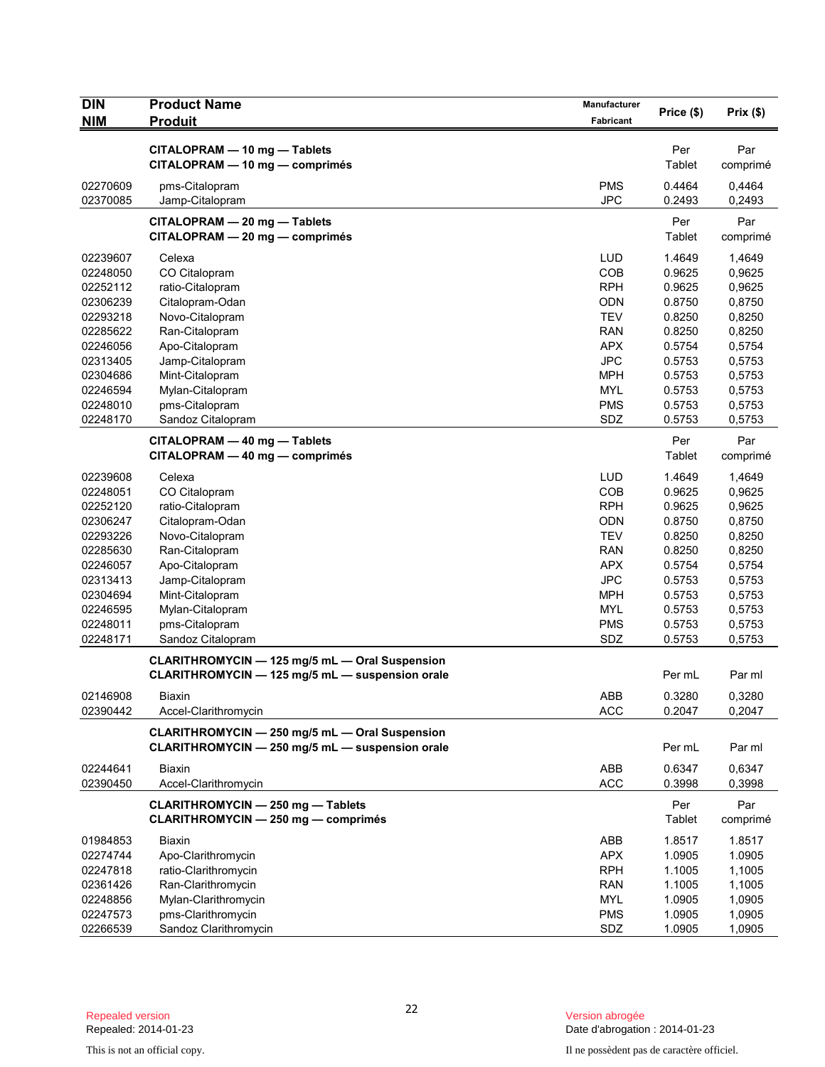| DIN<br>NIM | Product Name<br>Produit | Manufacturer<br>Fabricant | Price ($) | Prix ($) |
|---|---|---|---|---|
| | **CITALOPRAM — 10 mg — Tablets**<br>**CITALOPRAM — 10 mg — comprimés** | | Per Tablet | Par comprimé |
| 02270609 | pms-Citalopram | PMS | 0.4464 | 0,4464 |
| 02370085 | Jamp-Citalopram | JPC | 0.2493 | 0,2493 |
| | **CITALOPRAM — 20 mg — Tablets**<br>**CITALOPRAM — 20 mg — comprimés** | | Per Tablet | Par comprimé |
| 02239607 | Celexa | LUD | 1.4649 | 1,4649 |
| 02248050 | CO Citalopram | COB | 0.9625 | 0,9625 |
| 02252112 | ratio-Citalopram | RPH | 0.9625 | 0,9625 |
| 02306239 | Citalopram-Odan | ODN | 0.8750 | 0,8750 |
| 02293218 | Novo-Citalopram | TEV | 0.8250 | 0,8250 |
| 02285622 | Ran-Citalopram | RAN | 0.8250 | 0,8250 |
| 02246056 | Apo-Citalopram | APX | 0.5754 | 0,5754 |
| 02313405 | Jamp-Citalopram | JPC | 0.5753 | 0,5753 |
| 02304686 | Mint-Citalopram | MPH | 0.5753 | 0,5753 |
| 02246594 | Mylan-Citalopram | MYL | 0.5753 | 0,5753 |
| 02248010 | pms-Citalopram | PMS | 0.5753 | 0,5753 |
| 02248170 | Sandoz Citalopram | SDZ | 0.5753 | 0,5753 |
| | **CITALOPRAM — 40 mg — Tablets**<br>**CITALOPRAM — 40 mg — comprimés** | | Per Tablet | Par comprimé |
| 02239608 | Celexa | LUD | 1.4649 | 1,4649 |
| 02248051 | CO Citalopram | COB | 0.9625 | 0,9625 |
| 02252120 | ratio-Citalopram | RPH | 0.9625 | 0,9625 |
| 02306247 | Citalopram-Odan | ODN | 0.8750 | 0,8750 |
| 02293226 | Novo-Citalopram | TEV | 0.8250 | 0,8250 |
| 02285630 | Ran-Citalopram | RAN | 0.8250 | 0,8250 |
| 02246057 | Apo-Citalopram | APX | 0.5754 | 0,5754 |
| 02313413 | Jamp-Citalopram | JPC | 0.5753 | 0,5753 |
| 02304694 | Mint-Citalopram | MPH | 0.5753 | 0,5753 |
| 02246595 | Mylan-Citalopram | MYL | 0.5753 | 0,5753 |
| 02248011 | pms-Citalopram | PMS | 0.5753 | 0,5753 |
| 02248171 | Sandoz Citalopram | SDZ | 0.5753 | 0,5753 |
| | **CLARITHROMYCIN — 125 mg/5 mL — Oral Suspension**<br>**CLARITHROMYCIN — 125 mg/5 mL — suspension orale** | | Per mL | Par ml |
| 02146908 | Biaxin | ABB | 0.3280 | 0,3280 |
| 02390442 | Accel-Clarithromycin | ACC | 0.2047 | 0,2047 |
| | **CLARITHROMYCIN — 250 mg/5 mL — Oral Suspension**<br>**CLARITHROMYCIN — 250 mg/5 mL — suspension orale** | | Per mL | Par ml |
| 02244641 | Biaxin | ABB | 0.6347 | 0,6347 |
| 02390450 | Accel-Clarithromycin | ACC | 0.3998 | 0,3998 |
| | **CLARITHROMYCIN — 250 mg — Tablets**<br>**CLARITHROMYCIN — 250 mg — comprimés** | | Per Tablet | Par comprimé |
| 01984853 | Biaxin | ABB | 1.8517 | 1.8517 |
| 02274744 | Apo-Clarithromycin | APX | 1.0905 | 1.0905 |
| 02247818 | ratio-Clarithromycin | RPH | 1.1005 | 1,1005 |
| 02361426 | Ran-Clarithromycin | RAN | 1.1005 | 1,1005 |
| 02248856 | Mylan-Clarithromycin | MYL | 1.0905 | 1,0905 |
| 02247573 | pms-Clarithromycin | PMS | 1.0905 | 1,0905 |
| 02266539 | Sandoz Clarithromycin | SDZ | 1.0905 | 1,0905 |

Repealed version
Repealed: 2014-01-23

This is not an official copy.

Version abrogée
Date d'abrogation : 2014-01-23

Il ne possèdent pas de caractère officiel.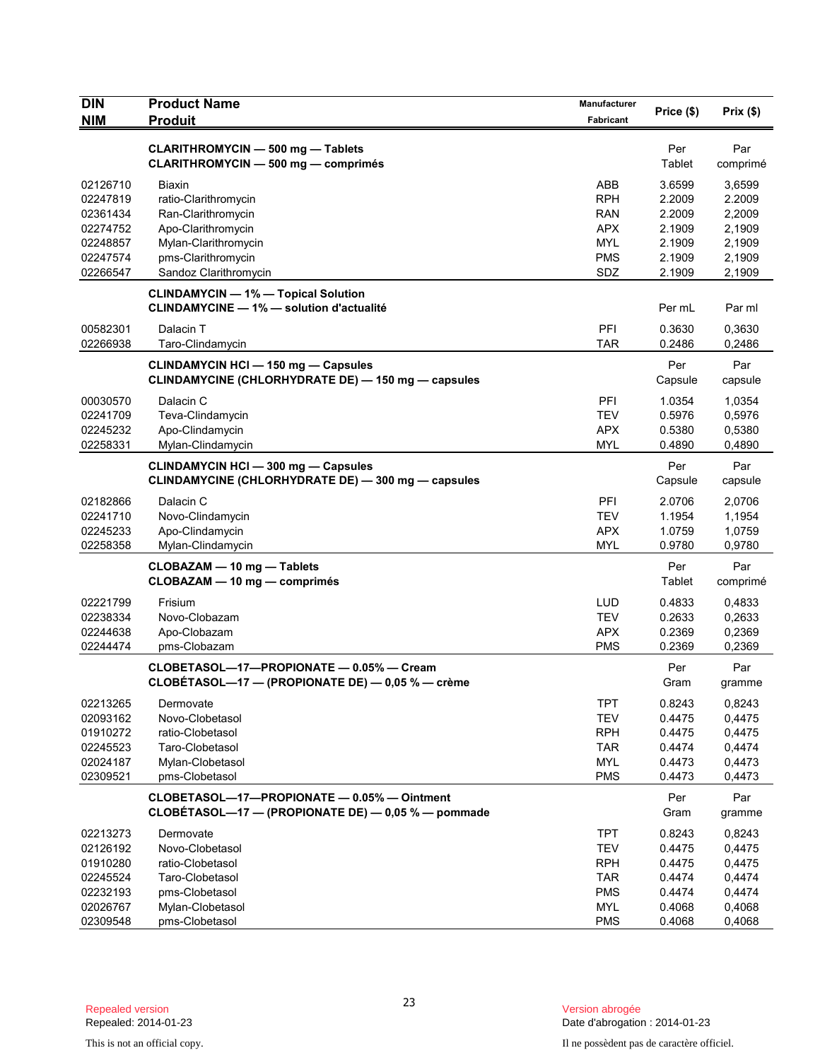| DIN<br>NIM | Product Name<br>Produit | Manufacturer<br>Fabricant | Price ($) | Prix ($) |
|---|---|---|---|---|
| | **CLARITHROMYCIN — 500 mg — Tablets**<br>**CLARITHROMYCIN — 500 mg — comprimés** | | Per<br>Tablet | Par<br>comprimé |
| 02126710 | Biaxin | ABB | 3.6599 | 3,6599 |
| 02247819 | ratio-Clarithromycin | RPH | 2.2009 | 2.2009 |
| 02361434 | Ran-Clarithromycin | RAN | 2.2009 | 2,2009 |
| 02274752 | Apo-Clarithromycin | APX | 2.1909 | 2,1909 |
| 02248857 | Mylan-Clarithromycin | MYL | 2.1909 | 2,1909 |
| 02247574 | pms-Clarithromycin | PMS | 2.1909 | 2,1909 |
| 02266547 | Sandoz Clarithromycin | SDZ | 2.1909 | 2,1909 |
| | **CLINDAMYCIN — 1% — Topical Solution**<br>**CLINDAMYCINE — 1% — solution d'actualité** | | Per mL | Par ml |
| 00582301 | Dalacin T | PFI | 0.3630 | 0,3630 |
| 02266938 | Taro-Clindamycin | TAR | 0.2486 | 0,2486 |
| | **CLINDAMYCIN HCl — 150 mg — Capsules**<br>**CLINDAMYCINE (CHLORHYDRATE DE) — 150 mg — capsules** | | Per<br>Capsule | Par<br>capsule |
| 00030570 | Dalacin C | PFI | 1.0354 | 1,0354 |
| 02241709 | Teva-Clindamycin | TEV | 0.5976 | 0,5976 |
| 02245232 | Apo-Clindamycin | APX | 0.5380 | 0,5380 |
| 02258331 | Mylan-Clindamycin | MYL | 0.4890 | 0,4890 |
| | **CLINDAMYCIN HCl — 300 mg — Capsules**<br>**CLINDAMYCINE (CHLORHYDRATE DE) — 300 mg — capsules** | | Per<br>Capsule | Par<br>capsule |
| 02182866 | Dalacin C | PFI | 2.0706 | 2,0706 |
| 02241710 | Novo-Clindamycin | TEV | 1.1954 | 1,1954 |
| 02245233 | Apo-Clindamycin | APX | 1.0759 | 1,0759 |
| 02258358 | Mylan-Clindamycin | MYL | 0.9780 | 0,9780 |
| | **CLOBAZAM — 10 mg — Tablets**<br>**CLOBAZAM — 10 mg — comprimés** | | Per<br>Tablet | Par<br>comprimé |
| 02221799 | Frisium | LUD | 0.4833 | 0,4833 |
| 02238334 | Novo-Clobazam | TEV | 0.2633 | 0,2633 |
| 02244638 | Apo-Clobazam | APX | 0.2369 | 0,2369 |
| 02244474 | pms-Clobazam | PMS | 0.2369 | 0,2369 |
| | **CLOBETASOL—17—PROPIONATE — 0.05% — Cream**<br>**CLOBÉTASOL—17 — (PROPIONATE DE) — 0,05 % — crème** | | Per<br>Gram | Par<br>gramme |
| 02213265 | Dermovate | TPT | 0.8243 | 0,8243 |
| 02093162 | Novo-Clobetasol | TEV | 0.4475 | 0,4475 |
| 01910272 | ratio-Clobetasol | RPH | 0.4475 | 0,4475 |
| 02245523 | Taro-Clobetasol | TAR | 0.4474 | 0,4474 |
| 02024187 | Mylan-Clobetasol | MYL | 0.4473 | 0,4473 |
| 02309521 | pms-Clobetasol | PMS | 0.4473 | 0,4473 |
| | **CLOBETASOL—17—PROPIONATE — 0.05% — Ointment**<br>**CLOBÉTASOL—17 — (PROPIONATE DE) — 0,05 % — pommade** | | Per<br>Gram | Par<br>gramme |
| 02213273 | Dermovate | TPT | 0.8243 | 0,8243 |
| 02126192 | Novo-Clobetasol | TEV | 0.4475 | 0,4475 |
| 01910280 | ratio-Clobetasol | RPH | 0.4475 | 0,4475 |
| 02245524 | Taro-Clobetasol | TAR | 0.4474 | 0,4474 |
| 02232193 | pms-Clobetasol | PMS | 0.4474 | 0,4474 |
| 02026767 | Mylan-Clobetasol | MYL | 0.4068 | 0,4068 |
| 02309548 | pms-Clobetasol | PMS | 0.4068 | 0,4068 |

Repealed version
Repealed: 2014-01-23

Version abrogée
Date d'abrogation : 2014-01-23

This is not an official copy.

Il ne possèdent pas de caractère officiel.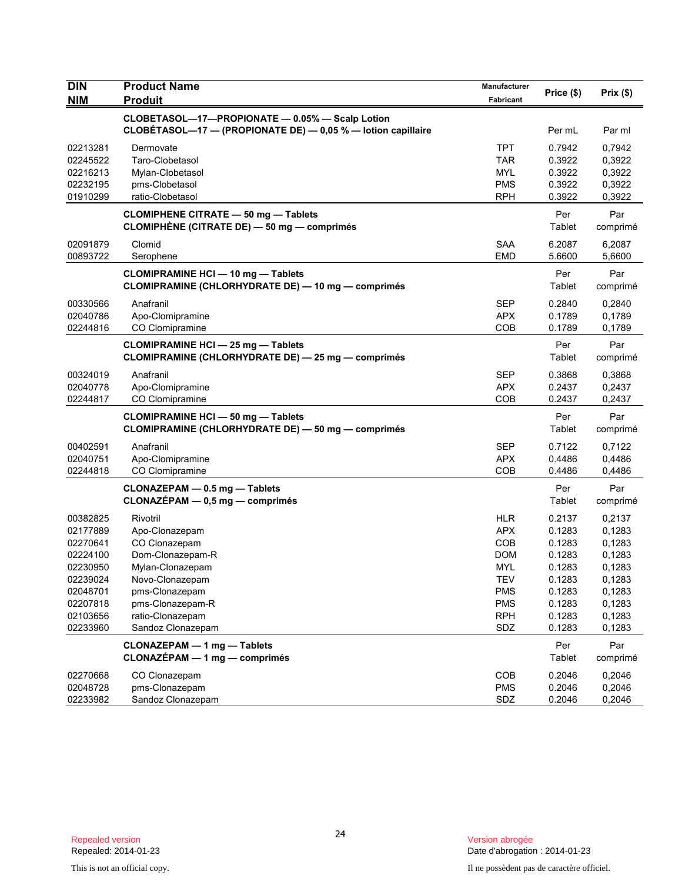| DIN<br>NIM | Product Name<br>Produit | Manufacturer<br>Fabricant | Price ($) | Prix ($) |
|---|---|---|---|---|
| | **CLOBETASOL—17—PROPIONATE — 0.05% — Scalp Lotion**<br>**CLOBÉTASOL—17 — (PROPIONATE DE) — 0,05 % — lotion capillaire** | | Per mL | Par ml |
| 02213281 | Dermovate | TPT | 0.7942 | 0,7942 |
| 02245522 | Taro-Clobetasol | TAR | 0.3922 | 0,3922 |
| 02216213 | Mylan-Clobetasol | MYL | 0.3922 | 0,3922 |
| 02232195 | pms-Clobetasol | PMS | 0.3922 | 0,3922 |
| 01910299 | ratio-Clobetasol | RPH | 0.3922 | 0,3922 |
| | **CLOMIPHENE CITRATE — 50 mg — Tablets**<br>**CLOMIPHÈNE (CITRATE DE) — 50 mg — comprimés** | | Per Tablet | Par comprimé |
| 02091879 | Clomid | SAA | 6.2087 | 6,2087 |
| 00893722 | Serophene | EMD | 5.6600 | 5,6600 |
| | **CLOMIPRAMINE HCl — 10 mg — Tablets**<br>**CLOMIPRAMINE (CHLORHYDRATE DE) — 10 mg — comprimés** | | Per Tablet | Par comprimé |
| 00330566 | Anafranil | SEP | 0.2840 | 0,2840 |
| 02040786 | Apo-Clomipramine | APX | 0.1789 | 0,1789 |
| 02244816 | CO Clomipramine | COB | 0.1789 | 0,1789 |
| | **CLOMIPRAMINE HCl — 25 mg — Tablets**<br>**CLOMIPRAMINE (CHLORHYDRATE DE) — 25 mg — comprimés** | | Per Tablet | Par comprimé |
| 00324019 | Anafranil | SEP | 0.3868 | 0,3868 |
| 02040778 | Apo-Clomipramine | APX | 0.2437 | 0,2437 |
| 02244817 | CO Clomipramine | COB | 0.2437 | 0,2437 |
| | **CLOMIPRAMINE HCl — 50 mg — Tablets**<br>**CLOMIPRAMINE (CHLORHYDRATE DE) — 50 mg — comprimés** | | Per Tablet | Par comprimé |
| 00402591 | Anafranil | SEP | 0.7122 | 0,7122 |
| 02040751 | Apo-Clomipramine | APX | 0.4486 | 0,4486 |
| 02244818 | CO Clomipramine | COB | 0.4486 | 0,4486 |
| | **CLONAZEPAM — 0.5 mg — Tablets**<br>**CLONAZÉPAM — 0,5 mg — comprimés** | | Per Tablet | Par comprimé |
| 00382825 | Rivotril | HLR | 0.2137 | 0,2137 |
| 02177889 | Apo-Clonazepam | APX | 0.1283 | 0,1283 |
| 02270641 | CO Clonazepam | COB | 0.1283 | 0,1283 |
| 02224100 | Dom-Clonazepam-R | DOM | 0.1283 | 0,1283 |
| 02230950 | Mylan-Clonazepam | MYL | 0.1283 | 0,1283 |
| 02239024 | Novo-Clonazepam | TEV | 0.1283 | 0,1283 |
| 02048701 | pms-Clonazepam | PMS | 0.1283 | 0,1283 |
| 02207818 | pms-Clonazepam-R | PMS | 0.1283 | 0,1283 |
| 02103656 | ratio-Clonazepam | RPH | 0.1283 | 0,1283 |
| 02233960 | Sandoz Clonazepam | SDZ | 0.1283 | 0,1283 |
| | **CLONAZEPAM — 1 mg — Tablets**<br>**CLONAZÉPAM — 1 mg — comprimés** | | Per Tablet | Par comprimé |
| 02270668 | CO Clonazepam | COB | 0.2046 | 0,2046 |
| 02048728 | pms-Clonazepam | PMS | 0.2046 | 0,2046 |
| 02233982 | Sandoz Clonazepam | SDZ | 0.2046 | 0,2046 |

Repealed version
Repealed: 2014-01-23

Version abrogée
Date d'abrogation : 2014-01-23

This is not an official copy.

Il ne possèdent pas de caractère officiel.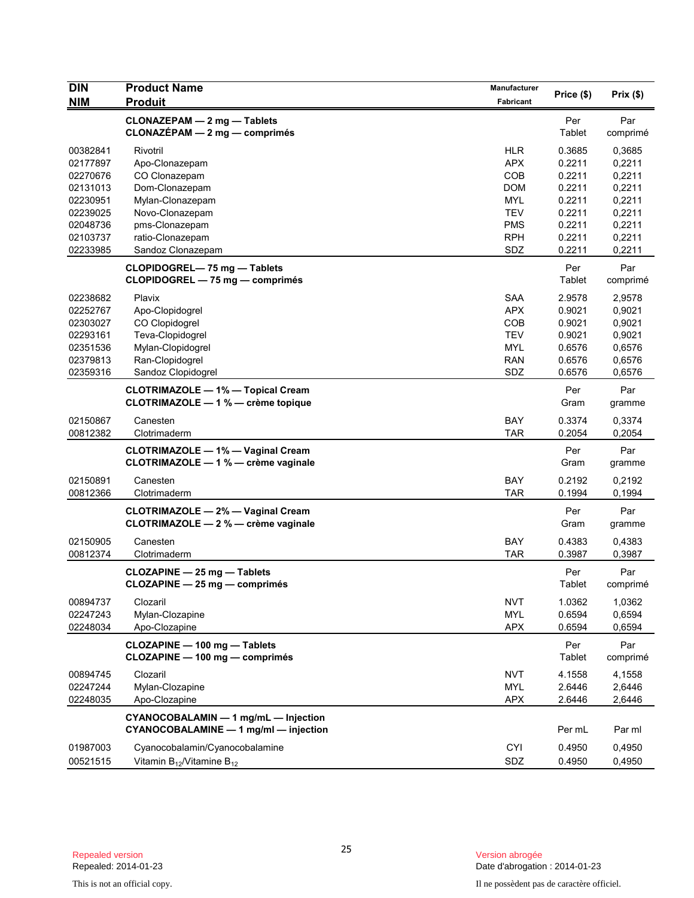| DIN<br>NIM | Product Name<br>Produit | Manufacturer<br>Fabricant | Price ($) | Prix ($) |
|---|---|---|---|---|
| | **CLONAZEPAM — 2 mg — Tablets**<br>**CLONAZÉPAM — 2 mg — comprimés** | | Per Tablet | Par comprimé |
| 00382841 | Rivotril | HLR | 0.3685 | 0,3685 |
| 02177897 | Apo-Clonazepam | APX | 0.2211 | 0,2211 |
| 02270676 | CO Clonazepam | COB | 0.2211 | 0,2211 |
| 02131013 | Dom-Clonazepam | DOM | 0.2211 | 0,2211 |
| 02230951 | Mylan-Clonazepam | MYL | 0.2211 | 0,2211 |
| 02239025 | Novo-Clonazepam | TEV | 0.2211 | 0,2211 |
| 02048736 | pms-Clonazepam | PMS | 0.2211 | 0,2211 |
| 02103737 | ratio-Clonazepam | RPH | 0.2211 | 0,2211 |
| 02233985 | Sandoz Clonazepam | SDZ | 0.2211 | 0,2211 |
| | **CLOPIDOGREL— 75 mg — Tablets**<br>**CLOPIDOGREL — 75 mg — comprimés** | | Per Tablet | Par comprimé |
| 02238682 | Plavix | SAA | 2.9578 | 2,9578 |
| 02252767 | Apo-Clopidogrel | APX | 0.9021 | 0,9021 |
| 02303027 | CO Clopidogrel | COB | 0.9021 | 0,9021 |
| 02293161 | Teva-Clopidogrel | TEV | 0.9021 | 0,9021 |
| 02351536 | Mylan-Clopidogrel | MYL | 0.6576 | 0,6576 |
| 02379813 | Ran-Clopidogrel | RAN | 0.6576 | 0,6576 |
| 02359316 | Sandoz Clopidogrel | SDZ | 0.6576 | 0,6576 |
| | **CLOTRIMAZOLE — 1% — Topical Cream**<br>**CLOTRIMAZOLE — 1 % — crème topique** | | Per Gram | Par gramme |
| 02150867 | Canesten | BAY | 0.3374 | 0,3374 |
| 00812382 | Clotrimaderm | TAR | 0.2054 | 0,2054 |
| | **CLOTRIMAZOLE — 1% — Vaginal Cream**<br>**CLOTRIMAZOLE — 1 % — crème vaginale** | | Per Gram | Par gramme |
| 02150891 | Canesten | BAY | 0.2192 | 0,2192 |
| 00812366 | Clotrimaderm | TAR | 0.1994 | 0,1994 |
| | **CLOTRIMAZOLE — 2% — Vaginal Cream**<br>**CLOTRIMAZOLE — 2 % — crème vaginale** | | Per Gram | Par gramme |
| 02150905 | Canesten | BAY | 0.4383 | 0,4383 |
| 00812374 | Clotrimaderm | TAR | 0.3987 | 0,3987 |
| | **CLOZAPINE — 25 mg — Tablets**<br>**CLOZAPINE — 25 mg — comprimés** | | Per Tablet | Par comprimé |
| 00894737 | Clozaril | NVT | 1.0362 | 1,0362 |
| 02247243 | Mylan-Clozapine | MYL | 0.6594 | 0,6594 |
| 02248034 | Apo-Clozapine | APX | 0.6594 | 0,6594 |
| | **CLOZAPINE — 100 mg — Tablets**<br>**CLOZAPINE — 100 mg — comprimés** | | Per Tablet | Par comprimé |
| 00894745 | Clozaril | NVT | 4.1558 | 4,1558 |
| 02247244 | Mylan-Clozapine | MYL | 2.6446 | 2,6446 |
| 02248035 | Apo-Clozapine | APX | 2.6446 | 2,6446 |
| | **CYANOCOBALAMIN — 1 mg/mL — Injection**<br>**CYANOCOBALAMINE — 1 mg/ml — injection** | | Per mL | Par ml |
| 01987003 | Cyanocobalamin/Cyanocobalamine | CYI | 0.4950 | 0,4950 |
| 00521515 | Vitamin $B_{12}$/Vitamine $B_{12}$ | SDZ | 0.4950 | 0,4950 |

Repealed version
Repealed: 2014-01-23

Version abrogée
Date d'abrogation : 2014-01-23

This is not an official copy.

Il ne possèdent pas de caractère officiel.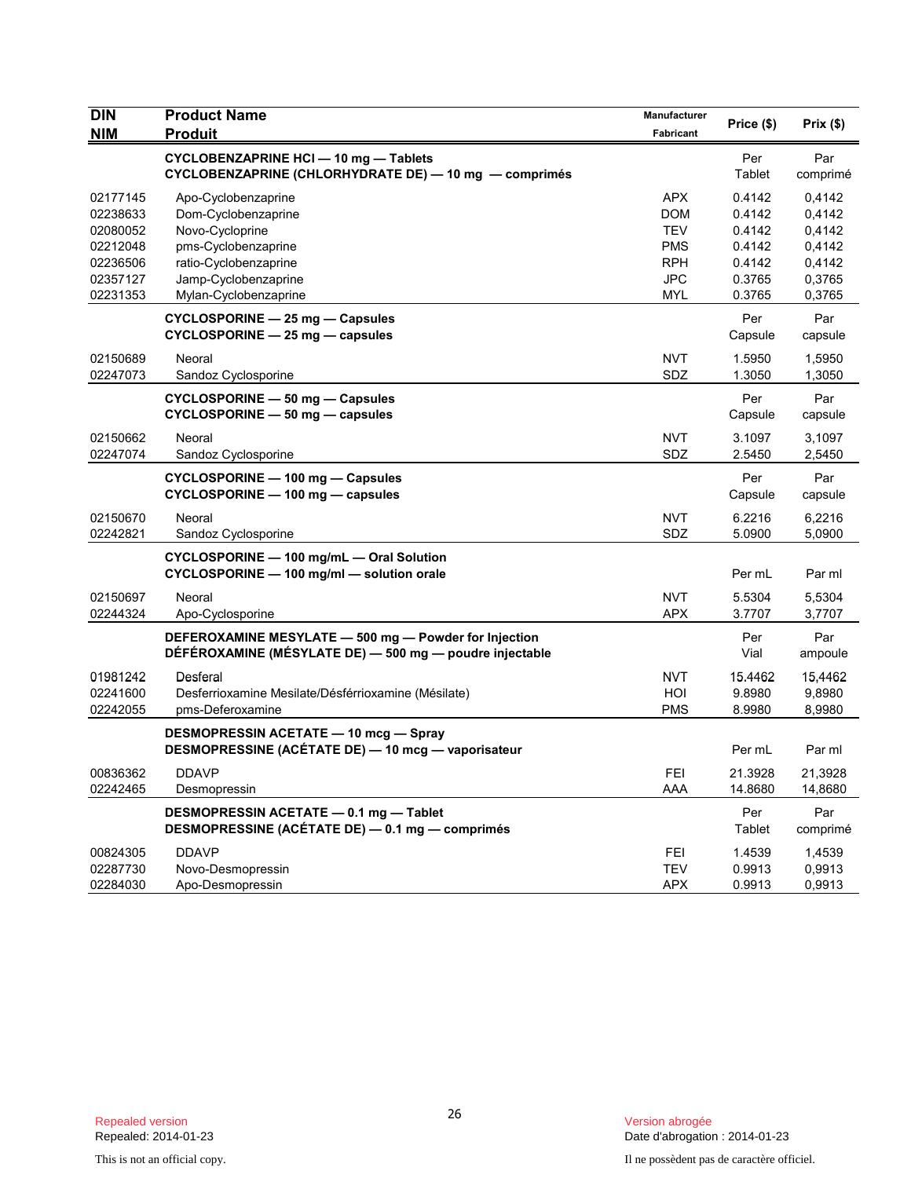| DIN<br>NIM | Product Name<br>Produit | Manufacturer<br>Fabricant | Price ($) | Prix ($) |
|---|---|---|---|---|
| | **CYCLOBENZAPRINE HCl — 10 mg — Tablets<br>CYCLOBENZAPRINE (CHLORHYDRATE DE) — 10 mg — comprimés** | | Per Tablet | Par comprimé |
| 02177145 | Apo-Cyclobenzaprine | APX | 0.4142 | 0,4142 |
| 02238633 | Dom-Cyclobenzaprine | DOM | 0.4142 | 0,4142 |
| 02080052 | Novo-Cycloprine | TEV | 0.4142 | 0,4142 |
| 02212048 | pms-Cyclobenzaprine | PMS | 0.4142 | 0,4142 |
| 02236506 | ratio-Cyclobenzaprine | RPH | 0.4142 | 0,4142 |
| 02357127 | Jamp-Cyclobenzaprine | JPC | 0.3765 | 0,3765 |
| 02231353 | Mylan-Cyclobenzaprine | MYL | 0.3765 | 0,3765 |
| | **CYCLOSPORINE — 25 mg — Capsules<br>CYCLOSPORINE — 25 mg — capsules** | | Per Capsule | Par capsule |
| 02150689 | Neoral | NVT | 1.5950 | 1,5950 |
| 02247073 | Sandoz Cyclosporine | SDZ | 1.3050 | 1,3050 |
| | **CYCLOSPORINE — 50 mg — Capsules<br>CYCLOSPORINE — 50 mg — capsules** | | Per Capsule | Par capsule |
| 02150662 | Neoral | NVT | 3.1097 | 3,1097 |
| 02247074 | Sandoz Cyclosporine | SDZ | 2.5450 | 2,5450 |
| | **CYCLOSPORINE — 100 mg — Capsules<br>CYCLOSPORINE — 100 mg — capsules** | | Per Capsule | Par capsule |
| 02150670 | Neoral | NVT | 6.2216 | 6,2216 |
| 02242821 | Sandoz Cyclosporine | SDZ | 5.0900 | 5,0900 |
| | **CYCLOSPORINE — 100 mg/mL — Oral Solution<br>CYCLOSPORINE — 100 mg/ml — solution orale** | | Per mL | Par ml |
| 02150697 | Neoral | NVT | 5.5304 | 5,5304 |
| 02244324 | Apo-Cyclosporine | APX | 3.7707 | 3,7707 |
| | **DEFEROXAMINE MESYLATE — 500 mg — Powder for Injection<br>DÉFÉROXAMINE (MÉSYLATE DE) — 500 mg — poudre injectable** | | Per Vial | Par ampoule |
| 01981242 | Desferal | NVT | 15.4462 | 15,4462 |
| 02241600 | Desferrioxamine Mesilate/Désférrioxamine (Mésilate) | HOI | 9.8980 | 9,8980 |
| 02242055 | pms-Deferoxamine | PMS | 8.9980 | 8,9980 |
| | **DESMOPRESSIN ACETATE — 10 mcg — Spray<br>DESMOPRESSINE (ACÉTATE DE) — 10 mcg — vaporisateur** | | Per mL | Par ml |
| 00836362 | DDAVP | FEI | 21.3928 | 21,3928 |
| 02242465 | Desmopressin | AAA | 14.8680 | 14,8680 |
| | **DESMOPRESSIN ACETATE — 0.1 mg — Tablet<br>DESMOPRESSINE (ACÉTATE DE) — 0.1 mg — comprimés** | | Per Tablet | Par comprimé |
| 00824305 | DDAVP | FEI | 1.4539 | 1,4539 |
| 02287730 | Novo-Desmopressin | TEV | 0.9913 | 0,9913 |
| 02284030 | Apo-Desmopressin | APX | 0.9913 | 0,9913 |

Repealed version
Repealed: 2014-01-23

Version abrogée
Date d'abrogation : 2014-01-23

This is not an official copy.

Il ne possèdent pas de caractère officiel.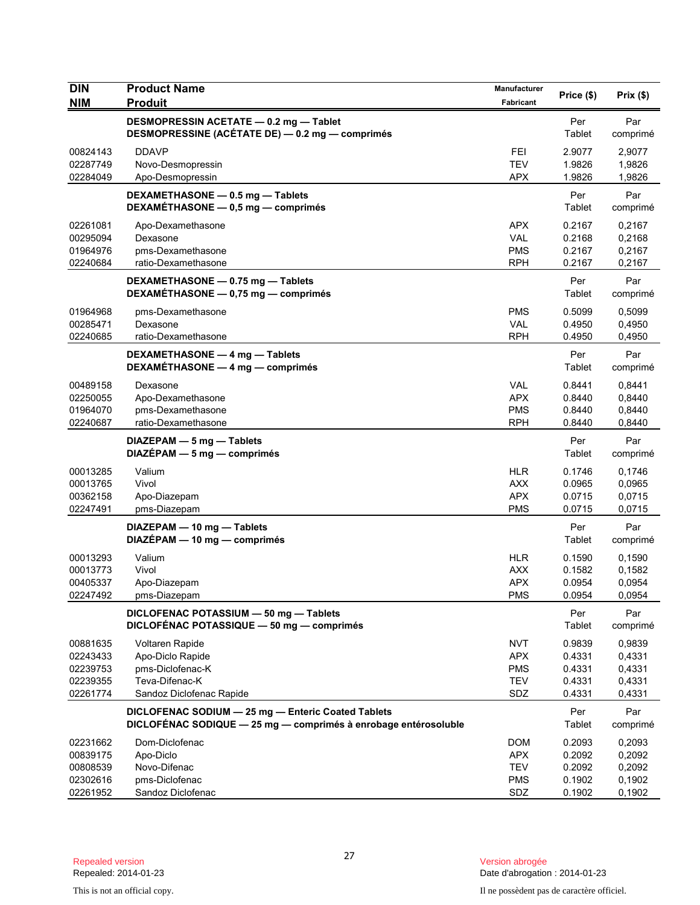| DIN<br>NIM | Product Name<br>Produit | Manufacturer<br>Fabricant | Price ($) | Prix ($) |
|---|---|---|---|---|
| | **DESMOPRESSIN ACETATE — 0.2 mg — Tablet**<br>**DESMOPRESSINE (ACÉTATE DE) — 0.2 mg — comprimés** | | Per Tablet | Par comprimé |
| 00824143 | DDAVP | FEI | 2.9077 | 2,9077 |
| 02287749 | Novo-Desmopressin | TEV | 1.9826 | 1,9826 |
| 02284049 | Apo-Desmopressin | APX | 1.9826 | 1,9826 |
| | **DEXAMETHASONE — 0.5 mg — Tablets**<br>**DEXAMÉTHASONE — 0,5 mg — comprimés** | | Per Tablet | Par comprimé |
| 02261081 | Apo-Dexamethasone | APX | 0.2167 | 0,2167 |
| 00295094 | Dexasone | VAL | 0.2168 | 0,2168 |
| 01964976 | pms-Dexamethasone | PMS | 0.2167 | 0,2167 |
| 02240684 | ratio-Dexamethasone | RPH | 0.2167 | 0,2167 |
| | **DEXAMETHASONE — 0.75 mg — Tablets**<br>**DEXAMÉTHASONE — 0,75 mg — comprimés** | | Per Tablet | Par comprimé |
| 01964968 | pms-Dexamethasone | PMS | 0.5099 | 0,5099 |
| 00285471 | Dexasone | VAL | 0.4950 | 0,4950 |
| 02240685 | ratio-Dexamethasone | RPH | 0.4950 | 0,4950 |
| | **DEXAMETHASONE — 4 mg — Tablets**<br>**DEXAMÉTHASONE — 4 mg — comprimés** | | Per Tablet | Par comprimé |
| 00489158 | Dexasone | VAL | 0.8441 | 0,8441 |
| 02250055 | Apo-Dexamethasone | APX | 0.8440 | 0,8440 |
| 01964070 | pms-Dexamethasone | PMS | 0.8440 | 0,8440 |
| 02240687 | ratio-Dexamethasone | RPH | 0.8440 | 0,8440 |
| | **DIAZEPAM — 5 mg — Tablets**<br>**DIAZÉPAM — 5 mg — comprimés** | | Per Tablet | Par comprimé |
| 00013285 | Valium | HLR | 0.1746 | 0,1746 |
| 00013765 | Vivol | AXX | 0.0965 | 0,0965 |
| 00362158 | Apo-Diazepam | APX | 0.0715 | 0,0715 |
| 02247491 | pms-Diazepam | PMS | 0.0715 | 0,0715 |
| | **DIAZEPAM — 10 mg — Tablets**<br>**DIAZÉPAM — 10 mg — comprimés** | | Per Tablet | Par comprimé |
| 00013293 | Valium | HLR | 0.1590 | 0,1590 |
| 00013773 | Vivol | AXX | 0.1582 | 0,1582 |
| 00405337 | Apo-Diazepam | APX | 0.0954 | 0,0954 |
| 02247492 | pms-Diazepam | PMS | 0.0954 | 0,0954 |
| | **DICLOFENAC POTASSIUM — 50 mg — Tablets**<br>**DICLOFÉNAC POTASSIQUE — 50 mg — comprimés** | | Per Tablet | Par comprimé |
| 00881635 | Voltaren Rapide | NVT | 0.9839 | 0,9839 |
| 02243433 | Apo-Diclo Rapide | APX | 0.4331 | 0,4331 |
| 02239753 | pms-Diclofenac-K | PMS | 0.4331 | 0,4331 |
| 02239355 | Teva-Difenac-K | TEV | 0.4331 | 0,4331 |
| 02261774 | Sandoz Diclofenac Rapide | SDZ | 0.4331 | 0,4331 |
| | **DICLOFENAC SODIUM — 25 mg — Enteric Coated Tablets**<br>**DICLOFÉNAC SODIQUE — 25 mg — comprimés à enrobage entérosoluble** | | Per Tablet | Par comprimé |
| 02231662 | Dom-Diclofenac | DOM | 0.2093 | 0,2093 |
| 00839175 | Apo-Diclo | APX | 0.2092 | 0,2092 |
| 00808539 | Novo-Difenac | TEV | 0.2092 | 0,2092 |
| 02302616 | pms-Diclofenac | PMS | 0.1902 | 0,1902 |
| 02261952 | Sandoz Diclofenac | SDZ | 0.1902 | 0,1902 |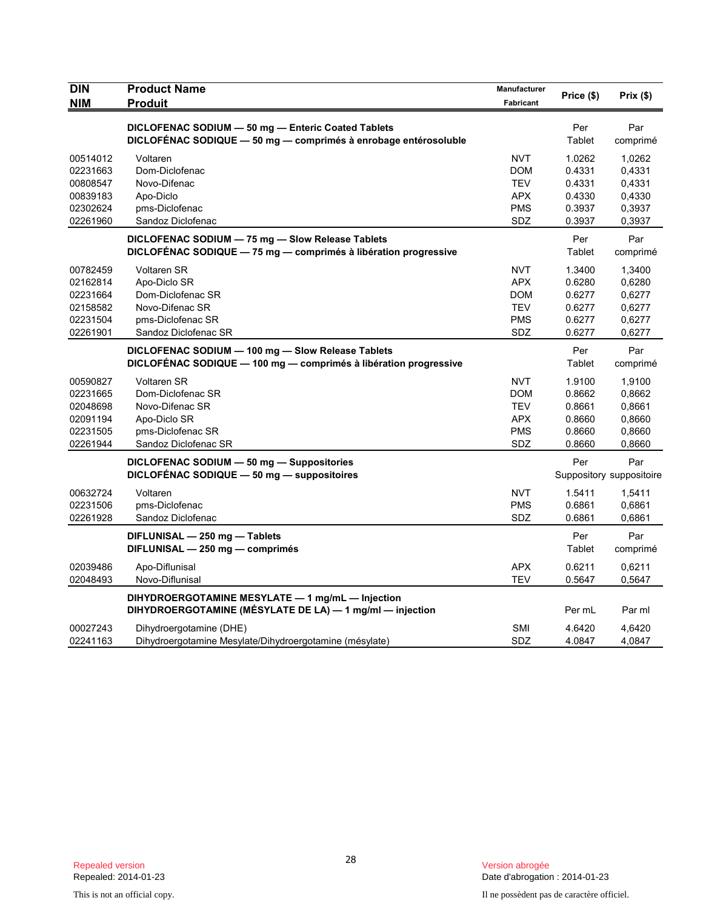| DIN<br>NIM | Product Name<br>Produit | Manufacturer<br>Fabricant | Price ($) | Prix ($) |
|---|---|---|---|---|
| | **DICLOFENAC SODIUM — 50 mg — Enteric Coated Tablets**<br>**DICLOFÉNAC SODIQUE — 50 mg — comprimés à enrobage entérosoluble** | | Per<br>Tablet | Par<br>comprimé |
| 00514012 | Voltaren | NVT | 1.0262 | 1,0262 |
| 02231663 | Dom-Diclofenac | DOM | 0.4331 | 0,4331 |
| 00808547 | Novo-Difenac | TEV | 0.4331 | 0,4331 |
| 00839183 | Apo-Diclo | APX | 0.4330 | 0,4330 |
| 02302624 | pms-Diclofenac | PMS | 0.3937 | 0,3937 |
| 02261960 | Sandoz Diclofenac | SDZ | 0.3937 | 0,3937 |
| | **DICLOFENAC SODIUM — 75 mg — Slow Release Tablets**<br>**DICLOFÉNAC SODIQUE — 75 mg — comprimés à libération progressive** | | Per<br>Tablet | Par<br>comprimé |
| 00782459 | Voltaren SR | NVT | 1.3400 | 1,3400 |
| 02162814 | Apo-Diclo SR | APX | 0.6280 | 0,6280 |
| 02231664 | Dom-Diclofenac SR | DOM | 0.6277 | 0,6277 |
| 02158582 | Novo-Difenac SR | TEV | 0.6277 | 0,6277 |
| 02231504 | pms-Diclofenac SR | PMS | 0.6277 | 0,6277 |
| 02261901 | Sandoz Diclofenac SR | SDZ | 0.6277 | 0,6277 |
| | **DICLOFENAC SODIUM — 100 mg — Slow Release Tablets**<br>**DICLOFÉNAC SODIQUE — 100 mg — comprimés à libération progressive** | | Per<br>Tablet | Par<br>comprimé |
| 00590827 | Voltaren SR | NVT | 1.9100 | 1,9100 |
| 02231665 | Dom-Diclofenac SR | DOM | 0.8662 | 0,8662 |
| 02048698 | Novo-Difenac SR | TEV | 0.8661 | 0,8661 |
| 02091194 | Apo-Diclo SR | APX | 0.8660 | 0,8660 |
| 02231505 | pms-Diclofenac SR | PMS | 0.8660 | 0,8660 |
| 02261944 | Sandoz Diclofenac SR | SDZ | 0.8660 | 0,8660 |
| | **DICLOFENAC SODIUM — 50 mg — Suppositories**<br>**DICLOFÉNAC SODIQUE — 50 mg — suppositoires** | | Per<br>Suppository | Par<br>suppositoire |
| 00632724 | Voltaren | NVT | 1.5411 | 1,5411 |
| 02231506 | pms-Diclofenac | PMS | 0.6861 | 0,6861 |
| 02261928 | Sandoz Diclofenac | SDZ | 0.6861 | 0,6861 |
| | **DIFLUNISAL — 250 mg — Tablets**<br>**DIFLUNISAL — 250 mg — comprimés** | | Per<br>Tablet | Par<br>comprimé |
| 02039486 | Apo-Diflunisal | APX | 0.6211 | 0,6211 |
| 02048493 | Novo-Diflunisal | TEV | 0.5647 | 0,5647 |
| | **DIHYDROERGOTAMINE MESYLATE — 1 mg/mL — Injection**<br>**DIHYDROERGOTAMINE (MÉSYLATE DE LA) — 1 mg/ml — injection** | | Per mL | Par ml |
| 00027243 | Dihydroergotamine (DHE) | SMI | 4.6420 | 4,6420 |
| 02241163 | Dihydroergotamine Mesylate/Dihydroergotamine (mésylate) | SDZ | 4.0847 | 4,0847 |

Repealed version
Repealed: 2014-01-23

Version abrogée
Date d'abrogation : 2014-01-23

This is not an official copy.

Il ne possèdent pas de caractère officiel.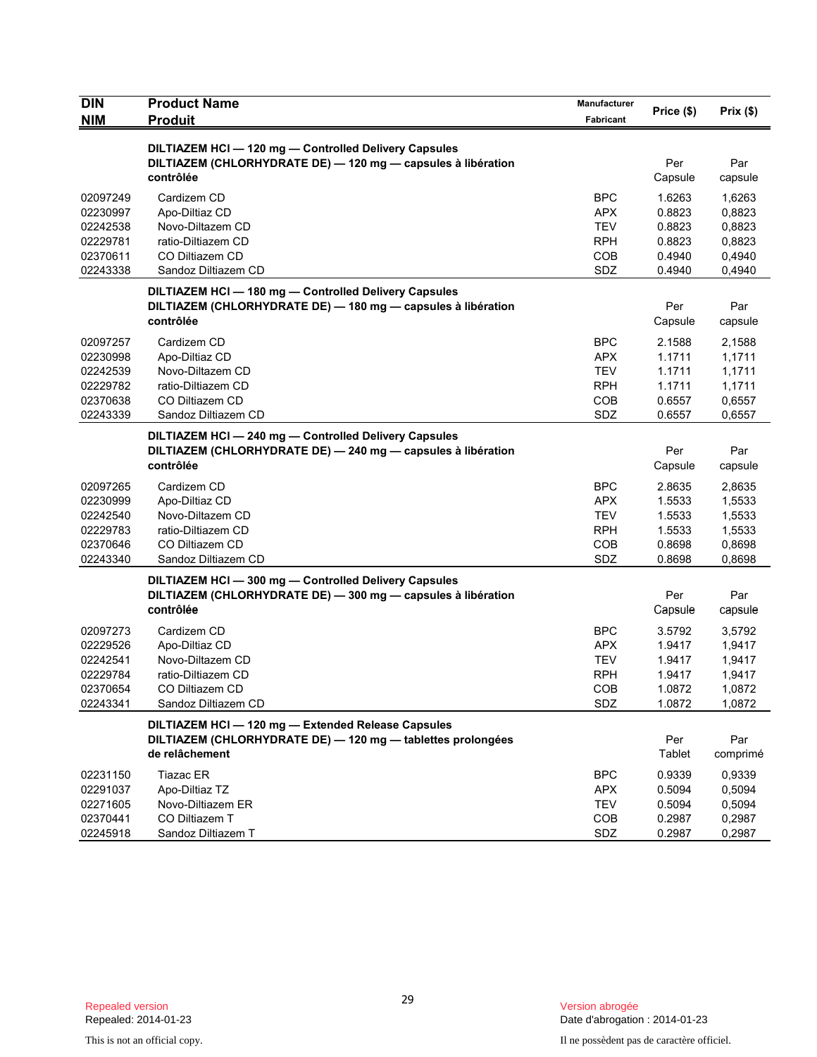| DIN<br>NIM | Product Name<br>Produit | Manufacturer<br>Fabricant | Price ($) | Prix ($) |
|---|---|---|---|---|
| | **DILTIAZEM HCl — 120 mg — Controlled Delivery Capsules**<br>**DILTIAZEM (CHLORHYDRATE DE) — 120 mg — capsules à libération contrôlée** | | Per Capsule | Par capsule |
| 02097249 | Cardizem CD | BPC | 1.6263 | 1,6263 |
| 02230997 | Apo-Diltiaz CD | APX | 0.8823 | 0,8823 |
| 02242538 | Novo-Diltazem CD | TEV | 0.8823 | 0,8823 |
| 02229781 | ratio-Diltiazem CD | RPH | 0.8823 | 0,8823 |
| 02370611 | CO Diltiazem CD | COB | 0.4940 | 0,4940 |
| 02243338 | Sandoz Diltiazem CD | SDZ | 0.4940 | 0,4940 |
| | **DILTIAZEM HCl — 180 mg — Controlled Delivery Capsules**<br>**DILTIAZEM (CHLORHYDRATE DE) — 180 mg — capsules à libération contrôlée** | | Per Capsule | Par capsule |
| 02097257 | Cardizem CD | BPC | 2.1588 | 2,1588 |
| 02230998 | Apo-Diltiaz CD | APX | 1.1711 | 1,1711 |
| 02242539 | Novo-Diltazem CD | TEV | 1.1711 | 1,1711 |
| 02229782 | ratio-Diltiazem CD | RPH | 1.1711 | 1,1711 |
| 02370638 | CO Diltiazem CD | COB | 0.6557 | 0,6557 |
| 02243339 | Sandoz Diltiazem CD | SDZ | 0.6557 | 0,6557 |
| | **DILTIAZEM HCl — 240 mg — Controlled Delivery Capsules**<br>**DILTIAZEM (CHLORHYDRATE DE) — 240 mg — capsules à libération contrôlée** | | Per Capsule | Par capsule |
| 02097265 | Cardizem CD | BPC | 2.8635 | 2,8635 |
| 02230999 | Apo-Diltiaz CD | APX | 1.5533 | 1,5533 |
| 02242540 | Novo-Diltazem CD | TEV | 1.5533 | 1,5533 |
| 02229783 | ratio-Diltiazem CD | RPH | 1.5533 | 1,5533 |
| 02370646 | CO Diltiazem CD | COB | 0.8698 | 0,8698 |
| 02243340 | Sandoz Diltiazem CD | SDZ | 0.8698 | 0,8698 |
| | **DILTIAZEM HCl — 300 mg — Controlled Delivery Capsules**<br>**DILTIAZEM (CHLORHYDRATE DE) — 300 mg — capsules à libération contrôlée** | | Per Capsule | Par capsule |
| 02097273 | Cardizem CD | BPC | 3.5792 | 3,5792 |
| 02229526 | Apo-Diltiaz CD | APX | 1.9417 | 1,9417 |
| 02242541 | Novo-Diltazem CD | TEV | 1.9417 | 1,9417 |
| 02229784 | ratio-Diltiazem CD | RPH | 1.9417 | 1,9417 |
| 02370654 | CO Diltiazem CD | COB | 1.0872 | 1,0872 |
| 02243341 | Sandoz Diltiazem CD | SDZ | 1.0872 | 1,0872 |
| | **DILTIAZEM HCl — 120 mg — Extended Release Capsules**<br>**DILTIAZEM (CHLORHYDRATE DE) — 120 mg — tablettes prolongées de relâchement** | | Per Tablet | Par comprimé |
| 02231150 | Tiazac ER | BPC | 0.9339 | 0,9339 |
| 02291037 | Apo-Diltiaz TZ | APX | 0.5094 | 0,5094 |
| 02271605 | Novo-Diltiazem ER | TEV | 0.5094 | 0,5094 |
| 02370441 | CO Diltiazem T | COB | 0.2987 | 0,2987 |
| 02245918 | Sandoz Diltiazem T | SDZ | 0.2987 | 0,2987 |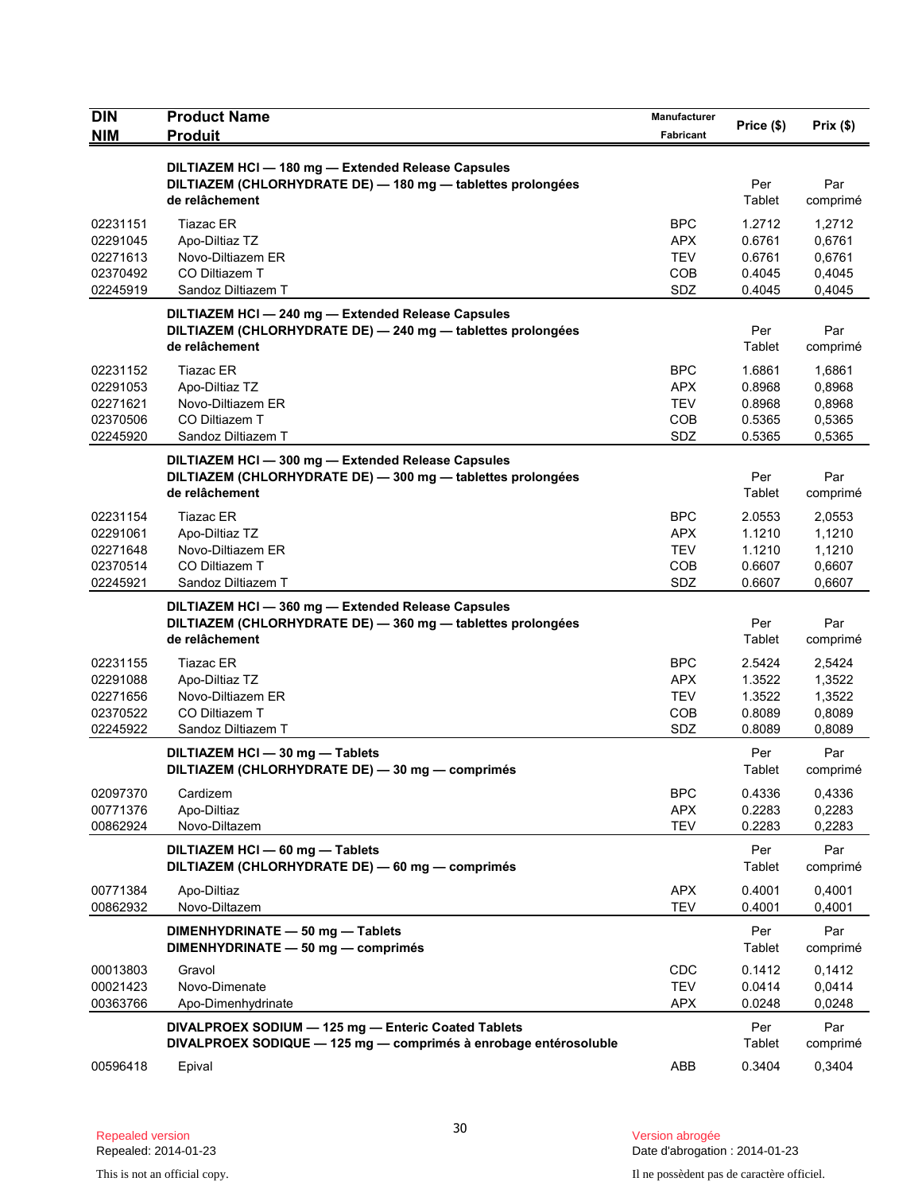| DIN<br>NIM | Product Name<br>Produit | Manufacturer<br>Fabricant | Price ($) | Prix ($) |
|---|---|---|---|---|
| | **DILTIAZEM HCl — 180 mg — Extended Release Capsules**<br>**DILTIAZEM (CHLORHYDRATE DE) — 180 mg — tablettes prolongées de relâchement** | | Per Tablet | Par comprimé |
| 02231151 | Tiazac ER | BPC | 1.2712 | 1,2712 |
| 02291045 | Apo-Diltiaz TZ | APX | 0.6761 | 0,6761 |
| 02271613 | Novo-Diltiazem ER | TEV | 0.6761 | 0,6761 |
| 02370492 | CO Diltiazem T | COB | 0.4045 | 0,4045 |
| 02245919 | Sandoz Diltiazem T | SDZ | 0.4045 | 0,4045 |
| | **DILTIAZEM HCl — 240 mg — Extended Release Capsules**<br>**DILTIAZEM (CHLORHYDRATE DE) — 240 mg — tablettes prolongées de relâchement** | | Per Tablet | Par comprimé |
| 02231152 | Tiazac ER | BPC | 1.6861 | 1,6861 |
| 02291053 | Apo-Diltiaz TZ | APX | 0.8968 | 0,8968 |
| 02271621 | Novo-Diltiazem ER | TEV | 0.8968 | 0,8968 |
| 02370506 | CO Diltiazem T | COB | 0.5365 | 0,5365 |
| 02245920 | Sandoz Diltiazem T | SDZ | 0.5365 | 0,5365 |
| | **DILTIAZEM HCl — 300 mg — Extended Release Capsules**<br>**DILTIAZEM (CHLORHYDRATE DE) — 300 mg — tablettes prolongées de relâchement** | | Per Tablet | Par comprimé |
| 02231154 | Tiazac ER | BPC | 2.0553 | 2,0553 |
| 02291061 | Apo-Diltiaz TZ | APX | 1.1210 | 1,1210 |
| 02271648 | Novo-Diltiazem ER | TEV | 1.1210 | 1,1210 |
| 02370514 | CO Diltiazem T | COB | 0.6607 | 0,6607 |
| 02245921 | Sandoz Diltiazem T | SDZ | 0.6607 | 0,6607 |
| | **DILTIAZEM HCl — 360 mg — Extended Release Capsules**<br>**DILTIAZEM (CHLORHYDRATE DE) — 360 mg — tablettes prolongées de relâchement** | | Per Tablet | Par comprimé |
| 02231155 | Tiazac ER | BPC | 2.5424 | 2,5424 |
| 02291088 | Apo-Diltiaz TZ | APX | 1.3522 | 1,3522 |
| 02271656 | Novo-Diltiazem ER | TEV | 1.3522 | 1,3522 |
| 02370522 | CO Diltiazem T | COB | 0.8089 | 0,8089 |
| 02245922 | Sandoz Diltiazem T | SDZ | 0.8089 | 0,8089 |
| | **DILTIAZEM HCl — 30 mg — Tablets**<br>**DILTIAZEM (CHLORHYDRATE DE) — 30 mg — comprimés** | | Per Tablet | Par comprimé |
| 02097370 | Cardizem | BPC | 0.4336 | 0,4336 |
| 00771376 | Apo-Diltiaz | APX | 0.2283 | 0,2283 |
| 00862924 | Novo-Diltazem | TEV | 0.2283 | 0,2283 |
| | **DILTIAZEM HCl — 60 mg — Tablets**<br>**DILTIAZEM (CHLORHYDRATE DE) — 60 mg — comprimés** | | Per Tablet | Par comprimé |
| 00771384 | Apo-Diltiaz | APX | 0.4001 | 0,4001 |
| 00862932 | Novo-Diltazem | TEV | 0.4001 | 0,4001 |
| | **DIMENHYDRINATE — 50 mg — Tablets**<br>**DIMENHYDRINATE — 50 mg — comprimés** | | Per Tablet | Par comprimé |
| 00013803 | Gravol | CDC | 0.1412 | 0,1412 |
| 00021423 | Novo-Dimenate | TEV | 0.0414 | 0,0414 |
| 00363766 | Apo-Dimenhydrinate | APX | 0.0248 | 0,0248 |
| | **DIVALPROEX SODIUM — 125 mg — Enteric Coated Tablets**<br>**DIVALPROEX SODIQUE — 125 mg — comprimés à enrobage entérosoluble** | | Per Tablet | Par comprimé |
| 00596418 | Epival | ABB | 0.3404 | 0,3404 |

Repealed version
Repealed: 2014-01-23

Version abrogée
Date d'abrogation : 2014-01-23

This is not an official copy.

Il ne possèdent pas de caractère officiel.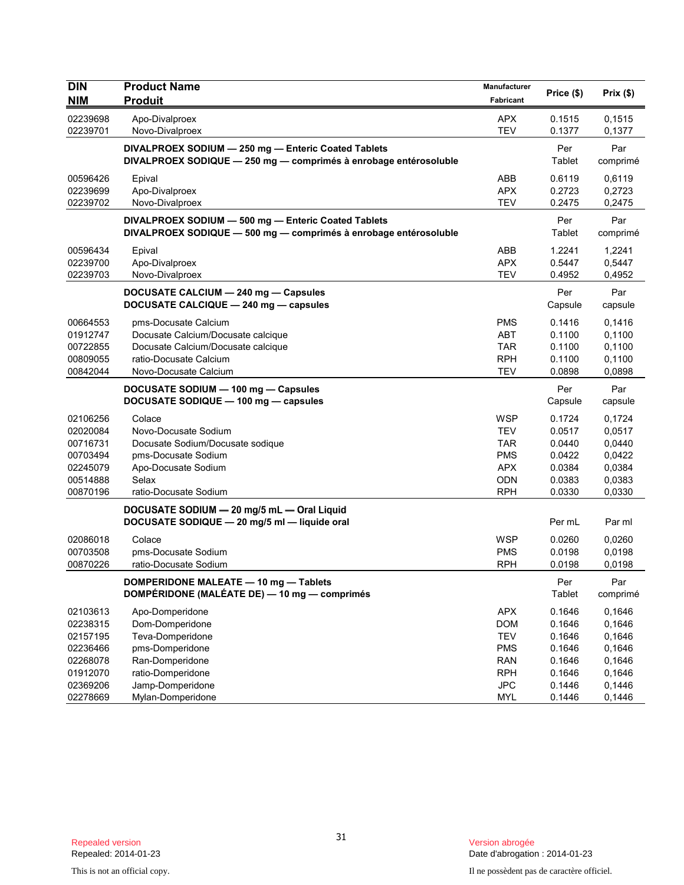| DIN<br>NIM | Product Name<br>Produit | Manufacturer<br>Fabricant | Price ($) | Prix ($) |
|---|---|---|---|---|
| 02239698 | Apo-Divalproex | APX | 0.1515 | 0,1515 |
| 02239701 | Novo-Divalproex | TEV | 0.1377 | 0,1377 |
| | **DIVALPROEX SODIUM — 250 mg — Enteric Coated Tablets**<br>**DIVALPROEX SODIQUE — 250 mg — comprimés à enrobage entérosoluble** | | Per Tablet | Par comprimé |
| 00596426 | Epival | ABB | 0.6119 | 0,6119 |
| 02239699 | Apo-Divalproex | APX | 0.2723 | 0,2723 |
| 02239702 | Novo-Divalproex | TEV | 0.2475 | 0,2475 |
| | **DIVALPROEX SODIUM — 500 mg — Enteric Coated Tablets**<br>**DIVALPROEX SODIQUE — 500 mg — comprimés à enrobage entérosoluble** | | Per Tablet | Par comprimé |
| 00596434 | Epival | ABB | 1.2241 | 1,2241 |
| 02239700 | Apo-Divalproex | APX | 0.5447 | 0,5447 |
| 02239703 | Novo-Divalproex | TEV | 0.4952 | 0,4952 |
| | **DOCUSATE CALCIUM — 240 mg — Capsules**<br>**DOCUSATE CALCIQUE — 240 mg — capsules** | | Per Capsule | Par capsule |
| 00664553 | pms-Docusate Calcium | PMS | 0.1416 | 0,1416 |
| 01912747 | Docusate Calcium/Docusate calcique | ABT | 0.1100 | 0,1100 |
| 00722855 | Docusate Calcium/Docusate calcique | TAR | 0.1100 | 0,1100 |
| 00809055 | ratio-Docusate Calcium | RPH | 0.1100 | 0,1100 |
| 00842044 | Novo-Docusate Calcium | TEV | 0.0898 | 0,0898 |
| | **DOCUSATE SODIUM — 100 mg — Capsules**<br>**DOCUSATE SODIQUE — 100 mg — capsules** | | Per Capsule | Par capsule |
| 02106256 | Colace | WSP | 0.1724 | 0,1724 |
| 02020084 | Novo-Docusate Sodium | TEV | 0.0517 | 0,0517 |
| 00716731 | Docusate Sodium/Docusate sodique | TAR | 0.0440 | 0,0440 |
| 00703494 | pms-Docusate Sodium | PMS | 0.0422 | 0,0422 |
| 02245079 | Apo-Docusate Sodium | APX | 0.0384 | 0,0384 |
| 00514888 | Selax | ODN | 0.0383 | 0,0383 |
| 00870196 | ratio-Docusate Sodium | RPH | 0.0330 | 0,0330 |
| | **DOCUSATE SODIUM — 20 mg/5 mL — Oral Liquid**<br>**DOCUSATE SODIQUE — 20 mg/5 ml — liquide oral** | | Per mL | Par ml |
| 02086018 | Colace | WSP | 0.0260 | 0,0260 |
| 00703508 | pms-Docusate Sodium | PMS | 0.0198 | 0,0198 |
| 00870226 | ratio-Docusate Sodium | RPH | 0.0198 | 0,0198 |
| | **DOMPERIDONE MALEATE — 10 mg — Tablets**<br>**DOMPÉRIDONE (MALÉATE DE) — 10 mg — comprimés** | | Per Tablet | Par comprimé |
| 02103613 | Apo-Domperidone | APX | 0.1646 | 0,1646 |
| 02238315 | Dom-Domperidone | DOM | 0.1646 | 0,1646 |
| 02157195 | Teva-Domperidone | TEV | 0.1646 | 0,1646 |
| 02236466 | pms-Domperidone | PMS | 0.1646 | 0,1646 |
| 02268078 | Ran-Domperidone | RAN | 0.1646 | 0,1646 |
| 01912070 | ratio-Domperidone | RPH | 0.1646 | 0,1646 |
| 02369206 | Jamp-Domperidone | JPC | 0.1446 | 0,1446 |
| 02278669 | Mylan-Domperidone | MYL | 0.1446 | 0,1446 |

Repealed version
Repealed: 2014-01-23

This is not an official copy.

Version abrogée
Date d'abrogation : 2014-01-23

Il ne possèdent pas de caractère officiel.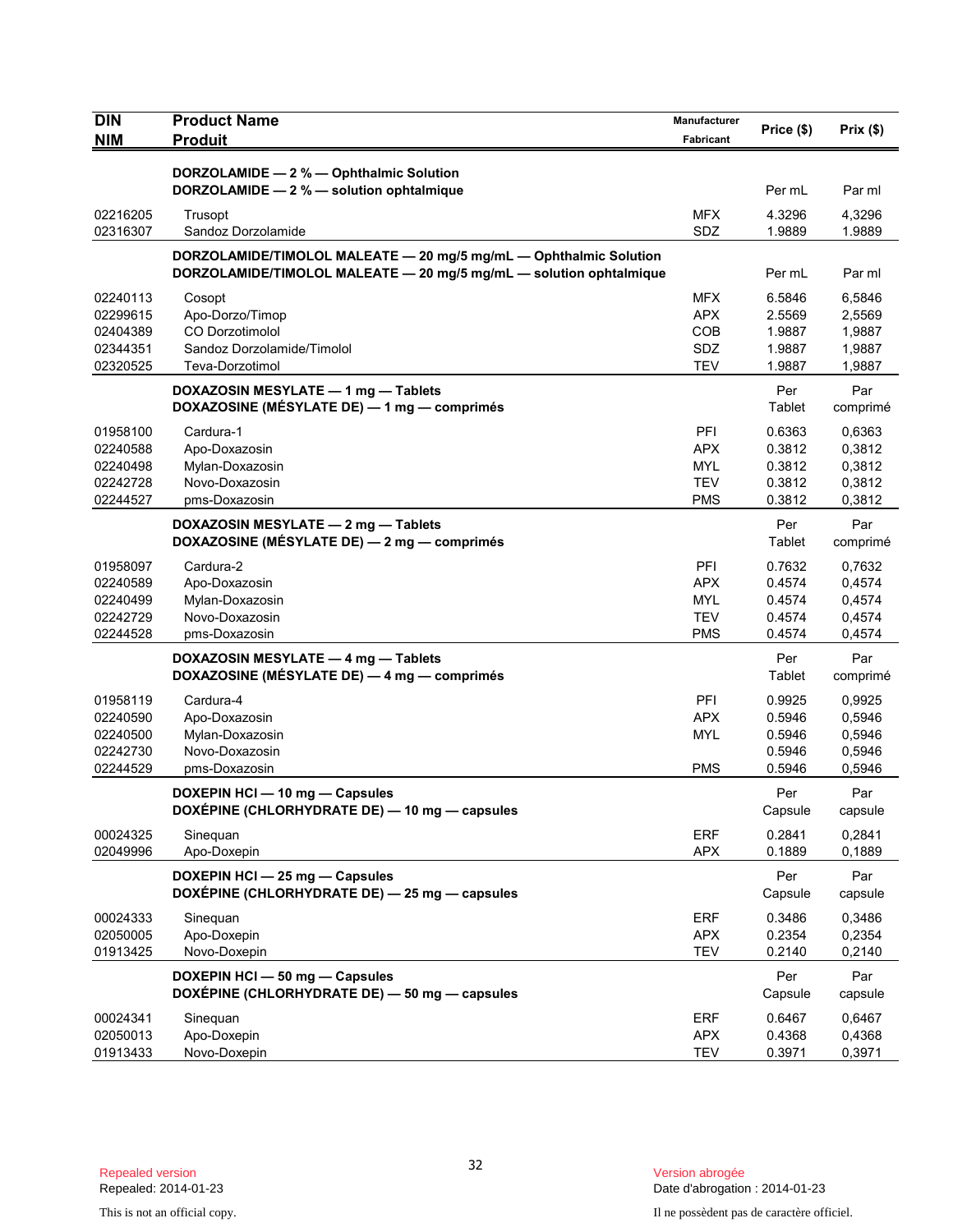| DIN<br>NIM | Product Name<br>Produit | Manufacturer<br>Fabricant | Price ($) | Prix ($) |
|---|---|---|---|---|
| | **DORZOLAMIDE — 2 % — Ophthalmic Solution**<br>**DORZOLAMIDE — 2 % — solution ophtalmique** | | Per mL | Par ml |
| 02216205 | Trusopt | MFX | 4.3296 | 4,3296 |
| 02316307 | Sandoz Dorzolamide | SDZ | 1.9889 | 1.9889 |
| | **DORZOLAMIDE/TIMOLOL MALEATE — 20 mg/5 mg/mL — Ophthalmic Solution**<br>**DORZOLAMIDE/TIMOLOL MALEATE — 20 mg/5 mg/mL — solution ophtalmique** | | Per mL | Par ml |
| 02240113 | Cosopt | MFX | 6.5846 | 6,5846 |
| 02299615 | Apo-Dorzo/Timop | APX | 2.5569 | 2,5569 |
| 02404389 | CO Dorzotimolol | COB | 1.9887 | 1,9887 |
| 02344351 | Sandoz Dorzolamide/Timolol | SDZ | 1.9887 | 1,9887 |
| 02320525 | Teva-Dorzotimol | TEV | 1.9887 | 1,9887 |
| | **DOXAZOSIN MESYLATE — 1 mg — Tablets**<br>**DOXAZOSINE (MÉSYLATE DE) — 1 mg — comprimés** | | Per Tablet | Par comprimé |
| 01958100 | Cardura-1 | PFI | 0.6363 | 0,6363 |
| 02240588 | Apo-Doxazosin | APX | 0.3812 | 0,3812 |
| 02240498 | Mylan-Doxazosin | MYL | 0.3812 | 0,3812 |
| 02242728 | Novo-Doxazosin | TEV | 0.3812 | 0,3812 |
| 02244527 | pms-Doxazosin | PMS | 0.3812 | 0,3812 |
| | **DOXAZOSIN MESYLATE — 2 mg — Tablets**<br>**DOXAZOSINE (MÉSYLATE DE) — 2 mg — comprimés** | | Per Tablet | Par comprimé |
| 01958097 | Cardura-2 | PFI | 0.7632 | 0,7632 |
| 02240589 | Apo-Doxazosin | APX | 0.4574 | 0,4574 |
| 02240499 | Mylan-Doxazosin | MYL | 0.4574 | 0,4574 |
| 02242729 | Novo-Doxazosin | TEV | 0.4574 | 0,4574 |
| 02244528 | pms-Doxazosin | PMS | 0.4574 | 0,4574 |
| | **DOXAZOSIN MESYLATE — 4 mg — Tablets**<br>**DOXAZOSINE (MÉSYLATE DE) — 4 mg — comprimés** | | Per Tablet | Par comprimé |
| 01958119 | Cardura-4 | PFI | 0.9925 | 0,9925 |
| 02240590 | Apo-Doxazosin | APX | 0.5946 | 0,5946 |
| 02240500 | Mylan-Doxazosin | MYL | 0.5946 | 0,5946 |
| 02242730 | Novo-Doxazosin | | 0.5946 | 0,5946 |
| 02244529 | pms-Doxazosin | PMS | 0.5946 | 0,5946 |
| | **DOXEPIN HCl — 10 mg — Capsules**<br>**DOXÉPINE (CHLORHYDRATE DE) — 10 mg — capsules** | | Per Capsule | Par capsule |
| 00024325 | Sinequan | ERF | 0.2841 | 0,2841 |
| 02049996 | Apo-Doxepin | APX | 0.1889 | 0,1889 |
| | **DOXEPIN HCl — 25 mg — Capsules**<br>**DOXÉPINE (CHLORHYDRATE DE) — 25 mg — capsules** | | Per Capsule | Par capsule |
| 00024333 | Sinequan | ERF | 0.3486 | 0,3486 |
| 02050005 | Apo-Doxepin | APX | 0.2354 | 0,2354 |
| 01913425 | Novo-Doxepin | TEV | 0.2140 | 0,2140 |
| | **DOXEPIN HCl — 50 mg — Capsules**<br>**DOXÉPINE (CHLORHYDRATE DE) — 50 mg — capsules** | | Per Capsule | Par capsule |
| 00024341 | Sinequan | ERF | 0.6467 | 0,6467 |
| 02050013 | Apo-Doxepin | APX | 0.4368 | 0,4368 |
| 01913433 | Novo-Doxepin | TEV | 0.3971 | 0,3971 |

Repealed version
Repealed: 2014-01-23

This is not an official copy.

Version abrogée
Date d'abrogation : 2014-01-23

Il ne possèdent pas de caractère officiel.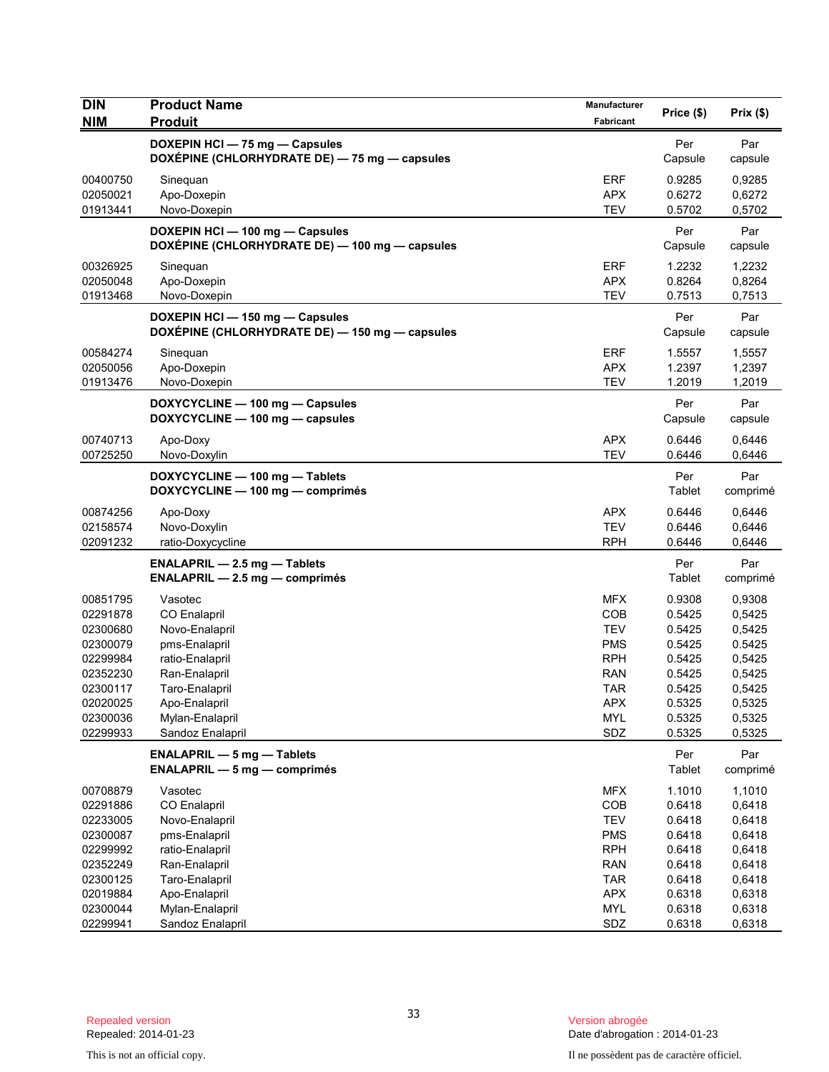| DIN<br>NIM | Product Name<br>Produit | Manufacturer<br>Fabricant | Price ($) | Prix ($) |
|---|---|---|---|---|
| | **DOXEPIN HCl — 75 mg — Capsules**<br>**DOXÉPINE (CHLORHYDRATE DE) — 75 mg — capsules** | | Per Capsule | Par capsule |
| 00400750 | Sinequan | ERF | 0.9285 | 0,9285 |
| 02050021 | Apo-Doxepin | APX | 0.6272 | 0,6272 |
| 01913441 | Novo-Doxepin | TEV | 0.5702 | 0,5702 |
| | **DOXEPIN HCl — 100 mg — Capsules**<br>**DOXÉPINE (CHLORHYDRATE DE) — 100 mg — capsules** | | Per Capsule | Par capsule |
| 00326925 | Sinequan | ERF | 1.2232 | 1,2232 |
| 02050048 | Apo-Doxepin | APX | 0.8264 | 0,8264 |
| 01913468 | Novo-Doxepin | TEV | 0.7513 | 0,7513 |
| | **DOXEPIN HCl — 150 mg — Capsules**<br>**DOXÉPINE (CHLORHYDRATE DE) — 150 mg — capsules** | | Per Capsule | Par capsule |
| 00584274 | Sinequan | ERF | 1.5557 | 1,5557 |
| 02050056 | Apo-Doxepin | APX | 1.2397 | 1,2397 |
| 01913476 | Novo-Doxepin | TEV | 1.2019 | 1,2019 |
| | **DOXYCYCLINE — 100 mg — Capsules**<br>**DOXYCYCLINE — 100 mg — capsules** | | Per Capsule | Par capsule |
| 00740713 | Apo-Doxy | APX | 0.6446 | 0,6446 |
| 00725250 | Novo-Doxylin | TEV | 0.6446 | 0,6446 |
| | **DOXYCYCLINE — 100 mg — Tablets**<br>**DOXYCYCLINE — 100 mg — comprimés** | | Per Tablet | Par comprimé |
| 00874256 | Apo-Doxy | APX | 0.6446 | 0,6446 |
| 02158574 | Novo-Doxylin | TEV | 0.6446 | 0,6446 |
| 02091232 | ratio-Doxycycline | RPH | 0.6446 | 0,6446 |
| | **ENALAPRIL — 2.5 mg — Tablets**<br>**ENALAPRIL — 2.5 mg — comprimés** | | Per Tablet | Par comprimé |
| 00851795 | Vasotec | MFX | 0.9308 | 0,9308 |
| 02291878 | CO Enalapril | COB | 0.5425 | 0,5425 |
| 02300680 | Novo-Enalapril | TEV | 0.5425 | 0,5425 |
| 02300079 | pms-Enalapril | PMS | 0.5425 | 0.5425 |
| 02299984 | ratio-Enalapril | RPH | 0.5425 | 0,5425 |
| 02352230 | Ran-Enalapril | RAN | 0.5425 | 0,5425 |
| 02300117 | Taro-Enalapril | TAR | 0.5425 | 0,5425 |
| 02020025 | Apo-Enalapril | APX | 0.5325 | 0,5325 |
| 02300036 | Mylan-Enalapril | MYL | 0.5325 | 0,5325 |
| 02299933 | Sandoz Enalapril | SDZ | 0.5325 | 0,5325 |
| | **ENALAPRIL — 5 mg — Tablets**<br>**ENALAPRIL — 5 mg — comprimés** | | Per Tablet | Par comprimé |
| 00708879 | Vasotec | MFX | 1.1010 | 1,1010 |
| 02291886 | CO Enalapril | COB | 0.6418 | 0,6418 |
| 02233005 | Novo-Enalapril | TEV | 0.6418 | 0,6418 |
| 02300087 | pms-Enalapril | PMS | 0.6418 | 0,6418 |
| 02299992 | ratio-Enalapril | RPH | 0.6418 | 0,6418 |
| 02352249 | Ran-Enalapril | RAN | 0.6418 | 0,6418 |
| 02300125 | Taro-Enalapril | TAR | 0.6418 | 0,6418 |
| 02019884 | Apo-Enalapril | APX | 0.6318 | 0,6318 |
| 02300044 | Mylan-Enalapril | MYL | 0.6318 | 0,6318 |
| 02299941 | Sandoz Enalapril | SDZ | 0.6318 | 0,6318 |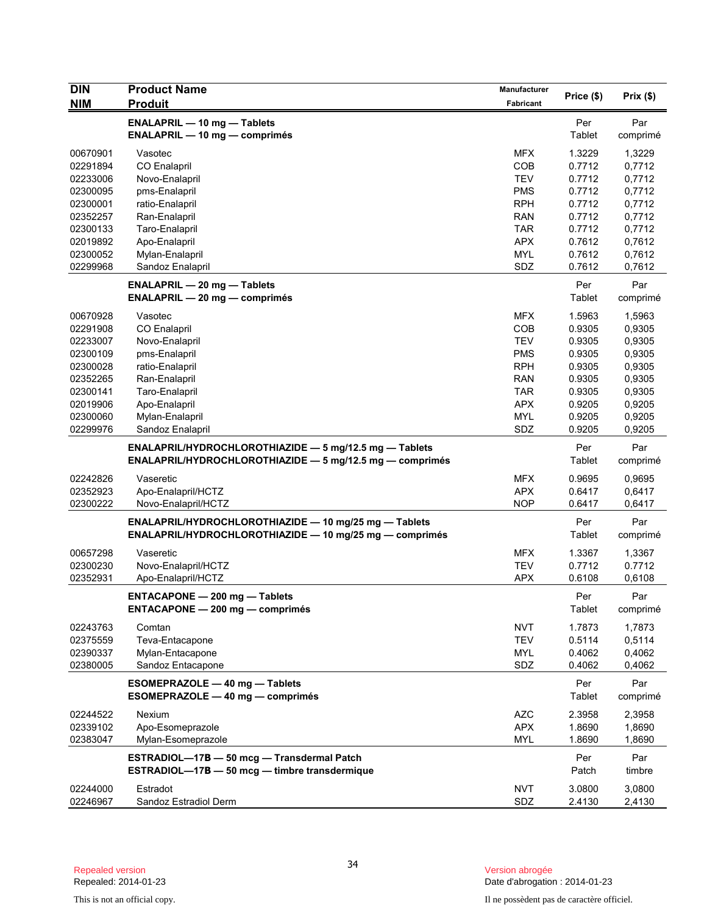| DIN<br>NIM | Product Name<br>Produit | Manufacturer<br>Fabricant | Price ($) | Prix ($) |
|---|---|---|---|---|
| | **ENALAPRIL — 10 mg — Tablets**<br>**ENALAPRIL — 10 mg — comprimés** | | Per<br>Tablet | Par<br>comprimé |
| 00670901 | Vasotec | MFX | 1.3229 | 1,3229 |
| 02291894 | CO Enalapril | COB | 0.7712 | 0,7712 |
| 02233006 | Novo-Enalapril | TEV | 0.7712 | 0,7712 |
| 02300095 | pms-Enalapril | PMS | 0.7712 | 0,7712 |
| 02300001 | ratio-Enalapril | RPH | 0.7712 | 0,7712 |
| 02352257 | Ran-Enalapril | RAN | 0.7712 | 0,7712 |
| 02300133 | Taro-Enalapril | TAR | 0.7712 | 0,7712 |
| 02019892 | Apo-Enalapril | APX | 0.7612 | 0,7612 |
| 02300052 | Mylan-Enalapril | MYL | 0.7612 | 0,7612 |
| 02299968 | Sandoz Enalapril | SDZ | 0.7612 | 0,7612 |
| | **ENALAPRIL — 20 mg — Tablets**<br>**ENALAPRIL — 20 mg — comprimés** | | Per<br>Tablet | Par<br>comprimé |
| 00670928 | Vasotec | MFX | 1.5963 | 1,5963 |
| 02291908 | CO Enalapril | COB | 0.9305 | 0,9305 |
| 02233007 | Novo-Enalapril | TEV | 0.9305 | 0,9305 |
| 02300109 | pms-Enalapril | PMS | 0.9305 | 0,9305 |
| 02300028 | ratio-Enalapril | RPH | 0.9305 | 0,9305 |
| 02352265 | Ran-Enalapril | RAN | 0.9305 | 0,9305 |
| 02300141 | Taro-Enalapril | TAR | 0.9305 | 0,9305 |
| 02019906 | Apo-Enalapril | APX | 0.9205 | 0,9205 |
| 02300060 | Mylan-Enalapril | MYL | 0.9205 | 0,9205 |
| 02299976 | Sandoz Enalapril | SDZ | 0.9205 | 0,9205 |
| | **ENALAPRIL/HYDROCHLOROTHIAZIDE — 5 mg/12.5 mg — Tablets**<br>**ENALAPRIL/HYDROCHLOROTHIAZIDE — 5 mg/12.5 mg — comprimés** | | Per<br>Tablet | Par<br>comprimé |
| 02242826 | Vaseretic | MFX | 0.9695 | 0,9695 |
| 02352923 | Apo-Enalapril/HCTZ | APX | 0.6417 | 0,6417 |
| 02300222 | Novo-Enalapril/HCTZ | NOP | 0.6417 | 0,6417 |
| | **ENALAPRIL/HYDROCHLOROTHIAZIDE — 10 mg/25 mg — Tablets**<br>**ENALAPRIL/HYDROCHLOROTHIAZIDE — 10 mg/25 mg — comprimés** | | Per<br>Tablet | Par<br>comprimé |
| 00657298 | Vaseretic | MFX | 1.3367 | 1,3367 |
| 02300230 | Novo-Enalapril/HCTZ | TEV | 0.7712 | 0.7712 |
| 02352931 | Apo-Enalapril/HCTZ | APX | 0.6108 | 0,6108 |
| | **ENTACAPONE — 200 mg — Tablets**<br>**ENTACAPONE — 200 mg — comprimés** | | Per<br>Tablet | Par<br>comprimé |
| 02243763 | Comtan | NVT | 1.7873 | 1,7873 |
| 02375559 | Teva-Entacapone | TEV | 0.5114 | 0,5114 |
| 02390337 | Mylan-Entacapone | MYL | 0.4062 | 0,4062 |
| 02380005 | Sandoz Entacapone | SDZ | 0.4062 | 0,4062 |
| | **ESOMEPRAZOLE — 40 mg — Tablets**<br>**ESOMEPRAZOLE — 40 mg — comprimés** | | Per<br>Tablet | Par<br>comprimé |
| 02244522 | Nexium | AZC | 2.3958 | 2,3958 |
| 02339102 | Apo-Esomeprazole | APX | 1.8690 | 1,8690 |
| 02383047 | Mylan-Esomeprazole | MYL | 1.8690 | 1,8690 |
| | **ESTRADIOL—17B — 50 mcg — Transdermal Patch**<br>**ESTRADIOL—17B — 50 mcg — timbre transdermique** | | Per<br>Patch | Par<br>timbre |
| 02244000 | Estradot | NVT | 3.0800 | 3,0800 |
| 02246967 | Sandoz Estradiol Derm | SDZ | 2.4130 | 2,4130 |

Repealed version
Repealed: 2014-01-23

Version abrogée
Date d'abrogation : 2014-01-23

This is not an official copy.

Il ne possèdent pas de caractère officiel.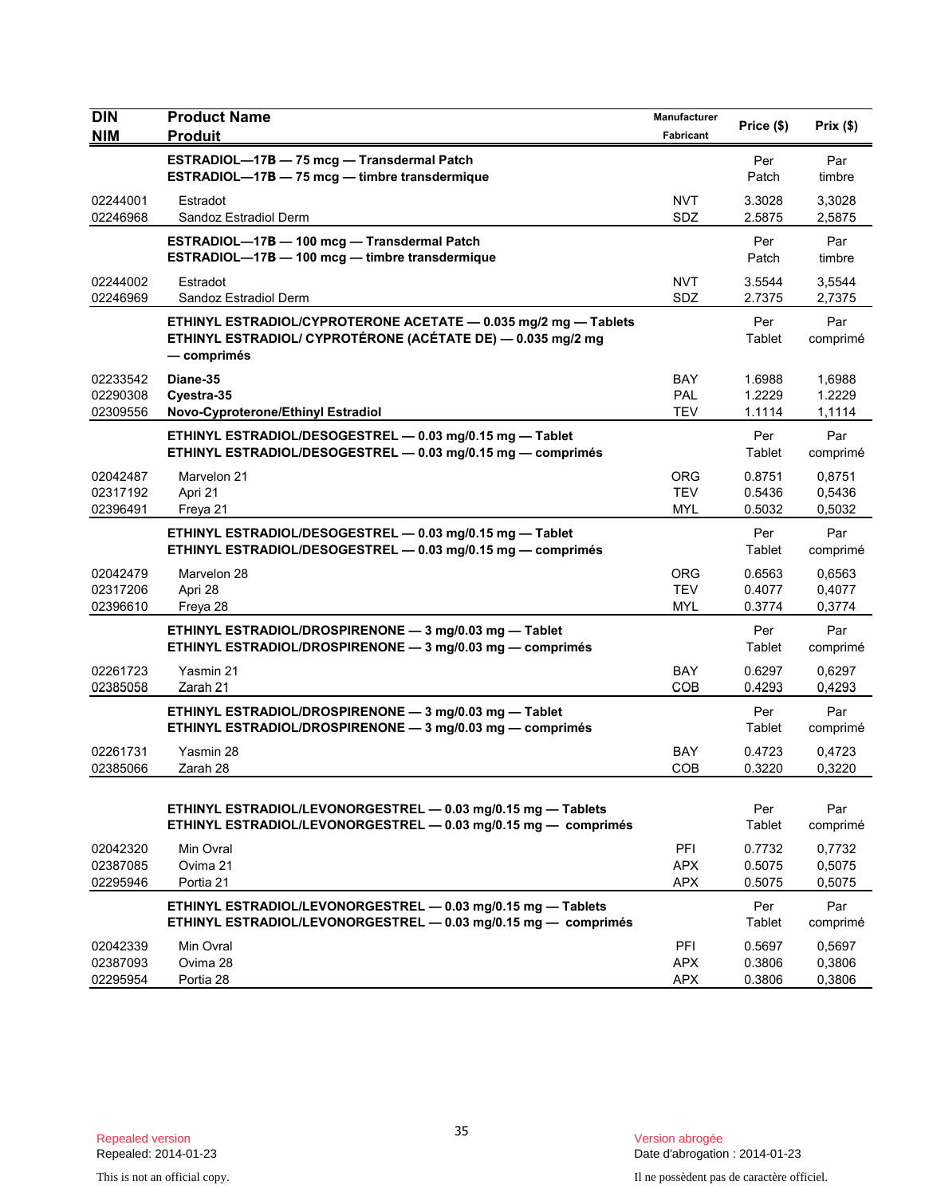| DIN<br>NIM | Product Name<br>Produit | Manufacturer<br>Fabricant | Price ($) | Prix ($) |
|---|---|---|---|---|
| | **ESTRADIOL—17B — 75 mcg — Transdermal Patch**<br>**ESTRADIOL—17B — 75 mcg — timbre transdermique** | | Per Patch | Par timbre |
| 02244001 | Estradot | NVT | 3.3028 | 3,3028 |
| 02246968 | Sandoz Estradiol Derm | SDZ | 2.5875 | 2,5875 |
| | **ESTRADIOL—17B — 100 mcg — Transdermal Patch**<br>**ESTRADIOL—17B — 100 mcg — timbre transdermique** | | Per Patch | Par timbre |
| 02244002 | Estradot | NVT | 3.5544 | 3,5544 |
| 02246969 | Sandoz Estradiol Derm | SDZ | 2.7375 | 2,7375 |
| | **ETHINYL ESTRADIOL/CYPROTERONE ACETATE — 0.035 mg/2 mg — Tablets**<br>**ETHINYL ESTRADIOL/ CYPROTÉRONE (ACÉTATE DE) — 0.035 mg/2 mg — comprimés** | | Per Tablet | Par comprimé |
| 02233542 | **Diane-35** | BAY | 1.6988 | 1,6988 |
| 02290308 | **Cyestra-35** | PAL | 1.2229 | 1.2229 |
| 02309556 | **Novo-Cyproterone/Ethinyl Estradiol** | TEV | 1.1114 | 1,1114 |
| | **ETHINYL ESTRADIOL/DESOGESTREL — 0.03 mg/0.15 mg — Tablet**<br>**ETHINYL ESTRADIOL/DESOGESTREL — 0.03 mg/0.15 mg — comprimés** | | Per Tablet | Par comprimé |
| 02042487 | Marvelon 21 | ORG | 0.8751 | 0,8751 |
| 02317192 | Apri 21 | TEV | 0.5436 | 0,5436 |
| 02396491 | Freya 21 | MYL | 0.5032 | 0,5032 |
| | **ETHINYL ESTRADIOL/DESOGESTREL — 0.03 mg/0.15 mg — Tablet**<br>**ETHINYL ESTRADIOL/DESOGESTREL — 0.03 mg/0.15 mg — comprimés** | | Per Tablet | Par comprimé |
| 02042479 | Marvelon 28 | ORG | 0.6563 | 0,6563 |
| 02317206 | Apri 28 | TEV | 0.4077 | 0,4077 |
| 02396610 | Freya 28 | MYL | 0.3774 | 0,3774 |
| | **ETHINYL ESTRADIOL/DROSPIRENONE — 3 mg/0.03 mg — Tablet**<br>**ETHINYL ESTRADIOL/DROSPIRENONE — 3 mg/0.03 mg — comprimés** | | Per Tablet | Par comprimé |
| 02261723 | Yasmin 21 | BAY | 0.6297 | 0,6297 |
| 02385058 | Zarah 21 | COB | 0.4293 | 0,4293 |
| | **ETHINYL ESTRADIOL/DROSPIRENONE — 3 mg/0.03 mg — Tablet**<br>**ETHINYL ESTRADIOL/DROSPIRENONE — 3 mg/0.03 mg — comprimés** | | Per Tablet | Par comprimé |
| 02261731 | Yasmin 28 | BAY | 0.4723 | 0,4723 |
| 02385066 | Zarah 28 | COB | 0.3220 | 0,3220 |
| | **ETHINYL ESTRADIOL/LEVONORGESTREL — 0.03 mg/0.15 mg — Tablets**<br>**ETHINYL ESTRADIOL/LEVONORGESTREL — 0.03 mg/0.15 mg — comprimés** | | Per Tablet | Par comprimé |
| 02042320 | Min Ovral | PFI | 0.7732 | 0,7732 |
| 02387085 | Ovima 21 | APX | 0.5075 | 0,5075 |
| 02295946 | Portia 21 | APX | 0.5075 | 0,5075 |
| | **ETHINYL ESTRADIOL/LEVONORGESTREL — 0.03 mg/0.15 mg — Tablets**<br>**ETHINYL ESTRADIOL/LEVONORGESTREL — 0.03 mg/0.15 mg — comprimés** | | Per Tablet | Par comprimé |
| 02042339 | Min Ovral | PFI | 0.5697 | 0,5697 |
| 02387093 | Ovima 28 | APX | 0.3806 | 0,3806 |
| 02295954 | Portia 28 | APX | 0.3806 | 0,3806 |

Repealed version
Repealed: 2014-01-23

Version abrogée
Date d'abrogation : 2014-01-23

This is not an official copy.

Il ne possèdent pas de caractère officiel.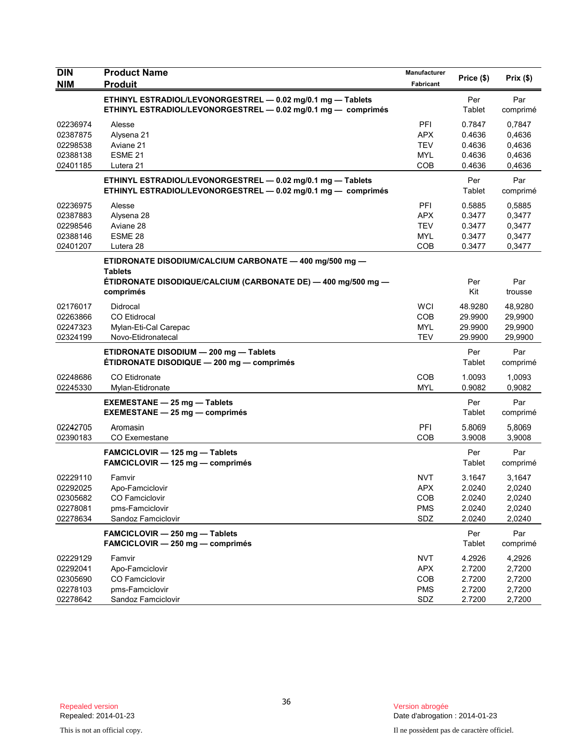| DIN<br>NIM | Product Name<br>Produit | Manufacturer<br>Fabricant | Price ($) | Prix ($) |
|---|---|---|---|---|
| | **ETHINYL ESTRADIOL/LEVONORGESTREL — 0.02 mg/0.1 mg — Tablets**<br>**ETHINYL ESTRADIOL/LEVONORGESTREL — 0.02 mg/0.1 mg — comprimés** | | Per Tablet | Par comprimé |
| 02236974 | Alesse | PFI | 0.7847 | 0,7847 |
| 02387875 | Alysena 21 | APX | 0.4636 | 0,4636 |
| 02298538 | Aviane 21 | TEV | 0.4636 | 0,4636 |
| 02388138 | ESME 21 | MYL | 0.4636 | 0,4636 |
| 02401185 | Lutera 21 | COB | 0.4636 | 0,4636 |
| | **ETHINYL ESTRADIOL/LEVONORGESTREL — 0.02 mg/0.1 mg — Tablets**<br>**ETHINYL ESTRADIOL/LEVONORGESTREL — 0.02 mg/0.1 mg — comprimés** | | Per Tablet | Par comprimé |
| 02236975 | Alesse | PFI | 0.5885 | 0,5885 |
| 02387883 | Alysena 28 | APX | 0.3477 | 0,3477 |
| 02298546 | Aviane 28 | TEV | 0.3477 | 0,3477 |
| 02388146 | ESME 28 | MYL | 0.3477 | 0,3477 |
| 02401207 | Lutera 28 | COB | 0.3477 | 0,3477 |
| | **ETIDRONATE DISODIUM/CALCIUM CARBONATE — 400 mg/500 mg — Tablets**<br>**ÉTIDRONATE DISODIQUE/CALCIUM (CARBONATE DE) — 400 mg/500 mg — comprimés** | | Per Kit | Par trousse |
| 02176017 | Didrocal | WCI | 48.9280 | 48,9280 |
| 02263866 | CO Etidrocal | COB | 29.9900 | 29,9900 |
| 02247323 | Mylan-Eti-Cal Carepac | MYL | 29.9900 | 29,9900 |
| 02324199 | Novo-Etidronatecal | TEV | 29.9900 | 29,9900 |
| | **ETIDRONATE DISODIUM — 200 mg — Tablets**<br>**ÉTIDRONATE DISODIQUE — 200 mg — comprimés** | | Per Tablet | Par comprimé |
| 02248686 | CO Etidronate | COB | 1.0093 | 1,0093 |
| 02245330 | Mylan-Etidronate | MYL | 0.9082 | 0,9082 |
| | **EXEMESTANE — 25 mg — Tablets**<br>**EXEMESTANE — 25 mg — comprimés** | | Per Tablet | Par comprimé |
| 02242705 | Aromasin | PFI | 5.8069 | 5,8069 |
| 02390183 | CO Exemestane | COB | 3.9008 | 3,9008 |
| | **FAMCICLOVIR — 125 mg — Tablets**<br>**FAMCICLOVIR — 125 mg — comprimés** | | Per Tablet | Par comprimé |
| 02229110 | Famvir | NVT | 3.1647 | 3,1647 |
| 02292025 | Apo-Famciclovir | APX | 2.0240 | 2,0240 |
| 02305682 | CO Famciclovir | COB | 2.0240 | 2,0240 |
| 02278081 | pms-Famciclovir | PMS | 2.0240 | 2,0240 |
| 02278634 | Sandoz Famciclovir | SDZ | 2.0240 | 2,0240 |
| | **FAMCICLOVIR — 250 mg — Tablets**<br>**FAMCICLOVIR — 250 mg — comprimés** | | Per Tablet | Par comprimé |
| 02229129 | Famvir | NVT | 4.2926 | 4,2926 |
| 02292041 | Apo-Famciclovir | APX | 2.7200 | 2,7200 |
| 02305690 | CO Famciclovir | COB | 2.7200 | 2,7200 |
| 02278103 | pms-Famciclovir | PMS | 2.7200 | 2,7200 |
| 02278642 | Sandoz Famciclovir | SDZ | 2.7200 | 2,7200 |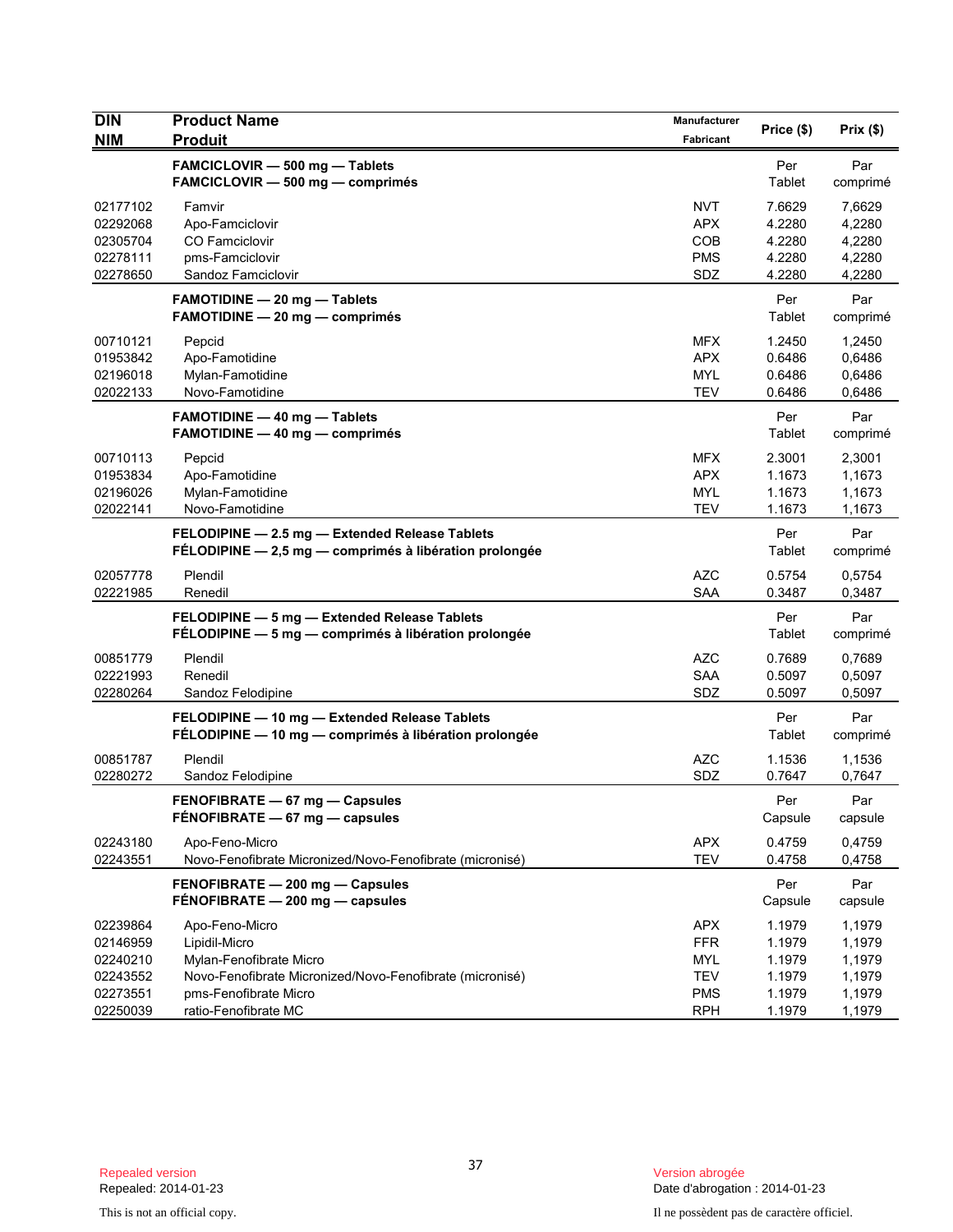| DIN<br>NIM | Product Name<br>Produit | Manufacturer<br>Fabricant | Price ($) | Prix ($) |
|---|---|---|---|---|
| | **FAMCICLOVIR — 500 mg — Tablets**<br>**FAMCICLOVIR — 500 mg — comprimés** | | Per Tablet | Par comprimé |
| 02177102 | Famvir | NVT | 7.6629 | 7,6629 |
| 02292068 | Apo-Famciclovir | APX | 4.2280 | 4,2280 |
| 02305704 | CO Famciclovir | COB | 4.2280 | 4,2280 |
| 02278111 | pms-Famciclovir | PMS | 4.2280 | 4,2280 |
| 02278650 | Sandoz Famciclovir | SDZ | 4.2280 | 4,2280 |
| | **FAMOTIDINE — 20 mg — Tablets**<br>**FAMOTIDINE — 20 mg — comprimés** | | Per Tablet | Par comprimé |
| 00710121 | Pepcid | MFX | 1.2450 | 1,2450 |
| 01953842 | Apo-Famotidine | APX | 0.6486 | 0,6486 |
| 02196018 | Mylan-Famotidine | MYL | 0.6486 | 0,6486 |
| 02022133 | Novo-Famotidine | TEV | 0.6486 | 0,6486 |
| | **FAMOTIDINE — 40 mg — Tablets**<br>**FAMOTIDINE — 40 mg — comprimés** | | Per Tablet | Par comprimé |
| 00710113 | Pepcid | MFX | 2.3001 | 2,3001 |
| 01953834 | Apo-Famotidine | APX | 1.1673 | 1,1673 |
| 02196026 | Mylan-Famotidine | MYL | 1.1673 | 1,1673 |
| 02022141 | Novo-Famotidine | TEV | 1.1673 | 1,1673 |
| | **FELODIPINE — 2.5 mg — Extended Release Tablets**<br>**FÉLODIPINE — 2,5 mg — comprimés à libération prolongée** | | Per Tablet | Par comprimé |
| 02057778 | Plendil | AZC | 0.5754 | 0,5754 |
| 02221985 | Renedil | SAA | 0.3487 | 0,3487 |
| | **FELODIPINE — 5 mg — Extended Release Tablets**<br>**FÉLODIPINE — 5 mg — comprimés à libération prolongée** | | Per Tablet | Par comprimé |
| 00851779 | Plendil | AZC | 0.7689 | 0,7689 |
| 02221993 | Renedil | SAA | 0.5097 | 0,5097 |
| 02280264 | Sandoz Felodipine | SDZ | 0.5097 | 0,5097 |
| | **FELODIPINE — 10 mg — Extended Release Tablets**<br>**FÉLODIPINE — 10 mg — comprimés à libération prolongée** | | Per Tablet | Par comprimé |
| 00851787 | Plendil | AZC | 1.1536 | 1,1536 |
| 02280272 | Sandoz Felodipine | SDZ | 0.7647 | 0,7647 |
| | **FENOFIBRATE — 67 mg — Capsules**<br>**FÉNOFIBRATE — 67 mg — capsules** | | Per Capsule | Par capsule |
| 02243180 | Apo-Feno-Micro | APX | 0.4759 | 0,4759 |
| 02243551 | Novo-Fenofibrate Micronized/Novo-Fenofibrate (micronisé) | TEV | 0.4758 | 0,4758 |
| | **FENOFIBRATE — 200 mg — Capsules**<br>**FÉNOFIBRATE — 200 mg — capsules** | | Per Capsule | Par capsule |
| 02239864 | Apo-Feno-Micro | APX | 1.1979 | 1,1979 |
| 02146959 | Lipidil-Micro | FFR | 1.1979 | 1,1979 |
| 02240210 | Mylan-Fenofibrate Micro | MYL | 1.1979 | 1,1979 |
| 02243552 | Novo-Fenofibrate Micronized/Novo-Fenofibrate (micronisé) | TEV | 1.1979 | 1,1979 |
| 02273551 | pms-Fenofibrate Micro | PMS | 1.1979 | 1,1979 |
| 02250039 | ratio-Fenofibrate MC | RPH | 1.1979 | 1,1979 |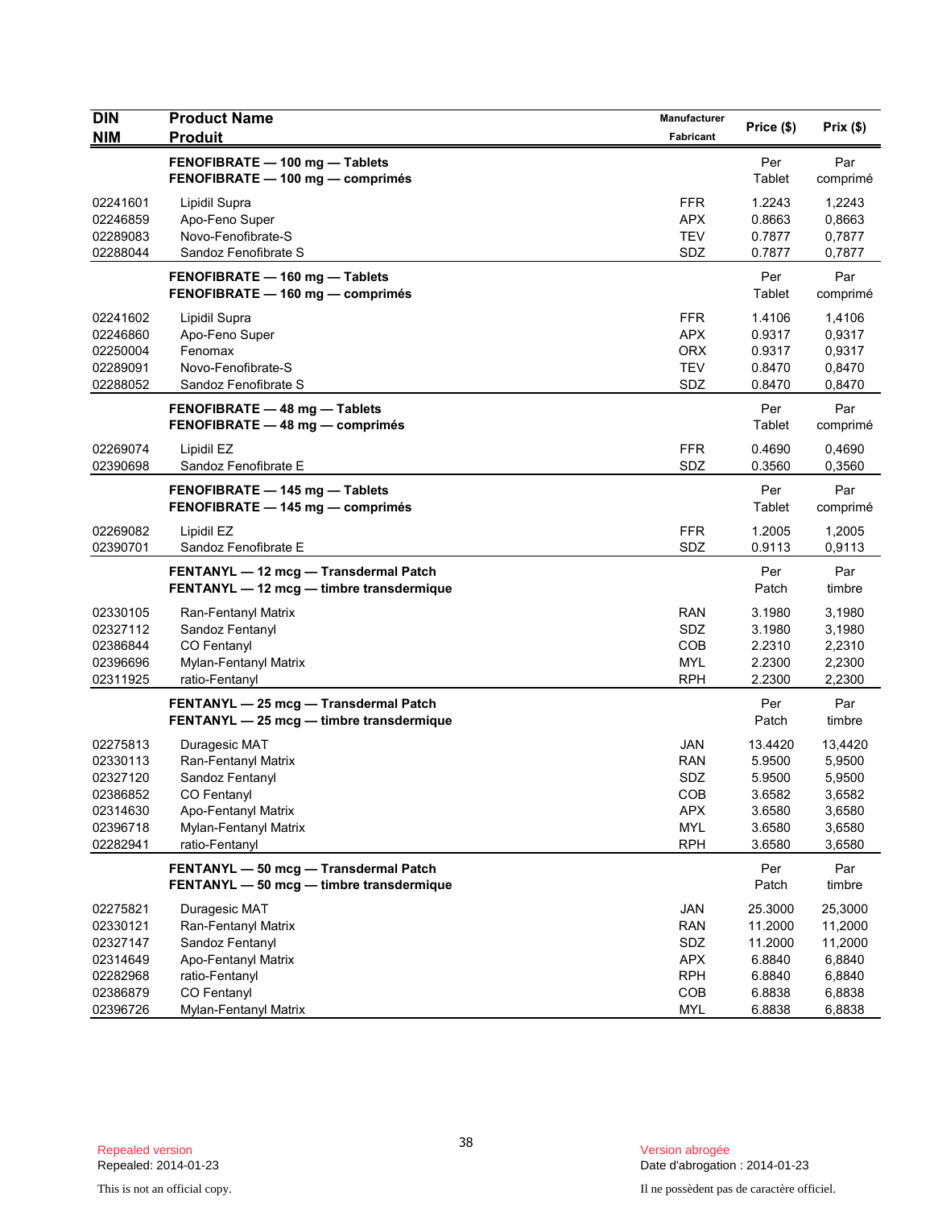| DIN<br>NIM | Product Name<br>Produit | Manufacturer<br>Fabricant | Price ($) | Prix ($) |
|---|---|---|---|---|
| | **FENOFIBRATE — 100 mg — Tablets**<br>**FENOFIBRATE — 100 mg — comprimés** | | Per<br>Tablet | Par<br>comprimé |
| 02241601 | Lipidil Supra | FFR | 1.2243 | 1,2243 |
| 02246859 | Apo-Feno Super | APX | 0.8663 | 0,8663 |
| 02289083 | Novo-Fenofibrate-S | TEV | 0.7877 | 0,7877 |
| 02288044 | Sandoz Fenofibrate S | SDZ | 0.7877 | 0,7877 |
| | **FENOFIBRATE — 160 mg — Tablets**<br>**FENOFIBRATE — 160 mg — comprimés** | | Per<br>Tablet | Par<br>comprimé |
| 02241602 | Lipidil Supra | FFR | 1.4106 | 1,4106 |
| 02246860 | Apo-Feno Super | APX | 0.9317 | 0,9317 |
| 02250004 | Fenomax | ORX | 0.9317 | 0,9317 |
| 02289091 | Novo-Fenofibrate-S | TEV | 0.8470 | 0,8470 |
| 02288052 | Sandoz Fenofibrate S | SDZ | 0.8470 | 0,8470 |
| | **FENOFIBRATE — 48 mg — Tablets**<br>**FENOFIBRATE — 48 mg — comprimés** | | Per<br>Tablet | Par<br>comprimé |
| 02269074 | Lipidil EZ | FFR | 0.4690 | 0,4690 |
| 02390698 | Sandoz Fenofibrate E | SDZ | 0.3560 | 0,3560 |
| | **FENOFIBRATE — 145 mg — Tablets**<br>**FENOFIBRATE — 145 mg — comprimés** | | Per<br>Tablet | Par<br>comprimé |
| 02269082 | Lipidil EZ | FFR | 1.2005 | 1,2005 |
| 02390701 | Sandoz Fenofibrate E | SDZ | 0.9113 | 0,9113 |
| | **FENTANYL — 12 mcg — Transdermal Patch**<br>**FENTANYL — 12 mcg — timbre transdermique** | | Per<br>Patch | Par<br>timbre |
| 02330105 | Ran-Fentanyl Matrix | RAN | 3.1980 | 3,1980 |
| 02327112 | Sandoz Fentanyl | SDZ | 3.1980 | 3,1980 |
| 02386844 | CO Fentanyl | COB | 2.2310 | 2,2310 |
| 02396696 | Mylan-Fentanyl Matrix | MYL | 2.2300 | 2,2300 |
| 02311925 | ratio-Fentanyl | RPH | 2.2300 | 2,2300 |
| | **FENTANYL — 25 mcg — Transdermal Patch**<br>**FENTANYL — 25 mcg — timbre transdermique** | | Per<br>Patch | Par<br>timbre |
| 02275813 | Duragesic MAT | JAN | 13.4420 | 13,4420 |
| 02330113 | Ran-Fentanyl Matrix | RAN | 5.9500 | 5,9500 |
| 02327120 | Sandoz Fentanyl | SDZ | 5.9500 | 5,9500 |
| 02386852 | CO Fentanyl | COB | 3.6582 | 3,6582 |
| 02314630 | Apo-Fentanyl Matrix | APX | 3.6580 | 3,6580 |
| 02396718 | Mylan-Fentanyl Matrix | MYL | 3.6580 | 3,6580 |
| 02282941 | ratio-Fentanyl | RPH | 3.6580 | 3,6580 |
| | **FENTANYL — 50 mcg — Transdermal Patch**<br>**FENTANYL — 50 mcg — timbre transdermique** | | Per<br>Patch | Par<br>timbre |
| 02275821 | Duragesic MAT | JAN | 25.3000 | 25,3000 |
| 02330121 | Ran-Fentanyl Matrix | RAN | 11.2000 | 11,2000 |
| 02327147 | Sandoz Fentanyl | SDZ | 11.2000 | 11,2000 |
| 02314649 | Apo-Fentanyl Matrix | APX | 6.8840 | 6,8840 |
| 02282968 | ratio-Fentanyl | RPH | 6.8840 | 6,8840 |
| 02386879 | CO Fentanyl | COB | 6.8838 | 6,8838 |
| 02396726 | Mylan-Fentanyl Matrix | MYL | 6.8838 | 6,8838 |

Repealed version
Repealed: 2014-01-23

Version abrogée
Date d'abrogation : 2014-01-23

This is not an official copy.

Il ne possèdent pas de caractère officiel.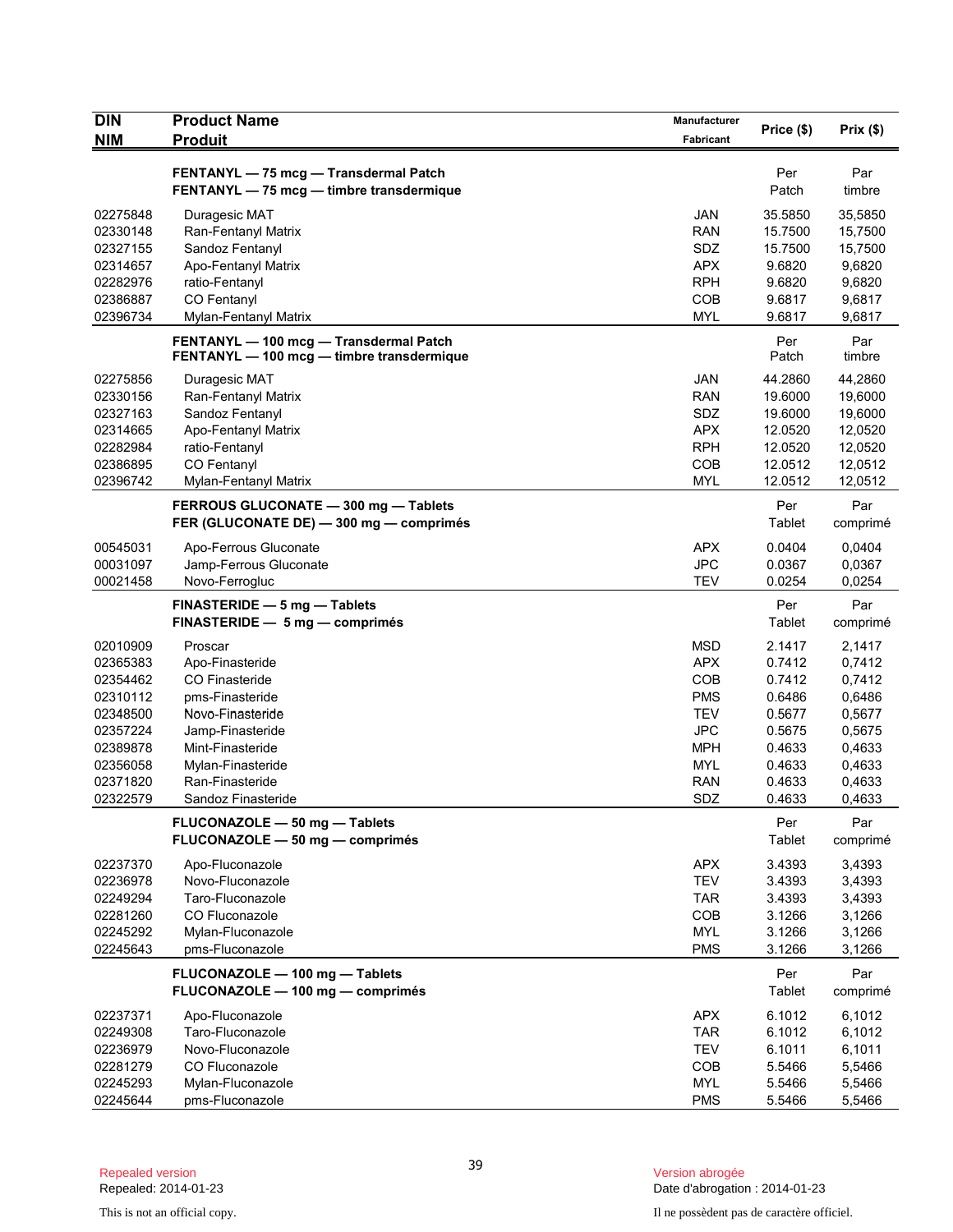| DIN<br>NIM | Product Name<br>Produit | Manufacturer<br>Fabricant | Price ($) | Prix ($) |
|---|---|---|---|---|
| | **FENTANYL — 75 mcg — Transdermal Patch**<br>**FENTANYL — 75 mcg — timbre transdermique** | | Per<br>Patch | Par<br>timbre |
| 02275848 | Duragesic MAT | JAN | 35.5850 | 35,5850 |
| 02330148 | Ran-Fentanyl Matrix | RAN | 15.7500 | 15,7500 |
| 02327155 | Sandoz Fentanyl | SDZ | 15.7500 | 15,7500 |
| 02314657 | Apo-Fentanyl Matrix | APX | 9.6820 | 9,6820 |
| 02282976 | ratio-Fentanyl | RPH | 9.6820 | 9,6820 |
| 02386887 | CO Fentanyl | COB | 9.6817 | 9,6817 |
| 02396734 | Mylan-Fentanyl Matrix | MYL | 9.6817 | 9,6817 |
| | **FENTANYL — 100 mcg — Transdermal Patch**<br>**FENTANYL — 100 mcg — timbre transdermique** | | Per<br>Patch | Par<br>timbre |
| 02275856 | Duragesic MAT | JAN | 44.2860 | 44,2860 |
| 02330156 | Ran-Fentanyl Matrix | RAN | 19.6000 | 19,6000 |
| 02327163 | Sandoz Fentanyl | SDZ | 19.6000 | 19,6000 |
| 02314665 | Apo-Fentanyl Matrix | APX | 12.0520 | 12,0520 |
| 02282984 | ratio-Fentanyl | RPH | 12.0520 | 12,0520 |
| 02386895 | CO Fentanyl | COB | 12.0512 | 12,0512 |
| 02396742 | Mylan-Fentanyl Matrix | MYL | 12.0512 | 12,0512 |
| | **FERROUS GLUCONATE — 300 mg — Tablets**<br>**FER (GLUCONATE DE) — 300 mg — comprimés** | | Per<br>Tablet | Par<br>comprimé |
| 00545031 | Apo-Ferrous Gluconate | APX | 0.0404 | 0,0404 |
| 00031097 | Jamp-Ferrous Gluconate | JPC | 0.0367 | 0,0367 |
| 00021458 | Novo-Ferrogluc | TEV | 0.0254 | 0,0254 |
| | **FINASTERIDE — 5 mg — Tablets**<br>**FINASTERIDE — 5 mg — comprimés** | | Per<br>Tablet | Par<br>comprimé |
| 02010909 | Proscar | MSD | 2.1417 | 2,1417 |
| 02365383 | Apo-Finasteride | APX | 0.7412 | 0,7412 |
| 02354462 | CO Finasteride | COB | 0.7412 | 0,7412 |
| 02310112 | pms-Finasteride | PMS | 0.6486 | 0,6486 |
| 02348500 | Novo-Finasteride | TEV | 0.5677 | 0,5677 |
| 02357224 | Jamp-Finasteride | JPC | 0.5675 | 0,5675 |
| 02389878 | Mint-Finasteride | MPH | 0.4633 | 0,4633 |
| 02356058 | Mylan-Finasteride | MYL | 0.4633 | 0,4633 |
| 02371820 | Ran-Finasteride | RAN | 0.4633 | 0,4633 |
| 02322579 | Sandoz Finasteride | SDZ | 0.4633 | 0,4633 |
| | **FLUCONAZOLE — 50 mg — Tablets**<br>**FLUCONAZOLE — 50 mg — comprimés** | | Per<br>Tablet | Par<br>comprimé |
| 02237370 | Apo-Fluconazole | APX | 3.4393 | 3,4393 |
| 02236978 | Novo-Fluconazole | TEV | 3.4393 | 3,4393 |
| 02249294 | Taro-Fluconazole | TAR | 3.4393 | 3,4393 |
| 02281260 | CO Fluconazole | COB | 3.1266 | 3,1266 |
| 02245292 | Mylan-Fluconazole | MYL | 3.1266 | 3,1266 |
| 02245643 | pms-Fluconazole | PMS | 3.1266 | 3,1266 |
| | **FLUCONAZOLE — 100 mg — Tablets**<br>**FLUCONAZOLE — 100 mg — comprimés** | | Per<br>Tablet | Par<br>comprimé |
| 02237371 | Apo-Fluconazole | APX | 6.1012 | 6,1012 |
| 02249308 | Taro-Fluconazole | TAR | 6.1012 | 6,1012 |
| 02236979 | Novo-Fluconazole | TEV | 6.1011 | 6,1011 |
| 02281279 | CO Fluconazole | COB | 5.5466 | 5,5466 |
| 02245293 | Mylan-Fluconazole | MYL | 5.5466 | 5,5466 |
| 02245644 | pms-Fluconazole | PMS | 5.5466 | 5,5466 |

Repealed version
Repealed: 2014-01-23

Version abrogée
Date d'abrogation : 2014-01-23

This is not an official copy.

Il ne possèdent pas de caractère officiel.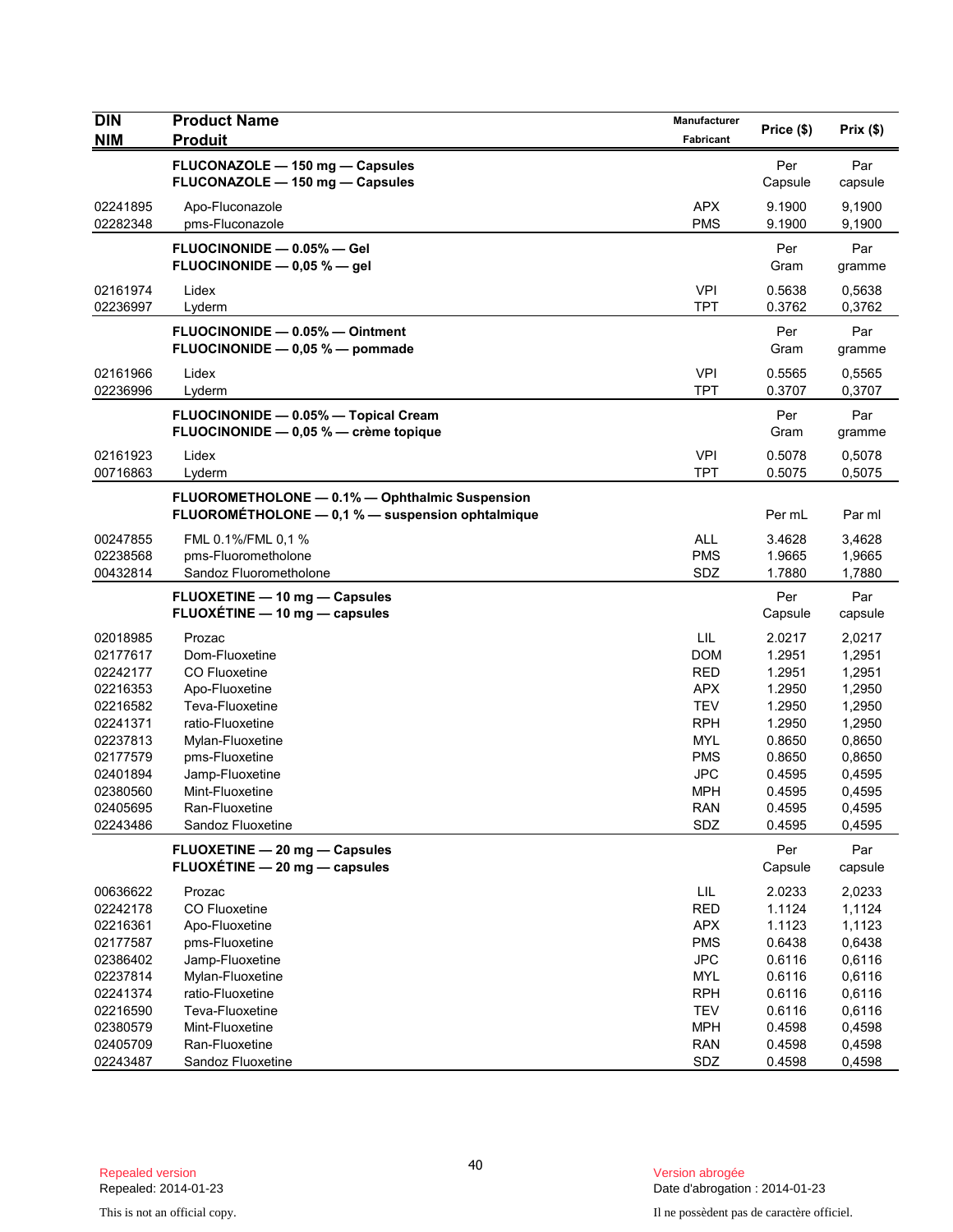| DIN<br>NIM | Product Name<br>Produit | Manufacturer<br>Fabricant | Price ($) | Prix ($) |
|---|---|---|---|---|
| | **FLUCONAZOLE — 150 mg — Capsules**<br>**FLUCONAZOLE — 150 mg — Capsules** | | Per<br>Capsule | Par<br>capsule |
| 02241895 | Apo-Fluconazole | APX | 9.1900 | 9,1900 |
| 02282348 | pms-Fluconazole | PMS | 9.1900 | 9,1900 |
| | **FLUOCINONIDE — 0.05% — Gel**<br>**FLUOCINONIDE — 0,05 % — gel** | | Per<br>Gram | Par<br>gramme |
| 02161974 | Lidex | VPI | 0.5638 | 0,5638 |
| 02236997 | Lyderm | TPT | 0.3762 | 0,3762 |
| | **FLUOCINONIDE — 0.05% — Ointment**<br>**FLUOCINONIDE — 0,05 % — pommade** | | Per<br>Gram | Par<br>gramme |
| 02161966 | Lidex | VPI | 0.5565 | 0,5565 |
| 02236996 | Lyderm | TPT | 0.3707 | 0,3707 |
| | **FLUOCINONIDE — 0.05% — Topical Cream**<br>**FLUOCINONIDE — 0,05 % — crème topique** | | Per<br>Gram | Par<br>gramme |
| 02161923 | Lidex | VPI | 0.5078 | 0,5078 |
| 00716863 | Lyderm | TPT | 0.5075 | 0,5075 |
| | **FLUOROMETHOLONE — 0.1% — Ophthalmic Suspension**<br>**FLUOROMÉTHOLONE — 0,1 % — suspension ophtalmique** | | Per mL | Par ml |
| 00247855 | FML 0.1%/FML 0,1 % | ALL | 3.4628 | 3,4628 |
| 02238568 | pms-Fluorometholone | PMS | 1.9665 | 1,9665 |
| 00432814 | Sandoz Fluorometholone | SDZ | 1.7880 | 1,7880 |
| | **FLUOXETINE — 10 mg — Capsules**<br>**FLUOXÉTINE — 10 mg — capsules** | | Per<br>Capsule | Par<br>capsule |
| 02018985 | Prozac | LIL | 2.0217 | 2,0217 |
| 02177617 | Dom-Fluoxetine | DOM | 1.2951 | 1,2951 |
| 02242177 | CO Fluoxetine | RED | 1.2951 | 1,2951 |
| 02216353 | Apo-Fluoxetine | APX | 1.2950 | 1,2950 |
| 02216582 | Teva-Fluoxetine | TEV | 1.2950 | 1,2950 |
| 02241371 | ratio-Fluoxetine | RPH | 1.2950 | 1,2950 |
| 02237813 | Mylan-Fluoxetine | MYL | 0.8650 | 0,8650 |
| 02177579 | pms-Fluoxetine | PMS | 0.8650 | 0,8650 |
| 02401894 | Jamp-Fluoxetine | JPC | 0.4595 | 0,4595 |
| 02380560 | Mint-Fluoxetine | MPH | 0.4595 | 0,4595 |
| 02405695 | Ran-Fluoxetine | RAN | 0.4595 | 0,4595 |
| 02243486 | Sandoz Fluoxetine | SDZ | 0.4595 | 0,4595 |
| | **FLUOXETINE — 20 mg — Capsules**<br>**FLUOXÉTINE — 20 mg — capsules** | | Per<br>Capsule | Par<br>capsule |
| 00636622 | Prozac | LIL | 2.0233 | 2,0233 |
| 02242178 | CO Fluoxetine | RED | 1.1124 | 1,1124 |
| 02216361 | Apo-Fluoxetine | APX | 1.1123 | 1,1123 |
| 02177587 | pms-Fluoxetine | PMS | 0.6438 | 0,6438 |
| 02386402 | Jamp-Fluoxetine | JPC | 0.6116 | 0,6116 |
| 02237814 | Mylan-Fluoxetine | MYL | 0.6116 | 0,6116 |
| 02241374 | ratio-Fluoxetine | RPH | 0.6116 | 0,6116 |
| 02216590 | Teva-Fluoxetine | TEV | 0.6116 | 0,6116 |
| 02380579 | Mint-Fluoxetine | MPH | 0.4598 | 0,4598 |
| 02405709 | Ran-Fluoxetine | RAN | 0.4598 | 0,4598 |
| 02243487 | Sandoz Fluoxetine | SDZ | 0.4598 | 0,4598 |

Repealed version
Repealed: 2014-01-23

Version abrogée
Date d'abrogation : 2014-01-23

This is not an official copy.

Il ne possèdent pas de caractère officiel.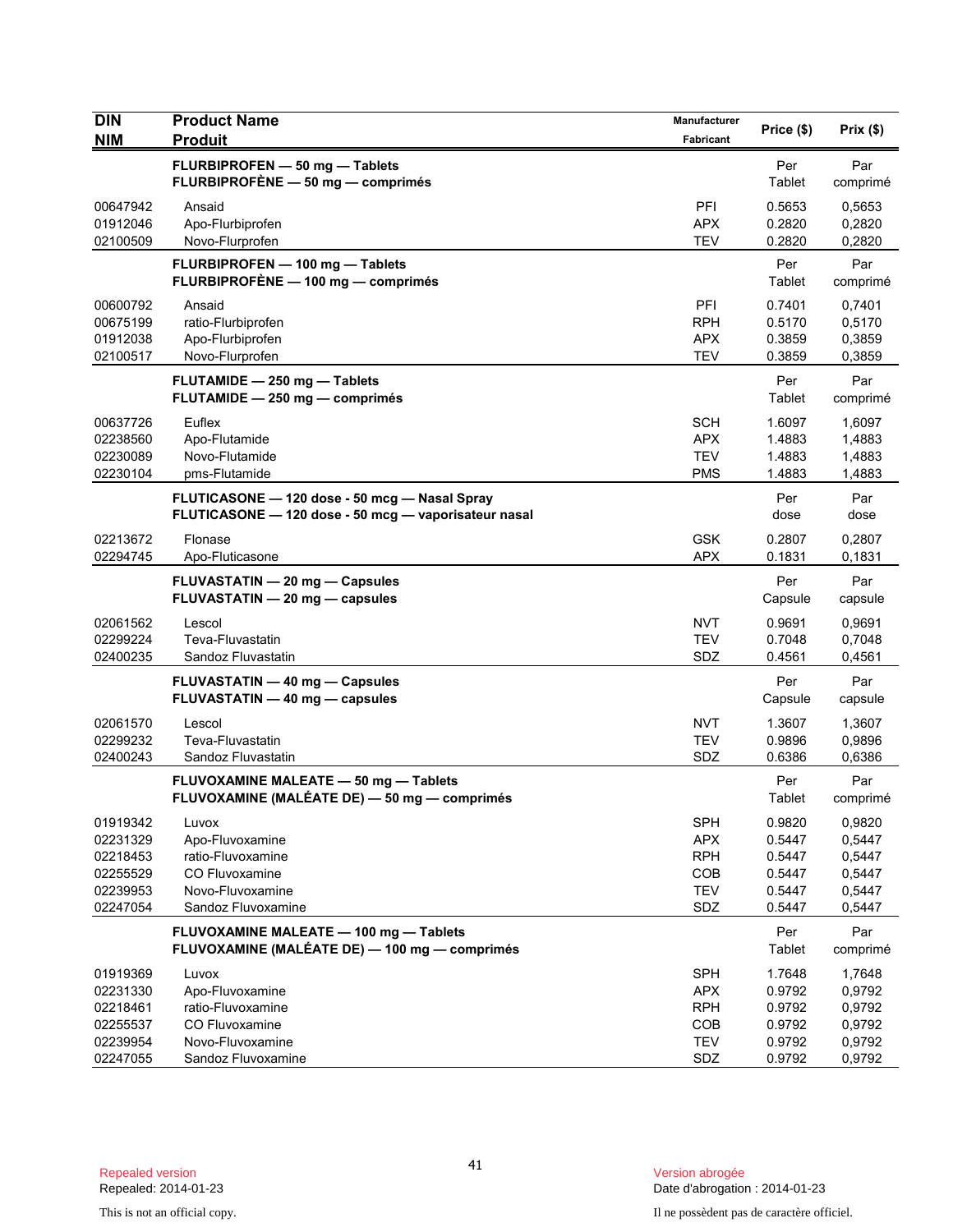| DIN<br>NIM | Product Name<br>Produit | Manufacturer<br>Fabricant | Price ($) | Prix ($) |
|---|---|---|---|---|
| | **FLURBIPROFEN — 50 mg — Tablets**<br>**FLURBIPROFÈNE — 50 mg — comprimés** | | Per Tablet | Par comprimé |
| 00647942 | Ansaid | PFI | 0.5653 | 0,5653 |
| 01912046 | Apo-Flurbiprofen | APX | 0.2820 | 0,2820 |
| 02100509 | Novo-Flurprofen | TEV | 0.2820 | 0,2820 |
| | **FLURBIPROFEN — 100 mg — Tablets**<br>**FLURBIPROFÈNE — 100 mg — comprimés** | | Per Tablet | Par comprimé |
| 00600792 | Ansaid | PFI | 0.7401 | 0,7401 |
| 00675199 | ratio-Flurbiprofen | RPH | 0.5170 | 0,5170 |
| 01912038 | Apo-Flurbiprofen | APX | 0.3859 | 0,3859 |
| 02100517 | Novo-Flurprofen | TEV | 0.3859 | 0,3859 |
| | **FLUTAMIDE — 250 mg — Tablets**<br>**FLUTAMIDE — 250 mg — comprimés** | | Per Tablet | Par comprimé |
| 00637726 | Euflex | SCH | 1.6097 | 1,6097 |
| 02238560 | Apo-Flutamide | APX | 1.4883 | 1,4883 |
| 02230089 | Novo-Flutamide | TEV | 1.4883 | 1,4883 |
| 02230104 | pms-Flutamide | PMS | 1.4883 | 1,4883 |
| | **FLUTICASONE — 120 dose - 50 mcg — Nasal Spray**<br>**FLUTICASONE — 120 dose - 50 mcg — vaporisateur nasal** | | Per dose | Par dose |
| 02213672 | Flonase | GSK | 0.2807 | 0,2807 |
| 02294745 | Apo-Fluticasone | APX | 0.1831 | 0,1831 |
| | **FLUVASTATIN — 20 mg — Capsules**<br>**FLUVASTATIN — 20 mg — capsules** | | Per Capsule | Par capsule |
| 02061562 | Lescol | NVT | 0.9691 | 0,9691 |
| 02299224 | Teva-Fluvastatin | TEV | 0.7048 | 0,7048 |
| 02400235 | Sandoz Fluvastatin | SDZ | 0.4561 | 0,4561 |
| | **FLUVASTATIN — 40 mg — Capsules**<br>**FLUVASTATIN — 40 mg — capsules** | | Per Capsule | Par capsule |
| 02061570 | Lescol | NVT | 1.3607 | 1,3607 |
| 02299232 | Teva-Fluvastatin | TEV | 0.9896 | 0,9896 |
| 02400243 | Sandoz Fluvastatin | SDZ | 0.6386 | 0,6386 |
| | **FLUVOXAMINE MALEATE — 50 mg — Tablets**<br>**FLUVOXAMINE (MALÉATE DE) — 50 mg — comprimés** | | Per Tablet | Par comprimé |
| 01919342 | Luvox | SPH | 0.9820 | 0,9820 |
| 02231329 | Apo-Fluvoxamine | APX | 0.5447 | 0,5447 |
| 02218453 | ratio-Fluvoxamine | RPH | 0.5447 | 0,5447 |
| 02255529 | CO Fluvoxamine | COB | 0.5447 | 0,5447 |
| 02239953 | Novo-Fluvoxamine | TEV | 0.5447 | 0,5447 |
| 02247054 | Sandoz Fluvoxamine | SDZ | 0.5447 | 0,5447 |
| | **FLUVOXAMINE MALEATE — 100 mg — Tablets**<br>**FLUVOXAMINE (MALÉATE DE) — 100 mg — comprimés** | | Per Tablet | Par comprimé |
| 01919369 | Luvox | SPH | 1.7648 | 1,7648 |
| 02231330 | Apo-Fluvoxamine | APX | 0.9792 | 0,9792 |
| 02218461 | ratio-Fluvoxamine | RPH | 0.9792 | 0,9792 |
| 02255537 | CO Fluvoxamine | COB | 0.9792 | 0,9792 |
| 02239954 | Novo-Fluvoxamine | TEV | 0.9792 | 0,9792 |
| 02247055 | Sandoz Fluvoxamine | SDZ | 0.9792 | 0,9792 |

Repealed version
Repealed: 2014-01-23

Version abrogée
Date d'abrogation : 2014-01-23

This is not an official copy.

Il ne possèdent pas de caractère officiel.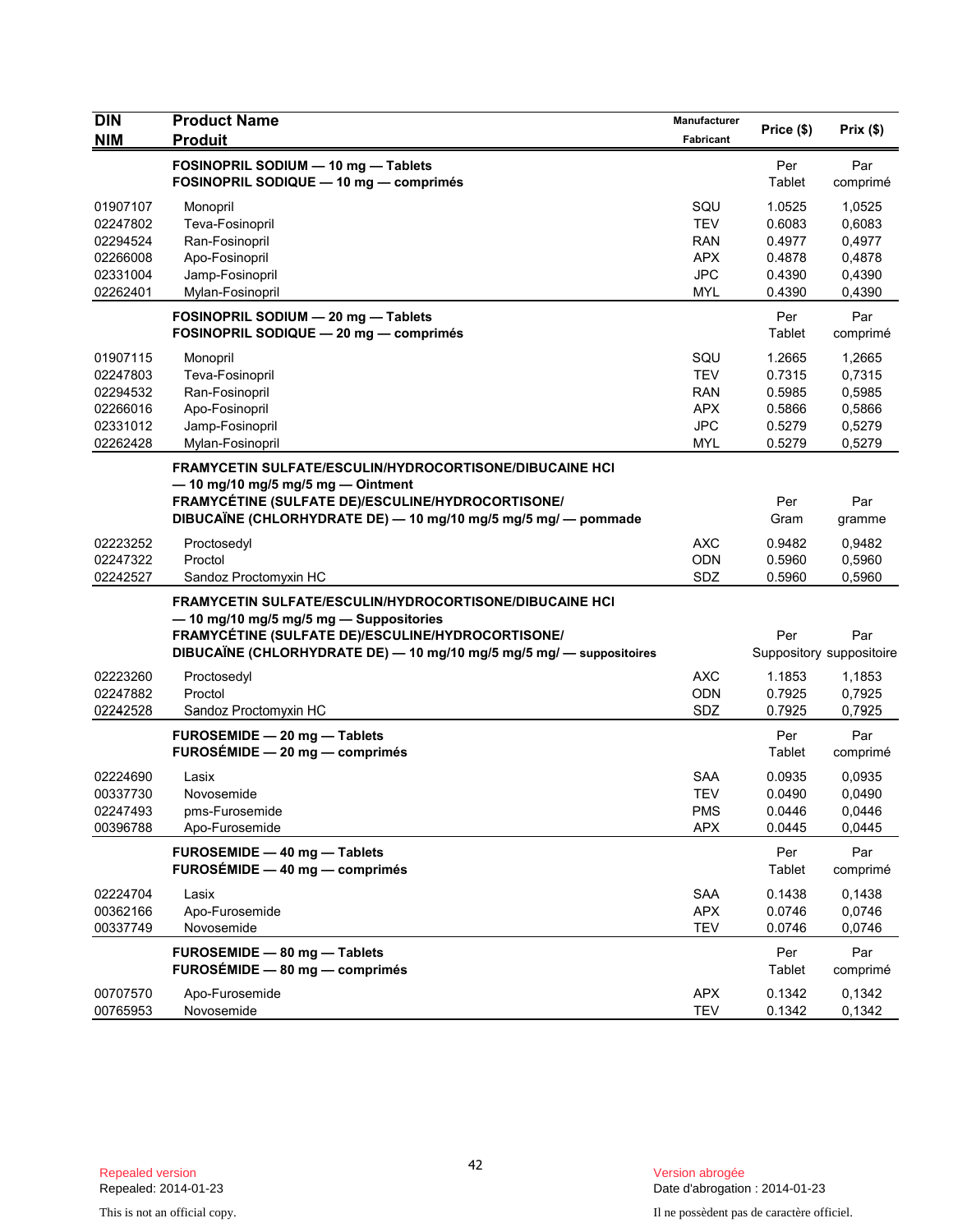| DIN<br>NIM | Product Name<br>Produit | Manufacturer<br>Fabricant | Price ($) | Prix ($) |
|---|---|---|---|---|
| | **FOSINOPRIL SODIUM — 10 mg — Tablets**<br>**FOSINOPRIL SODIQUE — 10 mg — comprimés** | | Per Tablet | Par comprimé |
| 01907107 | Monopril | SQU | 1.0525 | 1,0525 |
| 02247802 | Teva-Fosinopril | TEV | 0.6083 | 0,6083 |
| 02294524 | Ran-Fosinopril | RAN | 0.4977 | 0,4977 |
| 02266008 | Apo-Fosinopril | APX | 0.4878 | 0,4878 |
| 02331004 | Jamp-Fosinopril | JPC | 0.4390 | 0,4390 |
| 02262401 | Mylan-Fosinopril | MYL | 0.4390 | 0,4390 |
| | **FOSINOPRIL SODIUM — 20 mg — Tablets**<br>**FOSINOPRIL SODIQUE — 20 mg — comprimés** | | Per Tablet | Par comprimé |
| 01907115 | Monopril | SQU | 1.2665 | 1,2665 |
| 02247803 | Teva-Fosinopril | TEV | 0.7315 | 0,7315 |
| 02294532 | Ran-Fosinopril | RAN | 0.5985 | 0,5985 |
| 02266016 | Apo-Fosinopril | APX | 0.5866 | 0,5866 |
| 02331012 | Jamp-Fosinopril | JPC | 0.5279 | 0,5279 |
| 02262428 | Mylan-Fosinopril | MYL | 0.5279 | 0,5279 |
| | **FRAMYCETIN SULFATE/ESCULIN/HYDROCORTISONE/DIBUCAINE HCl — 10 mg/10 mg/5 mg/5 mg — Ointment**<br>**FRAMYCÉTINE (SULFATE DE)/ESCULINE/HYDROCORTISONE/ DIBUCAÏNE (CHLORHYDRATE DE) — 10 mg/10 mg/5 mg/5 mg/ — pommade** | | Per Gram | Par gramme |
| 02223252 | Proctosedyl | AXC | 0.9482 | 0,9482 |
| 02247322 | Proctol | ODN | 0.5960 | 0,5960 |
| 02242527 | Sandoz Proctomyxin HC | SDZ | 0.5960 | 0,5960 |
| | **FRAMYCETIN SULFATE/ESCULIN/HYDROCORTISONE/DIBUCAINE HCl — 10 mg/10 mg/5 mg/5 mg — Suppositories**<br>**FRAMYCÉTINE (SULFATE DE)/ESCULINE/HYDROCORTISONE/ DIBUCAÏNE (CHLORHYDRATE DE) — 10 mg/10 mg/5 mg/5 mg/ — suppositoires** | | Per Suppository | Par suppositoire |
| 02223260 | Proctosedyl | AXC | 1.1853 | 1,1853 |
| 02247882 | Proctol | ODN | 0.7925 | 0,7925 |
| 02242528 | Sandoz Proctomyxin HC | SDZ | 0.7925 | 0,7925 |
| | **FUROSEMIDE — 20 mg — Tablets**<br>**FUROSÉMIDE — 20 mg — comprimés** | | Per Tablet | Par comprimé |
| 02224690 | Lasix | SAA | 0.0935 | 0,0935 |
| 00337730 | Novosemide | TEV | 0.0490 | 0,0490 |
| 02247493 | pms-Furosemide | PMS | 0.0446 | 0,0446 |
| 00396788 | Apo-Furosemide | APX | 0.0445 | 0,0445 |
| | **FUROSEMIDE — 40 mg — Tablets**<br>**FUROSÉMIDE — 40 mg — comprimés** | | Per Tablet | Par comprimé |
| 02224704 | Lasix | SAA | 0.1438 | 0,1438 |
| 00362166 | Apo-Furosemide | APX | 0.0746 | 0,0746 |
| 00337749 | Novosemide | TEV | 0.0746 | 0,0746 |
| | **FUROSEMIDE — 80 mg — Tablets**<br>**FUROSÉMIDE — 80 mg — comprimés** | | Per Tablet | Par comprimé |
| 00707570 | Apo-Furosemide | APX | 0.1342 | 0,1342 |
| 00765953 | Novosemide | TEV | 0.1342 | 0,1342 |

Repealed version
Repealed: 2014-01-23

Version abrogée
Date d'abrogation : 2014-01-23

This is not an official copy.

Il ne possèdent pas de caractère officiel.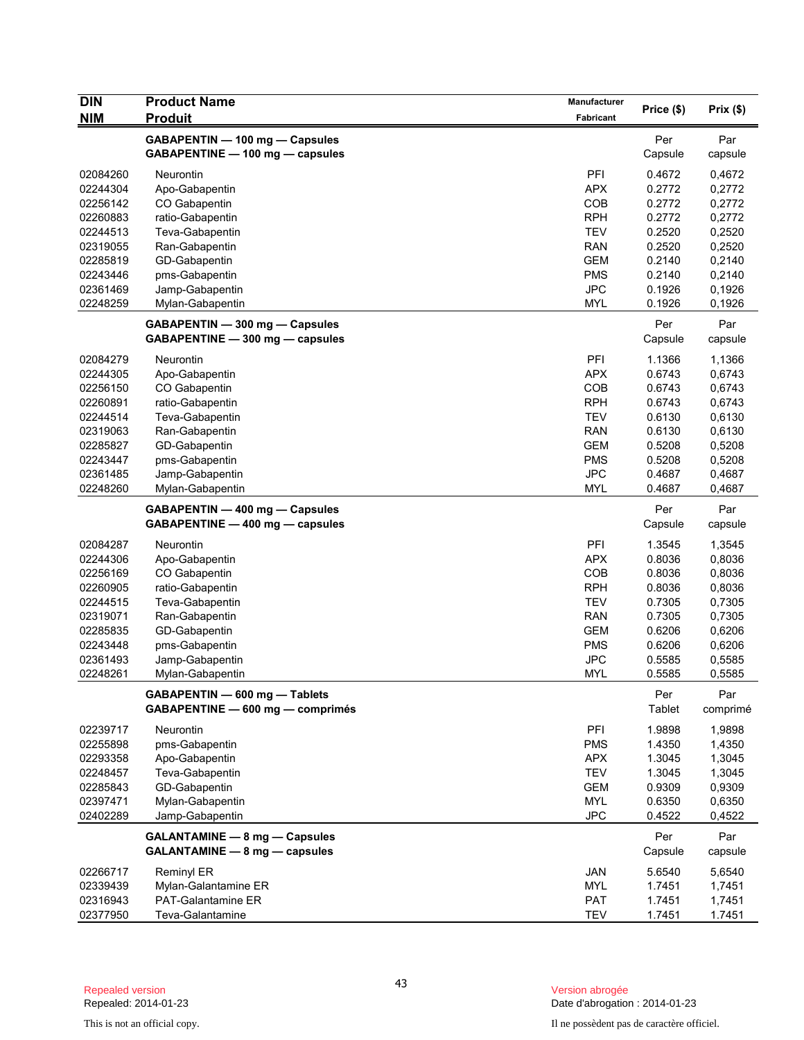| DIN<br>NIM | Product Name<br>Produit | Manufacturer<br>Fabricant | Price ($) | Prix ($) |
|---|---|---|---|---|
| | **GABAPENTIN — 100 mg — Capsules**<br>**GABAPENTINE — 100 mg — capsules** | | Per<br>Capsule | Par<br>capsule |
| 02084260 | Neurontin | PFI | 0.4672 | 0,4672 |
| 02244304 | Apo-Gabapentin | APX | 0.2772 | 0,2772 |
| 02256142 | CO Gabapentin | COB | 0.2772 | 0,2772 |
| 02260883 | ratio-Gabapentin | RPH | 0.2772 | 0,2772 |
| 02244513 | Teva-Gabapentin | TEV | 0.2520 | 0,2520 |
| 02319055 | Ran-Gabapentin | RAN | 0.2520 | 0,2520 |
| 02285819 | GD-Gabapentin | GEM | 0.2140 | 0,2140 |
| 02243446 | pms-Gabapentin | PMS | 0.2140 | 0,2140 |
| 02361469 | Jamp-Gabapentin | JPC | 0.1926 | 0,1926 |
| 02248259 | Mylan-Gabapentin | MYL | 0.1926 | 0,1926 |
| | **GABAPENTIN — 300 mg — Capsules**<br>**GABAPENTINE — 300 mg — capsules** | | Per<br>Capsule | Par<br>capsule |
| 02084279 | Neurontin | PFI | 1.1366 | 1,1366 |
| 02244305 | Apo-Gabapentin | APX | 0.6743 | 0,6743 |
| 02256150 | CO Gabapentin | COB | 0.6743 | 0,6743 |
| 02260891 | ratio-Gabapentin | RPH | 0.6743 | 0,6743 |
| 02244514 | Teva-Gabapentin | TEV | 0.6130 | 0,6130 |
| 02319063 | Ran-Gabapentin | RAN | 0.6130 | 0,6130 |
| 02285827 | GD-Gabapentin | GEM | 0.5208 | 0,5208 |
| 02243447 | pms-Gabapentin | PMS | 0.5208 | 0,5208 |
| 02361485 | Jamp-Gabapentin | JPC | 0.4687 | 0,4687 |
| 02248260 | Mylan-Gabapentin | MYL | 0.4687 | 0,4687 |
| | **GABAPENTIN — 400 mg — Capsules**<br>**GABAPENTINE — 400 mg — capsules** | | Per<br>Capsule | Par<br>capsule |
| 02084287 | Neurontin | PFI | 1.3545 | 1,3545 |
| 02244306 | Apo-Gabapentin | APX | 0.8036 | 0,8036 |
| 02256169 | CO Gabapentin | COB | 0.8036 | 0,8036 |
| 02260905 | ratio-Gabapentin | RPH | 0.8036 | 0,8036 |
| 02244515 | Teva-Gabapentin | TEV | 0.7305 | 0,7305 |
| 02319071 | Ran-Gabapentin | RAN | 0.7305 | 0,7305 |
| 02285835 | GD-Gabapentin | GEM | 0.6206 | 0,6206 |
| 02243448 | pms-Gabapentin | PMS | 0.6206 | 0,6206 |
| 02361493 | Jamp-Gabapentin | JPC | 0.5585 | 0,5585 |
| 02248261 | Mylan-Gabapentin | MYL | 0.5585 | 0,5585 |
| | **GABAPENTIN — 600 mg — Tablets**<br>**GABAPENTINE — 600 mg — comprimés** | | Per<br>Tablet | Par<br>comprimé |
| 02239717 | Neurontin | PFI | 1.9898 | 1,9898 |
| 02255898 | pms-Gabapentin | PMS | 1.4350 | 1,4350 |
| 02293358 | Apo-Gabapentin | APX | 1.3045 | 1,3045 |
| 02248457 | Teva-Gabapentin | TEV | 1.3045 | 1,3045 |
| 02285843 | GD-Gabapentin | GEM | 0.9309 | 0,9309 |
| 02397471 | Mylan-Gabapentin | MYL | 0.6350 | 0,6350 |
| 02402289 | Jamp-Gabapentin | JPC | 0.4522 | 0,4522 |
| | **GALANTAMINE — 8 mg — Capsules**<br>**GALANTAMINE — 8 mg — capsules** | | Per<br>Capsule | Par<br>capsule |
| 02266717 | Reminyl ER | JAN | 5.6540 | 5,6540 |
| 02339439 | Mylan-Galantamine ER | MYL | 1.7451 | 1,7451 |
| 02316943 | PAT-Galantamine ER | PAT | 1.7451 | 1,7451 |
| 02377950 | Teva-Galantamine | TEV | 1.7451 | 1.7451 |

Repealed version
Repealed: 2014-01-23

Version abrogée
Date d'abrogation : 2014-01-23

This is not an official copy.

Il ne possèdent pas de caractère officiel.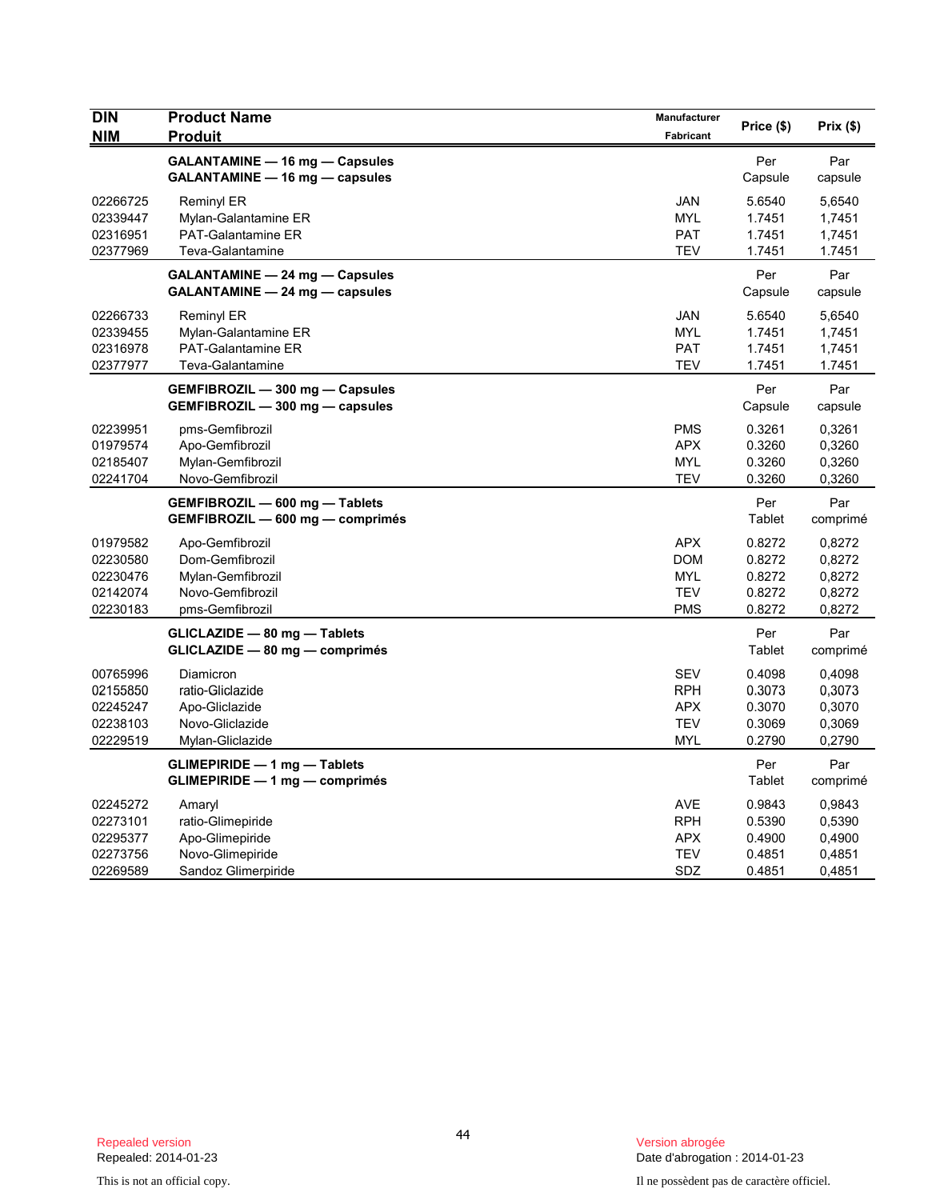| DIN<br>NIM | Product Name<br>Produit | Manufacturer<br>Fabricant | Price ($) | Prix ($) |
|---|---|---|---|---|
| | **GALANTAMINE — 16 mg — Capsules**<br>**GALANTAMINE — 16 mg — capsules** | | Per<br>Capsule | Par<br>capsule |
| 02266725 | Reminyl ER | JAN | 5.6540 | 5,6540 |
| 02339447 | Mylan-Galantamine ER | MYL | 1.7451 | 1,7451 |
| 02316951 | PAT-Galantamine ER | PAT | 1.7451 | 1,7451 |
| 02377969 | Teva-Galantamine | TEV | 1.7451 | 1.7451 |
| | **GALANTAMINE — 24 mg — Capsules**<br>**GALANTAMINE — 24 mg — capsules** | | Per<br>Capsule | Par<br>capsule |
| 02266733 | Reminyl ER | JAN | 5.6540 | 5,6540 |
| 02339455 | Mylan-Galantamine ER | MYL | 1.7451 | 1,7451 |
| 02316978 | PAT-Galantamine ER | PAT | 1.7451 | 1,7451 |
| 02377977 | Teva-Galantamine | TEV | 1.7451 | 1.7451 |
| | **GEMFIBROZIL — 300 mg — Capsules**<br>**GEMFIBROZIL — 300 mg — capsules** | | Per<br>Capsule | Par<br>capsule |
| 02239951 | pms-Gemfibrozil | PMS | 0.3261 | 0,3261 |
| 01979574 | Apo-Gemfibrozil | APX | 0.3260 | 0,3260 |
| 02185407 | Mylan-Gemfibrozil | MYL | 0.3260 | 0,3260 |
| 02241704 | Novo-Gemfibrozil | TEV | 0.3260 | 0,3260 |
| | **GEMFIBROZIL — 600 mg — Tablets**<br>**GEMFIBROZIL — 600 mg — comprimés** | | Per<br>Tablet | Par<br>comprimé |
| 01979582 | Apo-Gemfibrozil | APX | 0.8272 | 0,8272 |
| 02230580 | Dom-Gemfibrozil | DOM | 0.8272 | 0,8272 |
| 02230476 | Mylan-Gemfibrozil | MYL | 0.8272 | 0,8272 |
| 02142074 | Novo-Gemfibrozil | TEV | 0.8272 | 0,8272 |
| 02230183 | pms-Gemfibrozil | PMS | 0.8272 | 0,8272 |
| | **GLICLAZIDE — 80 mg — Tablets**<br>**GLICLAZIDE — 80 mg — comprimés** | | Per<br>Tablet | Par<br>comprimé |
| 00765996 | Diamicron | SEV | 0.4098 | 0,4098 |
| 02155850 | ratio-Gliclazide | RPH | 0.3073 | 0,3073 |
| 02245247 | Apo-Gliclazide | APX | 0.3070 | 0,3070 |
| 02238103 | Novo-Gliclazide | TEV | 0.3069 | 0,3069 |
| 02229519 | Mylan-Gliclazide | MYL | 0.2790 | 0,2790 |
| | **GLIMEPIRIDE — 1 mg — Tablets**<br>**GLIMEPIRIDE — 1 mg — comprimés** | | Per<br>Tablet | Par<br>comprimé |
| 02245272 | Amaryl | AVE | 0.9843 | 0,9843 |
| 02273101 | ratio-Glimepiride | RPH | 0.5390 | 0,5390 |
| 02295377 | Apo-Glimepiride | APX | 0.4900 | 0,4900 |
| 02273756 | Novo-Glimepiride | TEV | 0.4851 | 0,4851 |
| 02269589 | Sandoz Glimerpiride | SDZ | 0.4851 | 0,4851 |

Repealed version
Repealed: 2014-01-23

Version abrogée
Date d'abrogation : 2014-01-23

This is not an official copy.

Il ne possèdent pas de caractère officiel.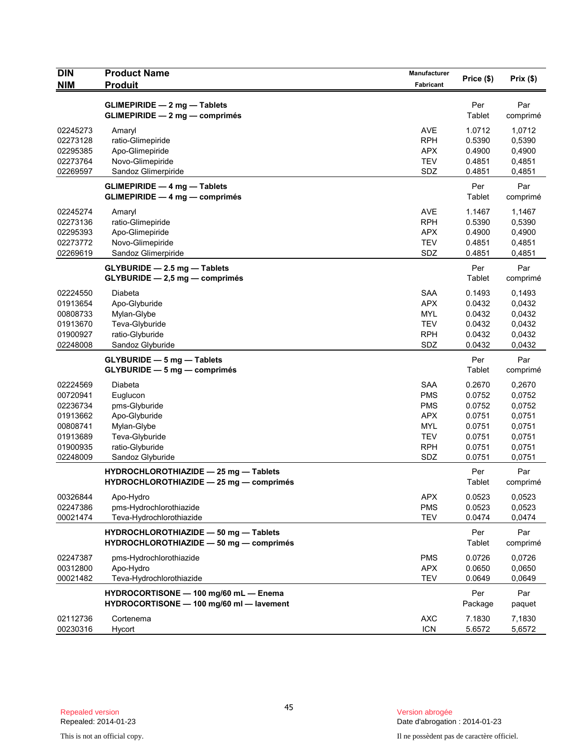| DIN<br>NIM | Product Name<br>Produit | Manufacturer<br>Fabricant | Price ($) | Prix ($) |
|---|---|---|---|---|
| | **GLIMEPIRIDE — 2 mg — Tablets**<br>**GLIMEPIRIDE — 2 mg — comprimés** | | Per<br>Tablet | Par<br>comprimé |
| 02245273 | Amaryl | AVE | 1.0712 | 1,0712 |
| 02273128 | ratio-Glimepiride | RPH | 0.5390 | 0,5390 |
| 02295385 | Apo-Glimepiride | APX | 0.4900 | 0,4900 |
| 02273764 | Novo-Glimepiride | TEV | 0.4851 | 0,4851 |
| 02269597 | Sandoz Glimerpiride | SDZ | 0.4851 | 0,4851 |
| | **GLIMEPIRIDE — 4 mg — Tablets**<br>**GLIMEPIRIDE — 4 mg — comprimés** | | Per<br>Tablet | Par<br>comprimé |
| 02245274 | Amaryl | AVE | 1.1467 | 1,1467 |
| 02273136 | ratio-Glimepiride | RPH | 0.5390 | 0,5390 |
| 02295393 | Apo-Glimepiride | APX | 0.4900 | 0,4900 |
| 02273772 | Novo-Glimepiride | TEV | 0.4851 | 0,4851 |
| 02269619 | Sandoz Glimerpiride | SDZ | 0.4851 | 0,4851 |
| | **GLYBURIDE — 2.5 mg — Tablets**<br>**GLYBURIDE — 2,5 mg — comprimés** | | Per<br>Tablet | Par<br>comprimé |
| 02224550 | Diabeta | SAA | 0.1493 | 0,1493 |
| 01913654 | Apo-Glyburide | APX | 0.0432 | 0,0432 |
| 00808733 | Mylan-Glybe | MYL | 0.0432 | 0,0432 |
| 01913670 | Teva-Glyburide | TEV | 0.0432 | 0,0432 |
| 01900927 | ratio-Glyburide | RPH | 0.0432 | 0,0432 |
| 02248008 | Sandoz Glyburide | SDZ | 0.0432 | 0,0432 |
| | **GLYBURIDE — 5 mg — Tablets**<br>**GLYBURIDE — 5 mg — comprimés** | | Per<br>Tablet | Par<br>comprimé |
| 02224569 | Diabeta | SAA | 0.2670 | 0,2670 |
| 00720941 | Euglucon | PMS | 0.0752 | 0,0752 |
| 02236734 | pms-Glyburide | PMS | 0.0752 | 0,0752 |
| 01913662 | Apo-Glyburide | APX | 0.0751 | 0,0751 |
| 00808741 | Mylan-Glybe | MYL | 0.0751 | 0,0751 |
| 01913689 | Teva-Glyburide | TEV | 0.0751 | 0,0751 |
| 01900935 | ratio-Glyburide | RPH | 0.0751 | 0,0751 |
| 02248009 | Sandoz Glyburide | SDZ | 0.0751 | 0,0751 |
| | **HYDROCHLOROTHIAZIDE — 25 mg — Tablets**<br>**HYDROCHLOROTHIAZIDE — 25 mg — comprimés** | | Per<br>Tablet | Par<br>comprimé |
| 00326844 | Apo-Hydro | APX | 0.0523 | 0,0523 |
| 02247386 | pms-Hydrochlorothiazide | PMS | 0.0523 | 0,0523 |
| 00021474 | Teva-Hydrochlorothiazide | TEV | 0.0474 | 0,0474 |
| | **HYDROCHLOROTHIAZIDE — 50 mg — Tablets**<br>**HYDROCHLOROTHIAZIDE — 50 mg — comprimés** | | Per<br>Tablet | Par<br>comprimé |
| 02247387 | pms-Hydrochlorothiazide | PMS | 0.0726 | 0,0726 |
| 00312800 | Apo-Hydro | APX | 0.0650 | 0,0650 |
| 00021482 | Teva-Hydrochlorothiazide | TEV | 0.0649 | 0,0649 |
| | **HYDROCORTISONE — 100 mg/60 mL — Enema**<br>**HYDROCORTISONE — 100 mg/60 ml — lavement** | | Per<br>Package | Par<br>paquet |
| 02112736 | Cortenema | AXC | 7.1830 | 7,1830 |
| 00230316 | Hycort | ICN | 5.6572 | 5,6572 |

Repealed version
Repealed: 2014-01-23

This is not an official copy.

Version abrogée
Date d'abrogation : 2014-01-23

Il ne possèdent pas de caractère officiel.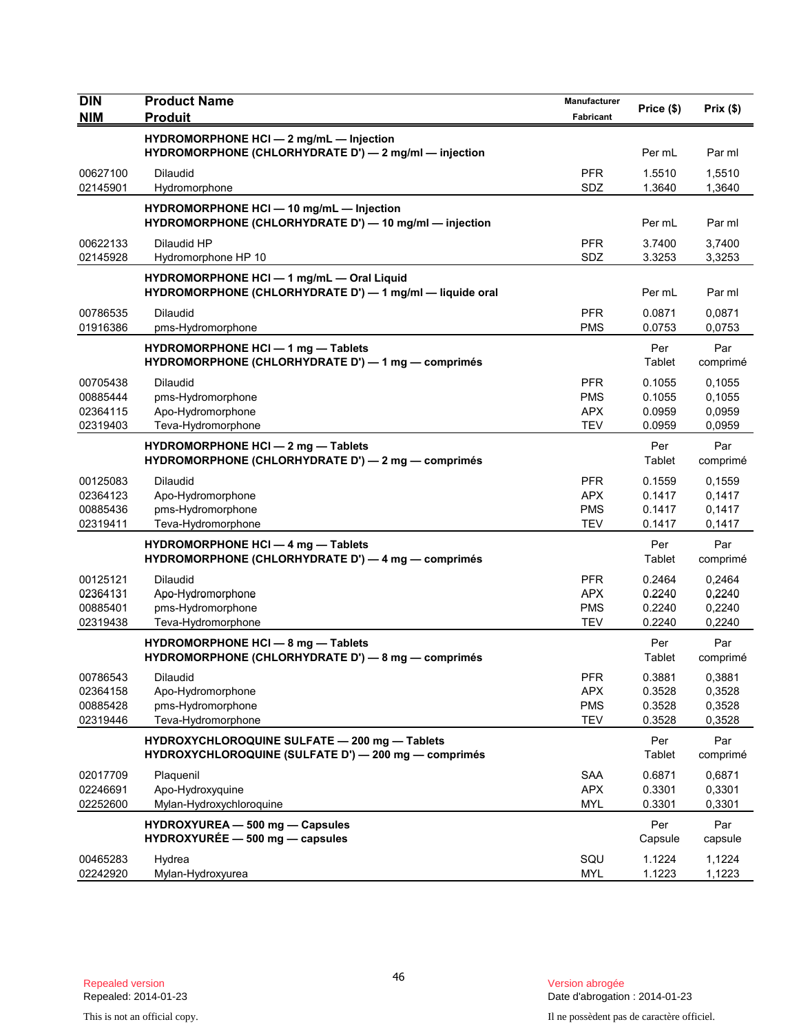| DIN<br>NIM | Product Name<br>Produit | Manufacturer<br>Fabricant | Price ($) | Prix ($) |
|---|---|---|---|---|
| | **HYDROMORPHONE HCl — 2 mg/mL — Injection**<br>**HYDROMORPHONE (CHLORHYDRATE D') — 2 mg/ml — injection** | | Per mL | Par ml |
| 00627100 | Dilaudid | PFR | 1.5510 | 1,5510 |
| 02145901 | Hydromorphone | SDZ | 1.3640 | 1,3640 |
| | **HYDROMORPHONE HCl — 10 mg/mL — Injection**<br>**HYDROMORPHONE (CHLORHYDRATE D') — 10 mg/ml — injection** | | Per mL | Par ml |
| 00622133 | Dilaudid HP | PFR | 3.7400 | 3,7400 |
| 02145928 | Hydromorphone HP 10 | SDZ | 3.3253 | 3,3253 |
| | **HYDROMORPHONE HCl — 1 mg/mL — Oral Liquid**<br>**HYDROMORPHONE (CHLORHYDRATE D') — 1 mg/ml — liquide oral** | | Per mL | Par ml |
| 00786535 | Dilaudid | PFR | 0.0871 | 0,0871 |
| 01916386 | pms-Hydromorphone | PMS | 0.0753 | 0,0753 |
| | **HYDROMORPHONE HCl — 1 mg — Tablets**<br>**HYDROMORPHONE (CHLORHYDRATE D') — 1 mg — comprimés** | | Per Tablet | Par comprimé |
| 00705438 | Dilaudid | PFR | 0.1055 | 0,1055 |
| 00885444 | pms-Hydromorphone | PMS | 0.1055 | 0,1055 |
| 02364115 | Apo-Hydromorphone | APX | 0.0959 | 0,0959 |
| 02319403 | Teva-Hydromorphone | TEV | 0.0959 | 0,0959 |
| | **HYDROMORPHONE HCl — 2 mg — Tablets**<br>**HYDROMORPHONE (CHLORHYDRATE D') — 2 mg — comprimés** | | Per Tablet | Par comprimé |
| 00125083 | Dilaudid | PFR | 0.1559 | 0,1559 |
| 02364123 | Apo-Hydromorphone | APX | 0.1417 | 0,1417 |
| 00885436 | pms-Hydromorphone | PMS | 0.1417 | 0,1417 |
| 02319411 | Teva-Hydromorphone | TEV | 0.1417 | 0,1417 |
| | **HYDROMORPHONE HCl — 4 mg — Tablets**<br>**HYDROMORPHONE (CHLORHYDRATE D') — 4 mg — comprimés** | | Per Tablet | Par comprimé |
| 00125121 | Dilaudid | PFR | 0.2464 | 0,2464 |
| 02364131 | Apo-Hydromorphone | APX | 0.2240 | 0,2240 |
| 00885401 | pms-Hydromorphone | PMS | 0.2240 | 0,2240 |
| 02319438 | Teva-Hydromorphone | TEV | 0.2240 | 0,2240 |
| | **HYDROMORPHONE HCl — 8 mg — Tablets**<br>**HYDROMORPHONE (CHLORHYDRATE D') — 8 mg — comprimés** | | Per Tablet | Par comprimé |
| 00786543 | Dilaudid | PFR | 0.3881 | 0,3881 |
| 02364158 | Apo-Hydromorphone | APX | 0.3528 | 0,3528 |
| 00885428 | pms-Hydromorphone | PMS | 0.3528 | 0,3528 |
| 02319446 | Teva-Hydromorphone | TEV | 0.3528 | 0,3528 |
| | **HYDROXYCHLOROQUINE SULFATE — 200 mg — Tablets**<br>**HYDROXYCHLOROQUINE (SULFATE D') — 200 mg — comprimés** | | Per Tablet | Par comprimé |
| 02017709 | Plaquenil | SAA | 0.6871 | 0,6871 |
| 02246691 | Apo-Hydroxyquine | APX | 0.3301 | 0,3301 |
| 02252600 | Mylan-Hydroxychloroquine | MYL | 0.3301 | 0,3301 |
| | **HYDROXYUREA — 500 mg — Capsules**<br>**HYDROXYURÉE — 500 mg — capsules** | | Per Capsule | Par capsule |
| 00465283 | Hydrea | SQU | 1.1224 | 1,1224 |
| 02242920 | Mylan-Hydroxyurea | MYL | 1.1223 | 1,1223 |

Repealed version
Repealed: 2014-01-23

Version abrogée
Date d'abrogation : 2014-01-23

This is not an official copy.

Il ne possèdent pas de caractère officiel.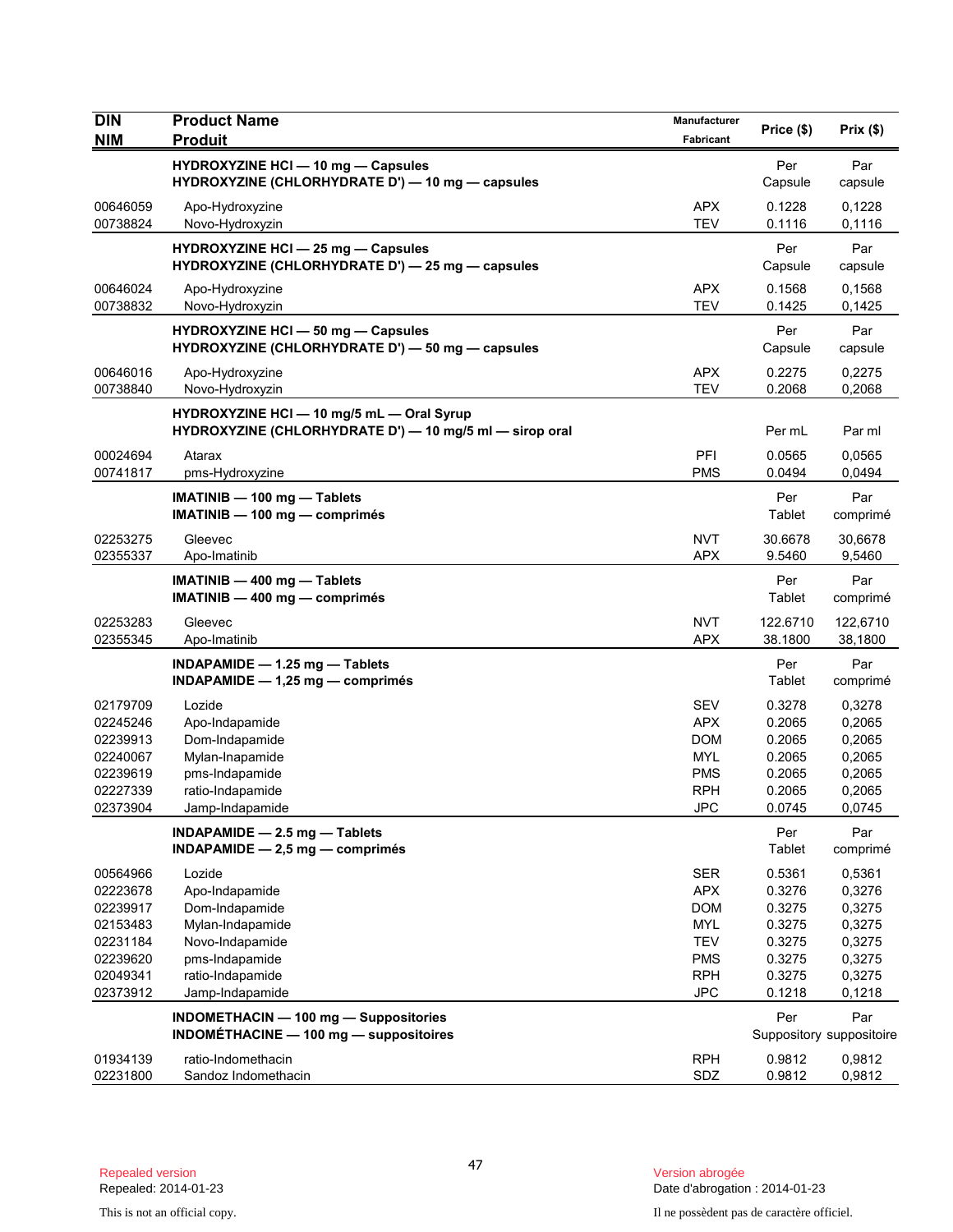| DIN<br>NIM | Product Name<br>Produit | Manufacturer<br>Fabricant | Price ($) | Prix ($) |
|---|---|---|---|---|
| | **HYDROXYZINE HCl — 10 mg — Capsules**<br>**HYDROXYZINE (CHLORHYDRATE D') — 10 mg — capsules** | | Per Capsule | Par capsule |
| 00646059 | Apo-Hydroxyzine | APX | 0.1228 | 0,1228 |
| 00738824 | Novo-Hydroxyzin | TEV | 0.1116 | 0,1116 |
| | **HYDROXYZINE HCl — 25 mg — Capsules**<br>**HYDROXYZINE (CHLORHYDRATE D') — 25 mg — capsules** | | Per Capsule | Par capsule |
| 00646024 | Apo-Hydroxyzine | APX | 0.1568 | 0,1568 |
| 00738832 | Novo-Hydroxyzin | TEV | 0.1425 | 0,1425 |
| | **HYDROXYZINE HCl — 50 mg — Capsules**<br>**HYDROXYZINE (CHLORHYDRATE D') — 50 mg — capsules** | | Per Capsule | Par capsule |
| 00646016 | Apo-Hydroxyzine | APX | 0.2275 | 0,2275 |
| 00738840 | Novo-Hydroxyzin | TEV | 0.2068 | 0,2068 |
| | **HYDROXYZINE HCl — 10 mg/5 mL — Oral Syrup**<br>**HYDROXYZINE (CHLORHYDRATE D') — 10 mg/5 ml — sirop oral** | | Per mL | Par ml |
| 00024694 | Atarax | PFI | 0.0565 | 0,0565 |
| 00741817 | pms-Hydroxyzine | PMS | 0.0494 | 0,0494 |
| | **IMATINIB — 100 mg — Tablets**<br>**IMATINIB — 100 mg — comprimés** | | Per Tablet | Par comprimé |
| 02253275 | Gleevec | NVT | 30.6678 | 30,6678 |
| 02355337 | Apo-Imatinib | APX | 9.5460 | 9,5460 |
| | **IMATINIB — 400 mg — Tablets**<br>**IMATINIB — 400 mg — comprimés** | | Per Tablet | Par comprimé |
| 02253283 | Gleevec | NVT | 122.6710 | 122,6710 |
| 02355345 | Apo-Imatinib | APX | 38.1800 | 38,1800 |
| | **INDAPAMIDE — 1.25 mg — Tablets**<br>**INDAPAMIDE — 1,25 mg — comprimés** | | Per Tablet | Par comprimé |
| 02179709 | Lozide | SEV | 0.3278 | 0,3278 |
| 02245246 | Apo-Indapamide | APX | 0.2065 | 0,2065 |
| 02239913 | Dom-Indapamide | DOM | 0.2065 | 0,2065 |
| 02240067 | Mylan-Inapamide | MYL | 0.2065 | 0,2065 |
| 02239619 | pms-Indapamide | PMS | 0.2065 | 0,2065 |
| 02227339 | ratio-Indapamide | RPH | 0.2065 | 0,2065 |
| 02373904 | Jamp-Indapamide | JPC | 0.0745 | 0,0745 |
| | **INDAPAMIDE — 2.5 mg — Tablets**<br>**INDAPAMIDE — 2,5 mg — comprimés** | | Per Tablet | Par comprimé |
| 00564966 | Lozide | SER | 0.5361 | 0,5361 |
| 02223678 | Apo-Indapamide | APX | 0.3276 | 0,3276 |
| 02239917 | Dom-Indapamide | DOM | 0.3275 | 0,3275 |
| 02153483 | Mylan-Indapamide | MYL | 0.3275 | 0,3275 |
| 02231184 | Novo-Indapamide | TEV | 0.3275 | 0,3275 |
| 02239620 | pms-Indapamide | PMS | 0.3275 | 0,3275 |
| 02049341 | ratio-Indapamide | RPH | 0.3275 | 0,3275 |
| 02373912 | Jamp-Indapamide | JPC | 0.1218 | 0,1218 |
| | **INDOMETHACIN — 100 mg — Suppositories**<br>**INDOMÉTHACINE — 100 mg — suppositoires** | | Per Suppository | Par suppositoire |
| 01934139 | ratio-Indomethacin | RPH | 0.9812 | 0,9812 |
| 02231800 | Sandoz Indomethacin | SDZ | 0.9812 | 0,9812 |

Repealed version
Repealed: 2014-01-23

Version abrogée
Date d'abrogation : 2014-01-23

This is not an official copy.

Il ne possèdent pas de caractère officiel.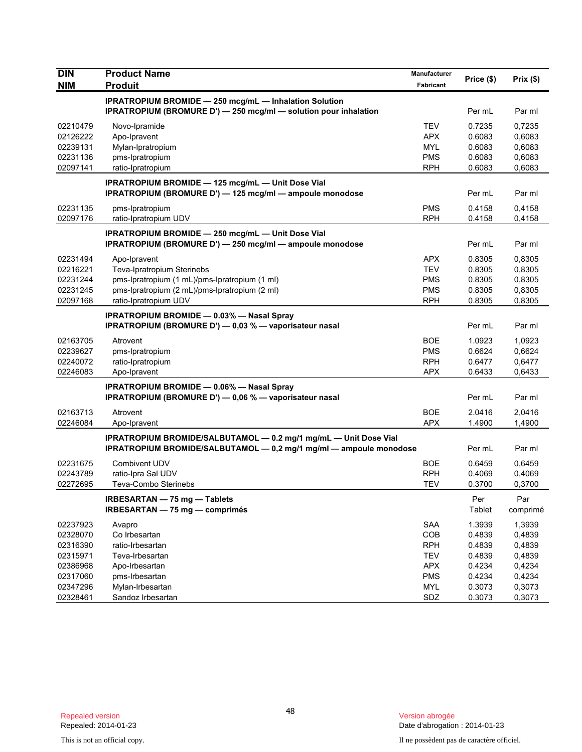| DIN<br>NIM | Product Name<br>Produit | Manufacturer<br>Fabricant | Price ($) | Prix ($) |
|---|---|---|---|---|
| | **IPRATROPIUM BROMIDE — 250 mcg/mL — Inhalation Solution**<br>**IPRATROPIUM (BROMURE D') — 250 mcg/ml — solution pour inhalation** | | Per mL | Par ml |
| 02210479 | Novo-Ipramide | TEV | 0.7235 | 0,7235 |
| 02126222 | Apo-Ipravent | APX | 0.6083 | 0,6083 |
| 02239131 | Mylan-Ipratropium | MYL | 0.6083 | 0,6083 |
| 02231136 | pms-Ipratropium | PMS | 0.6083 | 0,6083 |
| 02097141 | ratio-Ipratropium | RPH | 0.6083 | 0,6083 |
| | **IPRATROPIUM BROMIDE — 125 mcg/mL — Unit Dose Vial**<br>**IPRATROPIUM (BROMURE D') — 125 mcg/ml — ampoule monodose** | | Per mL | Par ml |
| 02231135 | pms-Ipratropium | PMS | 0.4158 | 0,4158 |
| 02097176 | ratio-Ipratropium UDV | RPH | 0.4158 | 0,4158 |
| | **IPRATROPIUM BROMIDE — 250 mcg/mL — Unit Dose Vial**<br>**IPRATROPIUM (BROMURE D') — 250 mcg/ml — ampoule monodose** | | Per mL | Par ml |
| 02231494 | Apo-Ipravent | APX | 0.8305 | 0,8305 |
| 02216221 | Teva-Ipratropium Sterinebs | TEV | 0.8305 | 0,8305 |
| 02231244 | pms-Ipratropium (1 mL)/pms-Ipratropium (1 ml) | PMS | 0.8305 | 0,8305 |
| 02231245 | pms-Ipratropium (2 mL)/pms-Ipratropium (2 ml) | PMS | 0.8305 | 0,8305 |
| 02097168 | ratio-Ipratropium UDV | RPH | 0.8305 | 0,8305 |
| | **IPRATROPIUM BROMIDE — 0.03% — Nasal Spray**<br>**IPRATROPIUM (BROMURE D') — 0,03 % — vaporisateur nasal** | | Per mL | Par ml |
| 02163705 | Atrovent | BOE | 1.0923 | 1,0923 |
| 02239627 | pms-Ipratropium | PMS | 0.6624 | 0,6624 |
| 02240072 | ratio-Ipratropium | RPH | 0.6477 | 0,6477 |
| 02246083 | Apo-Ipravent | APX | 0.6433 | 0,6433 |
| | **IPRATROPIUM BROMIDE — 0.06% — Nasal Spray**<br>**IPRATROPIUM (BROMURE D') — 0,06 % — vaporisateur nasal** | | Per mL | Par ml |
| 02163713 | Atrovent | BOE | 2.0416 | 2,0416 |
| 02246084 | Apo-Ipravent | APX | 1.4900 | 1,4900 |
| | **IPRATROPIUM BROMIDE/SALBUTAMOL — 0.2 mg/1 mg/mL — Unit Dose Vial**<br>**IPRATROPIUM BROMIDE/SALBUTAMOL — 0,2 mg/1 mg/ml — ampoule monodose** | | Per mL | Par ml |
| 02231675 | Combivent UDV | BOE | 0.6459 | 0,6459 |
| 02243789 | ratio-Ipra Sal UDV | RPH | 0.4069 | 0,4069 |
| 02272695 | Teva-Combo Sterinebs | TEV | 0.3700 | 0,3700 |
| | **IRBESARTAN — 75 mg — Tablets**<br>**IRBESARTAN — 75 mg — comprimés** | | Per Tablet | Par comprimé |
| 02237923 | Avapro | SAA | 1.3939 | 1,3939 |
| 02328070 | Co Irbesartan | COB | 0.4839 | 0,4839 |
| 02316390 | ratio-Irbesartan | RPH | 0.4839 | 0,4839 |
| 02315971 | Teva-Irbesartan | TEV | 0.4839 | 0,4839 |
| 02386968 | Apo-Irbesartan | APX | 0.4234 | 0,4234 |
| 02317060 | pms-Irbesartan | PMS | 0.4234 | 0,4234 |
| 02347296 | Mylan-Irbesartan | MYL | 0.3073 | 0,3073 |
| 02328461 | Sandoz Irbesartan | SDZ | 0.3073 | 0,3073 |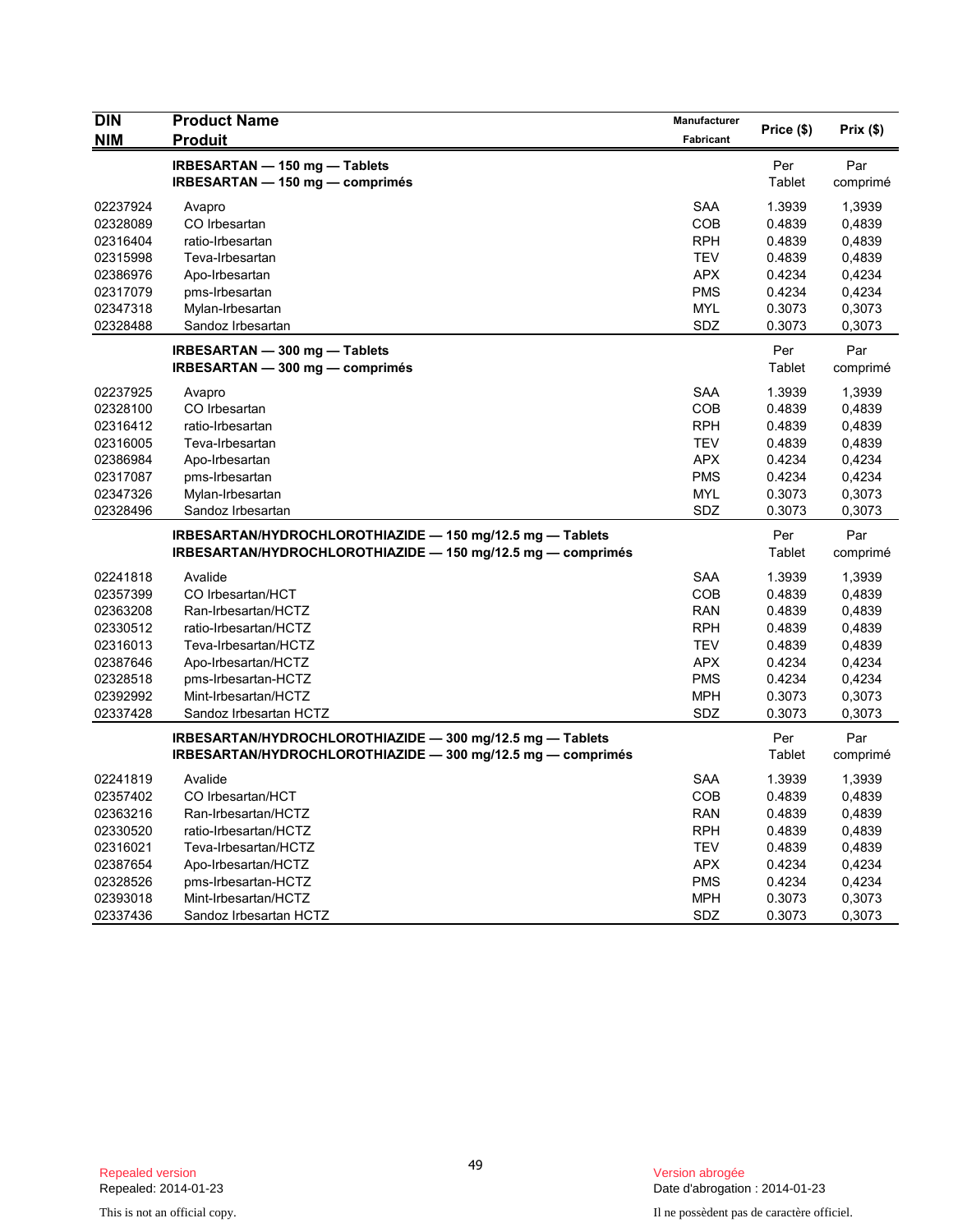| DIN<br>NIM | Product Name<br>Produit | Manufacturer<br>Fabricant | Price ($) | Prix ($) |
|---|---|---|---|---|
| | **IRBESARTAN — 150 mg — Tablets**<br>**IRBESARTAN — 150 mg — comprimés** | | Per Tablet | Par comprimé |
| 02237924 | Avapro | SAA | 1.3939 | 1,3939 |
| 02328089 | CO Irbesartan | COB | 0.4839 | 0,4839 |
| 02316404 | ratio-Irbesartan | RPH | 0.4839 | 0,4839 |
| 02315998 | Teva-Irbesartan | TEV | 0.4839 | 0,4839 |
| 02386976 | Apo-Irbesartan | APX | 0.4234 | 0,4234 |
| 02317079 | pms-Irbesartan | PMS | 0.4234 | 0,4234 |
| 02347318 | Mylan-Irbesartan | MYL | 0.3073 | 0,3073 |
| 02328488 | Sandoz Irbesartan | SDZ | 0.3073 | 0,3073 |
| | **IRBESARTAN — 300 mg — Tablets**<br>**IRBESARTAN — 300 mg — comprimés** | | Per Tablet | Par comprimé |
| 02237925 | Avapro | SAA | 1.3939 | 1,3939 |
| 02328100 | CO Irbesartan | COB | 0.4839 | 0,4839 |
| 02316412 | ratio-Irbesartan | RPH | 0.4839 | 0,4839 |
| 02316005 | Teva-Irbesartan | TEV | 0.4839 | 0,4839 |
| 02386984 | Apo-Irbesartan | APX | 0.4234 | 0,4234 |
| 02317087 | pms-Irbesartan | PMS | 0.4234 | 0,4234 |
| 02347326 | Mylan-Irbesartan | MYL | 0.3073 | 0,3073 |
| 02328496 | Sandoz Irbesartan | SDZ | 0.3073 | 0,3073 |
| | **IRBESARTAN/HYDROCHLOROTHIAZIDE — 150 mg/12.5 mg — Tablets**<br>**IRBESARTAN/HYDROCHLOROTHIAZIDE — 150 mg/12.5 mg — comprimés** | | Per Tablet | Par comprimé |
| 02241818 | Avalide | SAA | 1.3939 | 1,3939 |
| 02357399 | CO Irbesartan/HCT | COB | 0.4839 | 0,4839 |
| 02363208 | Ran-Irbesartan/HCTZ | RAN | 0.4839 | 0,4839 |
| 02330512 | ratio-Irbesartan/HCTZ | RPH | 0.4839 | 0,4839 |
| 02316013 | Teva-Irbesartan/HCTZ | TEV | 0.4839 | 0,4839 |
| 02387646 | Apo-Irbesartan/HCTZ | APX | 0.4234 | 0,4234 |
| 02328518 | pms-Irbesartan-HCTZ | PMS | 0.4234 | 0,4234 |
| 02392992 | Mint-Irbesartan/HCTZ | MPH | 0.3073 | 0,3073 |
| 02337428 | Sandoz Irbesartan HCTZ | SDZ | 0.3073 | 0,3073 |
| | **IRBESARTAN/HYDROCHLOROTHIAZIDE — 300 mg/12.5 mg — Tablets**<br>**IRBESARTAN/HYDROCHLOROTHIAZIDE — 300 mg/12.5 mg — comprimés** | | Per Tablet | Par comprimé |
| 02241819 | Avalide | SAA | 1.3939 | 1,3939 |
| 02357402 | CO Irbesartan/HCT | COB | 0.4839 | 0,4839 |
| 02363216 | Ran-Irbesartan/HCTZ | RAN | 0.4839 | 0,4839 |
| 02330520 | ratio-Irbesartan/HCTZ | RPH | 0.4839 | 0,4839 |
| 02316021 | Teva-Irbesartan/HCTZ | TEV | 0.4839 | 0,4839 |
| 02387654 | Apo-Irbesartan/HCTZ | APX | 0.4234 | 0,4234 |
| 02328526 | pms-Irbesartan-HCTZ | PMS | 0.4234 | 0,4234 |
| 02393018 | Mint-Irbesartan/HCTZ | MPH | 0.3073 | 0,3073 |
| 02337436 | Sandoz Irbesartan HCTZ | SDZ | 0.3073 | 0,3073 |

Repealed version
Repealed: 2014-01-23

This is not an official copy.

Version abrogée
Date d'abrogation : 2014-01-23

Il ne possèdent pas de caractère officiel.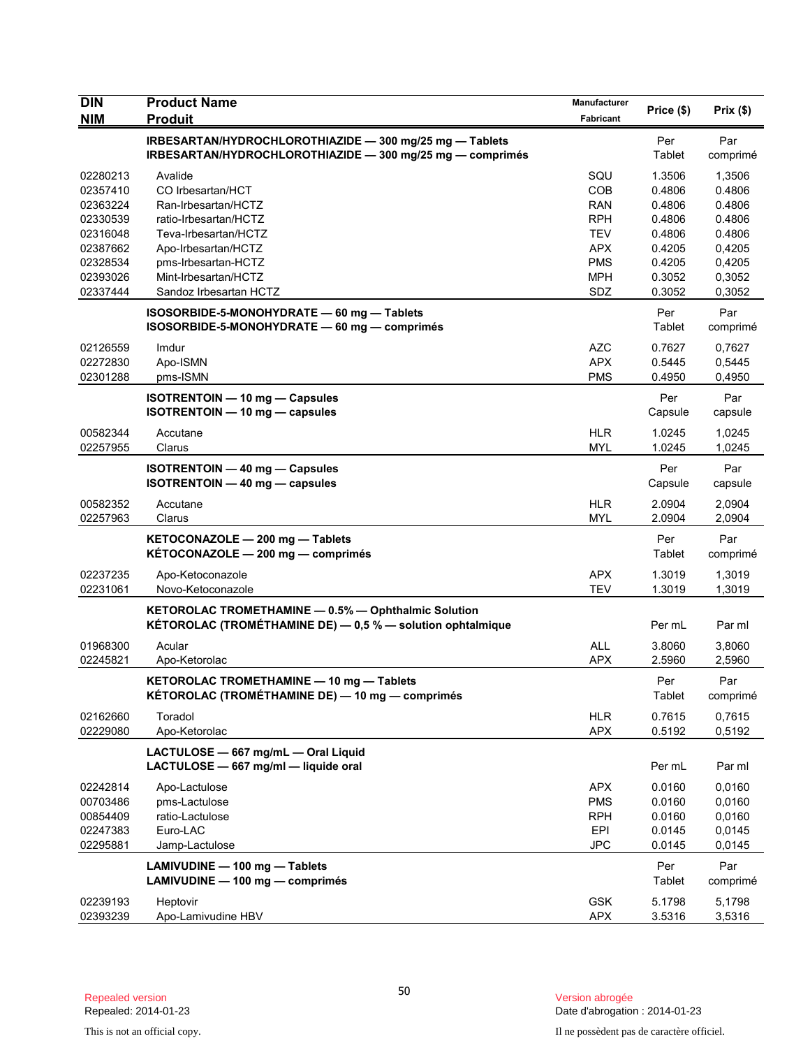| DIN<br>NIM | Product Name<br>Produit | Manufacturer<br>Fabricant | Price ($) | Prix ($) |
|---|---|---|---|---|
| | **IRBESARTAN/HYDROCHLOROTHIAZIDE — 300 mg/25 mg — Tablets**<br>**IRBESARTAN/HYDROCHLOROTHIAZIDE — 300 mg/25 mg — comprimés** | | Per Tablet | Par comprimé |
| 02280213 | Avalide | SQU | 1.3506 | 1,3506 |
| 02357410 | CO Irbesartan/HCT | COB | 0.4806 | 0.4806 |
| 02363224 | Ran-Irbesartan/HCTZ | RAN | 0.4806 | 0.4806 |
| 02330539 | ratio-Irbesartan/HCTZ | RPH | 0.4806 | 0.4806 |
| 02316048 | Teva-Irbesartan/HCTZ | TEV | 0.4806 | 0.4806 |
| 02387662 | Apo-Irbesartan/HCTZ | APX | 0.4205 | 0,4205 |
| 02328534 | pms-Irbesartan-HCTZ | PMS | 0.4205 | 0,4205 |
| 02393026 | Mint-Irbesartan/HCTZ | MPH | 0.3052 | 0,3052 |
| 02337444 | Sandoz Irbesartan HCTZ | SDZ | 0.3052 | 0,3052 |
| | **ISOSORBIDE-5-MONOHYDRATE — 60 mg — Tablets**<br>**ISOSORBIDE-5-MONOHYDRATE — 60 mg — comprimés** | | Per Tablet | Par comprimé |
| 02126559 | Imdur | AZC | 0.7627 | 0,7627 |
| 02272830 | Apo-ISMN | APX | 0.5445 | 0,5445 |
| 02301288 | pms-ISMN | PMS | 0.4950 | 0,4950 |
| | **ISOTRENTOIN — 10 mg — Capsules**<br>**ISOTRENTOIN — 10 mg — capsules** | | Per Capsule | Par capsule |
| 00582344 | Accutane | HLR | 1.0245 | 1,0245 |
| 02257955 | Clarus | MYL | 1.0245 | 1,0245 |
| | **ISOTRENTOIN — 40 mg — Capsules**<br>**ISOTRENTOIN — 40 mg — capsules** | | Per Capsule | Par capsule |
| 00582352 | Accutane | HLR | 2.0904 | 2,0904 |
| 02257963 | Clarus | MYL | 2.0904 | 2,0904 |
| | **KETOCONAZOLE — 200 mg — Tablets**<br>**KÉTOCONAZOLE — 200 mg — comprimés** | | Per Tablet | Par comprimé |
| 02237235 | Apo-Ketoconazole | APX | 1.3019 | 1,3019 |
| 02231061 | Novo-Ketoconazole | TEV | 1.3019 | 1,3019 |
| | **KETOROLAC TROMETHAMINE — 0.5% — Ophthalmic Solution**<br>**KÉTOROLAC (TROMÉTHAMINE DE) — 0,5 % — solution ophtalmique** | | Per mL | Par ml |
| 01968300 | Acular | ALL | 3.8060 | 3,8060 |
| 02245821 | Apo-Ketorolac | APX | 2.5960 | 2,5960 |
| | **KETOROLAC TROMETHAMINE — 10 mg — Tablets**<br>**KÉTOROLAC (TROMÉTHAMINE DE) — 10 mg — comprimés** | | Per Tablet | Par comprimé |
| 02162660 | Toradol | HLR | 0.7615 | 0,7615 |
| 02229080 | Apo-Ketorolac | APX | 0.5192 | 0,5192 |
| | **LACTULOSE — 667 mg/mL — Oral Liquid**<br>**LACTULOSE — 667 mg/ml — liquide oral** | | Per mL | Par ml |
| 02242814 | Apo-Lactulose | APX | 0.0160 | 0,0160 |
| 00703486 | pms-Lactulose | PMS | 0.0160 | 0,0160 |
| 00854409 | ratio-Lactulose | RPH | 0.0160 | 0,0160 |
| 02247383 | Euro-LAC | EPI | 0.0145 | 0,0145 |
| 02295881 | Jamp-Lactulose | JPC | 0.0145 | 0,0145 |
| | **LAMIVUDINE — 100 mg — Tablets**<br>**LAMIVUDINE — 100 mg — comprimés** | | Per Tablet | Par comprimé |
| 02239193 | Heptovir | GSK | 5.1798 | 5,1798 |
| 02393239 | Apo-Lamivudine HBV | APX | 3.5316 | 3,5316 |

Repealed version
Repealed: 2014-01-23

Version abrogée
Date d'abrogation : 2014-01-23

This is not an official copy.

Il ne possèdent pas de caractère officiel.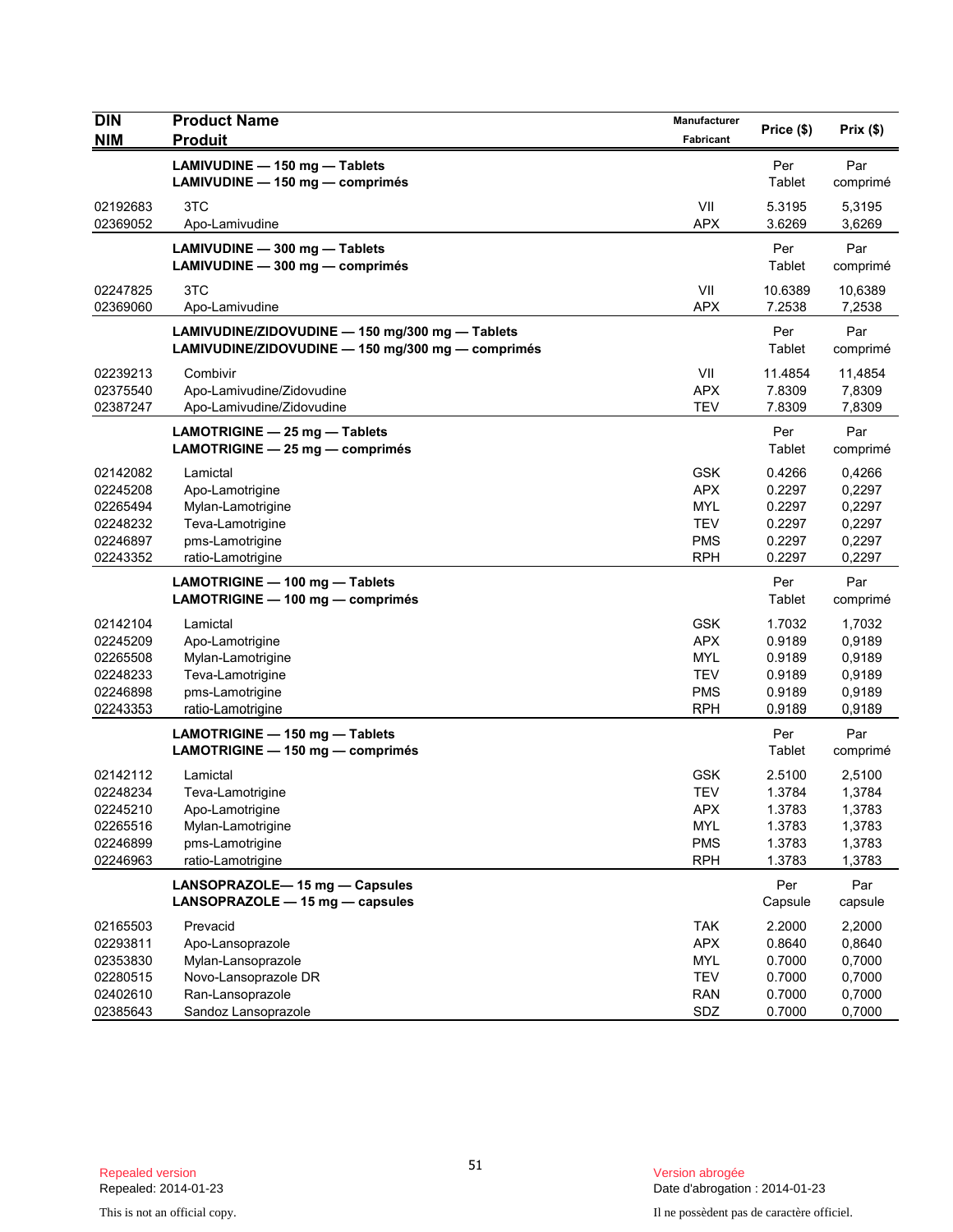| DIN<br>NIM | Product Name<br>Produit | Manufacturer<br>Fabricant | Price ($) | Prix ($) |
|---|---|---|---|---|
| | **LAMIVUDINE — 150 mg — Tablets**<br>**LAMIVUDINE — 150 mg — comprimés** | | Per Tablet | Par comprimé |
| 02192683 | 3TC | VII | 5.3195 | 5,3195 |
| 02369052 | Apo-Lamivudine | APX | 3.6269 | 3,6269 |
| | **LAMIVUDINE — 300 mg — Tablets**<br>**LAMIVUDINE — 300 mg — comprimés** | | Per Tablet | Par comprimé |
| 02247825 | 3TC | VII | 10.6389 | 10,6389 |
| 02369060 | Apo-Lamivudine | APX | 7.2538 | 7,2538 |
| | **LAMIVUDINE/ZIDOVUDINE — 150 mg/300 mg — Tablets**<br>**LAMIVUDINE/ZIDOVUDINE — 150 mg/300 mg — comprimés** | | Per Tablet | Par comprimé |
| 02239213 | Combivir | VII | 11.4854 | 11,4854 |
| 02375540 | Apo-Lamivudine/Zidovudine | APX | 7.8309 | 7,8309 |
| 02387247 | Apo-Lamivudine/Zidovudine | TEV | 7.8309 | 7,8309 |
| | **LAMOTRIGINE — 25 mg — Tablets**<br>**LAMOTRIGINE — 25 mg — comprimés** | | Per Tablet | Par comprimé |
| 02142082 | Lamictal | GSK | 0.4266 | 0,4266 |
| 02245208 | Apo-Lamotrigine | APX | 0.2297 | 0,2297 |
| 02265494 | Mylan-Lamotrigine | MYL | 0.2297 | 0,2297 |
| 02248232 | Teva-Lamotrigine | TEV | 0.2297 | 0,2297 |
| 02246897 | pms-Lamotrigine | PMS | 0.2297 | 0,2297 |
| 02243352 | ratio-Lamotrigine | RPH | 0.2297 | 0,2297 |
| | **LAMOTRIGINE — 100 mg — Tablets**<br>**LAMOTRIGINE — 100 mg — comprimés** | | Per Tablet | Par comprimé |
| 02142104 | Lamictal | GSK | 1.7032 | 1,7032 |
| 02245209 | Apo-Lamotrigine | APX | 0.9189 | 0,9189 |
| 02265508 | Mylan-Lamotrigine | MYL | 0.9189 | 0,9189 |
| 02248233 | Teva-Lamotrigine | TEV | 0.9189 | 0,9189 |
| 02246898 | pms-Lamotrigine | PMS | 0.9189 | 0,9189 |
| 02243353 | ratio-Lamotrigine | RPH | 0.9189 | 0,9189 |
| | **LAMOTRIGINE — 150 mg — Tablets**<br>**LAMOTRIGINE — 150 mg — comprimés** | | Per Tablet | Par comprimé |
| 02142112 | Lamictal | GSK | 2.5100 | 2,5100 |
| 02248234 | Teva-Lamotrigine | TEV | 1.3784 | 1,3784 |
| 02245210 | Apo-Lamotrigine | APX | 1.3783 | 1,3783 |
| 02265516 | Mylan-Lamotrigine | MYL | 1.3783 | 1,3783 |
| 02246899 | pms-Lamotrigine | PMS | 1.3783 | 1,3783 |
| 02246963 | ratio-Lamotrigine | RPH | 1.3783 | 1,3783 |
| | **LANSOPRAZOLE— 15 mg — Capsules**<br>**LANSOPRAZOLE — 15 mg — capsules** | | Per Capsule | Par capsule |
| 02165503 | Prevacid | TAK | 2.2000 | 2,2000 |
| 02293811 | Apo-Lansoprazole | APX | 0.8640 | 0,8640 |
| 02353830 | Mylan-Lansoprazole | MYL | 0.7000 | 0,7000 |
| 02280515 | Novo-Lansoprazole DR | TEV | 0.7000 | 0,7000 |
| 02402610 | Ran-Lansoprazole | RAN | 0.7000 | 0,7000 |
| 02385643 | Sandoz Lansoprazole | SDZ | 0.7000 | 0,7000 |

Repealed version
Repealed: 2014-01-23

Version abrogée
Date d'abrogation : 2014-01-23

This is not an official copy.

Il ne possèdent pas de caractère officiel.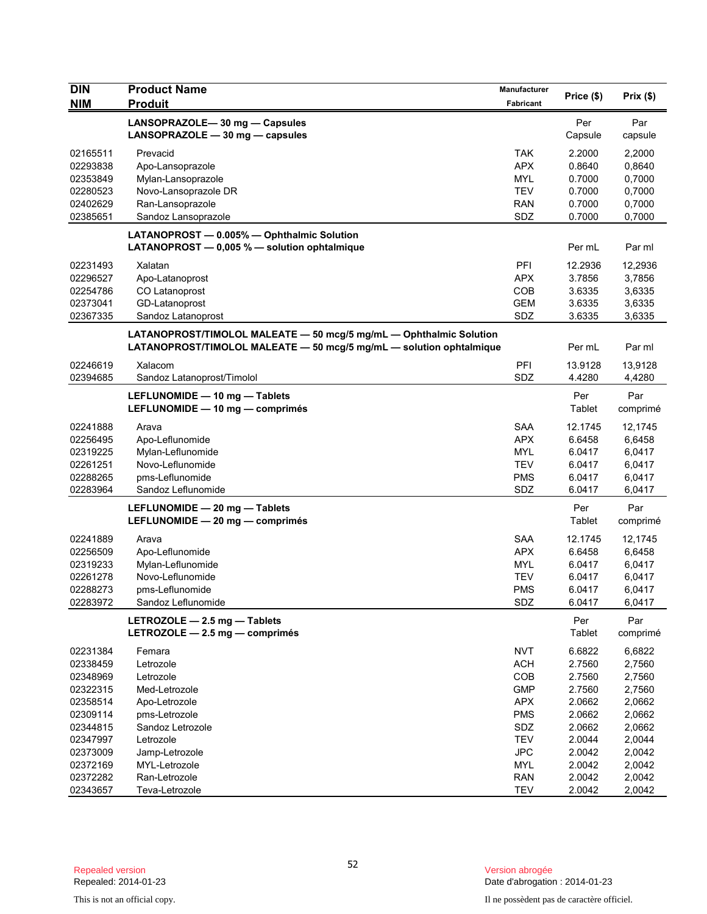| DIN<br>NIM | Product Name<br>Produit | Manufacturer<br>Fabricant | Price ($) | Prix ($) |
|---|---|---|---|---|
| | **LANSOPRAZOLE— 30 mg — Capsules**<br>**LANSOPRAZOLE — 30 mg — capsules** | | Per Capsule | Par capsule |
| 02165511 | Prevacid | TAK | 2.2000 | 2,2000 |
| 02293838 | Apo-Lansoprazole | APX | 0.8640 | 0,8640 |
| 02353849 | Mylan-Lansoprazole | MYL | 0.7000 | 0,7000 |
| 02280523 | Novo-Lansoprazole DR | TEV | 0.7000 | 0,7000 |
| 02402629 | Ran-Lansoprazole | RAN | 0.7000 | 0,7000 |
| 02385651 | Sandoz Lansoprazole | SDZ | 0.7000 | 0,7000 |
| | **LATANOPROST — 0.005% — Ophthalmic Solution**<br>**LATANOPROST — 0,005 % — solution ophtalmique** | | Per mL | Par ml |
| 02231493 | Xalatan | PFI | 12.2936 | 12,2936 |
| 02296527 | Apo-Latanoprost | APX | 3.7856 | 3,7856 |
| 02254786 | CO Latanoprost | COB | 3.6335 | 3,6335 |
| 02373041 | GD-Latanoprost | GEM | 3.6335 | 3,6335 |
| 02367335 | Sandoz Latanoprost | SDZ | 3.6335 | 3,6335 |
| | **LATANOPROST/TIMOLOL MALEATE — 50 mcg/5 mg/mL — Ophthalmic Solution**<br>**LATANOPROST/TIMOLOL MALEATE — 50 mcg/5 mg/mL — solution ophtalmique** | | Per mL | Par ml |
| 02246619 | Xalacom | PFI | 13.9128 | 13,9128 |
| 02394685 | Sandoz Latanoprost/Timolol | SDZ | 4.4280 | 4,4280 |
| | **LEFLUNOMIDE — 10 mg — Tablets**<br>**LEFLUNOMIDE — 10 mg — comprimés** | | Per Tablet | Par comprimé |
| 02241888 | Arava | SAA | 12.1745 | 12,1745 |
| 02256495 | Apo-Leflunomide | APX | 6.6458 | 6,6458 |
| 02319225 | Mylan-Leflunomide | MYL | 6.0417 | 6,0417 |
| 02261251 | Novo-Leflunomide | TEV | 6.0417 | 6,0417 |
| 02288265 | pms-Leflunomide | PMS | 6.0417 | 6,0417 |
| 02283964 | Sandoz Leflunomide | SDZ | 6.0417 | 6,0417 |
| | **LEFLUNOMIDE — 20 mg — Tablets**<br>**LEFLUNOMIDE — 20 mg — comprimés** | | Per Tablet | Par comprimé |
| 02241889 | Arava | SAA | 12.1745 | 12,1745 |
| 02256509 | Apo-Leflunomide | APX | 6.6458 | 6,6458 |
| 02319233 | Mylan-Leflunomide | MYL | 6.0417 | 6,0417 |
| 02261278 | Novo-Leflunomide | TEV | 6.0417 | 6,0417 |
| 02288273 | pms-Leflunomide | PMS | 6.0417 | 6,0417 |
| 02283972 | Sandoz Leflunomide | SDZ | 6.0417 | 6,0417 |
| | **LETROZOLE — 2.5 mg — Tablets**<br>**LETROZOLE — 2.5 mg — comprimés** | | Per Tablet | Par comprimé |
| 02231384 | Femara | NVT | 6.6822 | 6,6822 |
| 02338459 | Letrozole | ACH | 2.7560 | 2,7560 |
| 02348969 | Letrozole | COB | 2.7560 | 2,7560 |
| 02322315 | Med-Letrozole | GMP | 2.7560 | 2,7560 |
| 02358514 | Apo-Letrozole | APX | 2.0662 | 2,0662 |
| 02309114 | pms-Letrozole | PMS | 2.0662 | 2,0662 |
| 02344815 | Sandoz Letrozole | SDZ | 2.0662 | 2,0662 |
| 02347997 | Letrozole | TEV | 2.0044 | 2,0044 |
| 02373009 | Jamp-Letrozole | JPC | 2.0042 | 2,0042 |
| 02372169 | MYL-Letrozole | MYL | 2.0042 | 2,0042 |
| 02372282 | Ran-Letrozole | RAN | 2.0042 | 2,0042 |
| 02343657 | Teva-Letrozole | TEV | 2.0042 | 2,0042 |

Repealed version
Repealed: 2014-01-23

This is not an official copy.

Version abrogée
Date d'abrogation : 2014-01-23

Il ne possèdent pas de caractère officiel.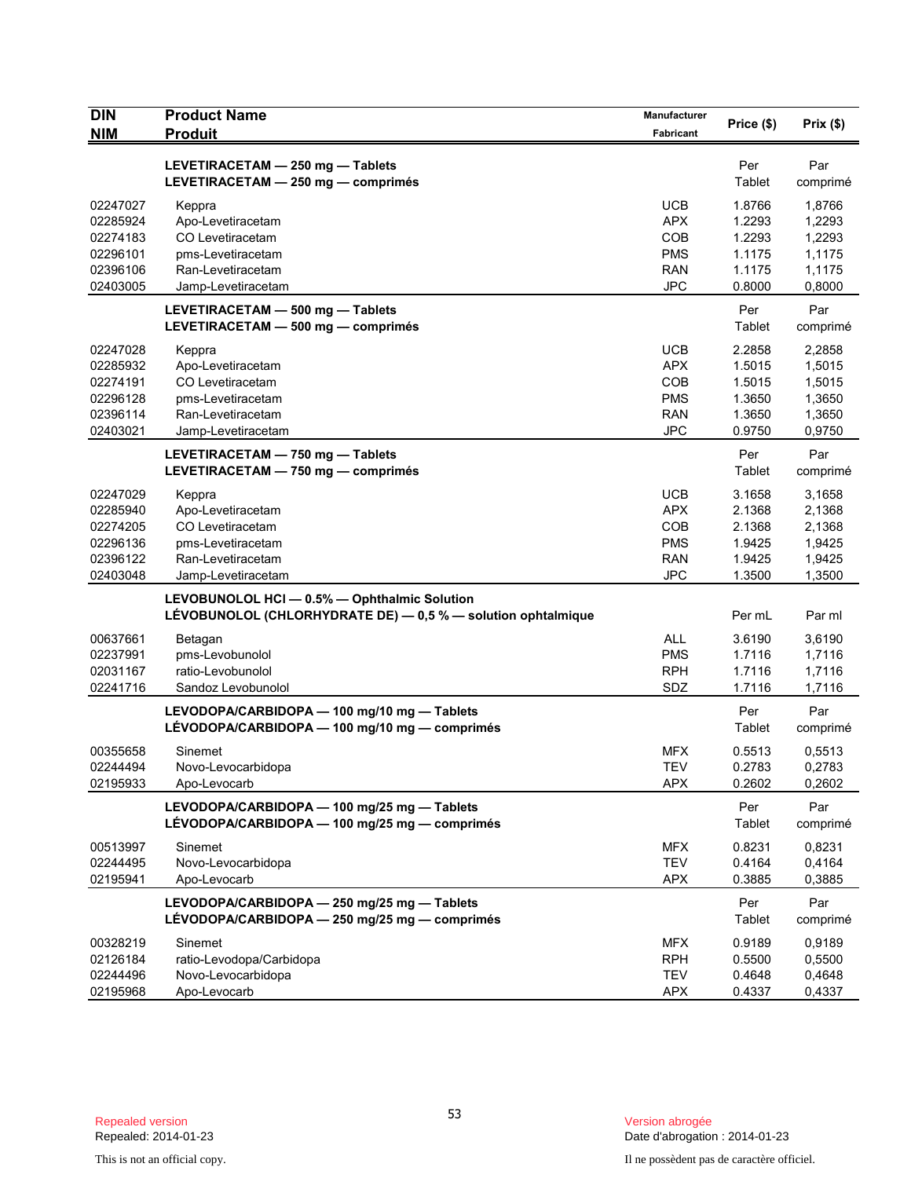| DIN<br>NIM | Product Name<br>Produit | Manufacturer<br>Fabricant | Price ($) | Prix ($) |
|---|---|---|---|---|
| | **LEVETIRACETAM — 250 mg — Tablets**<br>**LEVETIRACETAM — 250 mg — comprimés** | | Per<br>Tablet | Par<br>comprimé |
| 02247027 | Keppra | UCB | 1.8766 | 1,8766 |
| 02285924 | Apo-Levetiracetam | APX | 1.2293 | 1,2293 |
| 02274183 | CO Levetiracetam | COB | 1.2293 | 1,2293 |
| 02296101 | pms-Levetiracetam | PMS | 1.1175 | 1,1175 |
| 02396106 | Ran-Levetiracetam | RAN | 1.1175 | 1,1175 |
| 02403005 | Jamp-Levetiracetam | JPC | 0.8000 | 0,8000 |
| | **LEVETIRACETAM — 500 mg — Tablets**<br>**LEVETIRACETAM — 500 mg — comprimés** | | Per<br>Tablet | Par<br>comprimé |
| 02247028 | Keppra | UCB | 2.2858 | 2,2858 |
| 02285932 | Apo-Levetiracetam | APX | 1.5015 | 1,5015 |
| 02274191 | CO Levetiracetam | COB | 1.5015 | 1,5015 |
| 02296128 | pms-Levetiracetam | PMS | 1.3650 | 1,3650 |
| 02396114 | Ran-Levetiracetam | RAN | 1.3650 | 1,3650 |
| 02403021 | Jamp-Levetiracetam | JPC | 0.9750 | 0,9750 |
| | **LEVETIRACETAM — 750 mg — Tablets**<br>**LEVETIRACETAM — 750 mg — comprimés** | | Per<br>Tablet | Par<br>comprimé |
| 02247029 | Keppra | UCB | 3.1658 | 3,1658 |
| 02285940 | Apo-Levetiracetam | APX | 2.1368 | 2,1368 |
| 02274205 | CO Levetiracetam | COB | 2.1368 | 2,1368 |
| 02296136 | pms-Levetiracetam | PMS | 1.9425 | 1,9425 |
| 02396122 | Ran-Levetiracetam | RAN | 1.9425 | 1,9425 |
| 02403048 | Jamp-Levetiracetam | JPC | 1.3500 | 1,3500 |
| | **LEVOBUNOLOL HCl — 0.5% — Ophthalmic Solution**<br>**LÉVOBUNOLOL (CHLORHYDRATE DE) — 0,5 % — solution ophtalmique** | | Per mL | Par ml |
| 00637661 | Betagan | ALL | 3.6190 | 3,6190 |
| 02237991 | pms-Levobunolol | PMS | 1.7116 | 1,7116 |
| 02031167 | ratio-Levobunolol | RPH | 1.7116 | 1,7116 |
| 02241716 | Sandoz Levobunolol | SDZ | 1.7116 | 1,7116 |
| | **LEVODOPA/CARBIDOPA — 100 mg/10 mg — Tablets**<br>**LÉVODOPA/CARBIDOPA — 100 mg/10 mg — comprimés** | | Per<br>Tablet | Par<br>comprimé |
| 00355658 | Sinemet | MFX | 0.5513 | 0,5513 |
| 02244494 | Novo-Levocarbidopa | TEV | 0.2783 | 0,2783 |
| 02195933 | Apo-Levocarb | APX | 0.2602 | 0,2602 |
| | **LEVODOPA/CARBIDOPA — 100 mg/25 mg — Tablets**<br>**LÉVODOPA/CARBIDOPA — 100 mg/25 mg — comprimés** | | Per<br>Tablet | Par<br>comprimé |
| 00513997 | Sinemet | MFX | 0.8231 | 0,8231 |
| 02244495 | Novo-Levocarbidopa | TEV | 0.4164 | 0,4164 |
| 02195941 | Apo-Levocarb | APX | 0.3885 | 0,3885 |
| | **LEVODOPA/CARBIDOPA — 250 mg/25 mg — Tablets**<br>**LÉVODOPA/CARBIDOPA — 250 mg/25 mg — comprimés** | | Per<br>Tablet | Par<br>comprimé |
| 00328219 | Sinemet | MFX | 0.9189 | 0,9189 |
| 02126184 | ratio-Levodopa/Carbidopa | RPH | 0.5500 | 0,5500 |
| 02244496 | Novo-Levocarbidopa | TEV | 0.4648 | 0,4648 |
| 02195968 | Apo-Levocarb | APX | 0.4337 | 0,4337 |

Repealed version
Repealed: 2014-01-23

Version abrogée
Date d'abrogation : 2014-01-23

This is not an official copy.

Il ne possèdent pas de caractère officiel.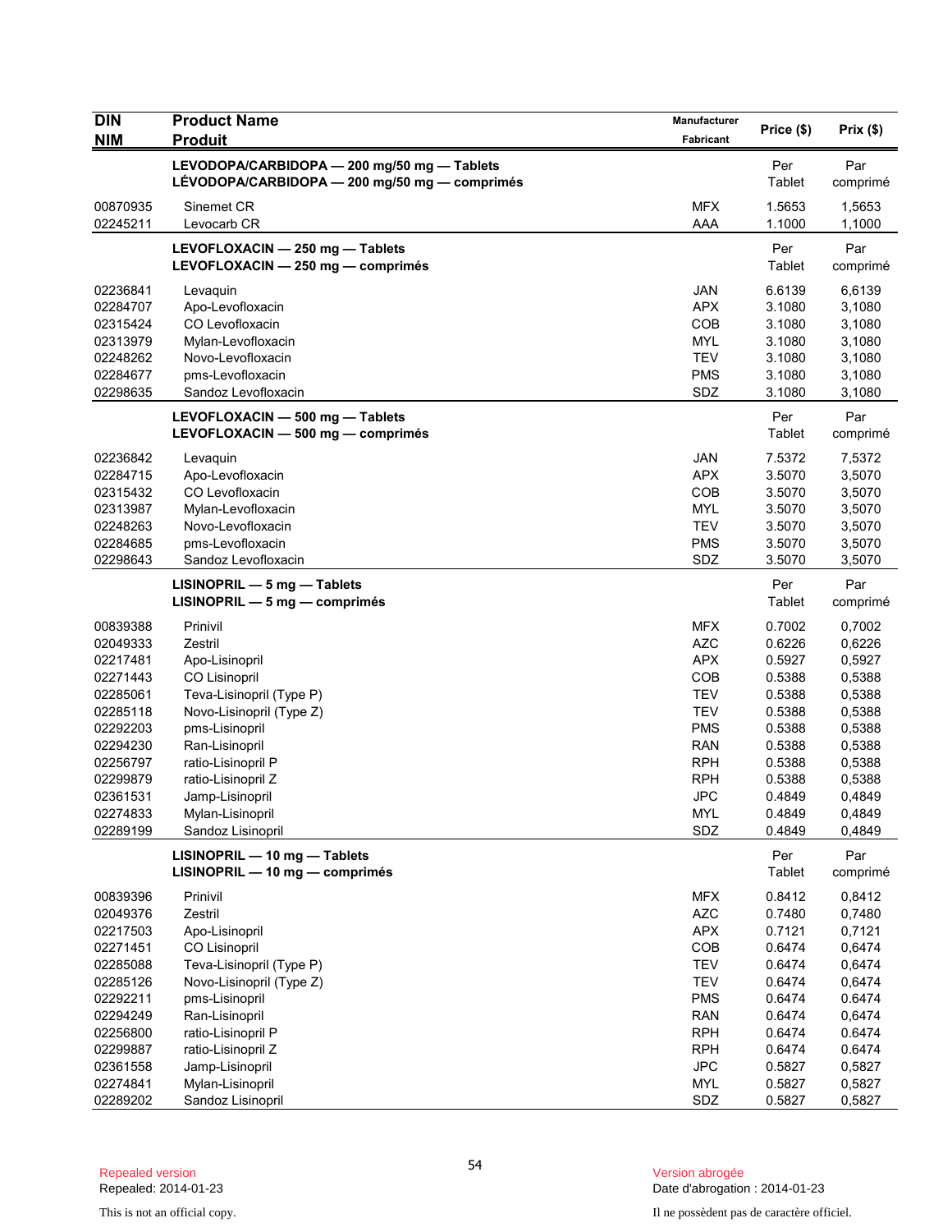| DIN<br>NIM | Product Name<br>Produit | Manufacturer<br>Fabricant | Price ($) | Prix ($) |
|---|---|---|---|---|
| | **LEVODOPA/CARBIDOPA — 200 mg/50 mg — Tablets**<br>**LÉVODOPA/CARBIDOPA — 200 mg/50 mg — comprimés** | | Per Tablet | Par comprimé |
| 00870935 | Sinemet CR | MFX | 1.5653 | 1,5653 |
| 02245211 | Levocarb CR | AAA | 1.1000 | 1,1000 |
| | **LEVOFLOXACIN — 250 mg — Tablets**<br>**LEVOFLOXACIN — 250 mg — comprimés** | | Per Tablet | Par comprimé |
| 02236841 | Levaquin | JAN | 6.6139 | 6,6139 |
| 02284707 | Apo-Levofloxacin | APX | 3.1080 | 3,1080 |
| 02315424 | CO Levofloxacin | COB | 3.1080 | 3,1080 |
| 02313979 | Mylan-Levofloxacin | MYL | 3.1080 | 3,1080 |
| 02248262 | Novo-Levofloxacin | TEV | 3.1080 | 3,1080 |
| 02284677 | pms-Levofloxacin | PMS | 3.1080 | 3,1080 |
| 02298635 | Sandoz Levofloxacin | SDZ | 3.1080 | 3,1080 |
| | **LEVOFLOXACIN — 500 mg — Tablets**<br>**LEVOFLOXACIN — 500 mg — comprimés** | | Per Tablet | Par comprimé |
| 02236842 | Levaquin | JAN | 7.5372 | 7,5372 |
| 02284715 | Apo-Levofloxacin | APX | 3.5070 | 3,5070 |
| 02315432 | CO Levofloxacin | COB | 3.5070 | 3,5070 |
| 02313987 | Mylan-Levofloxacin | MYL | 3.5070 | 3,5070 |
| 02248263 | Novo-Levofloxacin | TEV | 3.5070 | 3,5070 |
| 02284685 | pms-Levofloxacin | PMS | 3.5070 | 3,5070 |
| 02298643 | Sandoz Levofloxacin | SDZ | 3.5070 | 3,5070 |
| | **LISINOPRIL — 5 mg — Tablets**<br>**LISINOPRIL — 5 mg — comprimés** | | Per Tablet | Par comprimé |
| 00839388 | Prinivil | MFX | 0.7002 | 0,7002 |
| 02049333 | Zestril | AZC | 0.6226 | 0,6226 |
| 02217481 | Apo-Lisinopril | APX | 0.5927 | 0,5927 |
| 02271443 | CO Lisinopril | COB | 0.5388 | 0,5388 |
| 02285061 | Teva-Lisinopril (Type P) | TEV | 0.5388 | 0,5388 |
| 02285118 | Novo-Lisinopril (Type Z) | TEV | 0.5388 | 0,5388 |
| 02292203 | pms-Lisinopril | PMS | 0.5388 | 0,5388 |
| 02294230 | Ran-Lisinopril | RAN | 0.5388 | 0,5388 |
| 02256797 | ratio-Lisinopril P | RPH | 0.5388 | 0,5388 |
| 02299879 | ratio-Lisinopril Z | RPH | 0.5388 | 0,5388 |
| 02361531 | Jamp-Lisinopril | JPC | 0.4849 | 0,4849 |
| 02274833 | Mylan-Lisinopril | MYL | 0.4849 | 0,4849 |
| 02289199 | Sandoz Lisinopril | SDZ | 0.4849 | 0,4849 |
| | **LISINOPRIL — 10 mg — Tablets**<br>**LISINOPRIL — 10 mg — comprimés** | | Per Tablet | Par comprimé |
| 00839396 | Prinivil | MFX | 0.8412 | 0,8412 |
| 02049376 | Zestril | AZC | 0.7480 | 0,7480 |
| 02217503 | Apo-Lisinopril | APX | 0.7121 | 0,7121 |
| 02271451 | CO Lisinopril | COB | 0.6474 | 0,6474 |
| 02285088 | Teva-Lisinopril (Type P) | TEV | 0.6474 | 0,6474 |
| 02285126 | Novo-Lisinopril (Type Z) | TEV | 0.6474 | 0,6474 |
| 02292211 | pms-Lisinopril | PMS | 0.6474 | 0.6474 |
| 02294249 | Ran-Lisinopril | RAN | 0.6474 | 0,6474 |
| 02256800 | ratio-Lisinopril P | RPH | 0.6474 | 0.6474 |
| 02299887 | ratio-Lisinopril Z | RPH | 0.6474 | 0.6474 |
| 02361558 | Jamp-Lisinopril | JPC | 0.5827 | 0,5827 |
| 02274841 | Mylan-Lisinopril | MYL | 0.5827 | 0,5827 |
| 02289202 | Sandoz Lisinopril | SDZ | 0.5827 | 0,5827 |

Repealed version
Repealed: 2014-01-23

This is not an official copy.

Version abrogée
Date d'abrogation : 2014-01-23

Il ne possèdent pas de caractère officiel.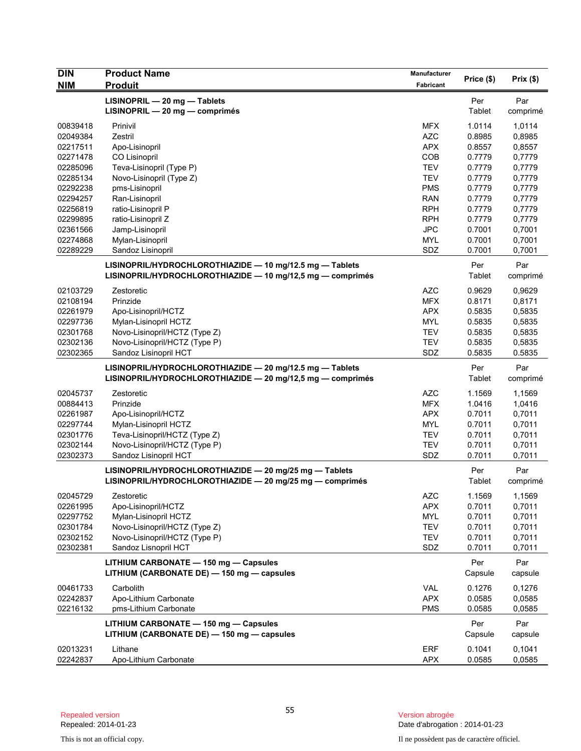| DIN<br>NIM | Product Name<br>Produit | Manufacturer<br>Fabricant | Price ($) | Prix ($) |
|---|---|---|---|---|
| | **LISINOPRIL — 20 mg — Tablets**<br>**LISINOPRIL — 20 mg — comprimés** | | Per Tablet | Par comprimé |
| 00839418 | Prinivil | MFX | 1.0114 | 1,0114 |
| 02049384 | Zestril | AZC | 0.8985 | 0,8985 |
| 02217511 | Apo-Lisinopril | APX | 0.8557 | 0,8557 |
| 02271478 | CO Lisinopril | COB | 0.7779 | 0,7779 |
| 02285096 | Teva-Lisinopril (Type P) | TEV | 0.7779 | 0,7779 |
| 02285134 | Novo-Lisinopril (Type Z) | TEV | 0.7779 | 0,7779 |
| 02292238 | pms-Lisinopril | PMS | 0.7779 | 0,7779 |
| 02294257 | Ran-Lisinopril | RAN | 0.7779 | 0,7779 |
| 02256819 | ratio-Lisinopril P | RPH | 0.7779 | 0,7779 |
| 02299895 | ratio-Lisinopril Z | RPH | 0.7779 | 0,7779 |
| 02361566 | Jamp-Lisinopril | JPC | 0.7001 | 0,7001 |
| 02274868 | Mylan-Lisinopril | MYL | 0.7001 | 0,7001 |
| 02289229 | Sandoz Lisinopril | SDZ | 0.7001 | 0,7001 |
| | **LISINOPRIL/HYDROCHLOROTHIAZIDE — 10 mg/12.5 mg — Tablets**<br>**LISINOPRIL/HYDROCHLOROTHIAZIDE — 10 mg/12,5 mg — comprimés** | | Per Tablet | Par comprimé |
| 02103729 | Zestoretic | AZC | 0.9629 | 0,9629 |
| 02108194 | Prinzide | MFX | 0.8171 | 0,8171 |
| 02261979 | Apo-Lisinopril/HCTZ | APX | 0.5835 | 0,5835 |
| 02297736 | Mylan-Lisinopril HCTZ | MYL | 0.5835 | 0,5835 |
| 02301768 | Novo-Lisinopril/HCTZ (Type Z) | TEV | 0.5835 | 0,5835 |
| 02302136 | Novo-Lisinopril/HCTZ (Type P) | TEV | 0.5835 | 0,5835 |
| 02302365 | Sandoz Lisinopril HCT | SDZ | 0.5835 | 0.5835 |
| | **LISINOPRIL/HYDROCHLOROTHIAZIDE — 20 mg/12.5 mg — Tablets**<br>**LISINOPRIL/HYDROCHLOROTHIAZIDE — 20 mg/12,5 mg — comprimés** | | Per Tablet | Par comprimé |
| 02045737 | Zestoretic | AZC | 1.1569 | 1,1569 |
| 00884413 | Prinzide | MFX | 1.0416 | 1,0416 |
| 02261987 | Apo-Lisinopril/HCTZ | APX | 0.7011 | 0,7011 |
| 02297744 | Mylan-Lisinopril HCTZ | MYL | 0.7011 | 0,7011 |
| 02301776 | Teva-Lisinopril/HCTZ (Type Z) | TEV | 0.7011 | 0,7011 |
| 02302144 | Novo-Lisinopril/HCTZ (Type P) | TEV | 0.7011 | 0,7011 |
| 02302373 | Sandoz Lisinopril HCT | SDZ | 0.7011 | 0,7011 |
| | **LISINOPRIL/HYDROCHLOROTHIAZIDE — 20 mg/25 mg — Tablets**<br>**LISINOPRIL/HYDROCHLOROTHIAZIDE — 20 mg/25 mg — comprimés** | | Per Tablet | Par comprimé |
| 02045729 | Zestoretic | AZC | 1.1569 | 1,1569 |
| 02261995 | Apo-Lisinopril/HCTZ | APX | 0.7011 | 0,7011 |
| 02297752 | Mylan-Lisinopril HCTZ | MYL | 0.7011 | 0,7011 |
| 02301784 | Novo-Lisinopril/HCTZ (Type Z) | TEV | 0.7011 | 0,7011 |
| 02302152 | Novo-Lisinopril/HCTZ (Type P) | TEV | 0.7011 | 0,7011 |
| 02302381 | Sandoz Lisnopril HCT | SDZ | 0.7011 | 0,7011 |
| | **LITHIUM CARBONATE — 150 mg — Capsules**<br>**LITHIUM (CARBONATE DE) — 150 mg — capsules** | | Per Capsule | Par capsule |
| 00461733 | Carbolith | VAL | 0.1276 | 0,1276 |
| 02242837 | Apo-Lithium Carbonate | APX | 0.0585 | 0,0585 |
| 02216132 | pms-Lithium Carbonate | PMS | 0.0585 | 0,0585 |
| | **LITHIUM CARBONATE — 150 mg — Capsules**<br>**LITHIUM (CARBONATE DE) — 150 mg — capsules** | | Per Capsule | Par capsule |
| 02013231 | Lithane | ERF | 0.1041 | 0,1041 |
| 02242837 | Apo-Lithium Carbonate | APX | 0.0585 | 0,0585 |

Repealed version
Repealed: 2014-01-23

Version abrogée
Date d'abrogation : 2014-01-23

This is not an official copy.

Il ne possèdent pas de caractère officiel.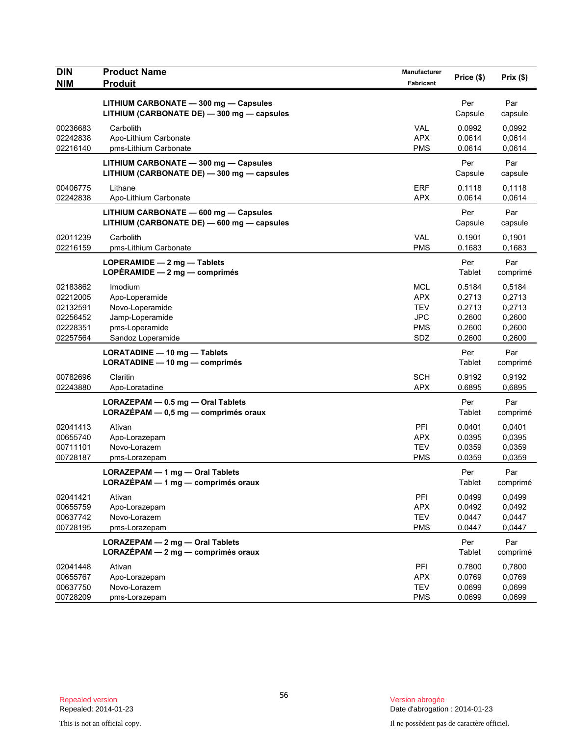| DIN<br>NIM | Product Name<br>Produit | Manufacturer<br>Fabricant | Price ($) | Prix ($) |
|---|---|---|---|---|
| | **LITHIUM CARBONATE — 300 mg — Capsules**<br>**LITHIUM (CARBONATE DE) — 300 mg — capsules** | | Per Capsule | Par capsule |
| 00236683 | Carbolith | VAL | 0.0992 | 0,0992 |
| 02242838 | Apo-Lithium Carbonate | APX | 0.0614 | 0,0614 |
| 02216140 | pms-Lithium Carbonate | PMS | 0.0614 | 0,0614 |
| | **LITHIUM CARBONATE — 300 mg — Capsules**<br>**LITHIUM (CARBONATE DE) — 300 mg — capsules** | | Per Capsule | Par capsule |
| 00406775 | Lithane | ERF | 0.1118 | 0,1118 |
| 02242838 | Apo-Lithium Carbonate | APX | 0.0614 | 0,0614 |
| | **LITHIUM CARBONATE — 600 mg — Capsules**<br>**LITHIUM (CARBONATE DE) — 600 mg — capsules** | | Per Capsule | Par capsule |
| 02011239 | Carbolith | VAL | 0.1901 | 0,1901 |
| 02216159 | pms-Lithium Carbonate | PMS | 0.1683 | 0,1683 |
| | **LOPERAMIDE — 2 mg — Tablets**<br>**LOPÉRAMIDE — 2 mg — comprimés** | | Per Tablet | Par comprimé |
| 02183862 | Imodium | MCL | 0.5184 | 0,5184 |
| 02212005 | Apo-Loperamide | APX | 0.2713 | 0,2713 |
| 02132591 | Novo-Loperamide | TEV | 0.2713 | 0,2713 |
| 02256452 | Jamp-Loperamide | JPC | 0.2600 | 0,2600 |
| 02228351 | pms-Loperamide | PMS | 0.2600 | 0,2600 |
| 02257564 | Sandoz Loperamide | SDZ | 0.2600 | 0,2600 |
| | **LORATADINE — 10 mg — Tablets**<br>**LORATADINE — 10 mg — comprimés** | | Per Tablet | Par comprimé |
| 00782696 | Claritin | SCH | 0.9192 | 0,9192 |
| 02243880 | Apo-Loratadine | APX | 0.6895 | 0,6895 |
| | **LORAZEPAM — 0.5 mg — Oral Tablets**<br>**LORAZÉPAM — 0,5 mg — comprimés oraux** | | Per Tablet | Par comprimé |
| 02041413 | Ativan | PFI | 0.0401 | 0,0401 |
| 00655740 | Apo-Lorazepam | APX | 0.0395 | 0,0395 |
| 00711101 | Novo-Lorazem | TEV | 0.0359 | 0,0359 |
| 00728187 | pms-Lorazepam | PMS | 0.0359 | 0,0359 |
| | **LORAZEPAM — 1 mg — Oral Tablets**<br>**LORAZÉPAM — 1 mg — comprimés oraux** | | Per Tablet | Par comprimé |
| 02041421 | Ativan | PFI | 0.0499 | 0,0499 |
| 00655759 | Apo-Lorazepam | APX | 0.0492 | 0,0492 |
| 00637742 | Novo-Lorazem | TEV | 0.0447 | 0,0447 |
| 00728195 | pms-Lorazepam | PMS | 0.0447 | 0,0447 |
| | **LORAZEPAM — 2 mg — Oral Tablets**<br>**LORAZÉPAM — 2 mg — comprimés oraux** | | Per Tablet | Par comprimé |
| 02041448 | Ativan | PFI | 0.7800 | 0,7800 |
| 00655767 | Apo-Lorazepam | APX | 0.0769 | 0,0769 |
| 00637750 | Novo-Lorazem | TEV | 0.0699 | 0,0699 |
| 00728209 | pms-Lorazepam | PMS | 0.0699 | 0,0699 |

Repealed version
Repealed: 2014-01-23

This is not an official copy.

Version abrogée
Date d'abrogation : 2014-01-23

Il ne possèdent pas de caractère officiel.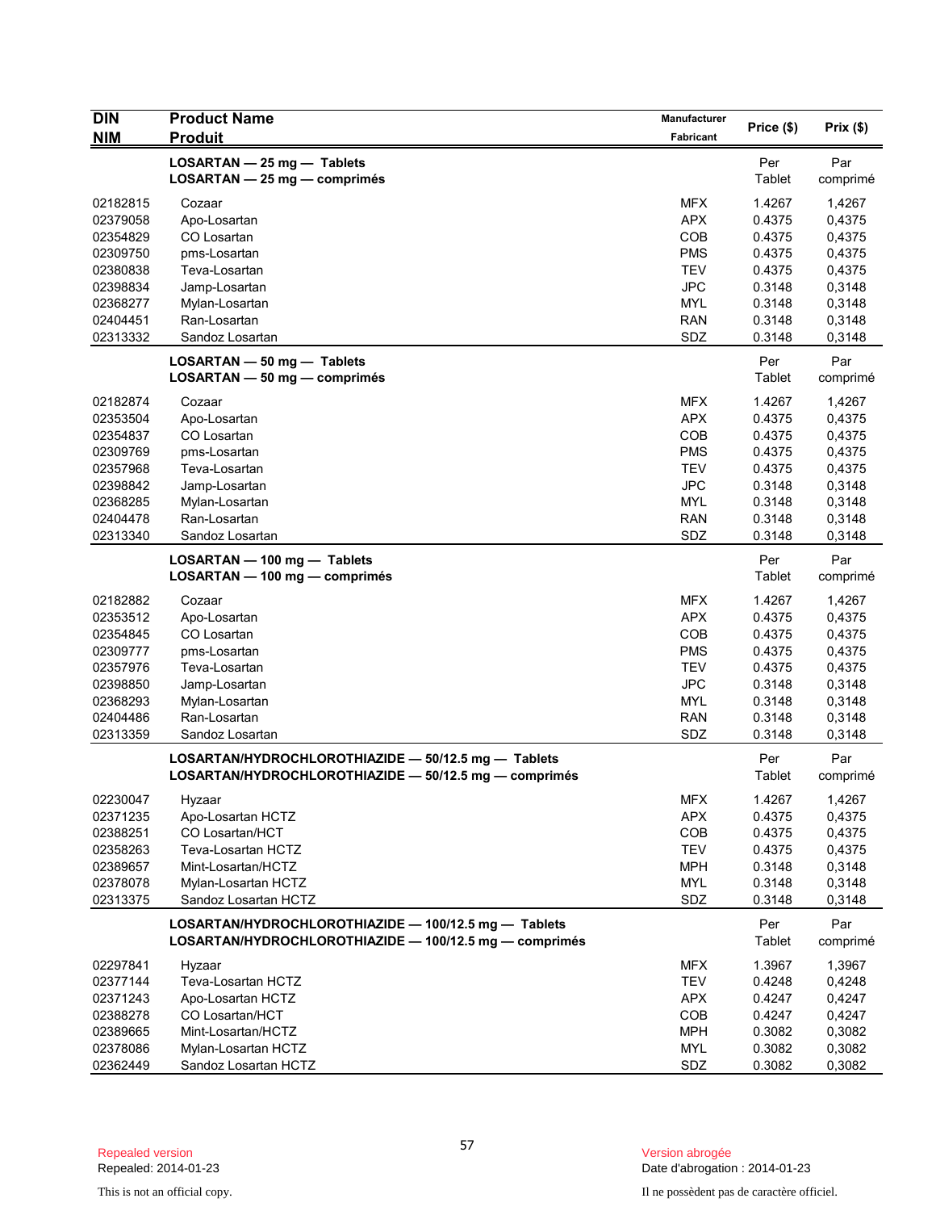| DIN<br>NIM | Product Name<br>Produit | Manufacturer<br>Fabricant | Price ($) | Prix ($) |
|---|---|---|---|---|
| | **LOSARTAN — 25 mg — Tablets**<br>**LOSARTAN — 25 mg — comprimés** | | Per Tablet | Par comprimé |
| 02182815 | Cozaar | MFX | 1.4267 | 1,4267 |
| 02379058 | Apo-Losartan | APX | 0.4375 | 0,4375 |
| 02354829 | CO Losartan | COB | 0.4375 | 0,4375 |
| 02309750 | pms-Losartan | PMS | 0.4375 | 0,4375 |
| 02380838 | Teva-Losartan | TEV | 0.4375 | 0,4375 |
| 02398834 | Jamp-Losartan | JPC | 0.3148 | 0,3148 |
| 02368277 | Mylan-Losartan | MYL | 0.3148 | 0,3148 |
| 02404451 | Ran-Losartan | RAN | 0.3148 | 0,3148 |
| 02313332 | Sandoz Losartan | SDZ | 0.3148 | 0,3148 |
| | **LOSARTAN — 50 mg — Tablets**<br>**LOSARTAN — 50 mg — comprimés** | | Per Tablet | Par comprimé |
| 02182874 | Cozaar | MFX | 1.4267 | 1,4267 |
| 02353504 | Apo-Losartan | APX | 0.4375 | 0,4375 |
| 02354837 | CO Losartan | COB | 0.4375 | 0,4375 |
| 02309769 | pms-Losartan | PMS | 0.4375 | 0,4375 |
| 02357968 | Teva-Losartan | TEV | 0.4375 | 0,4375 |
| 02398842 | Jamp-Losartan | JPC | 0.3148 | 0,3148 |
| 02368285 | Mylan-Losartan | MYL | 0.3148 | 0,3148 |
| 02404478 | Ran-Losartan | RAN | 0.3148 | 0,3148 |
| 02313340 | Sandoz Losartan | SDZ | 0.3148 | 0,3148 |
| | **LOSARTAN — 100 mg — Tablets**<br>**LOSARTAN — 100 mg — comprimés** | | Per Tablet | Par comprimé |
| 02182882 | Cozaar | MFX | 1.4267 | 1,4267 |
| 02353512 | Apo-Losartan | APX | 0.4375 | 0,4375 |
| 02354845 | CO Losartan | COB | 0.4375 | 0,4375 |
| 02309777 | pms-Losartan | PMS | 0.4375 | 0,4375 |
| 02357976 | Teva-Losartan | TEV | 0.4375 | 0,4375 |
| 02398850 | Jamp-Losartan | JPC | 0.3148 | 0,3148 |
| 02368293 | Mylan-Losartan | MYL | 0.3148 | 0,3148 |
| 02404486 | Ran-Losartan | RAN | 0.3148 | 0,3148 |
| 02313359 | Sandoz Losartan | SDZ | 0.3148 | 0,3148 |
| | **LOSARTAN/HYDROCHLOROTHIAZIDE — 50/12.5 mg — Tablets**<br>**LOSARTAN/HYDROCHLOROTHIAZIDE — 50/12.5 mg — comprimés** | | Per Tablet | Par comprimé |
| 02230047 | Hyzaar | MFX | 1.4267 | 1,4267 |
| 02371235 | Apo-Losartan HCTZ | APX | 0.4375 | 0,4375 |
| 02388251 | CO Losartan/HCT | COB | 0.4375 | 0,4375 |
| 02358263 | Teva-Losartan HCTZ | TEV | 0.4375 | 0,4375 |
| 02389657 | Mint-Losartan/HCTZ | MPH | 0.3148 | 0,3148 |
| 02378078 | Mylan-Losartan HCTZ | MYL | 0.3148 | 0,3148 |
| 02313375 | Sandoz Losartan HCTZ | SDZ | 0.3148 | 0,3148 |
| | **LOSARTAN/HYDROCHLOROTHIAZIDE — 100/12.5 mg — Tablets**<br>**LOSARTAN/HYDROCHLOROTHIAZIDE — 100/12.5 mg — comprimés** | | Per Tablet | Par comprimé |
| 02297841 | Hyzaar | MFX | 1.3967 | 1,3967 |
| 02377144 | Teva-Losartan HCTZ | TEV | 0.4248 | 0,4248 |
| 02371243 | Apo-Losartan HCTZ | APX | 0.4247 | 0,4247 |
| 02388278 | CO Losartan/HCT | COB | 0.4247 | 0,4247 |
| 02389665 | Mint-Losartan/HCTZ | MPH | 0.3082 | 0,3082 |
| 02378086 | Mylan-Losartan HCTZ | MYL | 0.3082 | 0,3082 |
| 02362449 | Sandoz Losartan HCTZ | SDZ | 0.3082 | 0,3082 |

Repealed version
Repealed: 2014-01-23

Version abrogée
Date d'abrogation : 2014-01-23

This is not an official copy.

Il ne possèdent pas de caractère officiel.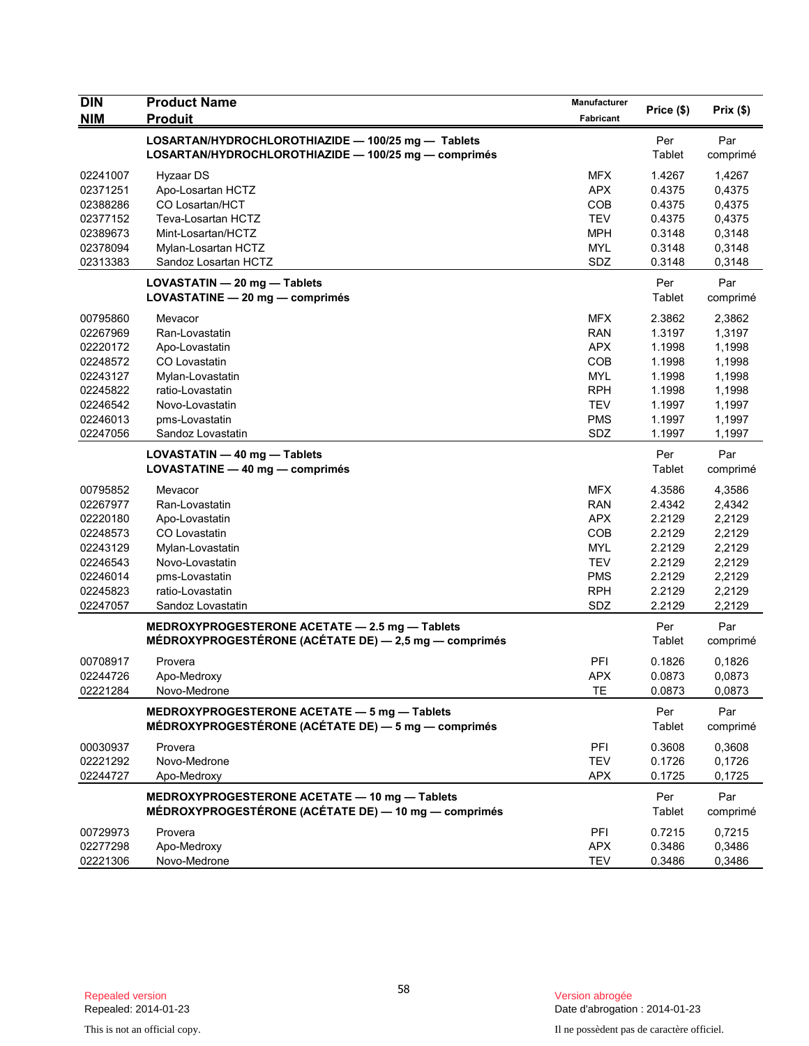| DIN<br>NIM | Product Name<br>Produit | Manufacturer<br>Fabricant | Price ($) | Prix ($) |
|---|---|---|---|---|
| | **LOSARTAN/HYDROCHLOROTHIAZIDE — 100/25 mg — Tablets**<br>**LOSARTAN/HYDROCHLOROTHIAZIDE — 100/25 mg — comprimés** | | Per Tablet | Par comprimé |
| 02241007 | Hyzaar DS | MFX | 1.4267 | 1,4267 |
| 02371251 | Apo-Losartan HCTZ | APX | 0.4375 | 0,4375 |
| 02388286 | CO Losartan/HCT | COB | 0.4375 | 0,4375 |
| 02377152 | Teva-Losartan HCTZ | TEV | 0.4375 | 0,4375 |
| 02389673 | Mint-Losartan/HCTZ | MPH | 0.3148 | 0,3148 |
| 02378094 | Mylan-Losartan HCTZ | MYL | 0.3148 | 0,3148 |
| 02313383 | Sandoz Losartan HCTZ | SDZ | 0.3148 | 0,3148 |
| | **LOVASTATIN — 20 mg — Tablets**<br>**LOVASTATINE — 20 mg — comprimés** | | Per Tablet | Par comprimé |
| 00795860 | Mevacor | MFX | 2.3862 | 2,3862 |
| 02267969 | Ran-Lovastatin | RAN | 1.3197 | 1,3197 |
| 02220172 | Apo-Lovastatin | APX | 1.1998 | 1,1998 |
| 02248572 | CO Lovastatin | COB | 1.1998 | 1,1998 |
| 02243127 | Mylan-Lovastatin | MYL | 1.1998 | 1,1998 |
| 02245822 | ratio-Lovastatin | RPH | 1.1998 | 1,1998 |
| 02246542 | Novo-Lovastatin | TEV | 1.1997 | 1,1997 |
| 02246013 | pms-Lovastatin | PMS | 1.1997 | 1,1997 |
| 02247056 | Sandoz Lovastatin | SDZ | 1.1997 | 1,1997 |
| | **LOVASTATIN — 40 mg — Tablets**<br>**LOVASTATINE — 40 mg — comprimés** | | Per Tablet | Par comprimé |
| 00795852 | Mevacor | MFX | 4.3586 | 4,3586 |
| 02267977 | Ran-Lovastatin | RAN | 2.4342 | 2,4342 |
| 02220180 | Apo-Lovastatin | APX | 2.2129 | 2,2129 |
| 02248573 | CO Lovastatin | COB | 2.2129 | 2,2129 |
| 02243129 | Mylan-Lovastatin | MYL | 2.2129 | 2,2129 |
| 02246543 | Novo-Lovastatin | TEV | 2.2129 | 2,2129 |
| 02246014 | pms-Lovastatin | PMS | 2.2129 | 2,2129 |
| 02245823 | ratio-Lovastatin | RPH | 2.2129 | 2,2129 |
| 02247057 | Sandoz Lovastatin | SDZ | 2.2129 | 2,2129 |
| | **MEDROXYPROGESTERONE ACETATE — 2.5 mg — Tablets**<br>**MÉDROXYPROGESTÉRONE (ACÉTATE DE) — 2,5 mg — comprimés** | | Per Tablet | Par comprimé |
| 00708917 | Provera | PFI | 0.1826 | 0,1826 |
| 02244726 | Apo-Medroxy | APX | 0.0873 | 0,0873 |
| 02221284 | Novo-Medrone | TE | 0.0873 | 0,0873 |
| | **MEDROXYPROGESTERONE ACETATE — 5 mg — Tablets**<br>**MÉDROXYPROGESTÉRONE (ACÉTATE DE) — 5 mg — comprimés** | | Per Tablet | Par comprimé |
| 00030937 | Provera | PFI | 0.3608 | 0,3608 |
| 02221292 | Novo-Medrone | TEV | 0.1726 | 0,1726 |
| 02244727 | Apo-Medroxy | APX | 0.1725 | 0,1725 |
| | **MEDROXYPROGESTERONE ACETATE — 10 mg — Tablets**<br>**MÉDROXYPROGESTÉRONE (ACÉTATE DE) — 10 mg — comprimés** | | Per Tablet | Par comprimé |
| 00729973 | Provera | PFI | 0.7215 | 0,7215 |
| 02277298 | Apo-Medroxy | APX | 0.3486 | 0,3486 |
| 02221306 | Novo-Medrone | TEV | 0.3486 | 0,3486 |

Repealed version
Repealed: 2014-01-23

This is not an official copy.

Version abrogée
Date d'abrogation : 2014-01-23

Il ne possèdent pas de caractère officiel.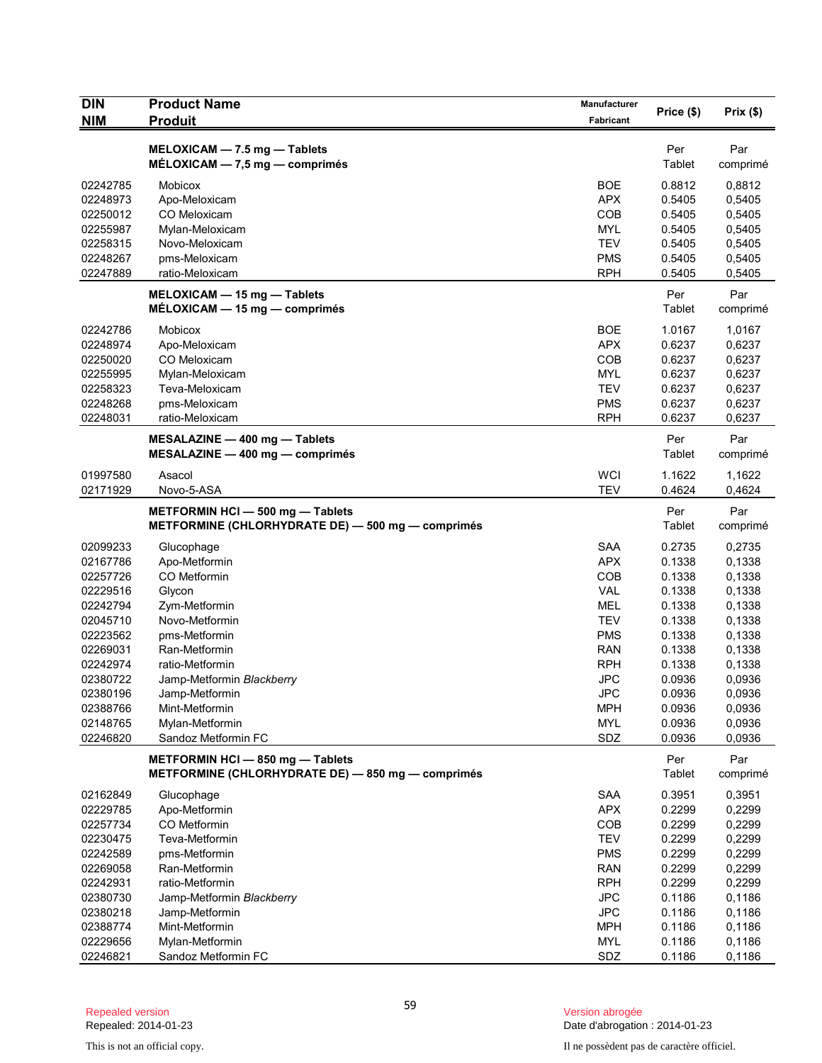| DIN<br>NIM | Product Name<br>Produit | Manufacturer<br>Fabricant | Price ($) | Prix ($) |
|---|---|---|---|---|
| | **MELOXICAM — 7.5 mg — Tablets**<br>**MÉLOXICAM — 7,5 mg — comprimés** | | Per<br>Tablet | Par<br>comprimé |
| 02242785 | Mobicox | BOE | 0.8812 | 0,8812 |
| 02248973 | Apo-Meloxicam | APX | 0.5405 | 0,5405 |
| 02250012 | CO Meloxicam | COB | 0.5405 | 0,5405 |
| 02255987 | Mylan-Meloxicam | MYL | 0.5405 | 0,5405 |
| 02258315 | Novo-Meloxicam | TEV | 0.5405 | 0,5405 |
| 02248267 | pms-Meloxicam | PMS | 0.5405 | 0,5405 |
| 02247889 | ratio-Meloxicam | RPH | 0.5405 | 0,5405 |
| | **MELOXICAM — 15 mg — Tablets**<br>**MÉLOXICAM — 15 mg — comprimés** | | Per<br>Tablet | Par<br>comprimé |
| 02242786 | Mobicox | BOE | 1.0167 | 1,0167 |
| 02248974 | Apo-Meloxicam | APX | 0.6237 | 0,6237 |
| 02250020 | CO Meloxicam | COB | 0.6237 | 0,6237 |
| 02255995 | Mylan-Meloxicam | MYL | 0.6237 | 0,6237 |
| 02258323 | Teva-Meloxicam | TEV | 0.6237 | 0,6237 |
| 02248268 | pms-Meloxicam | PMS | 0.6237 | 0,6237 |
| 02248031 | ratio-Meloxicam | RPH | 0.6237 | 0,6237 |
| | **MESALAZINE — 400 mg — Tablets**<br>**MESALAZINE — 400 mg — comprimés** | | Per<br>Tablet | Par<br>comprimé |
| 01997580 | Asacol | WCI | 1.1622 | 1,1622 |
| 02171929 | Novo-5-ASA | TEV | 0.4624 | 0,4624 |
| | **METFORMIN HCl — 500 mg — Tablets**<br>**METFORMINE (CHLORHYDRATE DE) — 500 mg — comprimés** | | Per<br>Tablet | Par<br>comprimé |
| 02099233 | Glucophage | SAA | 0.2735 | 0,2735 |
| 02167786 | Apo-Metformin | APX | 0.1338 | 0,1338 |
| 02257726 | CO Metformin | COB | 0.1338 | 0,1338 |
| 02229516 | Glycon | VAL | 0.1338 | 0,1338 |
| 02242794 | Zym-Metformin | MEL | 0.1338 | 0,1338 |
| 02045710 | Novo-Metformin | TEV | 0.1338 | 0,1338 |
| 02223562 | pms-Metformin | PMS | 0.1338 | 0,1338 |
| 02269031 | Ran-Metformin | RAN | 0.1338 | 0,1338 |
| 02242974 | ratio-Metformin | RPH | 0.1338 | 0,1338 |
| 02380722 | Jamp-Metformin *Blackberry* | JPC | 0.0936 | 0,0936 |
| 02380196 | Jamp-Metformin | JPC | 0.0936 | 0,0936 |
| 02388766 | Mint-Metformin | MPH | 0.0936 | 0,0936 |
| 02148765 | Mylan-Metformin | MYL | 0.0936 | 0,0936 |
| 02246820 | Sandoz Metformin FC | SDZ | 0.0936 | 0,0936 |
| | **METFORMIN HCl — 850 mg — Tablets**<br>**METFORMINE (CHLORHYDRATE DE) — 850 mg — comprimés** | | Per<br>Tablet | Par<br>comprimé |
| 02162849 | Glucophage | SAA | 0.3951 | 0,3951 |
| 02229785 | Apo-Metformin | APX | 0.2299 | 0,2299 |
| 02257734 | CO Metformin | COB | 0.2299 | 0,2299 |
| 02230475 | Teva-Metformin | TEV | 0.2299 | 0,2299 |
| 02242589 | pms-Metformin | PMS | 0.2299 | 0,2299 |
| 02269058 | Ran-Metformin | RAN | 0.2299 | 0,2299 |
| 02242931 | ratio-Metformin | RPH | 0.2299 | 0,2299 |
| 02380730 | Jamp-Metformin *Blackberry* | JPC | 0.1186 | 0,1186 |
| 02380218 | Jamp-Metformin | JPC | 0.1186 | 0,1186 |
| 02388774 | Mint-Metformin | MPH | 0.1186 | 0,1186 |
| 02229656 | Mylan-Metformin | MYL | 0.1186 | 0,1186 |
| 02246821 | Sandoz Metformin FC | SDZ | 0.1186 | 0,1186 |

Repealed version
Repealed: 2014-01-23

Version abrogée
Date d'abrogation : 2014-01-23

This is not an official copy.

Il ne possèdent pas de caractère officiel.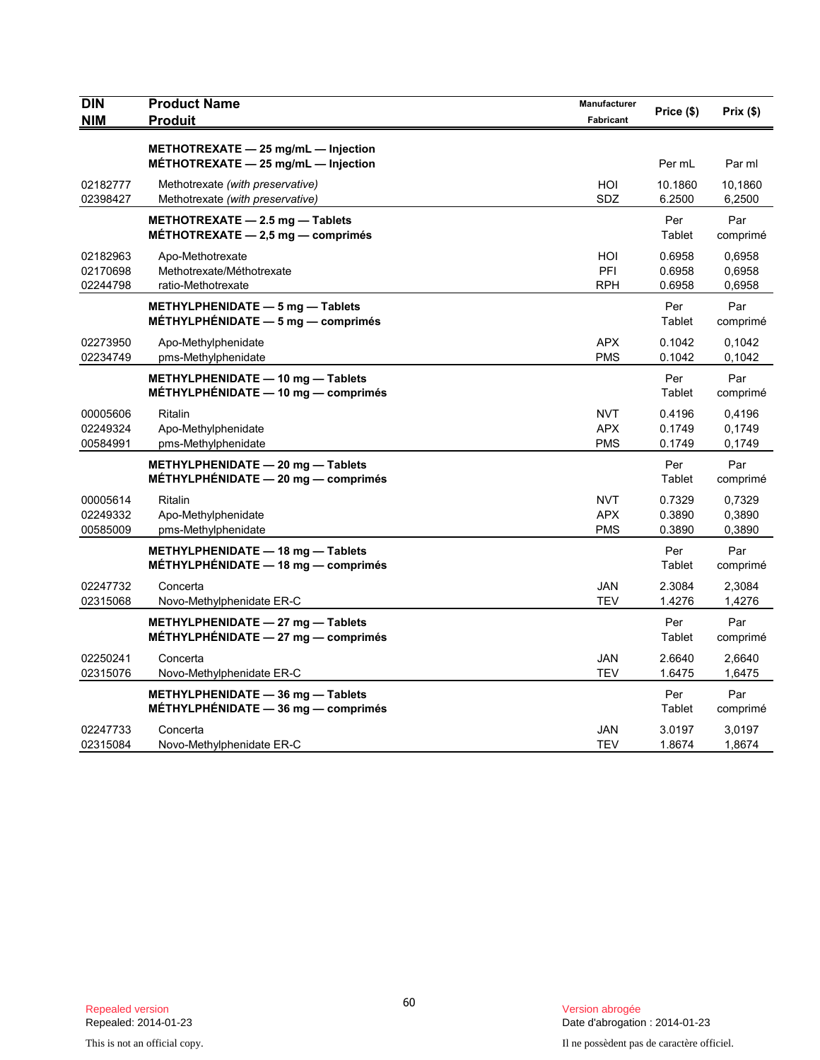| DIN<br>NIM | Product Name<br>Produit | Manufacturer<br>Fabricant | Price ($) | Prix ($) |
|---|---|---|---|---|
| | **METHOTREXATE — 25 mg/mL — Injection**<br>**MÉTHOTREXATE — 25 mg/mL — Injection** | | Per mL | Par ml |
| 02182777 | Methotrexate *(with preservative)* | HOI | 10.1860 | 10,1860 |
| 02398427 | Methotrexate *(with preservative)* | SDZ | 6.2500 | 6,2500 |
| | **METHOTREXATE — 2.5 mg — Tablets**<br>**MÉTHOTREXATE — 2,5 mg — comprimés** | | Per Tablet | Par comprimé |
| 02182963 | Apo-Methotrexate | HOI | 0.6958 | 0,6958 |
| 02170698 | Methotrexate/Méthotrexate | PFI | 0.6958 | 0,6958 |
| 02244798 | ratio-Methotrexate | RPH | 0.6958 | 0,6958 |
| | **METHYLPHENIDATE — 5 mg — Tablets**<br>**MÉTHYLPHÉNIDATE — 5 mg — comprimés** | | Per Tablet | Par comprimé |
| 02273950 | Apo-Methylphenidate | APX | 0.1042 | 0,1042 |
| 02234749 | pms-Methylphenidate | PMS | 0.1042 | 0,1042 |
| | **METHYLPHENIDATE — 10 mg — Tablets**<br>**MÉTHYLPHÉNIDATE — 10 mg — comprimés** | | Per Tablet | Par comprimé |
| 00005606 | Ritalin | NVT | 0.4196 | 0,4196 |
| 02249324 | Apo-Methylphenidate | APX | 0.1749 | 0,1749 |
| 00584991 | pms-Methylphenidate | PMS | 0.1749 | 0,1749 |
| | **METHYLPHENIDATE — 20 mg — Tablets**<br>**MÉTHYLPHÉNIDATE — 20 mg — comprimés** | | Per Tablet | Par comprimé |
| 00005614 | Ritalin | NVT | 0.7329 | 0,7329 |
| 02249332 | Apo-Methylphenidate | APX | 0.3890 | 0,3890 |
| 00585009 | pms-Methylphenidate | PMS | 0.3890 | 0,3890 |
| | **METHYLPHENIDATE — 18 mg — Tablets**<br>**MÉTHYLPHÉNIDATE — 18 mg — comprimés** | | Per Tablet | Par comprimé |
| 02247732 | Concerta | JAN | 2.3084 | 2,3084 |
| 02315068 | Novo-Methylphenidate ER-C | TEV | 1.4276 | 1,4276 |
| | **METHYLPHENIDATE — 27 mg — Tablets**<br>**MÉTHYLPHÉNIDATE — 27 mg — comprimés** | | Per Tablet | Par comprimé |
| 02250241 | Concerta | JAN | 2.6640 | 2,6640 |
| 02315076 | Novo-Methylphenidate ER-C | TEV | 1.6475 | 1,6475 |
| | **METHYLPHENIDATE — 36 mg — Tablets**<br>**MÉTHYLPHÉNIDATE — 36 mg — comprimés** | | Per Tablet | Par comprimé |
| 02247733 | Concerta | JAN | 3.0197 | 3,0197 |
| 02315084 | Novo-Methylphenidate ER-C | TEV | 1.8674 | 1,8674 |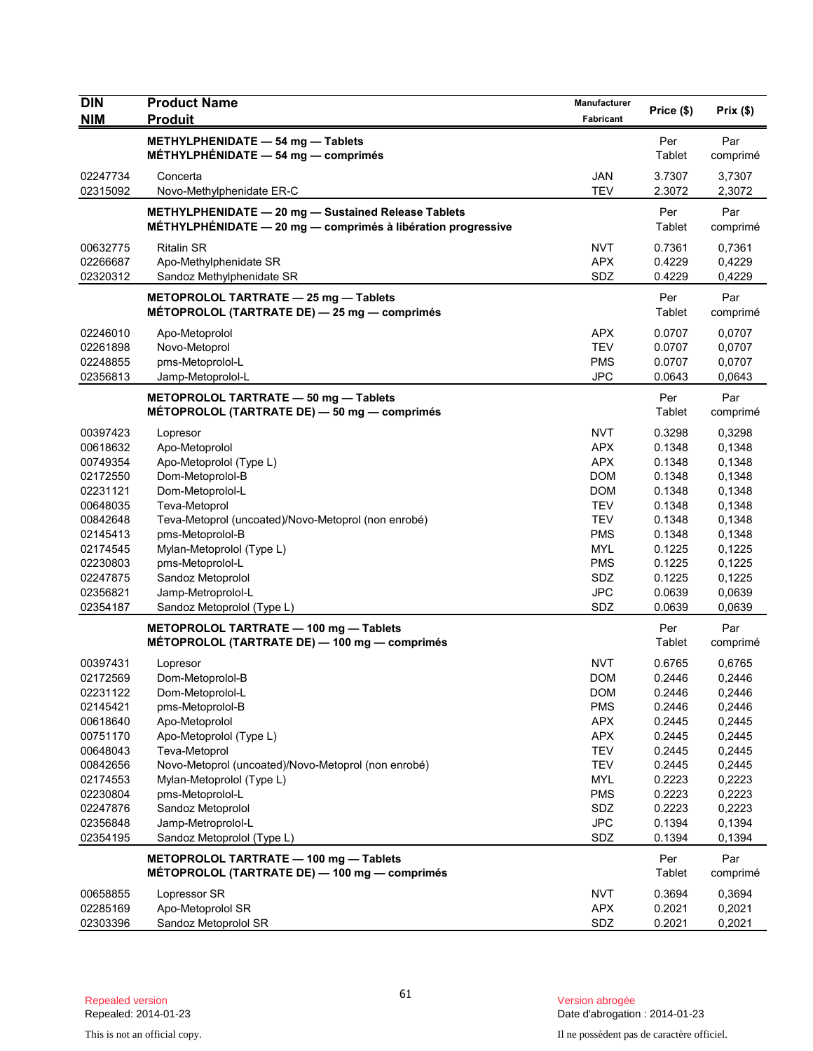| DIN<br>NIM | Product Name<br>Produit | Manufacturer<br>Fabricant | Price ($) | Prix ($) |
|---|---|---|---|---|
| | **METHYLPHENIDATE — 54 mg — Tablets**<br>**MÉTHYLPHÉNIDATE — 54 mg — comprimés** | | Per Tablet | Par comprimé |
| 02247734 | Concerta | JAN | 3.7307 | 3,7307 |
| 02315092 | Novo-Methylphenidate ER-C | TEV | 2.3072 | 2,3072 |
| | **METHYLPHENIDATE — 20 mg — Sustained Release Tablets**<br>**MÉTHYLPHÉNIDATE — 20 mg — comprimés à libération progressive** | | Per Tablet | Par comprimé |
| 00632775 | Ritalin SR | NVT | 0.7361 | 0,7361 |
| 02266687 | Apo-Methylphenidate SR | APX | 0.4229 | 0,4229 |
| 02320312 | Sandoz Methylphenidate SR | SDZ | 0.4229 | 0,4229 |
| | **METOPROLOL TARTRATE — 25 mg — Tablets**<br>**MÉTOPROLOL (TARTRATE DE) — 25 mg — comprimés** | | Per Tablet | Par comprimé |
| 02246010 | Apo-Metoprolol | APX | 0.0707 | 0,0707 |
| 02261898 | Novo-Metoprol | TEV | 0.0707 | 0,0707 |
| 02248855 | pms-Metoprolol-L | PMS | 0.0707 | 0,0707 |
| 02356813 | Jamp-Metoprolol-L | JPC | 0.0643 | 0,0643 |
| | **METOPROLOL TARTRATE — 50 mg — Tablets**<br>**MÉTOPROLOL (TARTRATE DE) — 50 mg — comprimés** | | Per Tablet | Par comprimé |
| 00397423 | Lopresor | NVT | 0.3298 | 0,3298 |
| 00618632 | Apo-Metoprolol | APX | 0.1348 | 0,1348 |
| 00749354 | Apo-Metoprolol (Type L) | APX | 0.1348 | 0,1348 |
| 02172550 | Dom-Metoprolol-B | DOM | 0.1348 | 0,1348 |
| 02231121 | Dom-Metoprolol-L | DOM | 0.1348 | 0,1348 |
| 00648035 | Teva-Metoprol | TEV | 0.1348 | 0,1348 |
| 00842648 | Teva-Metoprol (uncoated)/Novo-Metoprol (non enrobé) | TEV | 0.1348 | 0,1348 |
| 02145413 | pms-Metoprolol-B | PMS | 0.1348 | 0,1348 |
| 02174545 | Mylan-Metoprolol (Type L) | MYL | 0.1225 | 0,1225 |
| 02230803 | pms-Metoprolol-L | PMS | 0.1225 | 0,1225 |
| 02247875 | Sandoz Metoprolol | SDZ | 0.1225 | 0,1225 |
| 02356821 | Jamp-Metroprolol-L | JPC | 0.0639 | 0,0639 |
| 02354187 | Sandoz Metoprolol (Type L) | SDZ | 0.0639 | 0,0639 |
| | **METOPROLOL TARTRATE — 100 mg — Tablets**<br>**MÉTOPROLOL (TARTRATE DE) — 100 mg — comprimés** | | Per Tablet | Par comprimé |
| 00397431 | Lopresor | NVT | 0.6765 | 0,6765 |
| 02172569 | Dom-Metoprolol-B | DOM | 0.2446 | 0,2446 |
| 02231122 | Dom-Metoprolol-L | DOM | 0.2446 | 0,2446 |
| 02145421 | pms-Metoprolol-B | PMS | 0.2446 | 0,2446 |
| 00618640 | Apo-Metoprolol | APX | 0.2445 | 0,2445 |
| 00751170 | Apo-Metoprolol (Type L) | APX | 0.2445 | 0,2445 |
| 00648043 | Teva-Metoprol | TEV | 0.2445 | 0,2445 |
| 00842656 | Novo-Metoprol (uncoated)/Novo-Metoprol (non enrobé) | TEV | 0.2445 | 0,2445 |
| 02174553 | Mylan-Metoprolol (Type L) | MYL | 0.2223 | 0,2223 |
| 02230804 | pms-Metoprolol-L | PMS | 0.2223 | 0,2223 |
| 02247876 | Sandoz Metoprolol | SDZ | 0.2223 | 0,2223 |
| 02356848 | Jamp-Metroprolol-L | JPC | 0.1394 | 0,1394 |
| 02354195 | Sandoz Metoprolol (Type L) | SDZ | 0.1394 | 0,1394 |
| | **METOPROLOL TARTRATE — 100 mg — Tablets**<br>**MÉTOPROLOL (TARTRATE DE) — 100 mg — comprimés** | | Per Tablet | Par comprimé |
| 00658855 | Lopressor SR | NVT | 0.3694 | 0,3694 |
| 02285169 | Apo-Metoprolol SR | APX | 0.2021 | 0,2021 |
| 02303396 | Sandoz Metoprolol SR | SDZ | 0.2021 | 0,2021 |

Repealed version
Repealed: 2014-01-23

This is not an official copy.

Version abrogée
Date d'abrogation : 2014-01-23

Il ne possèdent pas de caractère officiel.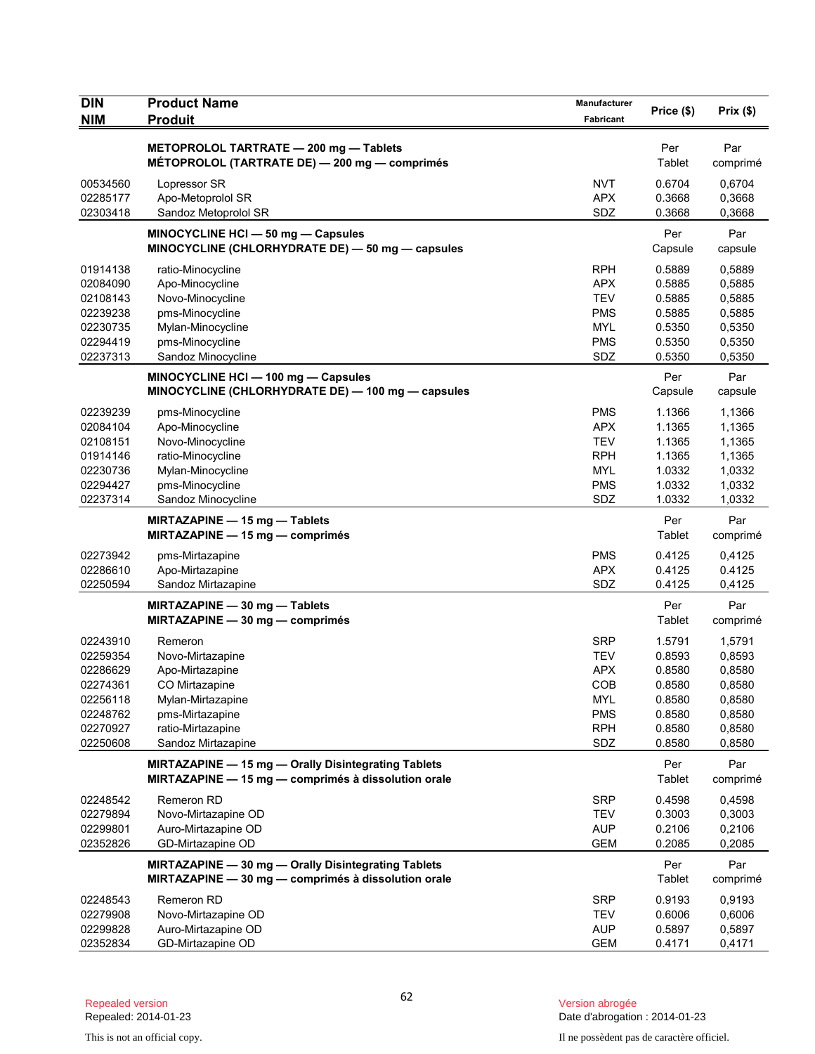| DIN<br>NIM | Product Name<br>Produit | Manufacturer<br>Fabricant | Price ($) | Prix ($) |
|---|---|---|---|---|
| | **METOPROLOL TARTRATE — 200 mg — Tablets**<br>**MÉTOPROLOL (TARTRATE DE) — 200 mg — comprimés** | | Per<br>Tablet | Par<br>comprimé |
| 00534560 | Lopressor SR | NVT | 0.6704 | 0,6704 |
| 02285177 | Apo-Metoprolol SR | APX | 0.3668 | 0,3668 |
| 02303418 | Sandoz Metoprolol SR | SDZ | 0.3668 | 0,3668 |
| | **MINOCYCLINE HCl — 50 mg — Capsules**<br>**MINOCYCLINE (CHLORHYDRATE DE) — 50 mg — capsules** | | Per<br>Capsule | Par<br>capsule |
| 01914138 | ratio-Minocycline | RPH | 0.5889 | 0,5889 |
| 02084090 | Apo-Minocycline | APX | 0.5885 | 0,5885 |
| 02108143 | Novo-Minocycline | TEV | 0.5885 | 0,5885 |
| 02239238 | pms-Minocycline | PMS | 0.5885 | 0,5885 |
| 02230735 | Mylan-Minocycline | MYL | 0.5350 | 0,5350 |
| 02294419 | pms-Minocycline | PMS | 0.5350 | 0,5350 |
| 02237313 | Sandoz Minocycline | SDZ | 0.5350 | 0,5350 |
| | **MINOCYCLINE HCl — 100 mg — Capsules**<br>**MINOCYCLINE (CHLORHYDRATE DE) — 100 mg — capsules** | | Per<br>Capsule | Par<br>capsule |
| 02239239 | pms-Minocycline | PMS | 1.1366 | 1,1366 |
| 02084104 | Apo-Minocycline | APX | 1.1365 | 1,1365 |
| 02108151 | Novo-Minocycline | TEV | 1.1365 | 1,1365 |
| 01914146 | ratio-Minocycline | RPH | 1.1365 | 1,1365 |
| 02230736 | Mylan-Minocycline | MYL | 1.0332 | 1,0332 |
| 02294427 | pms-Minocycline | PMS | 1.0332 | 1,0332 |
| 02237314 | Sandoz Minocycline | SDZ | 1.0332 | 1,0332 |
| | **MIRTAZAPINE — 15 mg — Tablets**<br>**MIRTAZAPINE — 15 mg — comprimés** | | Per<br>Tablet | Par<br>comprimé |
| 02273942 | pms-Mirtazapine | PMS | 0.4125 | 0,4125 |
| 02286610 | Apo-Mirtazapine | APX | 0.4125 | 0.4125 |
| 02250594 | Sandoz Mirtazapine | SDZ | 0.4125 | 0,4125 |
| | **MIRTAZAPINE — 30 mg — Tablets**<br>**MIRTAZAPINE — 30 mg — comprimés** | | Per<br>Tablet | Par<br>comprimé |
| 02243910 | Remeron | SRP | 1.5791 | 1,5791 |
| 02259354 | Novo-Mirtazapine | TEV | 0.8593 | 0,8593 |
| 02286629 | Apo-Mirtazapine | APX | 0.8580 | 0,8580 |
| 02274361 | CO Mirtazapine | COB | 0.8580 | 0,8580 |
| 02256118 | Mylan-Mirtazapine | MYL | 0.8580 | 0,8580 |
| 02248762 | pms-Mirtazapine | PMS | 0.8580 | 0,8580 |
| 02270927 | ratio-Mirtazapine | RPH | 0.8580 | 0,8580 |
| 02250608 | Sandoz Mirtazapine | SDZ | 0.8580 | 0,8580 |
| | **MIRTAZAPINE — 15 mg — Orally Disintegrating Tablets**<br>**MIRTAZAPINE — 15 mg — comprimés à dissolution orale** | | Per<br>Tablet | Par<br>comprimé |
| 02248542 | Remeron RD | SRP | 0.4598 | 0,4598 |
| 02279894 | Novo-Mirtazapine OD | TEV | 0.3003 | 0,3003 |
| 02299801 | Auro-Mirtazapine OD | AUP | 0.2106 | 0,2106 |
| 02352826 | GD-Mirtazapine OD | GEM | 0.2085 | 0,2085 |
| | **MIRTAZAPINE — 30 mg — Orally Disintegrating Tablets**<br>**MIRTAZAPINE — 30 mg — comprimés à dissolution orale** | | Per<br>Tablet | Par<br>comprimé |
| 02248543 | Remeron RD | SRP | 0.9193 | 0,9193 |
| 02279908 | Novo-Mirtazapine OD | TEV | 0.6006 | 0,6006 |
| 02299828 | Auro-Mirtazapine OD | AUP | 0.5897 | 0,5897 |
| 02352834 | GD-Mirtazapine OD | GEM | 0.4171 | 0,4171 |

Repealed version
Repealed: 2014-01-23

This is not an official copy.

Version abrogée
Date d'abrogation : 2014-01-23

Il ne possèdent pas de caractère officiel.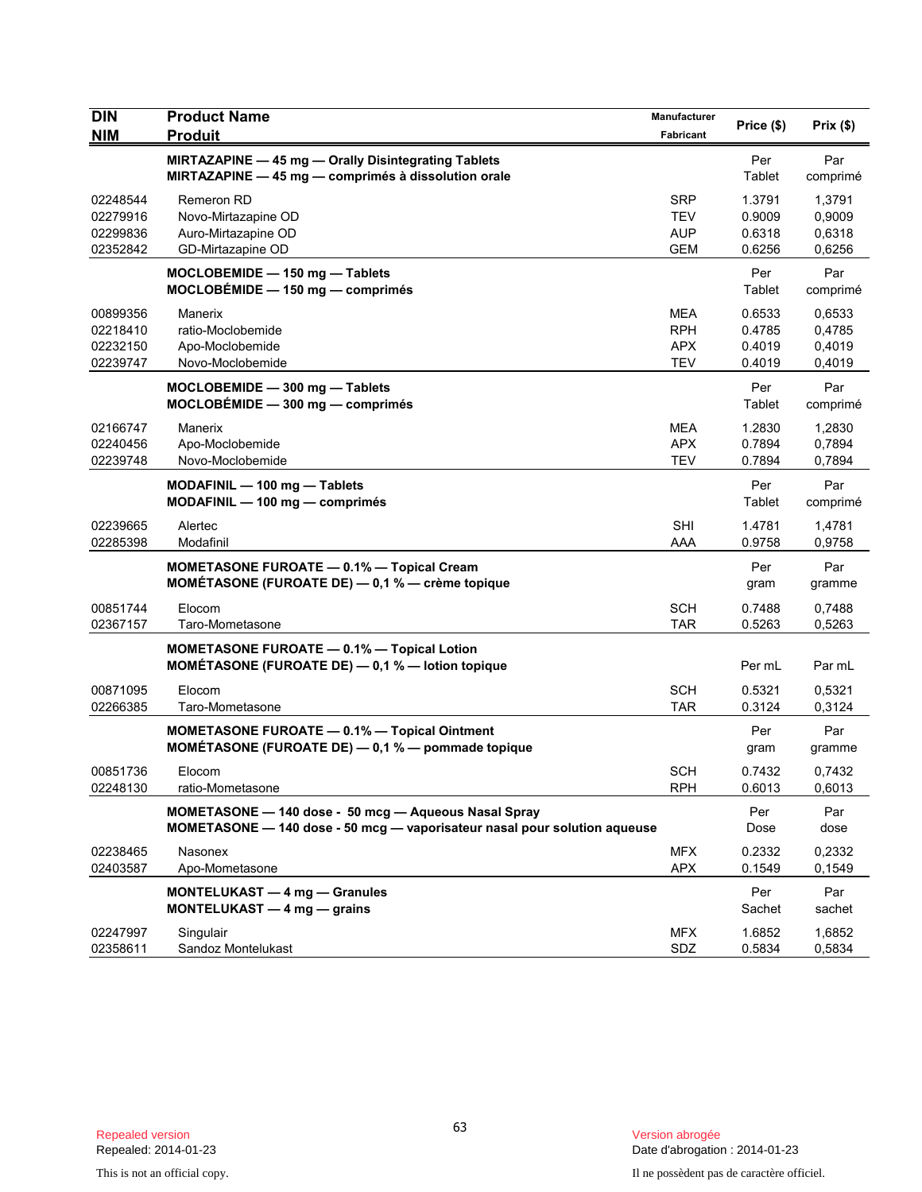| DIN<br>NIM | Product Name<br>Produit | Manufacturer<br>Fabricant | Price ($) | Prix ($) |
|---|---|---|---|---|
| | **MIRTAZAPINE — 45 mg — Orally Disintegrating Tablets**<br>**MIRTAZAPINE — 45 mg — comprimés à dissolution orale** | | Per Tablet | Par comprimé |
| 02248544 | Remeron RD | SRP | 1.3791 | 1,3791 |
| 02279916 | Novo-Mirtazapine OD | TEV | 0.9009 | 0,9009 |
| 02299836 | Auro-Mirtazapine OD | AUP | 0.6318 | 0,6318 |
| 02352842 | GD-Mirtazapine OD | GEM | 0.6256 | 0,6256 |
| | **MOCLOBEMIDE — 150 mg — Tablets**<br>**MOCLOBÉMIDE — 150 mg — comprimés** | | Per Tablet | Par comprimé |
| 00899356 | Manerix | MEA | 0.6533 | 0,6533 |
| 02218410 | ratio-Moclobemide | RPH | 0.4785 | 0,4785 |
| 02232150 | Apo-Moclobemide | APX | 0.4019 | 0,4019 |
| 02239747 | Novo-Moclobemide | TEV | 0.4019 | 0,4019 |
| | **MOCLOBEMIDE — 300 mg — Tablets**<br>**MOCLOBÉMIDE — 300 mg — comprimés** | | Per Tablet | Par comprimé |
| 02166747 | Manerix | MEA | 1.2830 | 1,2830 |
| 02240456 | Apo-Moclobemide | APX | 0.7894 | 0,7894 |
| 02239748 | Novo-Moclobemide | TEV | 0.7894 | 0,7894 |
| | **MODAFINIL — 100 mg — Tablets**<br>**MODAFINIL — 100 mg — comprimés** | | Per Tablet | Par comprimé |
| 02239665 | Alertec | SHI | 1.4781 | 1,4781 |
| 02285398 | Modafinil | AAA | 0.9758 | 0,9758 |
| | **MOMETASONE FUROATE — 0.1% — Topical Cream**<br>**MOMÉTASONE (FUROATE DE) — 0,1 % — crème topique** | | Per gram | Par gramme |
| 00851744 | Elocom | SCH | 0.7488 | 0,7488 |
| 02367157 | Taro-Mometasone | TAR | 0.5263 | 0,5263 |
| | **MOMETASONE FUROATE — 0.1% — Topical Lotion**<br>**MOMÉTASONE (FUROATE DE) — 0,1 % — lotion topique** | | Per mL | Par mL |
| 00871095 | Elocom | SCH | 0.5321 | 0,5321 |
| 02266385 | Taro-Mometasone | TAR | 0.3124 | 0,3124 |
| | **MOMETASONE FUROATE — 0.1% — Topical Ointment**<br>**MOMÉTASONE (FUROATE DE) — 0,1 % — pommade topique** | | Per gram | Par gramme |
| 00851736 | Elocom | SCH | 0.7432 | 0,7432 |
| 02248130 | ratio-Mometasone | RPH | 0.6013 | 0,6013 |
| | **MOMETASONE — 140 dose - 50 mcg — Aqueous Nasal Spray**<br>**MOMETASONE — 140 dose - 50 mcg — vaporisateur nasal pour solution aqueuse** | | Per Dose | Par dose |
| 02238465 | Nasonex | MFX | 0.2332 | 0,2332 |
| 02403587 | Apo-Mometasone | APX | 0.1549 | 0,1549 |
| | **MONTELUKAST — 4 mg — Granules**<br>**MONTELUKAST — 4 mg — grains** | | Per Sachet | Par sachet |
| 02247997 | Singulair | MFX | 1.6852 | 1,6852 |
| 02358611 | Sandoz Montelukast | SDZ | 0.5834 | 0,5834 |

Repealed version
Repealed: 2014-01-23

Version abrogée
Date d'abrogation : 2014-01-23

This is not an official copy.

Il ne possèdent pas de caractère officiel.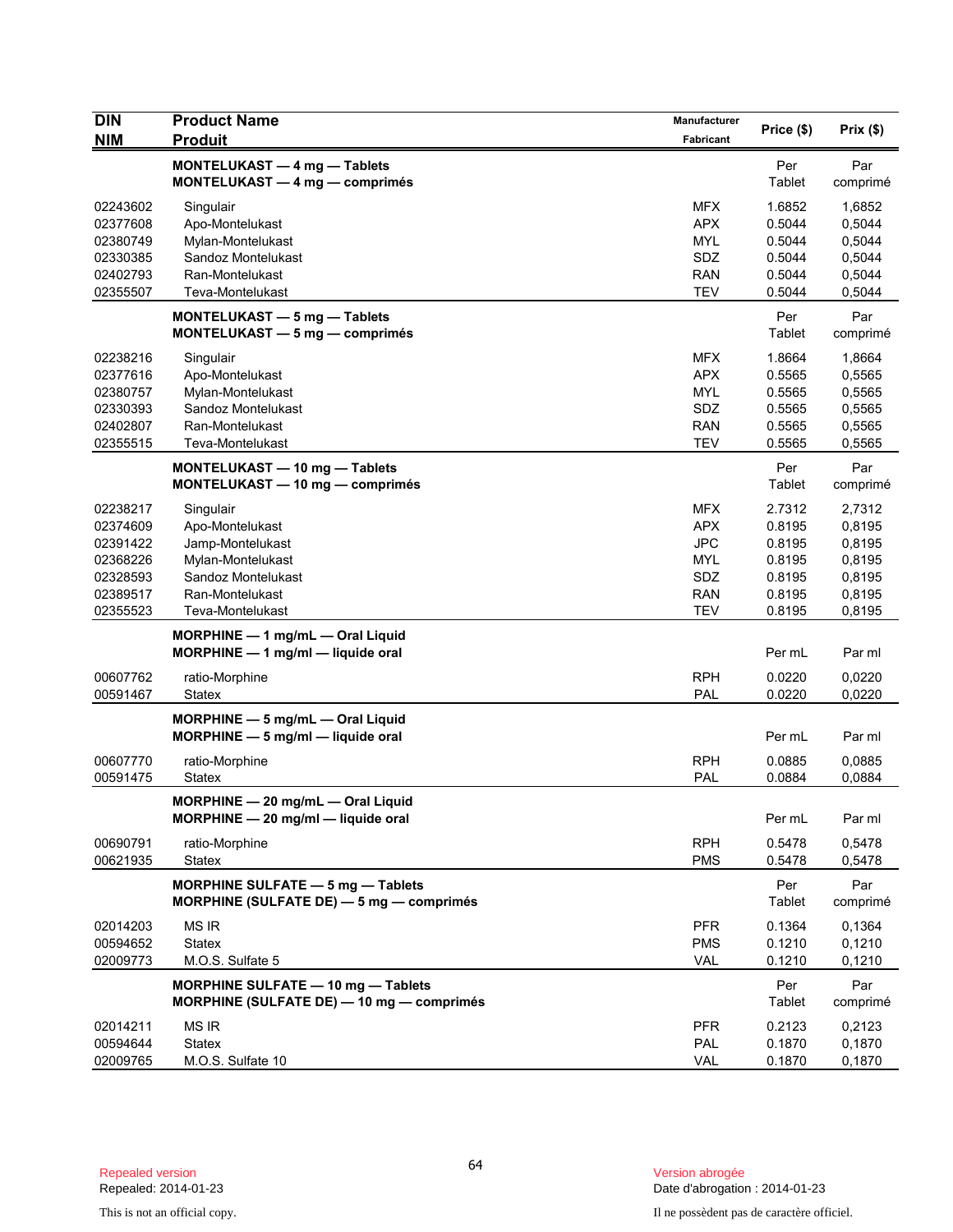| DIN<br>NIM | Product Name<br>Produit | Manufacturer<br>Fabricant | Price ($) | Prix ($) |
|---|---|---|---|---|
| | **MONTELUKAST — 4 mg — Tablets**<br>**MONTELUKAST — 4 mg — comprimés** | | Per Tablet | Par comprimé |
| 02243602 | Singulair | MFX | 1.6852 | 1,6852 |
| 02377608 | Apo-Montelukast | APX | 0.5044 | 0,5044 |
| 02380749 | Mylan-Montelukast | MYL | 0.5044 | 0,5044 |
| 02330385 | Sandoz Montelukast | SDZ | 0.5044 | 0,5044 |
| 02402793 | Ran-Montelukast | RAN | 0.5044 | 0,5044 |
| 02355507 | Teva-Montelukast | TEV | 0.5044 | 0,5044 |
| | **MONTELUKAST — 5 mg — Tablets**<br>**MONTELUKAST — 5 mg — comprimés** | | Per Tablet | Par comprimé |
| 02238216 | Singulair | MFX | 1.8664 | 1,8664 |
| 02377616 | Apo-Montelukast | APX | 0.5565 | 0,5565 |
| 02380757 | Mylan-Montelukast | MYL | 0.5565 | 0,5565 |
| 02330393 | Sandoz Montelukast | SDZ | 0.5565 | 0,5565 |
| 02402807 | Ran-Montelukast | RAN | 0.5565 | 0,5565 |
| 02355515 | Teva-Montelukast | TEV | 0.5565 | 0,5565 |
| | **MONTELUKAST — 10 mg — Tablets**<br>**MONTELUKAST — 10 mg — comprimés** | | Per Tablet | Par comprimé |
| 02238217 | Singulair | MFX | 2.7312 | 2,7312 |
| 02374609 | Apo-Montelukast | APX | 0.8195 | 0,8195 |
| 02391422 | Jamp-Montelukast | JPC | 0.8195 | 0,8195 |
| 02368226 | Mylan-Montelukast | MYL | 0.8195 | 0,8195 |
| 02328593 | Sandoz Montelukast | SDZ | 0.8195 | 0,8195 |
| 02389517 | Ran-Montelukast | RAN | 0.8195 | 0,8195 |
| 02355523 | Teva-Montelukast | TEV | 0.8195 | 0,8195 |
| | **MORPHINE — 1 mg/mL — Oral Liquid**<br>**MORPHINE — 1 mg/ml — liquide oral** | | Per mL | Par ml |
| 00607762 | ratio-Morphine | RPH | 0.0220 | 0,0220 |
| 00591467 | Statex | PAL | 0.0220 | 0,0220 |
| | **MORPHINE — 5 mg/mL — Oral Liquid**<br>**MORPHINE — 5 mg/ml — liquide oral** | | Per mL | Par ml |
| 00607770 | ratio-Morphine | RPH | 0.0885 | 0,0885 |
| 00591475 | Statex | PAL | 0.0884 | 0,0884 |
| | **MORPHINE — 20 mg/mL — Oral Liquid**<br>**MORPHINE — 20 mg/ml — liquide oral** | | Per mL | Par ml |
| 00690791 | ratio-Morphine | RPH | 0.5478 | 0,5478 |
| 00621935 | Statex | PMS | 0.5478 | 0,5478 |
| | **MORPHINE SULFATE — 5 mg — Tablets**<br>**MORPHINE (SULFATE DE) — 5 mg — comprimés** | | Per Tablet | Par comprimé |
| 02014203 | MS IR | PFR | 0.1364 | 0,1364 |
| 00594652 | Statex | PMS | 0.1210 | 0,1210 |
| 02009773 | M.O.S. Sulfate 5 | VAL | 0.1210 | 0,1210 |
| | **MORPHINE SULFATE — 10 mg — Tablets**<br>**MORPHINE (SULFATE DE) — 10 mg — comprimés** | | Per Tablet | Par comprimé |
| 02014211 | MS IR | PFR | 0.2123 | 0,2123 |
| 00594644 | Statex | PAL | 0.1870 | 0,1870 |
| 02009765 | M.O.S. Sulfate 10 | VAL | 0.1870 | 0,1870 |

Repealed version
Repealed: 2014-01-23

This is not an official copy.

Version abrogée
Date d'abrogation : 2014-01-23

Il ne possèdent pas de caractère officiel.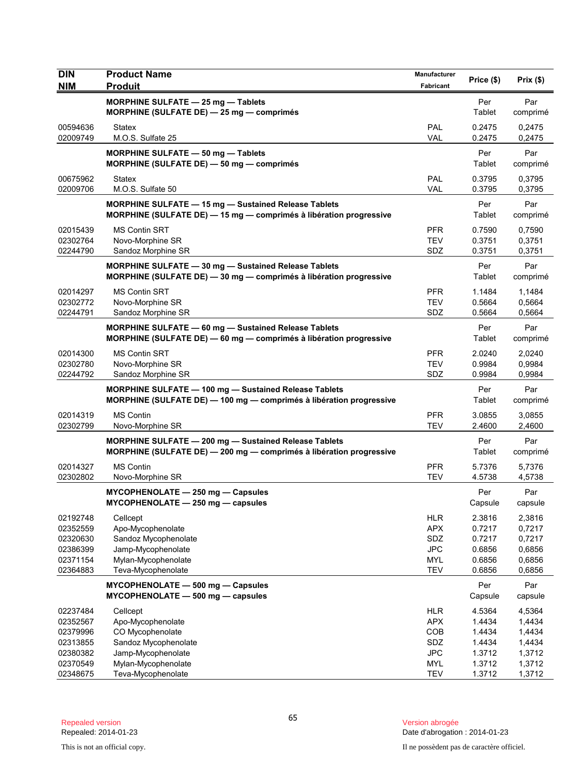| DIN<br>NIM | Product Name<br>Produit | Manufacturer<br>Fabricant | Price ($) | Prix ($) |
|---|---|---|---|---|
| | **MORPHINE SULFATE — 25 mg — Tablets**<br>**MORPHINE (SULFATE DE) — 25 mg — comprimés** | | Per Tablet | Par comprimé |
| 00594636 | Statex | PAL | 0.2475 | 0,2475 |
| 02009749 | M.O.S. Sulfate 25 | VAL | 0.2475 | 0,2475 |
| | **MORPHINE SULFATE — 50 mg — Tablets**<br>**MORPHINE (SULFATE DE) — 50 mg — comprimés** | | Per Tablet | Par comprimé |
| 00675962 | Statex | PAL | 0.3795 | 0,3795 |
| 02009706 | M.O.S. Sulfate 50 | VAL | 0.3795 | 0,3795 |
| | **MORPHINE SULFATE — 15 mg — Sustained Release Tablets**<br>**MORPHINE (SULFATE DE) — 15 mg — comprimés à libération progressive** | | Per Tablet | Par comprimé |
| 02015439 | MS Contin SRT | PFR | 0.7590 | 0,7590 |
| 02302764 | Novo-Morphine SR | TEV | 0.3751 | 0,3751 |
| 02244790 | Sandoz Morphine SR | SDZ | 0.3751 | 0,3751 |
| | **MORPHINE SULFATE — 30 mg — Sustained Release Tablets**<br>**MORPHINE (SULFATE DE) — 30 mg — comprimés à libération progressive** | | Per Tablet | Par comprimé |
| 02014297 | MS Contin SRT | PFR | 1.1484 | 1,1484 |
| 02302772 | Novo-Morphine SR | TEV | 0.5664 | 0,5664 |
| 02244791 | Sandoz Morphine SR | SDZ | 0.5664 | 0,5664 |
| | **MORPHINE SULFATE — 60 mg — Sustained Release Tablets**<br>**MORPHINE (SULFATE DE) — 60 mg — comprimés à libération progressive** | | Per Tablet | Par comprimé |
| 02014300 | MS Contin SRT | PFR | 2.0240 | 2,0240 |
| 02302780 | Novo-Morphine SR | TEV | 0.9984 | 0,9984 |
| 02244792 | Sandoz Morphine SR | SDZ | 0.9984 | 0,9984 |
| | **MORPHINE SULFATE — 100 mg — Sustained Release Tablets**<br>**MORPHINE (SULFATE DE) — 100 mg — comprimés à libération progressive** | | Per Tablet | Par comprimé |
| 02014319 | MS Contin | PFR | 3.0855 | 3,0855 |
| 02302799 | Novo-Morphine SR | TEV | 2.4600 | 2,4600 |
| | **MORPHINE SULFATE — 200 mg — Sustained Release Tablets**<br>**MORPHINE (SULFATE DE) — 200 mg — comprimés à libération progressive** | | Per Tablet | Par comprimé |
| 02014327 | MS Contin | PFR | 5.7376 | 5,7376 |
| 02302802 | Novo-Morphine SR | TEV | 4.5738 | 4,5738 |
| | **MYCOPHENOLATE — 250 mg — Capsules**<br>**MYCOPHENOLATE — 250 mg — capsules** | | Per Capsule | Par capsule |
| 02192748 | Cellcept | HLR | 2.3816 | 2,3816 |
| 02352559 | Apo-Mycophenolate | APX | 0.7217 | 0,7217 |
| 02320630 | Sandoz Mycophenolate | SDZ | 0.7217 | 0,7217 |
| 02386399 | Jamp-Mycophenolate | JPC | 0.6856 | 0,6856 |
| 02371154 | Mylan-Mycophenolate | MYL | 0.6856 | 0,6856 |
| 02364883 | Teva-Mycophenolate | TEV | 0.6856 | 0,6856 |
| | **MYCOPHENOLATE — 500 mg — Capsules**<br>**MYCOPHENOLATE — 500 mg — capsules** | | Per Capsule | Par capsule |
| 02237484 | Cellcept | HLR | 4.5364 | 4,5364 |
| 02352567 | Apo-Mycophenolate | APX | 1.4434 | 1,4434 |
| 02379996 | CO Mycophenolate | COB | 1.4434 | 1,4434 |
| 02313855 | Sandoz Mycophenolate | SDZ | 1.4434 | 1,4434 |
| 02380382 | Jamp-Mycophenolate | JPC | 1.3712 | 1,3712 |
| 02370549 | Mylan-Mycophenolate | MYL | 1.3712 | 1,3712 |
| 02348675 | Teva-Mycophenolate | TEV | 1.3712 | 1,3712 |

Repealed version
Repealed: 2014-01-23

Version abrogée
Date d'abrogation : 2014-01-23

This is not an official copy.

Il ne possèdent pas de caractère officiel.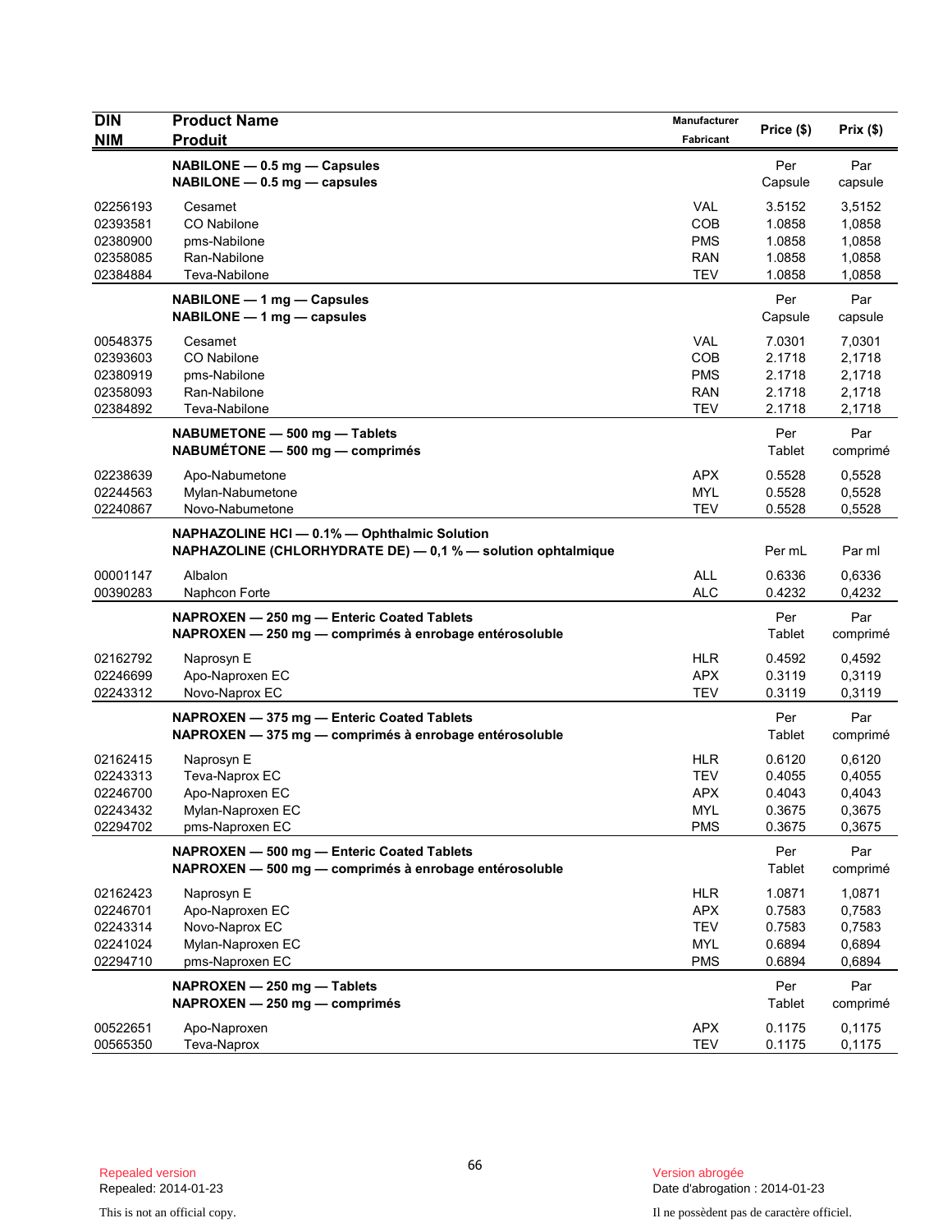| DIN<br>NIM | Product Name<br>Produit | Manufacturer<br>Fabricant | Price ($) | Prix ($) |
|---|---|---|---|---|
| | **NABILONE — 0.5 mg — Capsules**<br>**NABILONE — 0.5 mg — capsules** | | Per Capsule | Par capsule |
| 02256193 | Cesamet | VAL | 3.5152 | 3,5152 |
| 02393581 | CO Nabilone | COB | 1.0858 | 1,0858 |
| 02380900 | pms-Nabilone | PMS | 1.0858 | 1,0858 |
| 02358085 | Ran-Nabilone | RAN | 1.0858 | 1,0858 |
| 02384884 | Teva-Nabilone | TEV | 1.0858 | 1,0858 |
| | **NABILONE — 1 mg — Capsules**<br>**NABILONE — 1 mg — capsules** | | Per Capsule | Par capsule |
| 00548375 | Cesamet | VAL | 7.0301 | 7,0301 |
| 02393603 | CO Nabilone | COB | 2.1718 | 2,1718 |
| 02380919 | pms-Nabilone | PMS | 2.1718 | 2,1718 |
| 02358093 | Ran-Nabilone | RAN | 2.1718 | 2,1718 |
| 02384892 | Teva-Nabilone | TEV | 2.1718 | 2,1718 |
| | **NABUMETONE — 500 mg — Tablets**<br>**NABUMÉTONE — 500 mg — comprimés** | | Per Tablet | Par comprimé |
| 02238639 | Apo-Nabumetone | APX | 0.5528 | 0,5528 |
| 02244563 | Mylan-Nabumetone | MYL | 0.5528 | 0,5528 |
| 02240867 | Novo-Nabumetone | TEV | 0.5528 | 0,5528 |
| | **NAPHAZOLINE HCl — 0.1% — Ophthalmic Solution**<br>**NAPHAZOLINE (CHLORHYDRATE DE) — 0,1 % — solution ophtalmique** | | Per mL | Par ml |
| 00001147 | Albalon | ALL | 0.6336 | 0,6336 |
| 00390283 | Naphcon Forte | ALC | 0.4232 | 0,4232 |
| | **NAPROXEN — 250 mg — Enteric Coated Tablets**<br>**NAPROXEN — 250 mg — comprimés à enrobage entérosoluble** | | Per Tablet | Par comprimé |
| 02162792 | Naprosyn E | HLR | 0.4592 | 0,4592 |
| 02246699 | Apo-Naproxen EC | APX | 0.3119 | 0,3119 |
| 02243312 | Novo-Naprox EC | TEV | 0.3119 | 0,3119 |
| | **NAPROXEN — 375 mg — Enteric Coated Tablets**<br>**NAPROXEN — 375 mg — comprimés à enrobage entérosoluble** | | Per Tablet | Par comprimé |
| 02162415 | Naprosyn E | HLR | 0.6120 | 0,6120 |
| 02243313 | Teva-Naprox EC | TEV | 0.4055 | 0,4055 |
| 02246700 | Apo-Naproxen EC | APX | 0.4043 | 0,4043 |
| 02243432 | Mylan-Naproxen EC | MYL | 0.3675 | 0,3675 |
| 02294702 | pms-Naproxen EC | PMS | 0.3675 | 0,3675 |
| | **NAPROXEN — 500 mg — Enteric Coated Tablets**<br>**NAPROXEN — 500 mg — comprimés à enrobage entérosoluble** | | Per Tablet | Par comprimé |
| 02162423 | Naprosyn E | HLR | 1.0871 | 1,0871 |
| 02246701 | Apo-Naproxen EC | APX | 0.7583 | 0,7583 |
| 02243314 | Novo-Naprox EC | TEV | 0.7583 | 0,7583 |
| 02241024 | Mylan-Naproxen EC | MYL | 0.6894 | 0,6894 |
| 02294710 | pms-Naproxen EC | PMS | 0.6894 | 0,6894 |
| | **NAPROXEN — 250 mg — Tablets**<br>**NAPROXEN — 250 mg — comprimés** | | Per Tablet | Par comprimé |
| 00522651 | Apo-Naproxen | APX | 0.1175 | 0,1175 |
| 00565350 | Teva-Naprox | TEV | 0.1175 | 0,1175 |

Repealed version
Repealed: 2014-01-23

This is not an official copy.

Version abrogée
Date d'abrogation : 2014-01-23

Il ne possèdent pas de caractère officiel.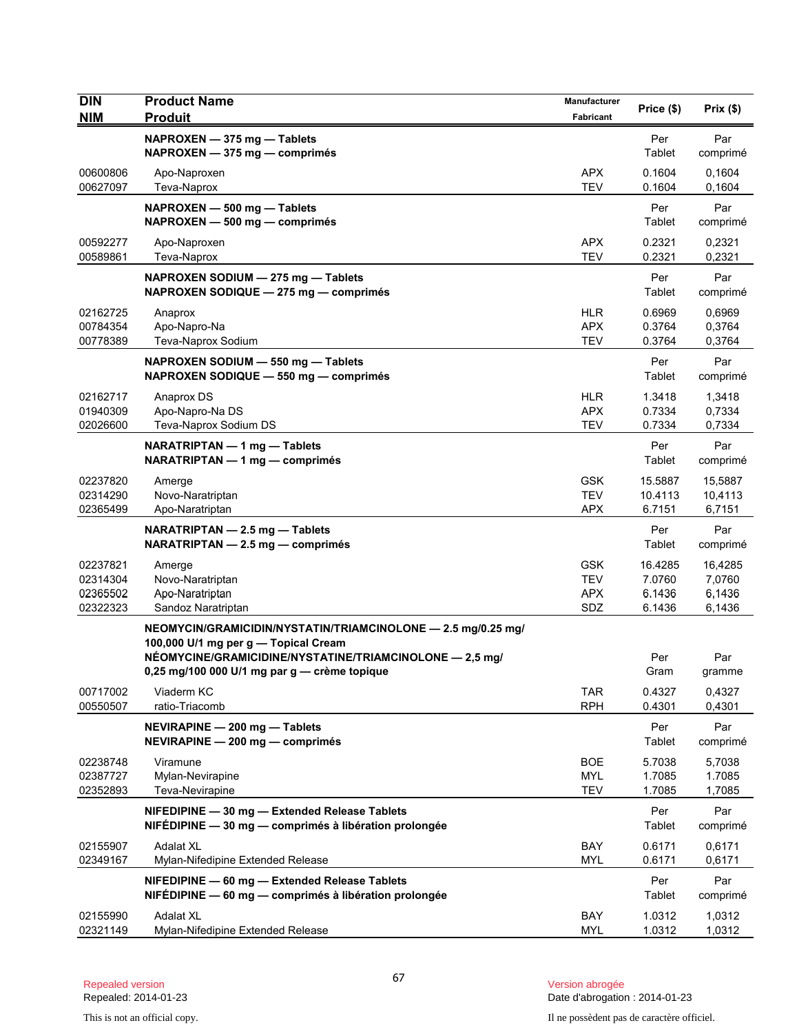| DIN<br>NIM | Product Name<br>Produit | Manufacturer<br>Fabricant | Price ($) | Prix ($) |
|---|---|---|---|---|
| | **NAPROXEN — 375 mg — Tablets**<br>**NAPROXEN — 375 mg — comprimés** | | Per<br>Tablet | Par<br>comprimé |
| 00600806 | Apo-Naproxen | APX | 0.1604 | 0,1604 |
| 00627097 | Teva-Naprox | TEV | 0.1604 | 0,1604 |
| | **NAPROXEN — 500 mg — Tablets**<br>**NAPROXEN — 500 mg — comprimés** | | Per<br>Tablet | Par<br>comprimé |
| 00592277 | Apo-Naproxen | APX | 0.2321 | 0,2321 |
| 00589861 | Teva-Naprox | TEV | 0.2321 | 0,2321 |
| | **NAPROXEN SODIUM — 275 mg — Tablets**<br>**NAPROXEN SODIQUE — 275 mg — comprimés** | | Per<br>Tablet | Par<br>comprimé |
| 02162725 | Anaprox | HLR | 0.6969 | 0,6969 |
| 00784354 | Apo-Napro-Na | APX | 0.3764 | 0,3764 |
| 00778389 | Teva-Naprox Sodium | TEV | 0.3764 | 0,3764 |
| | **NAPROXEN SODIUM — 550 mg — Tablets**<br>**NAPROXEN SODIQUE — 550 mg — comprimés** | | Per<br>Tablet | Par<br>comprimé |
| 02162717 | Anaprox DS | HLR | 1.3418 | 1,3418 |
| 01940309 | Apo-Napro-Na DS | APX | 0.7334 | 0,7334 |
| 02026600 | Teva-Naprox Sodium DS | TEV | 0.7334 | 0,7334 |
| | **NARATRIPTAN — 1 mg — Tablets**<br>**NARATRIPTAN — 1 mg — comprimés** | | Per<br>Tablet | Par<br>comprimé |
| 02237820 | Amerge | GSK | 15.5887 | 15,5887 |
| 02314290 | Novo-Naratriptan | TEV | 10.4113 | 10,4113 |
| 02365499 | Apo-Naratriptan | APX | 6.7151 | 6,7151 |
| | **NARATRIPTAN — 2.5 mg — Tablets**<br>**NARATRIPTAN — 2.5 mg — comprimés** | | Per<br>Tablet | Par<br>comprimé |
| 02237821 | Amerge | GSK | 16.4285 | 16,4285 |
| 02314304 | Novo-Naratriptan | TEV | 7.0760 | 7,0760 |
| 02365502 | Apo-Naratriptan | APX | 6.1436 | 6,1436 |
| 02322323 | Sandoz Naratriptan | SDZ | 6.1436 | 6,1436 |
| | **NEOMYCIN/GRAMICIDIN/NYSTATIN/TRIAMCINOLONE — 2.5 mg/0.25 mg/ 100,000 U/1 mg per g — Topical Cream**<br>**NÉOMYCINE/GRAMICIDINE/NYSTATINE/TRIAMCINOLONE — 2,5 mg/ 0,25 mg/100 000 U/1 mg par g — crème topique** | | Per<br>Gram | Par<br>gramme |
| 00717002 | Viaderm KC | TAR | 0.4327 | 0,4327 |
| 00550507 | ratio-Triacomb | RPH | 0.4301 | 0,4301 |
| | **NEVIRAPINE — 200 mg — Tablets**<br>**NEVIRAPINE — 200 mg — comprimés** | | Per<br>Tablet | Par<br>comprimé |
| 02238748 | Viramune | BOE | 5.7038 | 5,7038 |
| 02387727 | Mylan-Nevirapine | MYL | 1.7085 | 1.7085 |
| 02352893 | Teva-Nevirapine | TEV | 1.7085 | 1,7085 |
| | **NIFEDIPINE — 30 mg — Extended Release Tablets**<br>**NIFÉDIPINE — 30 mg — comprimés à libération prolongée** | | Per<br>Tablet | Par<br>comprimé |
| 02155907 | Adalat XL | BAY | 0.6171 | 0,6171 |
| 02349167 | Mylan-Nifedipine Extended Release | MYL | 0.6171 | 0,6171 |
| | **NIFEDIPINE — 60 mg — Extended Release Tablets**<br>**NIFÉDIPINE — 60 mg — comprimés à libération prolongée** | | Per<br>Tablet | Par<br>comprimé |
| 02155990 | Adalat XL | BAY | 1.0312 | 1,0312 |
| 02321149 | Mylan-Nifedipine Extended Release | MYL | 1.0312 | 1,0312 |

Repealed version
Repealed: 2014-01-23

Version abrogée
Date d'abrogation : 2014-01-23

This is not an official copy.

Il ne possèdent pas de caractère officiel.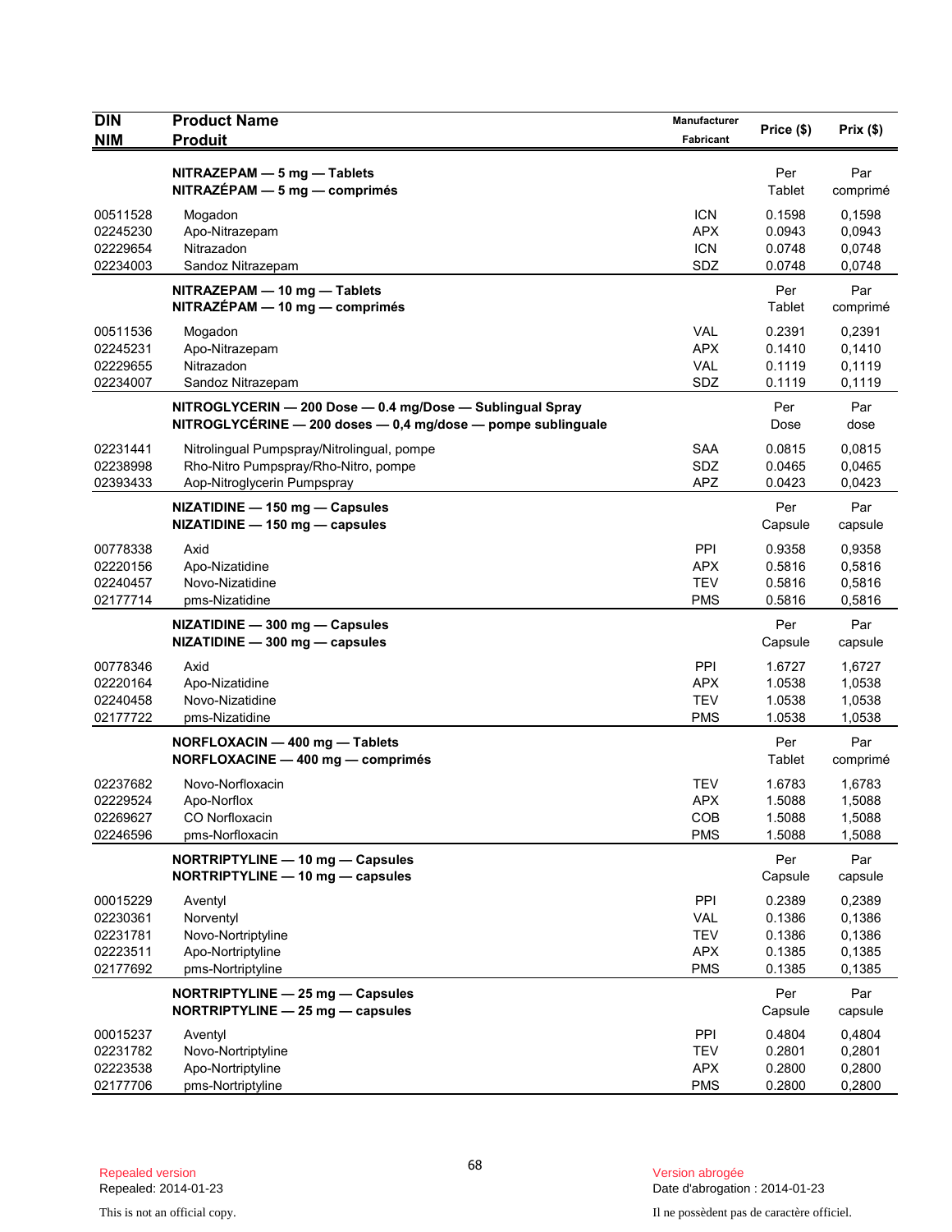| DIN<br>NIM | Product Name<br>Produit | Manufacturer<br>Fabricant | Price ($) | Prix ($) |
|---|---|---|---|---|
| | **NITRAZEPAM — 5 mg — Tablets**<br>**NITRAZÉPAM — 5 mg — comprimés** | | Per<br>Tablet | Par<br>comprimé |
| 00511528 | Mogadon | ICN | 0.1598 | 0,1598 |
| 02245230 | Apo-Nitrazepam | APX | 0.0943 | 0,0943 |
| 02229654 | Nitrazadon | ICN | 0.0748 | 0,0748 |
| 02234003 | Sandoz Nitrazepam | SDZ | 0.0748 | 0,0748 |
| | **NITRAZEPAM — 10 mg — Tablets**<br>**NITRAZÉPAM — 10 mg — comprimés** | | Per<br>Tablet | Par<br>comprimé |
| 00511536 | Mogadon | VAL | 0.2391 | 0,2391 |
| 02245231 | Apo-Nitrazepam | APX | 0.1410 | 0,1410 |
| 02229655 | Nitrazadon | VAL | 0.1119 | 0,1119 |
| 02234007 | Sandoz Nitrazepam | SDZ | 0.1119 | 0,1119 |
| | **NITROGLYCERIN — 200 Dose — 0.4 mg/Dose — Sublingual Spray**<br>**NITROGLYCÉRINE — 200 doses — 0,4 mg/dose — pompe sublinguale** | | Per<br>Dose | Par<br>dose |
| 02231441 | Nitrolingual Pumpspray/Nitrolingual, pompe | SAA | 0.0815 | 0,0815 |
| 02238998 | Rho-Nitro Pumpspray/Rho-Nitro, pompe | SDZ | 0.0465 | 0,0465 |
| 02393433 | Aop-Nitroglycerin Pumpspray | APZ | 0.0423 | 0,0423 |
| | **NIZATIDINE — 150 mg — Capsules**<br>**NIZATIDINE — 150 mg — capsules** | | Per<br>Capsule | Par<br>capsule |
| 00778338 | Axid | PPI | 0.9358 | 0,9358 |
| 02220156 | Apo-Nizatidine | APX | 0.5816 | 0,5816 |
| 02240457 | Novo-Nizatidine | TEV | 0.5816 | 0,5816 |
| 02177714 | pms-Nizatidine | PMS | 0.5816 | 0,5816 |
| | **NIZATIDINE — 300 mg — Capsules**<br>**NIZATIDINE — 300 mg — capsules** | | Per<br>Capsule | Par<br>capsule |
| 00778346 | Axid | PPI | 1.6727 | 1,6727 |
| 02220164 | Apo-Nizatidine | APX | 1.0538 | 1,0538 |
| 02240458 | Novo-Nizatidine | TEV | 1.0538 | 1,0538 |
| 02177722 | pms-Nizatidine | PMS | 1.0538 | 1,0538 |
| | **NORFLOXACIN — 400 mg — Tablets**<br>**NORFLOXACINE — 400 mg — comprimés** | | Per<br>Tablet | Par<br>comprimé |
| 02237682 | Novo-Norfloxacin | TEV | 1.6783 | 1,6783 |
| 02229524 | Apo-Norflox | APX | 1.5088 | 1,5088 |
| 02269627 | CO Norfloxacin | COB | 1.5088 | 1,5088 |
| 02246596 | pms-Norfloxacin | PMS | 1.5088 | 1,5088 |
| | **NORTRIPTYLINE — 10 mg — Capsules**<br>**NORTRIPTYLINE — 10 mg — capsules** | | Per<br>Capsule | Par<br>capsule |
| 00015229 | Aventyl | PPI | 0.2389 | 0,2389 |
| 02230361 | Norventyl | VAL | 0.1386 | 0,1386 |
| 02231781 | Novo-Nortriptyline | TEV | 0.1386 | 0,1386 |
| 02223511 | Apo-Nortriptyline | APX | 0.1385 | 0,1385 |
| 02177692 | pms-Nortriptyline | PMS | 0.1385 | 0,1385 |
| | **NORTRIPTYLINE — 25 mg — Capsules**<br>**NORTRIPTYLINE — 25 mg — capsules** | | Per<br>Capsule | Par<br>capsule |
| 00015237 | Aventyl | PPI | 0.4804 | 0,4804 |
| 02231782 | Novo-Nortriptyline | TEV | 0.2801 | 0,2801 |
| 02223538 | Apo-Nortriptyline | APX | 0.2800 | 0,2800 |
| 02177706 | pms-Nortriptyline | PMS | 0.2800 | 0,2800 |

Repealed version
Repealed: 2014-01-23

Version abrogée
Date d'abrogation : 2014-01-23

This is not an official copy.

Il ne possèdent pas de caractère officiel.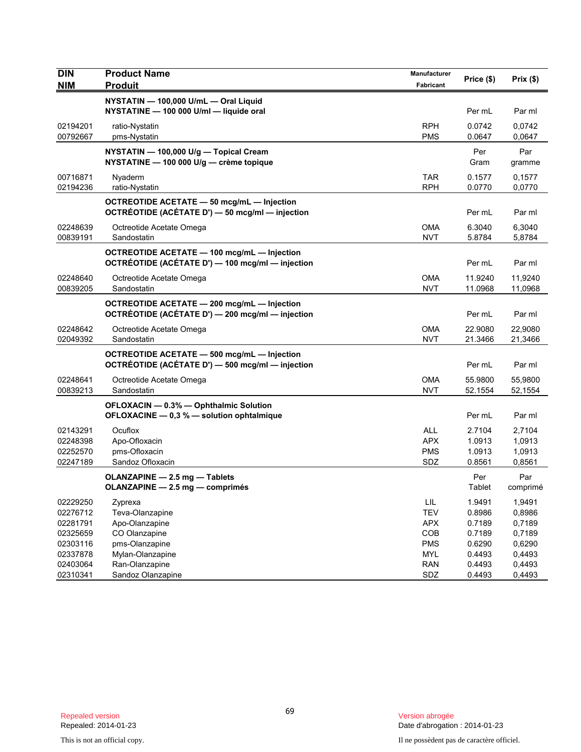| DIN<br>NIM | Product Name<br>Produit | Manufacturer<br>Fabricant | Price ($) | Prix ($) |
|---|---|---|---|---|
| | **NYSTATIN — 100,000 U/mL — Oral Liquid**<br>**NYSTATINE — 100 000 U/ml — liquide oral** | | Per mL | Par ml |
| 02194201 | ratio-Nystatin | RPH | 0.0742 | 0,0742 |
| 00792667 | pms-Nystatin | PMS | 0.0647 | 0,0647 |
| | **NYSTATIN — 100,000 U/g — Topical Cream**<br>**NYSTATINE — 100 000 U/g — crème topique** | | Per Gram | Par gramme |
| 00716871 | Nyaderm | TAR | 0.1577 | 0,1577 |
| 02194236 | ratio-Nystatin | RPH | 0.0770 | 0,0770 |
| | **OCTREOTIDE ACETATE — 50 mcg/mL — Injection**<br>**OCTRÉOTIDE (ACÉTATE D') — 50 mcg/ml — injection** | | Per mL | Par ml |
| 02248639 | Octreotide Acetate Omega | OMA | 6.3040 | 6,3040 |
| 00839191 | Sandostatin | NVT | 5.8784 | 5,8784 |
| | **OCTREOTIDE ACETATE — 100 mcg/mL — Injection**<br>**OCTRÉOTIDE (ACÉTATE D') — 100 mcg/ml — injection** | | Per mL | Par ml |
| 02248640 | Octreotide Acetate Omega | OMA | 11.9240 | 11,9240 |
| 00839205 | Sandostatin | NVT | 11.0968 | 11,0968 |
| | **OCTREOTIDE ACETATE — 200 mcg/mL — Injection**<br>**OCTRÉOTIDE (ACÉTATE D') — 200 mcg/ml — injection** | | Per mL | Par ml |
| 02248642 | Octreotide Acetate Omega | OMA | 22.9080 | 22,9080 |
| 02049392 | Sandostatin | NVT | 21.3466 | 21,3466 |
| | **OCTREOTIDE ACETATE — 500 mcg/mL — Injection**<br>**OCTRÉOTIDE (ACÉTATE D') — 500 mcg/ml — injection** | | Per mL | Par ml |
| 02248641 | Octreotide Acetate Omega | OMA | 55.9800 | 55,9800 |
| 00839213 | Sandostatin | NVT | 52.1554 | 52,1554 |
| | **OFLOXACIN — 0.3% — Ophthalmic Solution**<br>**OFLOXACINE — 0,3 % — solution ophtalmique** | | Per mL | Par ml |
| 02143291 | Ocuflox | ALL | 2.7104 | 2,7104 |
| 02248398 | Apo-Ofloxacin | APX | 1.0913 | 1,0913 |
| 02252570 | pms-Ofloxacin | PMS | 1.0913 | 1,0913 |
| 02247189 | Sandoz Ofloxacin | SDZ | 0.8561 | 0,8561 |
| | **OLANZAPINE — 2.5 mg — Tablets**<br>**OLANZAPINE — 2.5 mg — comprimés** | | Per Tablet | Par comprimé |
| 02229250 | Zyprexa | LIL | 1.9491 | 1,9491 |
| 02276712 | Teva-Olanzapine | TEV | 0.8986 | 0,8986 |
| 02281791 | Apo-Olanzapine | APX | 0.7189 | 0,7189 |
| 02325659 | CO Olanzapine | COB | 0.7189 | 0,7189 |
| 02303116 | pms-Olanzapine | PMS | 0.6290 | 0,6290 |
| 02337878 | Mylan-Olanzapine | MYL | 0.4493 | 0,4493 |
| 02403064 | Ran-Olanzapine | RAN | 0.4493 | 0,4493 |
| 02310341 | Sandoz Olanzapine | SDZ | 0.4493 | 0,4493 |

Repealed version
Repealed: 2014-01-23

Version abrogée
Date d'abrogation : 2014-01-23

This is not an official copy.

Il ne possèdent pas de caractère officiel.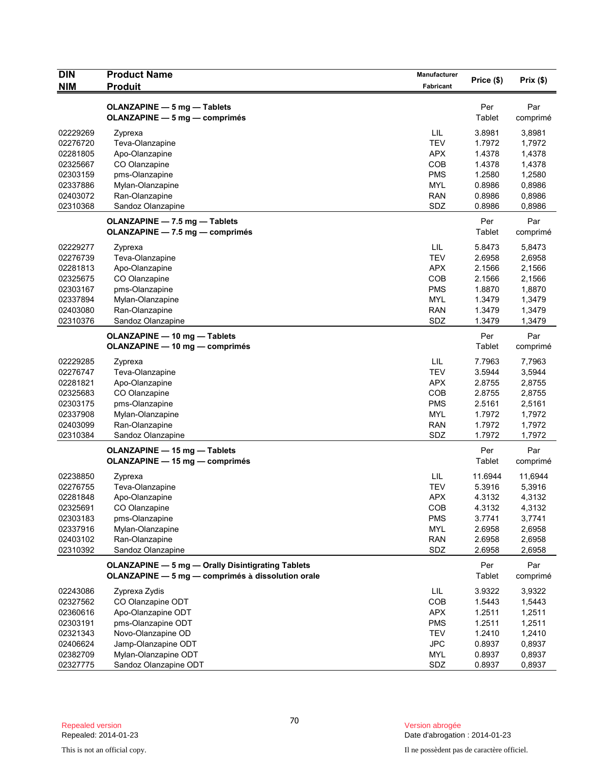| DIN<br>NIM | Product Name<br>Produit | Manufacturer<br>Fabricant | Price ($) | Prix ($) |
|---|---|---|---|---|
| | **OLANZAPINE — 5 mg — Tablets**<br>**OLANZAPINE — 5 mg — comprimés** | | Per<br>Tablet | Par<br>comprimé |
| 02229269 | Zyprexa | LIL | 3.8981 | 3,8981 |
| 02276720 | Teva-Olanzapine | TEV | 1.7972 | 1,7972 |
| 02281805 | Apo-Olanzapine | APX | 1.4378 | 1,4378 |
| 02325667 | CO Olanzapine | COB | 1.4378 | 1,4378 |
| 02303159 | pms-Olanzapine | PMS | 1.2580 | 1,2580 |
| 02337886 | Mylan-Olanzapine | MYL | 0.8986 | 0,8986 |
| 02403072 | Ran-Olanzapine | RAN | 0.8986 | 0,8986 |
| 02310368 | Sandoz Olanzapine | SDZ | 0.8986 | 0,8986 |
| | **OLANZAPINE — 7.5 mg — Tablets**<br>**OLANZAPINE — 7.5 mg — comprimés** | | Per<br>Tablet | Par<br>comprimé |
| 02229277 | Zyprexa | LIL | 5.8473 | 5,8473 |
| 02276739 | Teva-Olanzapine | TEV | 2.6958 | 2,6958 |
| 02281813 | Apo-Olanzapine | APX | 2.1566 | 2,1566 |
| 02325675 | CO Olanzapine | COB | 2.1566 | 2,1566 |
| 02303167 | pms-Olanzapine | PMS | 1.8870 | 1,8870 |
| 02337894 | Mylan-Olanzapine | MYL | 1.3479 | 1,3479 |
| 02403080 | Ran-Olanzapine | RAN | 1.3479 | 1,3479 |
| 02310376 | Sandoz Olanzapine | SDZ | 1.3479 | 1,3479 |
| | **OLANZAPINE — 10 mg — Tablets**<br>**OLANZAPINE — 10 mg — comprimés** | | Per<br>Tablet | Par<br>comprimé |
| 02229285 | Zyprexa | LIL | 7.7963 | 7,7963 |
| 02276747 | Teva-Olanzapine | TEV | 3.5944 | 3,5944 |
| 02281821 | Apo-Olanzapine | APX | 2.8755 | 2,8755 |
| 02325683 | CO Olanzapine | COB | 2.8755 | 2,8755 |
| 02303175 | pms-Olanzapine | PMS | 2.5161 | 2,5161 |
| 02337908 | Mylan-Olanzapine | MYL | 1.7972 | 1,7972 |
| 02403099 | Ran-Olanzapine | RAN | 1.7972 | 1,7972 |
| 02310384 | Sandoz Olanzapine | SDZ | 1.7972 | 1,7972 |
| | **OLANZAPINE — 15 mg — Tablets**<br>**OLANZAPINE — 15 mg — comprimés** | | Per<br>Tablet | Par<br>comprimé |
| 02238850 | Zyprexa | LIL | 11.6944 | 11,6944 |
| 02276755 | Teva-Olanzapine | TEV | 5.3916 | 5,3916 |
| 02281848 | Apo-Olanzapine | APX | 4.3132 | 4,3132 |
| 02325691 | CO Olanzapine | COB | 4.3132 | 4,3132 |
| 02303183 | pms-Olanzapine | PMS | 3.7741 | 3,7741 |
| 02337916 | Mylan-Olanzapine | MYL | 2.6958 | 2,6958 |
| 02403102 | Ran-Olanzapine | RAN | 2.6958 | 2,6958 |
| 02310392 | Sandoz Olanzapine | SDZ | 2.6958 | 2,6958 |
| | **OLANZAPINE — 5 mg — Orally Disintigrating Tablets**<br>**OLANZAPINE — 5 mg — comprimés à dissolution orale** | | Per<br>Tablet | Par<br>comprimé |
| 02243086 | Zyprexa Zydis | LIL | 3.9322 | 3,9322 |
| 02327562 | CO Olanzapine ODT | COB | 1.5443 | 1,5443 |
| 02360616 | Apo-Olanzapine ODT | APX | 1.2511 | 1,2511 |
| 02303191 | pms-Olanzapine ODT | PMS | 1.2511 | 1,2511 |
| 02321343 | Novo-Olanzapine OD | TEV | 1.2410 | 1,2410 |
| 02406624 | Jamp-Olanzapine ODT | JPC | 0.8937 | 0,8937 |
| 02382709 | Mylan-Olanzapine ODT | MYL | 0.8937 | 0,8937 |
| 02327775 | Sandoz Olanzapine ODT | SDZ | 0.8937 | 0,8937 |

Repealed version
Repealed: 2014-01-23

Version abrogée
Date d'abrogation : 2014-01-23

This is not an official copy.

Il ne possèdent pas de caractère officiel.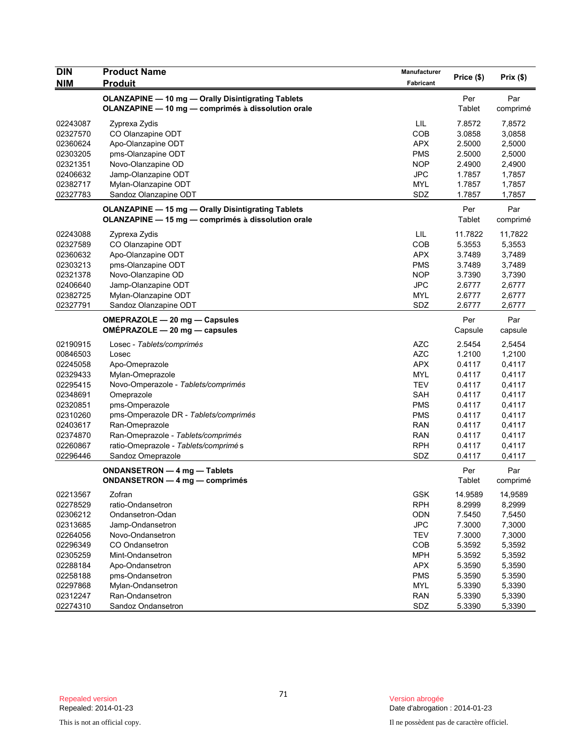| DIN<br>NIM | Product Name<br>Produit | Manufacturer<br>Fabricant | Price ($) | Prix ($) |
|---|---|---|---|---|
| | **OLANZAPINE — 10 mg — Orally Disintigrating Tablets**<br>**OLANZAPINE — 10 mg — comprimés à dissolution orale** | | Per Tablet | Par comprimé |
| 02243087 | Zyprexa Zydis | LIL | 7.8572 | 7,8572 |
| 02327570 | CO Olanzapine ODT | COB | 3.0858 | 3,0858 |
| 02360624 | Apo-Olanzapine ODT | APX | 2.5000 | 2,5000 |
| 02303205 | pms-Olanzapine ODT | PMS | 2.5000 | 2,5000 |
| 02321351 | Novo-Olanzapine OD | NOP | 2.4900 | 2,4900 |
| 02406632 | Jamp-Olanzapine ODT | JPC | 1.7857 | 1,7857 |
| 02382717 | Mylan-Olanzapine ODT | MYL | 1.7857 | 1,7857 |
| 02327783 | Sandoz Olanzapine ODT | SDZ | 1.7857 | 1,7857 |
| | **OLANZAPINE — 15 mg — Orally Disintigrating Tablets**<br>**OLANZAPINE — 15 mg — comprimés à dissolution orale** | | Per Tablet | Par comprimé |
| 02243088 | Zyprexa Zydis | LIL | 11.7822 | 11,7822 |
| 02327589 | CO Olanzapine ODT | COB | 5.3553 | 5,3553 |
| 02360632 | Apo-Olanzapine ODT | APX | 3.7489 | 3,7489 |
| 02303213 | pms-Olanzapine ODT | PMS | 3.7489 | 3,7489 |
| 02321378 | Novo-Olanzapine OD | NOP | 3.7390 | 3,7390 |
| 02406640 | Jamp-Olanzapine ODT | JPC | 2.6777 | 2,6777 |
| 02382725 | Mylan-Olanzapine ODT | MYL | 2.6777 | 2,6777 |
| 02327791 | Sandoz Olanzapine ODT | SDZ | 2.6777 | 2,6777 |
| | **OMEPRAZOLE — 20 mg — Capsules**<br>**OMÉPRAZOLE — 20 mg — capsules** | | Per Capsule | Par capsule |
| 02190915 | Losec - *Tablets/comprimés* | AZC | 2.5454 | 2,5454 |
| 00846503 | Losec | AZC | 1.2100 | 1,2100 |
| 02245058 | Apo-Omeprazole | APX | 0.4117 | 0,4117 |
| 02329433 | Mylan-Omeprazole | MYL | 0.4117 | 0,4117 |
| 02295415 | Novo-Omperazole - *Tablets/comprimés* | TEV | 0.4117 | 0,4117 |
| 02348691 | Omeprazole | SAH | 0.4117 | 0,4117 |
| 02320851 | pms-Omperazole | PMS | 0.4117 | 0,4117 |
| 02310260 | pms-Omperazole DR - *Tablets/comprimés* | PMS | 0.4117 | 0,4117 |
| 02403617 | Ran-Omeprazole | RAN | 0.4117 | 0,4117 |
| 02374870 | Ran-Omeprazole - *Tablets/comprimés* | RAN | 0.4117 | 0,4117 |
| 02260867 | ratio-Omeprazole - *Tablets/comprimé s* | RPH | 0.4117 | 0,4117 |
| 02296446 | Sandoz Omeprazole | SDZ | 0.4117 | 0,4117 |
| | **ONDANSETRON — 4 mg — Tablets**<br>**ONDANSETRON — 4 mg — comprimés** | | Per Tablet | Par comprimé |
| 02213567 | Zofran | GSK | 14.9589 | 14,9589 |
| 02278529 | ratio-Ondansetron | RPH | 8.2999 | 8,2999 |
| 02306212 | Ondansetron-Odan | ODN | 7.5450 | 7,5450 |
| 02313685 | Jamp-Ondansetron | JPC | 7.3000 | 7,3000 |
| 02264056 | Novo-Ondansetron | TEV | 7.3000 | 7,3000 |
| 02296349 | CO Ondansetron | COB | 5.3592 | 5,3592 |
| 02305259 | Mint-Ondansetron | MPH | 5.3592 | 5,3592 |
| 02288184 | Apo-Ondansetron | APX | 5.3590 | 5,3590 |
| 02258188 | pms-Ondansetron | PMS | 5.3590 | 5.3590 |
| 02297868 | Mylan-Ondansetron | MYL | 5.3390 | 5,3390 |
| 02312247 | Ran-Ondansetron | RAN | 5.3390 | 5,3390 |
| 02274310 | Sandoz Ondansetron | SDZ | 5.3390 | 5,3390 |

Repealed version
Repealed: 2014-01-23

Version abrogée
Date d'abrogation : 2014-01-23

This is not an official copy.

Il ne possèdent pas de caractère officiel.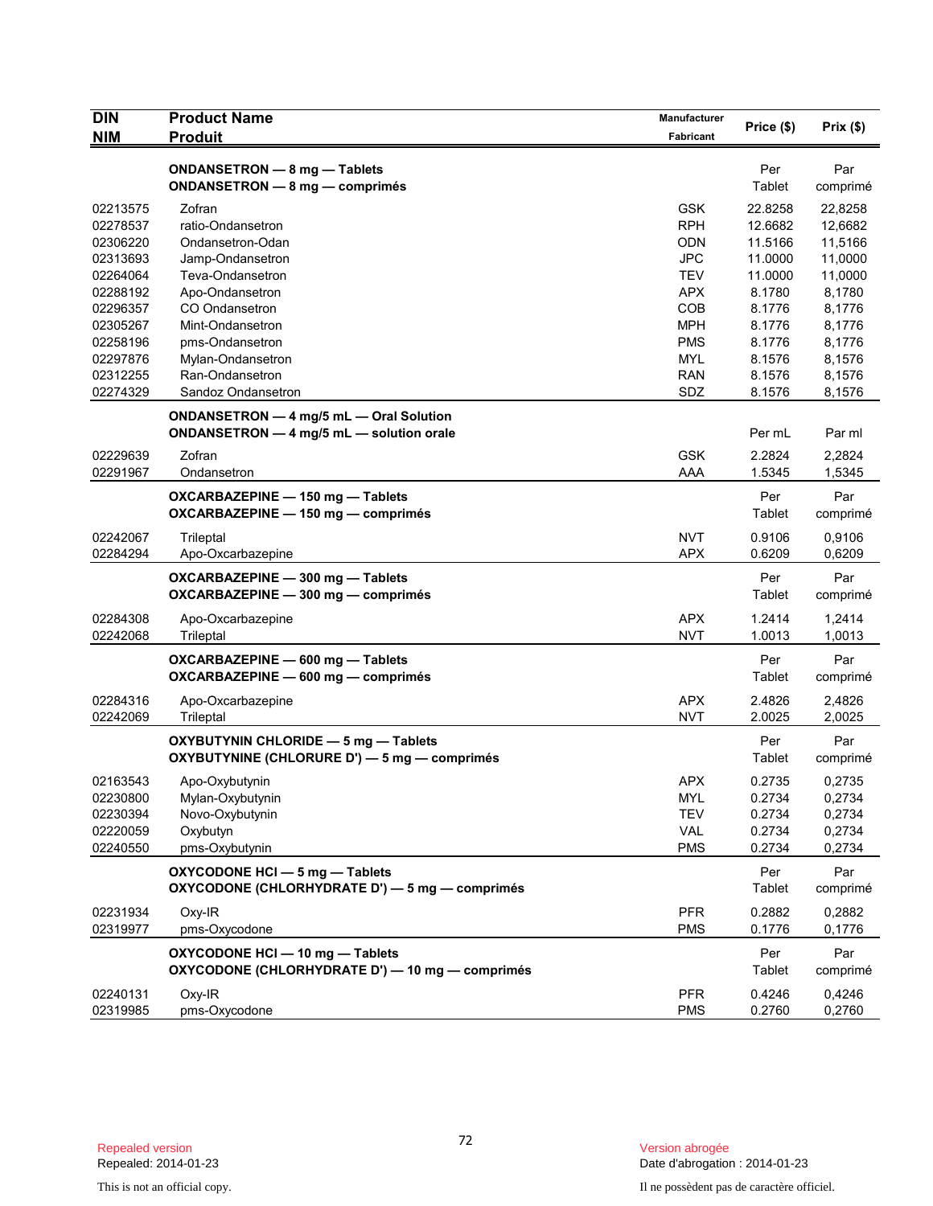| DIN<br>NIM | Product Name<br>Produit | Manufacturer<br>Fabricant | Price ($) | Prix ($) |
|---|---|---|---|---|
| | **ONDANSETRON — 8 mg — Tablets**<br>**ONDANSETRON — 8 mg — comprimés** | | Per Tablet | Par comprimé |
| 02213575 | Zofran | GSK | 22.8258 | 22,8258 |
| 02278537 | ratio-Ondansetron | RPH | 12.6682 | 12,6682 |
| 02306220 | Ondansetron-Odan | ODN | 11.5166 | 11,5166 |
| 02313693 | Jamp-Ondansetron | JPC | 11.0000 | 11,0000 |
| 02264064 | Teva-Ondansetron | TEV | 11.0000 | 11,0000 |
| 02288192 | Apo-Ondansetron | APX | 8.1780 | 8,1780 |
| 02296357 | CO Ondansetron | COB | 8.1776 | 8,1776 |
| 02305267 | Mint-Ondansetron | MPH | 8.1776 | 8,1776 |
| 02258196 | pms-Ondansetron | PMS | 8.1776 | 8,1776 |
| 02297876 | Mylan-Ondansetron | MYL | 8.1576 | 8,1576 |
| 02312255 | Ran-Ondansetron | RAN | 8.1576 | 8,1576 |
| 02274329 | Sandoz Ondansetron | SDZ | 8.1576 | 8,1576 |
| | **ONDANSETRON — 4 mg/5 mL — Oral Solution**<br>**ONDANSETRON — 4 mg/5 mL — solution orale** | | Per mL | Par ml |
| 02229639 | Zofran | GSK | 2.2824 | 2,2824 |
| 02291967 | Ondansetron | AAA | 1.5345 | 1,5345 |
| | **OXCARBAZEPINE — 150 mg — Tablets**<br>**OXCARBAZEPINE — 150 mg — comprimés** | | Per Tablet | Par comprimé |
| 02242067 | Trileptal | NVT | 0.9106 | 0,9106 |
| 02284294 | Apo-Oxcarbazepine | APX | 0.6209 | 0,6209 |
| | **OXCARBAZEPINE — 300 mg — Tablets**<br>**OXCARBAZEPINE — 300 mg — comprimés** | | Per Tablet | Par comprimé |
| 02284308 | Apo-Oxcarbazepine | APX | 1.2414 | 1,2414 |
| 02242068 | Trileptal | NVT | 1.0013 | 1,0013 |
| | **OXCARBAZEPINE — 600 mg — Tablets**<br>**OXCARBAZEPINE — 600 mg — comprimés** | | Per Tablet | Par comprimé |
| 02284316 | Apo-Oxcarbazepine | APX | 2.4826 | 2,4826 |
| 02242069 | Trileptal | NVT | 2.0025 | 2,0025 |
| | **OXYBUTYNIN CHLORIDE — 5 mg — Tablets**<br>**OXYBUTYNINE (CHLORURE D') — 5 mg — comprimés** | | Per Tablet | Par comprimé |
| 02163543 | Apo-Oxybutynin | APX | 0.2735 | 0,2735 |
| 02230800 | Mylan-Oxybutynin | MYL | 0.2734 | 0,2734 |
| 02230394 | Novo-Oxybutynin | TEV | 0.2734 | 0,2734 |
| 02220059 | Oxybutyn | VAL | 0.2734 | 0,2734 |
| 02240550 | pms-Oxybutynin | PMS | 0.2734 | 0,2734 |
| | **OXYCODONE HCl — 5 mg — Tablets**<br>**OXYCODONE (CHLORHYDRATE D') — 5 mg — comprimés** | | Per Tablet | Par comprimé |
| 02231934 | Oxy-IR | PFR | 0.2882 | 0,2882 |
| 02319977 | pms-Oxycodone | PMS | 0.1776 | 0,1776 |
| | **OXYCODONE HCl — 10 mg — Tablets**<br>**OXYCODONE (CHLORHYDRATE D') — 10 mg — comprimés** | | Per Tablet | Par comprimé |
| 02240131 | Oxy-IR | PFR | 0.4246 | 0,4246 |
| 02319985 | pms-Oxycodone | PMS | 0.2760 | 0,2760 |

Repealed version
Repealed: 2014-01-23

Version abrogée
Date d'abrogation : 2014-01-23

This is not an official copy.

Il ne possèdent pas de caractère officiel.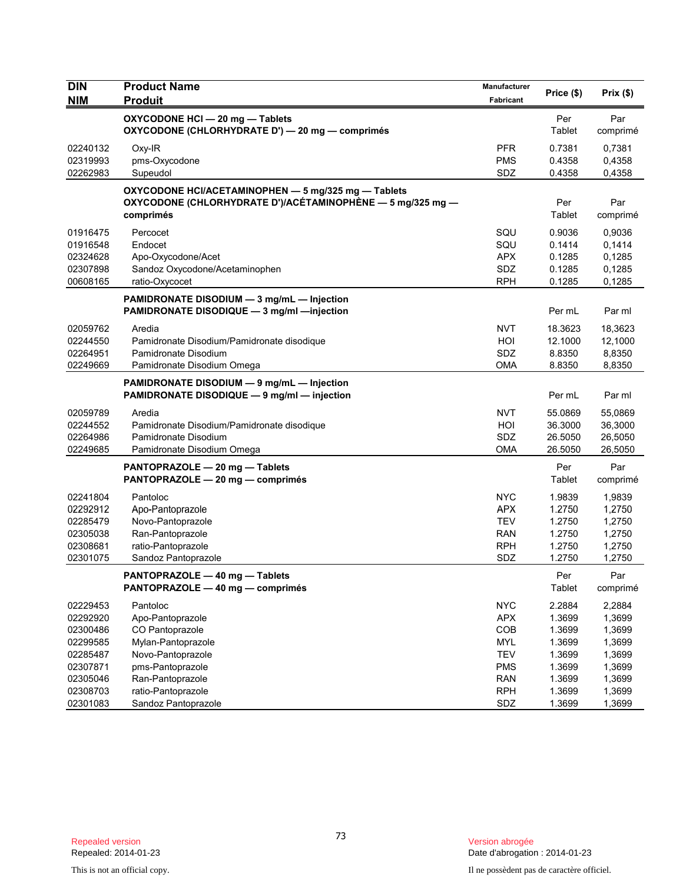| DIN<br>NIM | Product Name<br>Produit | Manufacturer<br>Fabricant | Price ($) | Prix ($) |
|---|---|---|---|---|
| | **OXYCODONE HCl — 20 mg — Tablets**<br>**OXYCODONE (CHLORHYDRATE D') — 20 mg — comprimés** | | Per Tablet | Par comprimé |
| 02240132 | Oxy-IR | PFR | 0.7381 | 0,7381 |
| 02319993 | pms-Oxycodone | PMS | 0.4358 | 0,4358 |
| 02262983 | Supeudol | SDZ | 0.4358 | 0,4358 |
| | **OXYCODONE HCl/ACETAMINOPHEN — 5 mg/325 mg — Tablets**<br>**OXYCODONE (CHLORHYDRATE D')/ACÉTAMINOPHÈNE — 5 mg/325 mg — comprimés** | | Per Tablet | Par comprimé |
| 01916475 | Percocet | SQU | 0.9036 | 0,9036 |
| 01916548 | Endocet | SQU | 0.1414 | 0,1414 |
| 02324628 | Apo-Oxycodone/Acet | APX | 0.1285 | 0,1285 |
| 02307898 | Sandoz Oxycodone/Acetaminophen | SDZ | 0.1285 | 0,1285 |
| 00608165 | ratio-Oxycocet | RPH | 0.1285 | 0,1285 |
| | **PAMIDRONATE DISODIUM — 3 mg/mL — Injection**<br>**PAMIDRONATE DISODIQUE — 3 mg/ml —injection** | | Per mL | Par ml |
| 02059762 | Aredia | NVT | 18.3623 | 18,3623 |
| 02244550 | Pamidronate Disodium/Pamidronate disodique | HOI | 12.1000 | 12,1000 |
| 02264951 | Pamidronate Disodium | SDZ | 8.8350 | 8,8350 |
| 02249669 | Pamidronate Disodium Omega | OMA | 8.8350 | 8,8350 |
| | **PAMIDRONATE DISODIUM — 9 mg/mL — Injection**<br>**PAMIDRONATE DISODIQUE — 9 mg/ml — injection** | | Per mL | Par ml |
| 02059789 | Aredia | NVT | 55.0869 | 55,0869 |
| 02244552 | Pamidronate Disodium/Pamidronate disodique | HOI | 36.3000 | 36,3000 |
| 02264986 | Pamidronate Disodium | SDZ | 26.5050 | 26,5050 |
| 02249685 | Pamidronate Disodium Omega | OMA | 26.5050 | 26,5050 |
| | **PANTOPRAZOLE — 20 mg — Tablets**<br>**PANTOPRAZOLE — 20 mg — comprimés** | | Per Tablet | Par comprimé |
| 02241804 | Pantoloc | NYC | 1.9839 | 1,9839 |
| 02292912 | Apo-Pantoprazole | APX | 1.2750 | 1,2750 |
| 02285479 | Novo-Pantoprazole | TEV | 1.2750 | 1,2750 |
| 02305038 | Ran-Pantoprazole | RAN | 1.2750 | 1,2750 |
| 02308681 | ratio-Pantoprazole | RPH | 1.2750 | 1,2750 |
| 02301075 | Sandoz Pantoprazole | SDZ | 1.2750 | 1,2750 |
| | **PANTOPRAZOLE — 40 mg — Tablets**<br>**PANTOPRAZOLE — 40 mg — comprimés** | | Per Tablet | Par comprimé |
| 02229453 | Pantoloc | NYC | 2.2884 | 2,2884 |
| 02292920 | Apo-Pantoprazole | APX | 1.3699 | 1,3699 |
| 02300486 | CO Pantoprazole | COB | 1.3699 | 1,3699 |
| 02299585 | Mylan-Pantoprazole | MYL | 1.3699 | 1,3699 |
| 02285487 | Novo-Pantoprazole | TEV | 1.3699 | 1,3699 |
| 02307871 | pms-Pantoprazole | PMS | 1.3699 | 1,3699 |
| 02305046 | Ran-Pantoprazole | RAN | 1.3699 | 1,3699 |
| 02308703 | ratio-Pantoprazole | RPH | 1.3699 | 1,3699 |
| 02301083 | Sandoz Pantoprazole | SDZ | 1.3699 | 1,3699 |

Repealed version
Repealed: 2014-01-23

Version abrogée
Date d'abrogation : 2014-01-23

This is not an official copy.

Il ne possèdent pas de caractère officiel.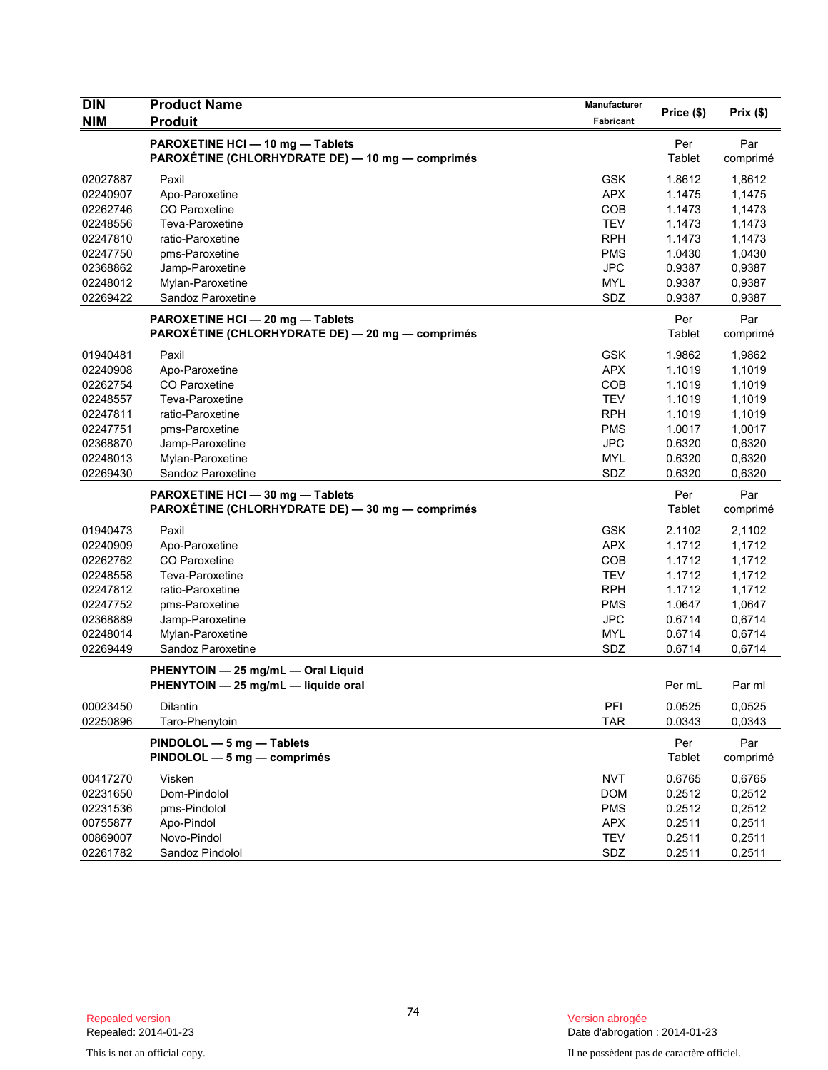| DIN<br>NIM | Product Name<br>Produit | Manufacturer<br>Fabricant | Price ($) | Prix ($) |
|---|---|---|---|---|
| | **PAROXETINE HCl — 10 mg — Tablets**<br>**PAROXÉTINE (CHLORHYDRATE DE) — 10 mg — comprimés** | | Per Tablet | Par comprimé |
| 02027887 | Paxil | GSK | 1.8612 | 1,8612 |
| 02240907 | Apo-Paroxetine | APX | 1.1475 | 1,1475 |
| 02262746 | CO Paroxetine | COB | 1.1473 | 1,1473 |
| 02248556 | Teva-Paroxetine | TEV | 1.1473 | 1,1473 |
| 02247810 | ratio-Paroxetine | RPH | 1.1473 | 1,1473 |
| 02247750 | pms-Paroxetine | PMS | 1.0430 | 1,0430 |
| 02368862 | Jamp-Paroxetine | JPC | 0.9387 | 0,9387 |
| 02248012 | Mylan-Paroxetine | MYL | 0.9387 | 0,9387 |
| 02269422 | Sandoz Paroxetine | SDZ | 0.9387 | 0,9387 |
| | **PAROXETINE HCl — 20 mg — Tablets**<br>**PAROXÉTINE (CHLORHYDRATE DE) — 20 mg — comprimés** | | Per Tablet | Par comprimé |
| 01940481 | Paxil | GSK | 1.9862 | 1,9862 |
| 02240908 | Apo-Paroxetine | APX | 1.1019 | 1,1019 |
| 02262754 | CO Paroxetine | COB | 1.1019 | 1,1019 |
| 02248557 | Teva-Paroxetine | TEV | 1.1019 | 1,1019 |
| 02247811 | ratio-Paroxetine | RPH | 1.1019 | 1,1019 |
| 02247751 | pms-Paroxetine | PMS | 1.0017 | 1,0017 |
| 02368870 | Jamp-Paroxetine | JPC | 0.6320 | 0,6320 |
| 02248013 | Mylan-Paroxetine | MYL | 0.6320 | 0,6320 |
| 02269430 | Sandoz Paroxetine | SDZ | 0.6320 | 0,6320 |
| | **PAROXETINE HCl — 30 mg — Tablets**<br>**PAROXÉTINE (CHLORHYDRATE DE) — 30 mg — comprimés** | | Per Tablet | Par comprimé |
| 01940473 | Paxil | GSK | 2.1102 | 2,1102 |
| 02240909 | Apo-Paroxetine | APX | 1.1712 | 1,1712 |
| 02262762 | CO Paroxetine | COB | 1.1712 | 1,1712 |
| 02248558 | Teva-Paroxetine | TEV | 1.1712 | 1,1712 |
| 02247812 | ratio-Paroxetine | RPH | 1.1712 | 1,1712 |
| 02247752 | pms-Paroxetine | PMS | 1.0647 | 1,0647 |
| 02368889 | Jamp-Paroxetine | JPC | 0.6714 | 0,6714 |
| 02248014 | Mylan-Paroxetine | MYL | 0.6714 | 0,6714 |
| 02269449 | Sandoz Paroxetine | SDZ | 0.6714 | 0,6714 |
| | **PHENYTOIN — 25 mg/mL — Oral Liquid**<br>**PHENYTOIN — 25 mg/mL — liquide oral** | | Per mL | Par ml |
| 00023450 | Dilantin | PFI | 0.0525 | 0,0525 |
| 02250896 | Taro-Phenytoin | TAR | 0.0343 | 0,0343 |
| | **PINDOLOL — 5 mg — Tablets**<br>**PINDOLOL — 5 mg — comprimés** | | Per Tablet | Par comprimé |
| 00417270 | Visken | NVT | 0.6765 | 0,6765 |
| 02231650 | Dom-Pindolol | DOM | 0.2512 | 0,2512 |
| 02231536 | pms-Pindolol | PMS | 0.2512 | 0,2512 |
| 00755877 | Apo-Pindol | APX | 0.2511 | 0,2511 |
| 00869007 | Novo-Pindol | TEV | 0.2511 | 0,2511 |
| 02261782 | Sandoz Pindolol | SDZ | 0.2511 | 0,2511 |

Repealed version
Repealed: 2014-01-23

Version abrogée
Date d'abrogation : 2014-01-23

This is not an official copy.

Il ne possèdent pas de caractère officiel.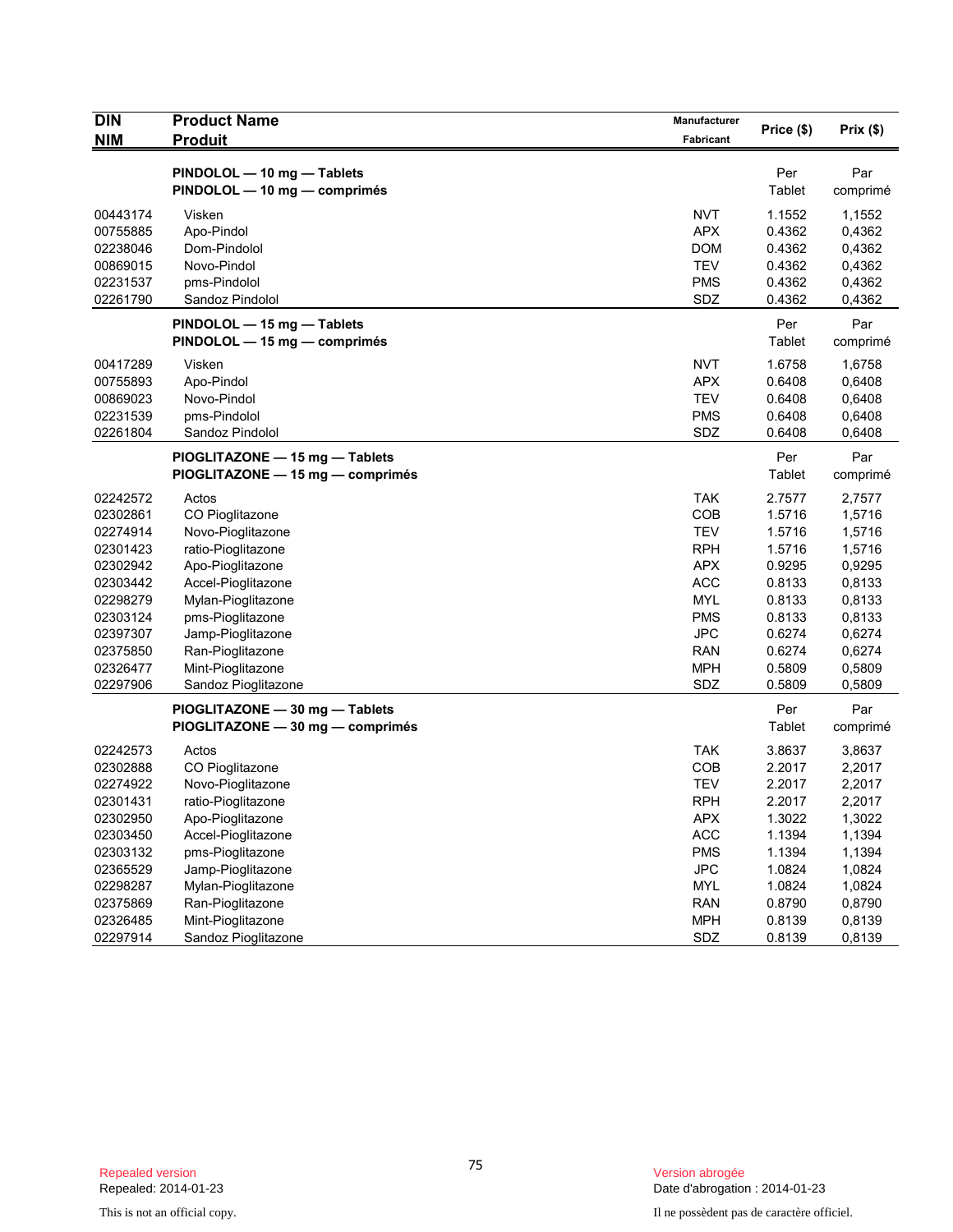| DIN<br>NIM | Product Name<br>Produit | Manufacturer<br>Fabricant | Price ($) | Prix ($) |
|---|---|---|---|---|
| | **PINDOLOL — 10 mg — Tablets**<br>**PINDOLOL — 10 mg — comprimés** | | Per<br>Tablet | Par<br>comprimé |
| 00443174 | Visken | NVT | 1.1552 | 1,1552 |
| 00755885 | Apo-Pindol | APX | 0.4362 | 0,4362 |
| 02238046 | Dom-Pindolol | DOM | 0.4362 | 0,4362 |
| 00869015 | Novo-Pindol | TEV | 0.4362 | 0,4362 |
| 02231537 | pms-Pindolol | PMS | 0.4362 | 0,4362 |
| 02261790 | Sandoz Pindolol | SDZ | 0.4362 | 0,4362 |
| | **PINDOLOL — 15 mg — Tablets**<br>**PINDOLOL — 15 mg — comprimés** | | Per<br>Tablet | Par<br>comprimé |
| 00417289 | Visken | NVT | 1.6758 | 1,6758 |
| 00755893 | Apo-Pindol | APX | 0.6408 | 0,6408 |
| 00869023 | Novo-Pindol | TEV | 0.6408 | 0,6408 |
| 02231539 | pms-Pindolol | PMS | 0.6408 | 0,6408 |
| 02261804 | Sandoz Pindolol | SDZ | 0.6408 | 0,6408 |
| | **PIOGLITAZONE — 15 mg — Tablets**<br>**PIOGLITAZONE — 15 mg — comprimés** | | Per<br>Tablet | Par<br>comprimé |
| 02242572 | Actos | TAK | 2.7577 | 2,7577 |
| 02302861 | CO Pioglitazone | COB | 1.5716 | 1,5716 |
| 02274914 | Novo-Pioglitazone | TEV | 1.5716 | 1,5716 |
| 02301423 | ratio-Pioglitazone | RPH | 1.5716 | 1,5716 |
| 02302942 | Apo-Pioglitazone | APX | 0.9295 | 0,9295 |
| 02303442 | Accel-Pioglitazone | ACC | 0.8133 | 0,8133 |
| 02298279 | Mylan-Pioglitazone | MYL | 0.8133 | 0,8133 |
| 02303124 | pms-Pioglitazone | PMS | 0.8133 | 0,8133 |
| 02397307 | Jamp-Pioglitazone | JPC | 0.6274 | 0,6274 |
| 02375850 | Ran-Pioglitazone | RAN | 0.6274 | 0,6274 |
| 02326477 | Mint-Pioglitazone | MPH | 0.5809 | 0,5809 |
| 02297906 | Sandoz Pioglitazone | SDZ | 0.5809 | 0,5809 |
| | **PIOGLITAZONE — 30 mg — Tablets**<br>**PIOGLITAZONE — 30 mg — comprimés** | | Per<br>Tablet | Par<br>comprimé |
| 02242573 | Actos | TAK | 3.8637 | 3,8637 |
| 02302888 | CO Pioglitazone | COB | 2.2017 | 2,2017 |
| 02274922 | Novo-Pioglitazone | TEV | 2.2017 | 2,2017 |
| 02301431 | ratio-Pioglitazone | RPH | 2.2017 | 2,2017 |
| 02302950 | Apo-Pioglitazone | APX | 1.3022 | 1,3022 |
| 02303450 | Accel-Pioglitazone | ACC | 1.1394 | 1,1394 |
| 02303132 | pms-Pioglitazone | PMS | 1.1394 | 1,1394 |
| 02365529 | Jamp-Pioglitazone | JPC | 1.0824 | 1,0824 |
| 02298287 | Mylan-Pioglitazone | MYL | 1.0824 | 1,0824 |
| 02375869 | Ran-Pioglitazone | RAN | 0.8790 | 0,8790 |
| 02326485 | Mint-Pioglitazone | MPH | 0.8139 | 0,8139 |
| 02297914 | Sandoz Pioglitazone | SDZ | 0.8139 | 0,8139 |

Repealed version
Repealed: 2014-01-23

Version abrogée
Date d'abrogation : 2014-01-23

This is not an official copy.

Il ne possèdent pas de caractère officiel.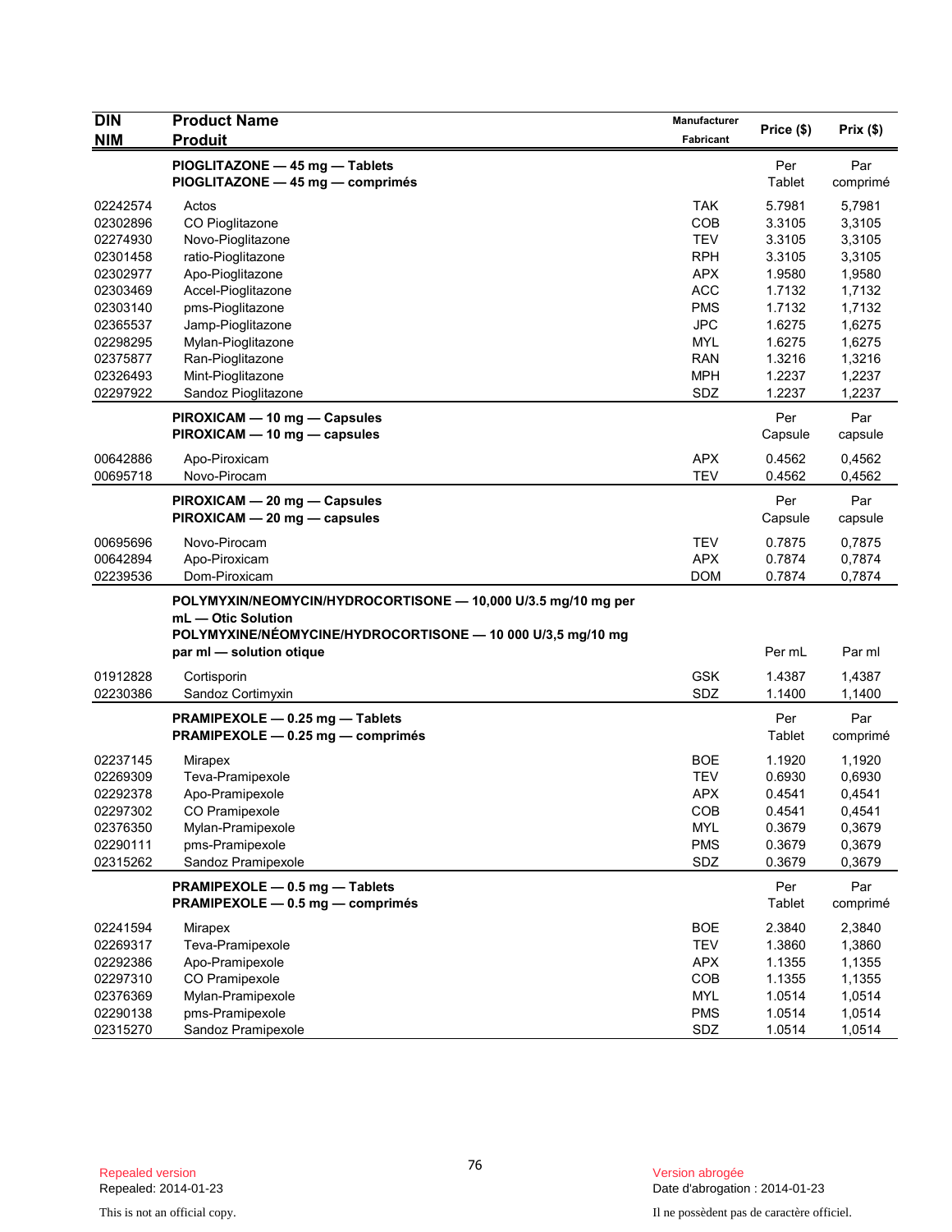| DIN<br>NIM | Product Name<br>Produit | Manufacturer<br>Fabricant | Price ($) | Prix ($) |
|---|---|---|---|---|
| | **PIOGLITAZONE — 45 mg — Tablets**<br>**PIOGLITAZONE — 45 mg — comprimés** | | Per Tablet | Par comprimé |
| 02242574 | Actos | TAK | 5.7981 | 5,7981 |
| 02302896 | CO Pioglitazone | COB | 3.3105 | 3,3105 |
| 02274930 | Novo-Pioglitazone | TEV | 3.3105 | 3,3105 |
| 02301458 | ratio-Pioglitazone | RPH | 3.3105 | 3,3105 |
| 02302977 | Apo-Pioglitazone | APX | 1.9580 | 1,9580 |
| 02303469 | Accel-Pioglitazone | ACC | 1.7132 | 1,7132 |
| 02303140 | pms-Pioglitazone | PMS | 1.7132 | 1,7132 |
| 02365537 | Jamp-Pioglitazone | JPC | 1.6275 | 1,6275 |
| 02298295 | Mylan-Pioglitazone | MYL | 1.6275 | 1,6275 |
| 02375877 | Ran-Pioglitazone | RAN | 1.3216 | 1,3216 |
| 02326493 | Mint-Pioglitazone | MPH | 1.2237 | 1,2237 |
| 02297922 | Sandoz Pioglitazone | SDZ | 1.2237 | 1,2237 |
| | **PIROXICAM — 10 mg — Capsules**<br>**PIROXICAM — 10 mg — capsules** | | Per Capsule | Par capsule |
| 00642886 | Apo-Piroxicam | APX | 0.4562 | 0,4562 |
| 00695718 | Novo-Pirocam | TEV | 0.4562 | 0,4562 |
| | **PIROXICAM — 20 mg — Capsules**<br>**PIROXICAM — 20 mg — capsules** | | Per Capsule | Par capsule |
| 00695696 | Novo-Pirocam | TEV | 0.7875 | 0,7875 |
| 00642894 | Apo-Piroxicam | APX | 0.7874 | 0,7874 |
| 02239536 | Dom-Piroxicam | DOM | 0.7874 | 0,7874 |
| | **POLYMYXIN/NEOMYCIN/HYDROCORTISONE — 10,000 U/3.5 mg/10 mg per mL — Otic Solution**<br>**POLYMYXINE/NÉOMYCINE/HYDROCORTISONE — 10 000 U/3,5 mg/10 mg par ml — solution otique** | | Per mL | Par ml |
| 01912828 | Cortisporin | GSK | 1.4387 | 1,4387 |
| 02230386 | Sandoz Cortimyxin | SDZ | 1.1400 | 1,1400 |
| | **PRAMIPEXOLE — 0.25 mg — Tablets**<br>**PRAMIPEXOLE — 0.25 mg — comprimés** | | Per Tablet | Par comprimé |
| 02237145 | Mirapex | BOE | 1.1920 | 1,1920 |
| 02269309 | Teva-Pramipexole | TEV | 0.6930 | 0,6930 |
| 02292378 | Apo-Pramipexole | APX | 0.4541 | 0,4541 |
| 02297302 | CO Pramipexole | COB | 0.4541 | 0,4541 |
| 02376350 | Mylan-Pramipexole | MYL | 0.3679 | 0,3679 |
| 02290111 | pms-Pramipexole | PMS | 0.3679 | 0,3679 |
| 02315262 | Sandoz Pramipexole | SDZ | 0.3679 | 0,3679 |
| | **PRAMIPEXOLE — 0.5 mg — Tablets**<br>**PRAMIPEXOLE — 0.5 mg — comprimés** | | Per Tablet | Par comprimé |
| 02241594 | Mirapex | BOE | 2.3840 | 2,3840 |
| 02269317 | Teva-Pramipexole | TEV | 1.3860 | 1,3860 |
| 02292386 | Apo-Pramipexole | APX | 1.1355 | 1,1355 |
| 02297310 | CO Pramipexole | COB | 1.1355 | 1,1355 |
| 02376369 | Mylan-Pramipexole | MYL | 1.0514 | 1,0514 |
| 02290138 | pms-Pramipexole | PMS | 1.0514 | 1,0514 |
| 02315270 | Sandoz Pramipexole | SDZ | 1.0514 | 1,0514 |

Repealed version
Repealed: 2014-01-23

Version abrogée
Date d'abrogation : 2014-01-23

This is not an official copy.

Il ne possèdent pas de caractère officiel.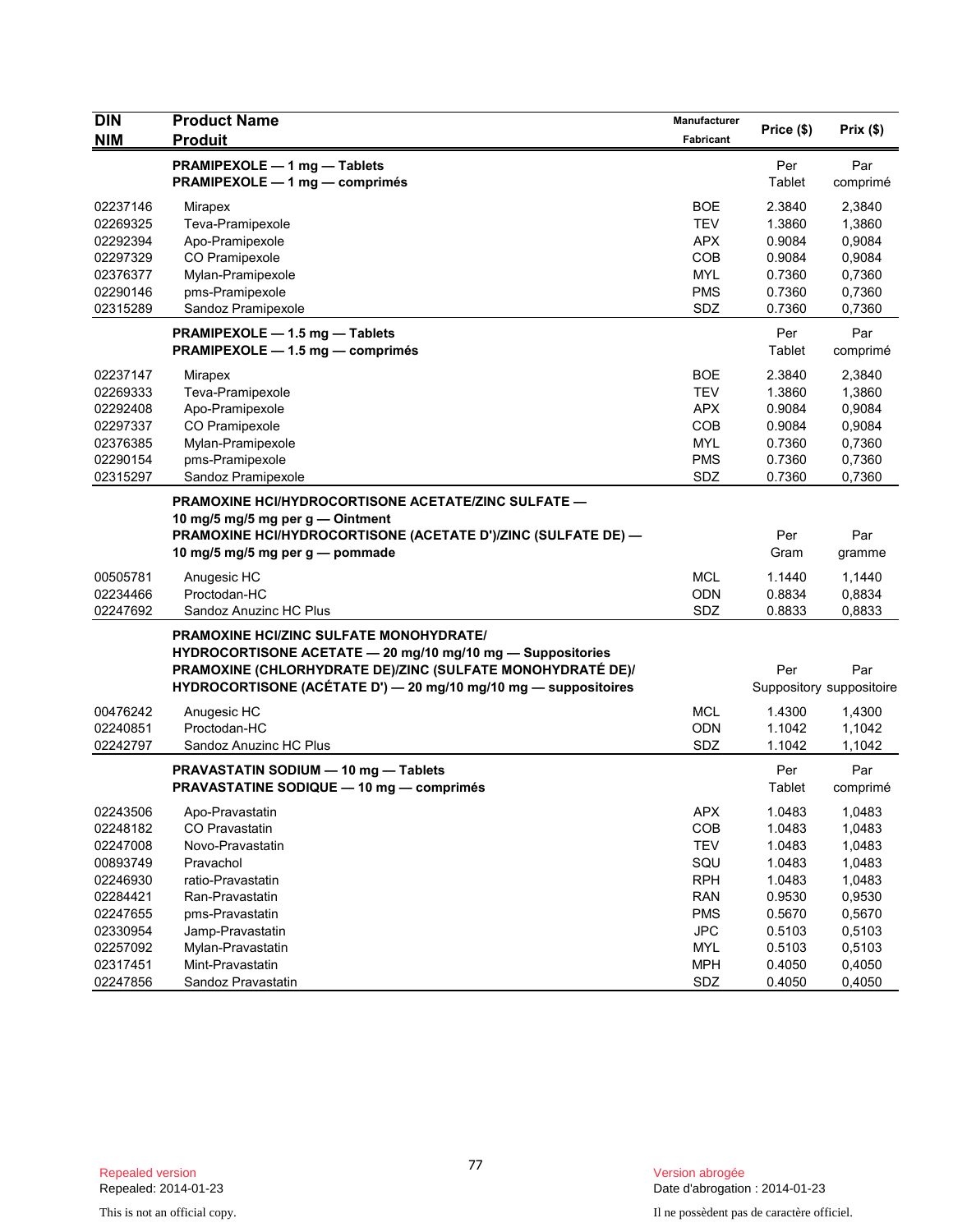| DIN<br>NIM | Product Name<br>Produit | Manufacturer<br>Fabricant | Price ($) | Prix ($) |
|---|---|---|---|---|
| | **PRAMIPEXOLE — 1 mg — Tablets**<br>**PRAMIPEXOLE — 1 mg — comprimés** | | Per Tablet | Par comprimé |
| 02237146 | Mirapex | BOE | 2.3840 | 2,3840 |
| 02269325 | Teva-Pramipexole | TEV | 1.3860 | 1,3860 |
| 02292394 | Apo-Pramipexole | APX | 0.9084 | 0,9084 |
| 02297329 | CO Pramipexole | COB | 0.9084 | 0,9084 |
| 02376377 | Mylan-Pramipexole | MYL | 0.7360 | 0,7360 |
| 02290146 | pms-Pramipexole | PMS | 0.7360 | 0,7360 |
| 02315289 | Sandoz Pramipexole | SDZ | 0.7360 | 0,7360 |
| | **PRAMIPEXOLE — 1.5 mg — Tablets**<br>**PRAMIPEXOLE — 1.5 mg — comprimés** | | Per Tablet | Par comprimé |
| 02237147 | Mirapex | BOE | 2.3840 | 2,3840 |
| 02269333 | Teva-Pramipexole | TEV | 1.3860 | 1,3860 |
| 02292408 | Apo-Pramipexole | APX | 0.9084 | 0,9084 |
| 02297337 | CO Pramipexole | COB | 0.9084 | 0,9084 |
| 02376385 | Mylan-Pramipexole | MYL | 0.7360 | 0,7360 |
| 02290154 | pms-Pramipexole | PMS | 0.7360 | 0,7360 |
| 02315297 | Sandoz Pramipexole | SDZ | 0.7360 | 0,7360 |
| | **PRAMOXINE HCl/HYDROCORTISONE ACETATE/ZINC SULFATE — 10 mg/5 mg/5 mg per g — Ointment**<br>**PRAMOXINE HCl/HYDROCORTISONE (ACETATE D')/ZINC (SULFATE DE) — 10 mg/5 mg/5 mg per g — pommade** | | Per Gram | Par gramme |
| 00505781 | Anugesic HC | MCL | 1.1440 | 1,1440 |
| 02234466 | Proctodan-HC | ODN | 0.8834 | 0,8834 |
| 02247692 | Sandoz Anuzinc HC Plus | SDZ | 0.8833 | 0,8833 |
| | **PRAMOXINE HCl/ZINC SULFATE MONOHYDRATE/ HYDROCORTISONE ACETATE — 20 mg/10 mg/10 mg — Suppositories**<br>**PRAMOXINE (CHLORHYDRATE DE)/ZINC (SULFATE MONOHYDRATÉ DE)/ HYDROCORTISONE (ACÉTATE D') — 20 mg/10 mg/10 mg — suppositoires** | | Per Suppository | Par suppositoire |
| 00476242 | Anugesic HC | MCL | 1.4300 | 1,4300 |
| 02240851 | Proctodan-HC | ODN | 1.1042 | 1,1042 |
| 02242797 | Sandoz Anuzinc HC Plus | SDZ | 1.1042 | 1,1042 |
| | **PRAVASTATIN SODIUM — 10 mg — Tablets**<br>**PRAVASTATINE SODIQUE — 10 mg — comprimés** | | Per Tablet | Par comprimé |
| 02243506 | Apo-Pravastatin | APX | 1.0483 | 1,0483 |
| 02248182 | CO Pravastatin | COB | 1.0483 | 1,0483 |
| 02247008 | Novo-Pravastatin | TEV | 1.0483 | 1,0483 |
| 00893749 | Pravachol | SQU | 1.0483 | 1,0483 |
| 02246930 | ratio-Pravastatin | RPH | 1.0483 | 1,0483 |
| 02284421 | Ran-Pravastatin | RAN | 0.9530 | 0,9530 |
| 02247655 | pms-Pravastatin | PMS | 0.5670 | 0,5670 |
| 02330954 | Jamp-Pravastatin | JPC | 0.5103 | 0,5103 |
| 02257092 | Mylan-Pravastatin | MYL | 0.5103 | 0,5103 |
| 02317451 | Mint-Pravastatin | MPH | 0.4050 | 0,4050 |
| 02247856 | Sandoz Pravastatin | SDZ | 0.4050 | 0,4050 |

Repealed version
Repealed: 2014-01-23

Version abrogée
Date d'abrogation : 2014-01-23

This is not an official copy.

Il ne possèdent pas de caractère officiel.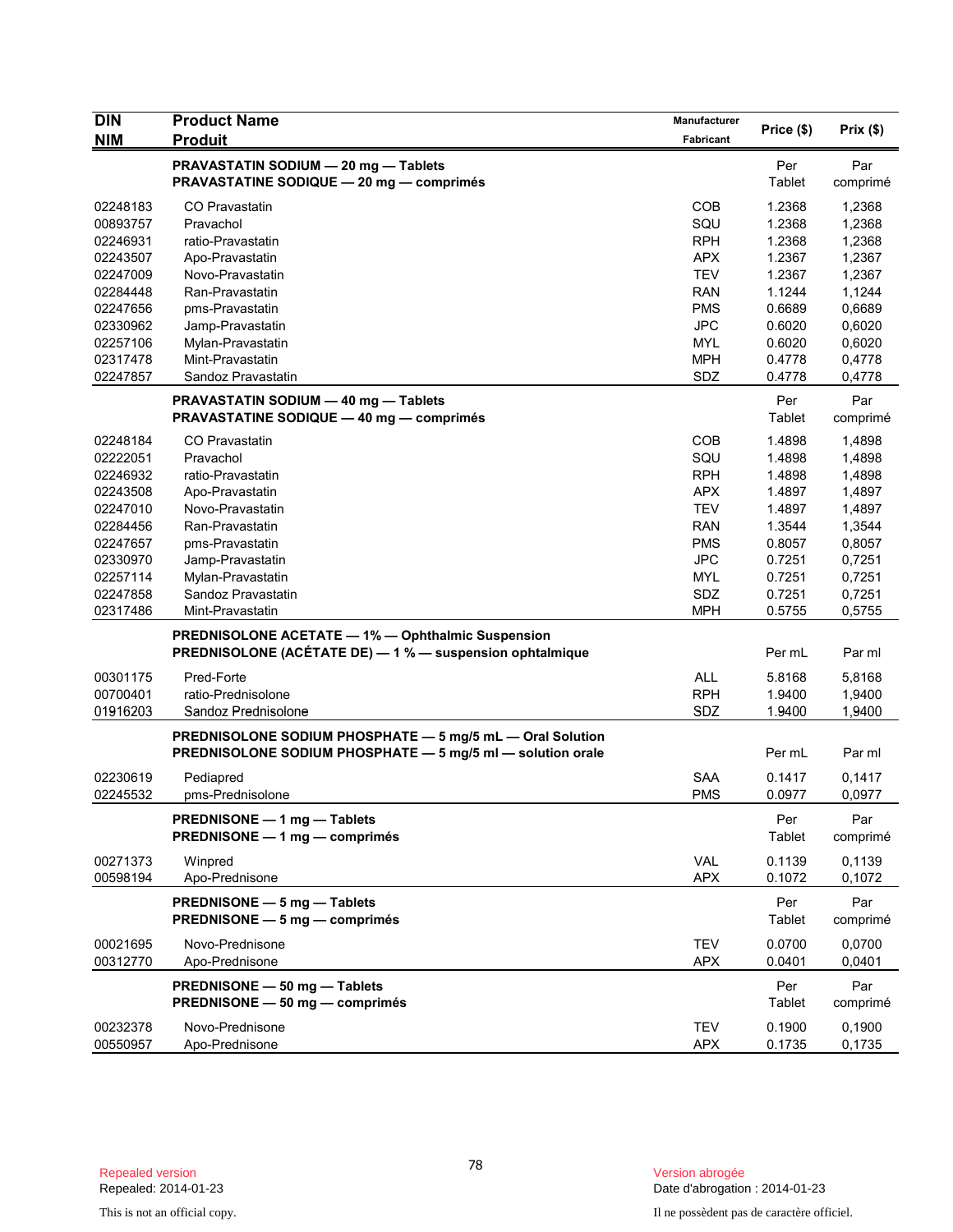| DIN<br>NIM | Product Name<br>Produit | Manufacturer<br>Fabricant | Price ($) | Prix ($) |
|---|---|---|---|---|
| | **PRAVASTATIN SODIUM — 20 mg — Tablets**<br>**PRAVASTATINE SODIQUE — 20 mg — comprimés** | | Per Tablet | Par comprimé |
| 02248183 | CO Pravastatin | COB | 1.2368 | 1,2368 |
| 00893757 | Pravachol | SQU | 1.2368 | 1,2368 |
| 02246931 | ratio-Pravastatin | RPH | 1.2368 | 1,2368 |
| 02243507 | Apo-Pravastatin | APX | 1.2367 | 1,2367 |
| 02247009 | Novo-Pravastatin | TEV | 1.2367 | 1,2367 |
| 02284448 | Ran-Pravastatin | RAN | 1.1244 | 1,1244 |
| 02247656 | pms-Pravastatin | PMS | 0.6689 | 0,6689 |
| 02330962 | Jamp-Pravastatin | JPC | 0.6020 | 0,6020 |
| 02257106 | Mylan-Pravastatin | MYL | 0.6020 | 0,6020 |
| 02317478 | Mint-Pravastatin | MPH | 0.4778 | 0,4778 |
| 02247857 | Sandoz Pravastatin | SDZ | 0.4778 | 0,4778 |
| | **PRAVASTATIN SODIUM — 40 mg — Tablets**<br>**PRAVASTATINE SODIQUE — 40 mg — comprimés** | | Per Tablet | Par comprimé |
| 02248184 | CO Pravastatin | COB | 1.4898 | 1,4898 |
| 02222051 | Pravachol | SQU | 1.4898 | 1,4898 |
| 02246932 | ratio-Pravastatin | RPH | 1.4898 | 1,4898 |
| 02243508 | Apo-Pravastatin | APX | 1.4897 | 1,4897 |
| 02247010 | Novo-Pravastatin | TEV | 1.4897 | 1,4897 |
| 02284456 | Ran-Pravastatin | RAN | 1.3544 | 1,3544 |
| 02247657 | pms-Pravastatin | PMS | 0.8057 | 0,8057 |
| 02330970 | Jamp-Pravastatin | JPC | 0.7251 | 0,7251 |
| 02257114 | Mylan-Pravastatin | MYL | 0.7251 | 0,7251 |
| 02247858 | Sandoz Pravastatin | SDZ | 0.7251 | 0,7251 |
| 02317486 | Mint-Pravastatin | MPH | 0.5755 | 0,5755 |
| | **PREDNISOLONE ACETATE — 1% — Ophthalmic Suspension**<br>**PREDNISOLONE (ACÉTATE DE) — 1 % — suspension ophtalmique** | | Per mL | Par ml |
| 00301175 | Pred-Forte | ALL | 5.8168 | 5,8168 |
| 00700401 | ratio-Prednisolone | RPH | 1.9400 | 1,9400 |
| 01916203 | Sandoz Prednisolone | SDZ | 1.9400 | 1,9400 |
| | **PREDNISOLONE SODIUM PHOSPHATE — 5 mg/5 mL — Oral Solution**<br>**PREDNISOLONE SODIUM PHOSPHATE — 5 mg/5 ml — solution orale** | | Per mL | Par ml |
| 02230619 | Pediapred | SAA | 0.1417 | 0,1417 |
| 02245532 | pms-Prednisolone | PMS | 0.0977 | 0,0977 |
| | **PREDNISONE — 1 mg — Tablets**<br>**PREDNISONE — 1 mg — comprimés** | | Per Tablet | Par comprimé |
| 00271373 | Winpred | VAL | 0.1139 | 0,1139 |
| 00598194 | Apo-Prednisone | APX | 0.1072 | 0,1072 |
| | **PREDNISONE — 5 mg — Tablets**<br>**PREDNISONE — 5 mg — comprimés** | | Per Tablet | Par comprimé |
| 00021695 | Novo-Prednisone | TEV | 0.0700 | 0,0700 |
| 00312770 | Apo-Prednisone | APX | 0.0401 | 0,0401 |
| | **PREDNISONE — 50 mg — Tablets**<br>**PREDNISONE — 50 mg — comprimés** | | Per Tablet | Par comprimé |
| 00232378 | Novo-Prednisone | TEV | 0.1900 | 0,1900 |
| 00550957 | Apo-Prednisone | APX | 0.1735 | 0,1735 |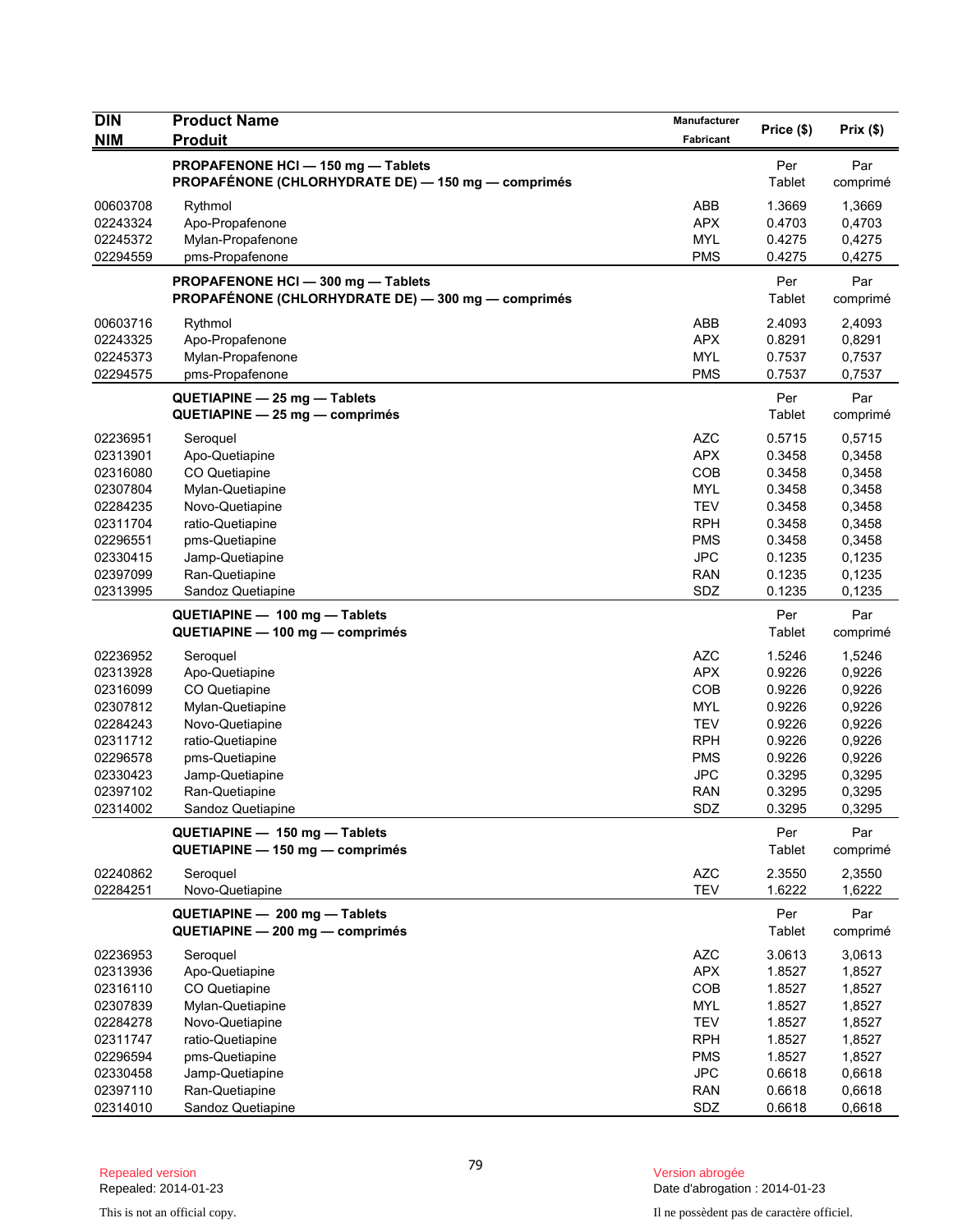| DIN<br>NIM | Product Name<br>Produit | Manufacturer<br>Fabricant | Price ($) | Prix ($) |
|---|---|---|---|---|
| | **PROPAFENONE HCl — 150 mg — Tablets**<br>**PROPAFÉNONE (CHLORHYDRATE DE) — 150 mg — comprimés** | | Per Tablet | Par comprimé |
| 00603708 | Rythmol | ABB | 1.3669 | 1,3669 |
| 02243324 | Apo-Propafenone | APX | 0.4703 | 0,4703 |
| 02245372 | Mylan-Propafenone | MYL | 0.4275 | 0,4275 |
| 02294559 | pms-Propafenone | PMS | 0.4275 | 0,4275 |
| | **PROPAFENONE HCl — 300 mg — Tablets**<br>**PROPAFÉNONE (CHLORHYDRATE DE) — 300 mg — comprimés** | | Per Tablet | Par comprimé |
| 00603716 | Rythmol | ABB | 2.4093 | 2,4093 |
| 02243325 | Apo-Propafenone | APX | 0.8291 | 0,8291 |
| 02245373 | Mylan-Propafenone | MYL | 0.7537 | 0,7537 |
| 02294575 | pms-Propafenone | PMS | 0.7537 | 0,7537 |
| | **QUETIAPINE — 25 mg — Tablets**<br>**QUETIAPINE — 25 mg — comprimés** | | Per Tablet | Par comprimé |
| 02236951 | Seroquel | AZC | 0.5715 | 0,5715 |
| 02313901 | Apo-Quetiapine | APX | 0.3458 | 0,3458 |
| 02316080 | CO Quetiapine | COB | 0.3458 | 0,3458 |
| 02307804 | Mylan-Quetiapine | MYL | 0.3458 | 0,3458 |
| 02284235 | Novo-Quetiapine | TEV | 0.3458 | 0,3458 |
| 02311704 | ratio-Quetiapine | RPH | 0.3458 | 0,3458 |
| 02296551 | pms-Quetiapine | PMS | 0.3458 | 0,3458 |
| 02330415 | Jamp-Quetiapine | JPC | 0.1235 | 0,1235 |
| 02397099 | Ran-Quetiapine | RAN | 0.1235 | 0,1235 |
| 02313995 | Sandoz Quetiapine | SDZ | 0.1235 | 0,1235 |
| | **QUETIAPINE — 100 mg — Tablets**<br>**QUETIAPINE — 100 mg — comprimés** | | Per Tablet | Par comprimé |
| 02236952 | Seroquel | AZC | 1.5246 | 1,5246 |
| 02313928 | Apo-Quetiapine | APX | 0.9226 | 0,9226 |
| 02316099 | CO Quetiapine | COB | 0.9226 | 0,9226 |
| 02307812 | Mylan-Quetiapine | MYL | 0.9226 | 0,9226 |
| 02284243 | Novo-Quetiapine | TEV | 0.9226 | 0,9226 |
| 02311712 | ratio-Quetiapine | RPH | 0.9226 | 0,9226 |
| 02296578 | pms-Quetiapine | PMS | 0.9226 | 0,9226 |
| 02330423 | Jamp-Quetiapine | JPC | 0.3295 | 0,3295 |
| 02397102 | Ran-Quetiapine | RAN | 0.3295 | 0,3295 |
| 02314002 | Sandoz Quetiapine | SDZ | 0.3295 | 0,3295 |
| | **QUETIAPINE — 150 mg — Tablets**<br>**QUETIAPINE — 150 mg — comprimés** | | Per Tablet | Par comprimé |
| 02240862 | Seroquel | AZC | 2.3550 | 2,3550 |
| 02284251 | Novo-Quetiapine | TEV | 1.6222 | 1,6222 |
| | **QUETIAPINE — 200 mg — Tablets**<br>**QUETIAPINE — 200 mg — comprimés** | | Per Tablet | Par comprimé |
| 02236953 | Seroquel | AZC | 3.0613 | 3,0613 |
| 02313936 | Apo-Quetiapine | APX | 1.8527 | 1,8527 |
| 02316110 | CO Quetiapine | COB | 1.8527 | 1,8527 |
| 02307839 | Mylan-Quetiapine | MYL | 1.8527 | 1,8527 |
| 02284278 | Novo-Quetiapine | TEV | 1.8527 | 1,8527 |
| 02311747 | ratio-Quetiapine | RPH | 1.8527 | 1,8527 |
| 02296594 | pms-Quetiapine | PMS | 1.8527 | 1,8527 |
| 02330458 | Jamp-Quetiapine | JPC | 0.6618 | 0,6618 |
| 02397110 | Ran-Quetiapine | RAN | 0.6618 | 0,6618 |
| 02314010 | Sandoz Quetiapine | SDZ | 0.6618 | 0,6618 |

Repealed version
Repealed: 2014-01-23

Version abrogée
Date d'abrogation : 2014-01-23

This is not an official copy.

Il ne possèdent pas de caractère officiel.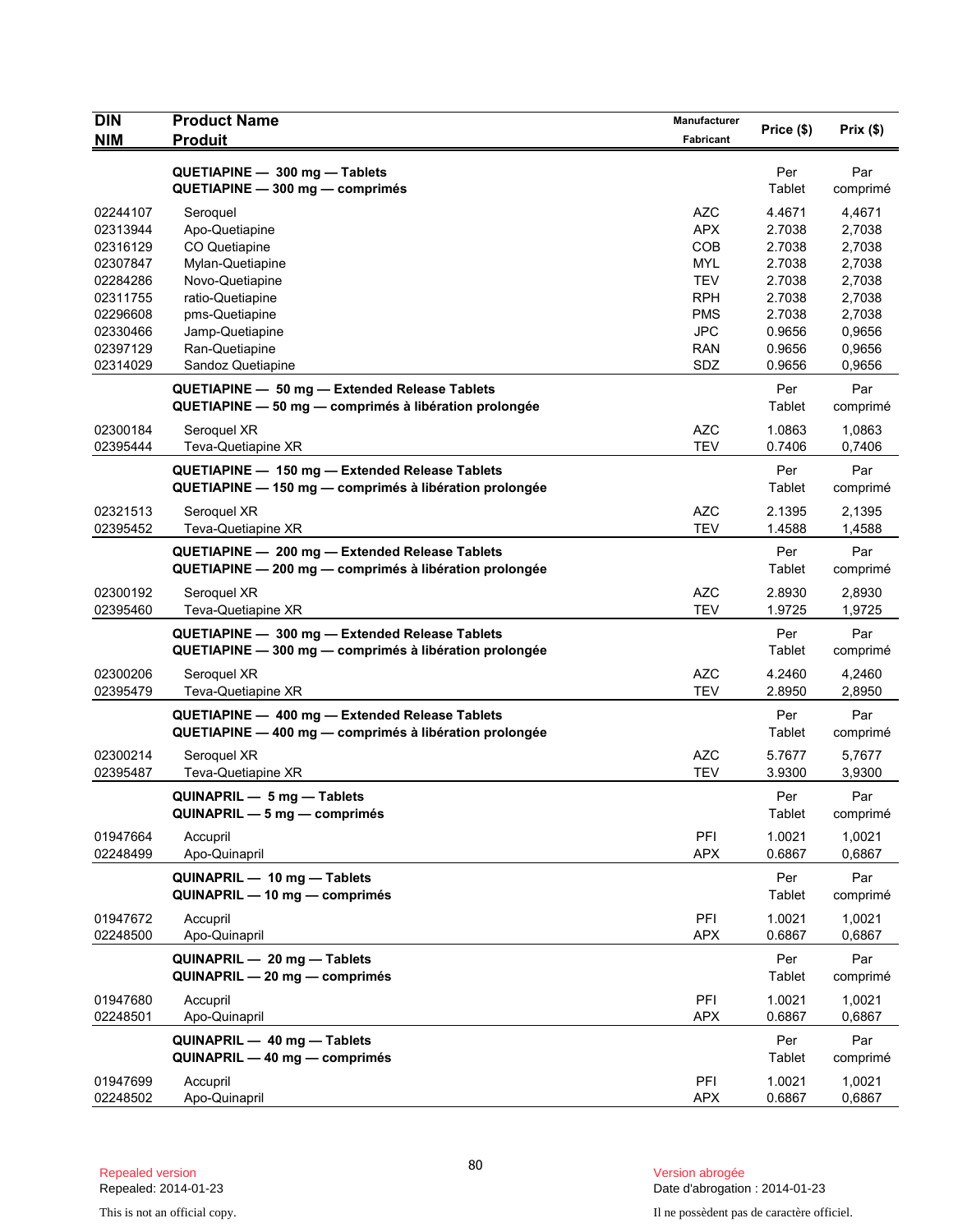| DIN<br>NIM | Product Name<br>Produit | Manufacturer<br>Fabricant | Price ($) | Prix ($) |
|---|---|---|---|---|
| | **QUETIAPINE — 300 mg — Tablets**<br>**QUETIAPINE — 300 mg — comprimés** | | Per<br>Tablet | Par<br>comprimé |
| 02244107 | Seroquel | AZC | 4.4671 | 4,4671 |
| 02313944 | Apo-Quetiapine | APX | 2.7038 | 2,7038 |
| 02316129 | CO Quetiapine | COB | 2.7038 | 2,7038 |
| 02307847 | Mylan-Quetiapine | MYL | 2.7038 | 2,7038 |
| 02284286 | Novo-Quetiapine | TEV | 2.7038 | 2,7038 |
| 02311755 | ratio-Quetiapine | RPH | 2.7038 | 2,7038 |
| 02296608 | pms-Quetiapine | PMS | 2.7038 | 2,7038 |
| 02330466 | Jamp-Quetiapine | JPC | 0.9656 | 0,9656 |
| 02397129 | Ran-Quetiapine | RAN | 0.9656 | 0,9656 |
| 02314029 | Sandoz Quetiapine | SDZ | 0.9656 | 0,9656 |
| | **QUETIAPINE — 50 mg — Extended Release Tablets**<br>**QUETIAPINE — 50 mg — comprimés à libération prolongée** | | Per<br>Tablet | Par<br>comprimé |
| 02300184 | Seroquel XR | AZC | 1.0863 | 1,0863 |
| 02395444 | Teva-Quetiapine XR | TEV | 0.7406 | 0,7406 |
| | **QUETIAPINE — 150 mg — Extended Release Tablets**<br>**QUETIAPINE — 150 mg — comprimés à libération prolongée** | | Per<br>Tablet | Par<br>comprimé |
| 02321513 | Seroquel XR | AZC | 2.1395 | 2,1395 |
| 02395452 | Teva-Quetiapine XR | TEV | 1.4588 | 1,4588 |
| | **QUETIAPINE — 200 mg — Extended Release Tablets**<br>**QUETIAPINE — 200 mg — comprimés à libération prolongée** | | Per<br>Tablet | Par<br>comprimé |
| 02300192 | Seroquel XR | AZC | 2.8930 | 2,8930 |
| 02395460 | Teva-Quetiapine XR | TEV | 1.9725 | 1,9725 |
| | **QUETIAPINE — 300 mg — Extended Release Tablets**<br>**QUETIAPINE — 300 mg — comprimés à libération prolongée** | | Per<br>Tablet | Par<br>comprimé |
| 02300206 | Seroquel XR | AZC | 4.2460 | 4,2460 |
| 02395479 | Teva-Quetiapine XR | TEV | 2.8950 | 2,8950 |
| | **QUETIAPINE — 400 mg — Extended Release Tablets**<br>**QUETIAPINE — 400 mg — comprimés à libération prolongée** | | Per<br>Tablet | Par<br>comprimé |
| 02300214 | Seroquel XR | AZC | 5.7677 | 5,7677 |
| 02395487 | Teva-Quetiapine XR | TEV | 3.9300 | 3,9300 |
| | **QUINAPRIL — 5 mg — Tablets**<br>**QUINAPRIL — 5 mg — comprimés** | | Per<br>Tablet | Par<br>comprimé |
| 01947664 | Accupril | PFI | 1.0021 | 1,0021 |
| 02248499 | Apo-Quinapril | APX | 0.6867 | 0,6867 |
| | **QUINAPRIL — 10 mg — Tablets**<br>**QUINAPRIL — 10 mg — comprimés** | | Per<br>Tablet | Par<br>comprimé |
| 01947672 | Accupril | PFI | 1.0021 | 1,0021 |
| 02248500 | Apo-Quinapril | APX | 0.6867 | 0,6867 |
| | **QUINAPRIL — 20 mg — Tablets**<br>**QUINAPRIL — 20 mg — comprimés** | | Per<br>Tablet | Par<br>comprimé |
| 01947680 | Accupril | PFI | 1.0021 | 1,0021 |
| 02248501 | Apo-Quinapril | APX | 0.6867 | 0,6867 |
| | **QUINAPRIL — 40 mg — Tablets**<br>**QUINAPRIL — 40 mg — comprimés** | | Per<br>Tablet | Par<br>comprimé |
| 01947699 | Accupril | PFI | 1.0021 | 1,0021 |
| 02248502 | Apo-Quinapril | APX | 0.6867 | 0,6867 |

Repealed version
Repealed: 2014-01-23

This is not an official copy.

Version abrogée
Date d'abrogation : 2014-01-23

Il ne possèdent pas de caractère officiel.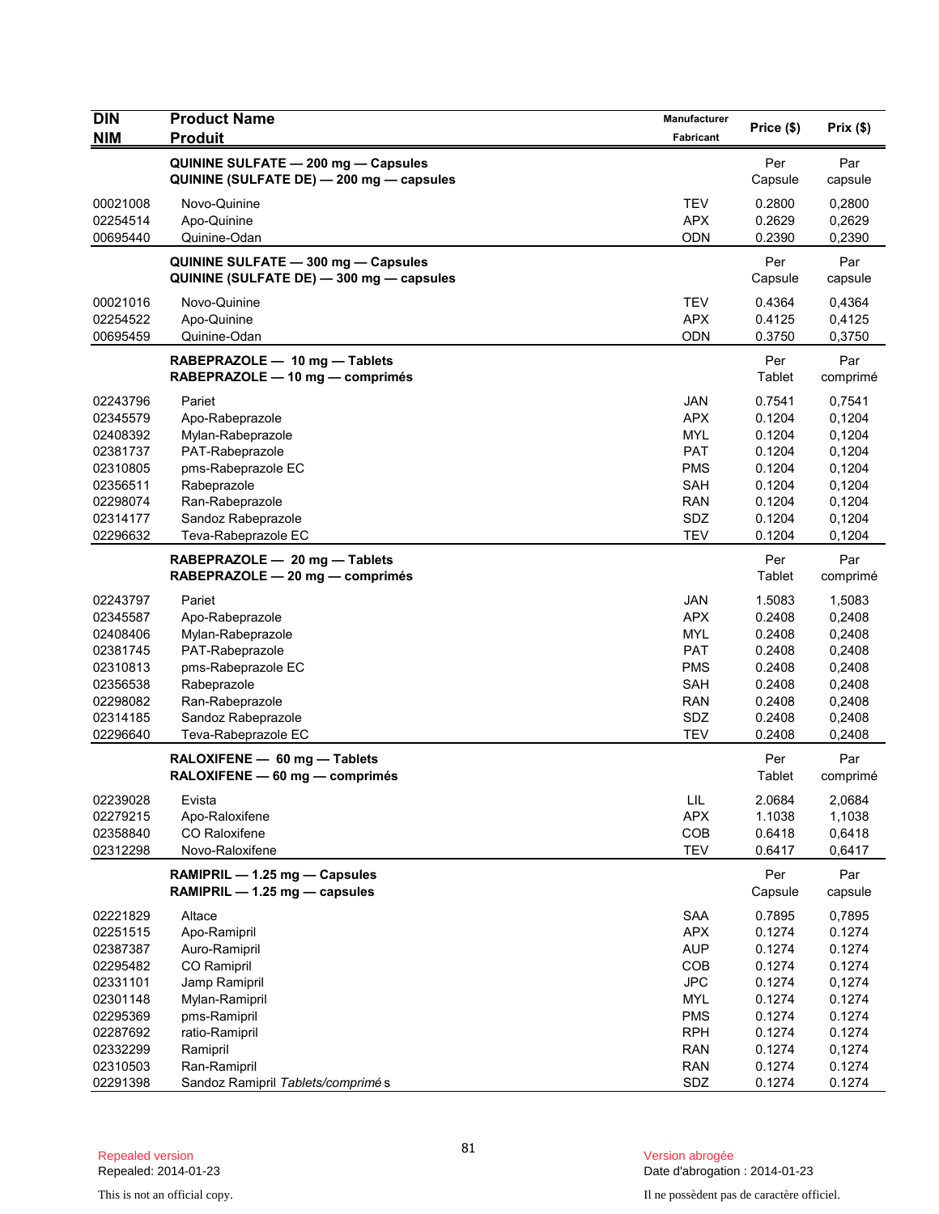| DIN<br>NIM | Product Name<br>Produit | Manufacturer<br>Fabricant | Price ($) | Prix ($) |
|---|---|---|---|---|
| | **QUININE SULFATE — 200 mg — Capsules**<br>**QUININE (SULFATE DE) — 200 mg — capsules** | | Per Capsule | Par capsule |
| 00021008 | Novo-Quinine | TEV | 0.2800 | 0,2800 |
| 02254514 | Apo-Quinine | APX | 0.2629 | 0,2629 |
| 00695440 | Quinine-Odan | ODN | 0.2390 | 0,2390 |
| | **QUININE SULFATE — 300 mg — Capsules**<br>**QUININE (SULFATE DE) — 300 mg — capsules** | | Per Capsule | Par capsule |
| 00021016 | Novo-Quinine | TEV | 0.4364 | 0,4364 |
| 02254522 | Apo-Quinine | APX | 0.4125 | 0,4125 |
| 00695459 | Quinine-Odan | ODN | 0.3750 | 0,3750 |
| | **RABEPRAZOLE — 10 mg — Tablets**<br>**RABEPRAZOLE — 10 mg — comprimés** | | Per Tablet | Par comprimé |
| 02243796 | Pariet | JAN | 0.7541 | 0,7541 |
| 02345579 | Apo-Rabeprazole | APX | 0.1204 | 0,1204 |
| 02408392 | Mylan-Rabeprazole | MYL | 0.1204 | 0,1204 |
| 02381737 | PAT-Rabeprazole | PAT | 0.1204 | 0,1204 |
| 02310805 | pms-Rabeprazole EC | PMS | 0.1204 | 0,1204 |
| 02356511 | Rabeprazole | SAH | 0.1204 | 0,1204 |
| 02298074 | Ran-Rabeprazole | RAN | 0.1204 | 0,1204 |
| 02314177 | Sandoz Rabeprazole | SDZ | 0.1204 | 0,1204 |
| 02296632 | Teva-Rabeprazole EC | TEV | 0.1204 | 0,1204 |
| | **RABEPRAZOLE — 20 mg — Tablets**<br>**RABEPRAZOLE — 20 mg — comprimés** | | Per Tablet | Par comprimé |
| 02243797 | Pariet | JAN | 1.5083 | 1,5083 |
| 02345587 | Apo-Rabeprazole | APX | 0.2408 | 0,2408 |
| 02408406 | Mylan-Rabeprazole | MYL | 0.2408 | 0,2408 |
| 02381745 | PAT-Rabeprazole | PAT | 0.2408 | 0,2408 |
| 02310813 | pms-Rabeprazole EC | PMS | 0.2408 | 0,2408 |
| 02356538 | Rabeprazole | SAH | 0.2408 | 0,2408 |
| 02298082 | Ran-Rabeprazole | RAN | 0.2408 | 0,2408 |
| 02314185 | Sandoz Rabeprazole | SDZ | 0.2408 | 0,2408 |
| 02296640 | Teva-Rabeprazole EC | TEV | 0.2408 | 0,2408 |
| | **RALOXIFENE — 60 mg — Tablets**<br>**RALOXIFENE — 60 mg — comprimés** | | Per Tablet | Par comprimé |
| 02239028 | Evista | LIL | 2.0684 | 2,0684 |
| 02279215 | Apo-Raloxifene | APX | 1.1038 | 1,1038 |
| 02358840 | CO Raloxifene | COB | 0.6418 | 0,6418 |
| 02312298 | Novo-Raloxifene | TEV | 0.6417 | 0,6417 |
| | **RAMIPRIL — 1.25 mg — Capsules**<br>**RAMIPRIL — 1.25 mg — capsules** | | Per Capsule | Par capsule |
| 02221829 | Altace | SAA | 0.7895 | 0,7895 |
| 02251515 | Apo-Ramipril | APX | 0.1274 | 0.1274 |
| 02387387 | Auro-Ramipril | AUP | 0.1274 | 0.1274 |
| 02295482 | CO Ramipril | COB | 0.1274 | 0.1274 |
| 02331101 | Jamp Ramipril | JPC | 0.1274 | 0,1274 |
| 02301148 | Mylan-Ramipril | MYL | 0.1274 | 0.1274 |
| 02295369 | pms-Ramipril | PMS | 0.1274 | 0.1274 |
| 02287692 | ratio-Ramipril | RPH | 0.1274 | 0.1274 |
| 02332299 | Ramipril | RAN | 0.1274 | 0,1274 |
| 02310503 | Ran-Ramipril | RAN | 0.1274 | 0.1274 |
| 02291398 | Sandoz Ramipril *Tablets/comprimés* | SDZ | 0.1274 | 0.1274 |

Repealed version
Repealed: 2014-01-23

Version abrogée
Date d'abrogation : 2014-01-23

This is not an official copy.

Il ne possèdent pas de caractère officiel.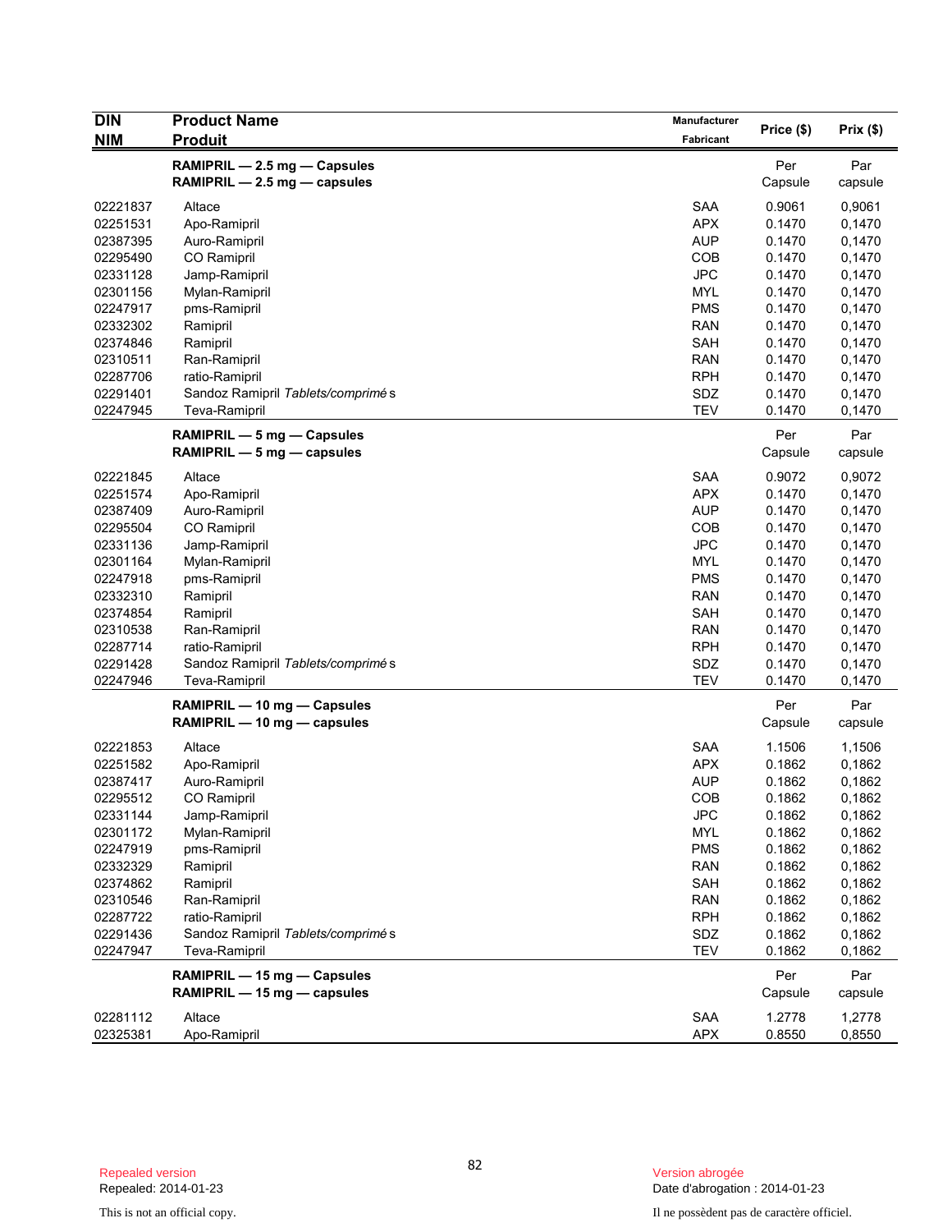| DIN<br>NIM | Product Name<br>Produit | Manufacturer<br>Fabricant | Price ($) | Prix ($) |
|---|---|---|---|---|
| | **RAMIPRIL — 2.5 mg — Capsules**<br>**RAMIPRIL — 2.5 mg — capsules** | | Per<br>Capsule | Par<br>capsule |
| 02221837 | Altace | SAA | 0.9061 | 0,9061 |
| 02251531 | Apo-Ramipril | APX | 0.1470 | 0,1470 |
| 02387395 | Auro-Ramipril | AUP | 0.1470 | 0,1470 |
| 02295490 | CO Ramipril | COB | 0.1470 | 0,1470 |
| 02331128 | Jamp-Ramipril | JPC | 0.1470 | 0,1470 |
| 02301156 | Mylan-Ramipril | MYL | 0.1470 | 0,1470 |
| 02247917 | pms-Ramipril | PMS | 0.1470 | 0,1470 |
| 02332302 | Ramipril | RAN | 0.1470 | 0,1470 |
| 02374846 | Ramipril | SAH | 0.1470 | 0,1470 |
| 02310511 | Ran-Ramipril | RAN | 0.1470 | 0,1470 |
| 02287706 | ratio-Ramipril | RPH | 0.1470 | 0,1470 |
| 02291401 | Sandoz Ramipril *Tablets/comprimés* | SDZ | 0.1470 | 0,1470 |
| 02247945 | Teva-Ramipril | TEV | 0.1470 | 0,1470 |
| | **RAMIPRIL — 5 mg — Capsules**<br>**RAMIPRIL — 5 mg — capsules** | | Per<br>Capsule | Par<br>capsule |
| 02221845 | Altace | SAA | 0.9072 | 0,9072 |
| 02251574 | Apo-Ramipril | APX | 0.1470 | 0,1470 |
| 02387409 | Auro-Ramipril | AUP | 0.1470 | 0,1470 |
| 02295504 | CO Ramipril | COB | 0.1470 | 0,1470 |
| 02331136 | Jamp-Ramipril | JPC | 0.1470 | 0,1470 |
| 02301164 | Mylan-Ramipril | MYL | 0.1470 | 0,1470 |
| 02247918 | pms-Ramipril | PMS | 0.1470 | 0,1470 |
| 02332310 | Ramipril | RAN | 0.1470 | 0,1470 |
| 02374854 | Ramipril | SAH | 0.1470 | 0,1470 |
| 02310538 | Ran-Ramipril | RAN | 0.1470 | 0,1470 |
| 02287714 | ratio-Ramipril | RPH | 0.1470 | 0,1470 |
| 02291428 | Sandoz Ramipril *Tablets/comprimés* | SDZ | 0.1470 | 0,1470 |
| 02247946 | Teva-Ramipril | TEV | 0.1470 | 0,1470 |
| | **RAMIPRIL — 10 mg — Capsules**<br>**RAMIPRIL — 10 mg — capsules** | | Per<br>Capsule | Par<br>capsule |
| 02221853 | Altace | SAA | 1.1506 | 1,1506 |
| 02251582 | Apo-Ramipril | APX | 0.1862 | 0,1862 |
| 02387417 | Auro-Ramipril | AUP | 0.1862 | 0,1862 |
| 02295512 | CO Ramipril | COB | 0.1862 | 0,1862 |
| 02331144 | Jamp-Ramipril | JPC | 0.1862 | 0,1862 |
| 02301172 | Mylan-Ramipril | MYL | 0.1862 | 0,1862 |
| 02247919 | pms-Ramipril | PMS | 0.1862 | 0,1862 |
| 02332329 | Ramipril | RAN | 0.1862 | 0,1862 |
| 02374862 | Ramipril | SAH | 0.1862 | 0,1862 |
| 02310546 | Ran-Ramipril | RAN | 0.1862 | 0,1862 |
| 02287722 | ratio-Ramipril | RPH | 0.1862 | 0,1862 |
| 02291436 | Sandoz Ramipril *Tablets/comprimés* | SDZ | 0.1862 | 0,1862 |
| 02247947 | Teva-Ramipril | TEV | 0.1862 | 0,1862 |
| | **RAMIPRIL — 15 mg — Capsules**<br>**RAMIPRIL — 15 mg — capsules** | | Per<br>Capsule | Par<br>capsule |
| 02281112 | Altace | SAA | 1.2778 | 1,2778 |
| 02325381 | Apo-Ramipril | APX | 0.8550 | 0,8550 |

Repealed version
Repealed: 2014-01-23

This is not an official copy.

Version abrogée
Date d'abrogation : 2014-01-23

Il ne possèdent pas de caractère officiel.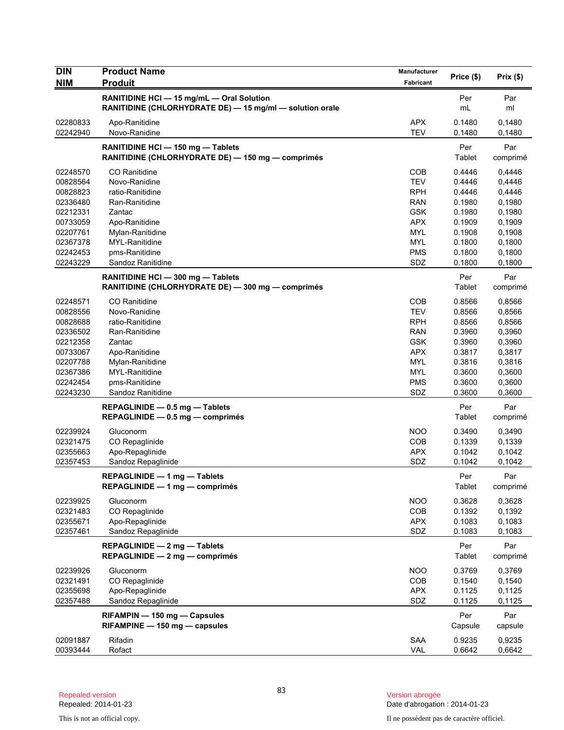| DIN<br>NIM | Product Name<br>Produit | Manufacturer<br>Fabricant | Price ($) | Prix ($) |
|---|---|---|---|---|
| | **RANITIDINE HCl — 15 mg/mL — Oral Solution**<br>**RANITIDINE (CHLORHYDRATE DE) — 15 mg/ml — solution orale** | | Per<br>mL | Par<br>ml |
| 02280833 | Apo-Ranitidine | APX | 0.1480 | 0,1480 |
| 02242940 | Novo-Ranidine | TEV | 0.1480 | 0,1480 |
| | **RANITIDINE HCl — 150 mg — Tablets**<br>**RANITIDINE (CHLORHYDRATE DE) — 150 mg — comprimés** | | Per<br>Tablet | Par<br>comprimé |
| 02248570 | CO Ranitidine | COB | 0.4446 | 0,4446 |
| 00828564 | Novo-Ranidine | TEV | 0.4446 | 0,4446 |
| 00828823 | ratio-Ranitidine | RPH | 0.4446 | 0,4446 |
| 02336480 | Ran-Ranitidine | RAN | 0.1980 | 0,1980 |
| 02212331 | Zantac | GSK | 0.1980 | 0,1980 |
| 00733059 | Apo-Ranitidine | APX | 0.1909 | 0,1909 |
| 02207761 | Mylan-Ranitidine | MYL | 0.1908 | 0,1908 |
| 02367378 | MYL-Ranitidine | MYL | 0.1800 | 0,1800 |
| 02242453 | pms-Ranitidine | PMS | 0.1800 | 0,1800 |
| 02243229 | Sandoz Ranitidine | SDZ | 0.1800 | 0,1800 |
| | **RANITIDINE HCl — 300 mg — Tablets**<br>**RANITIDINE (CHLORHYDRATE DE) — 300 mg — comprimés** | | Per<br>Tablet | Par<br>comprimé |
| 02248571 | CO Ranitidine | COB | 0.8566 | 0,8566 |
| 00828556 | Novo-Ranidine | TEV | 0.8566 | 0,8566 |
| 00828688 | ratio-Ranitidine | RPH | 0.8566 | 0,8566 |
| 02336502 | Ran-Ranitidine | RAN | 0.3960 | 0,3960 |
| 02212358 | Zantac | GSK | 0.3960 | 0,3960 |
| 00733067 | Apo-Ranitidine | APX | 0.3817 | 0,3817 |
| 02207788 | Mylan-Ranitidine | MYL | 0.3816 | 0,3816 |
| 02367386 | MYL-Ranitidine | MYL | 0.3600 | 0,3600 |
| 02242454 | pms-Ranitidine | PMS | 0.3600 | 0,3600 |
| 02243230 | Sandoz Ranitidine | SDZ | 0.3600 | 0,3600 |
| | **REPAGLINIDE — 0.5 mg — Tablets**<br>**REPAGLINIDE — 0.5 mg — comprimés** | | Per<br>Tablet | Par<br>comprimé |
| 02239924 | Gluconorm | NOO | 0.3490 | 0,3490 |
| 02321475 | CO Repaglinide | COB | 0.1339 | 0,1339 |
| 02355663 | Apo-Repaglinide | APX | 0.1042 | 0,1042 |
| 02357453 | Sandoz Repaglinide | SDZ | 0.1042 | 0,1042 |
| | **REPAGLINIDE — 1 mg — Tablets**<br>**REPAGLINIDE — 1 mg — comprimés** | | Per<br>Tablet | Par<br>comprimé |
| 02239925 | Gluconorm | NOO | 0.3628 | 0,3628 |
| 02321483 | CO Repaglinide | COB | 0.1392 | 0,1392 |
| 02355671 | Apo-Repaglinide | APX | 0.1083 | 0,1083 |
| 02357461 | Sandoz Repaglinide | SDZ | 0.1083 | 0,1083 |
| | **REPAGLINIDE — 2 mg — Tablets**<br>**REPAGLINIDE — 2 mg — comprimés** | | Per<br>Tablet | Par<br>comprimé |
| 02239926 | Gluconorm | NOO | 0.3769 | 0,3769 |
| 02321491 | CO Repaglinide | COB | 0.1540 | 0,1540 |
| 02355698 | Apo-Repaglinide | APX | 0.1125 | 0,1125 |
| 02357488 | Sandoz Repaglinide | SDZ | 0.1125 | 0,1125 |
| | **RIFAMPIN — 150 mg — Capsules**<br>**RIFAMPINE — 150 mg — capsules** | | Per<br>Capsule | Par<br>capsule |
| 02091887 | Rifadin | SAA | 0.9235 | 0,9235 |
| 00393444 | Rofact | VAL | 0.6642 | 0,6642 |

Repealed version
Repealed: 2014-01-23

Version abrogée
Date d'abrogation : 2014-01-23

This is not an official copy.

Il ne possèdent pas de caractère officiel.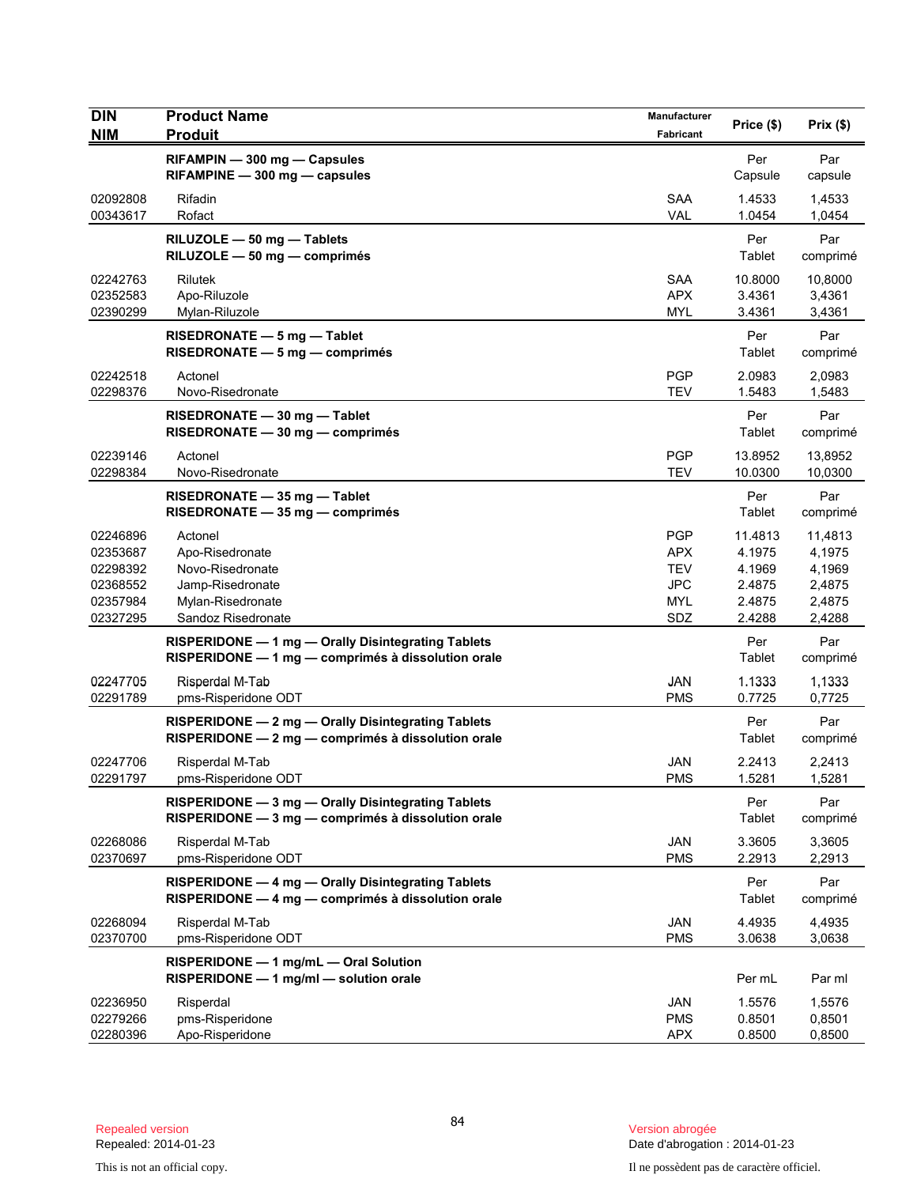| DIN<br>NIM | Product Name<br>Produit | Manufacturer<br>Fabricant | Price ($) | Prix ($) |
|---|---|---|---|---|
| | **RIFAMPIN — 300 mg — Capsules**<br>**RIFAMPINE — 300 mg — capsules** | | Per Capsule | Par capsule |
| 02092808 | Rifadin | SAA | 1.4533 | 1,4533 |
| 00343617 | Rofact | VAL | 1.0454 | 1,0454 |
| | **RILUZOLE — 50 mg — Tablets**<br>**RILUZOLE — 50 mg — comprimés** | | Per Tablet | Par comprimé |
| 02242763 | Rilutek | SAA | 10.8000 | 10,8000 |
| 02352583 | Apo-Riluzole | APX | 3.4361 | 3,4361 |
| 02390299 | Mylan-Riluzole | MYL | 3.4361 | 3,4361 |
| | **RISEDRONATE — 5 mg — Tablet**<br>**RISEDRONATE — 5 mg — comprimés** | | Per Tablet | Par comprimé |
| 02242518 | Actonel | PGP | 2.0983 | 2,0983 |
| 02298376 | Novo-Risedronate | TEV | 1.5483 | 1,5483 |
| | **RISEDRONATE — 30 mg — Tablet**<br>**RISEDRONATE — 30 mg — comprimés** | | Per Tablet | Par comprimé |
| 02239146 | Actonel | PGP | 13.8952 | 13,8952 |
| 02298384 | Novo-Risedronate | TEV | 10.0300 | 10,0300 |
| | **RISEDRONATE — 35 mg — Tablet**<br>**RISEDRONATE — 35 mg — comprimés** | | Per Tablet | Par comprimé |
| 02246896 | Actonel | PGP | 11.4813 | 11,4813 |
| 02353687 | Apo-Risedronate | APX | 4.1975 | 4,1975 |
| 02298392 | Novo-Risedronate | TEV | 4.1969 | 4,1969 |
| 02368552 | Jamp-Risedronate | JPC | 2.4875 | 2,4875 |
| 02357984 | Mylan-Risedronate | MYL | 2.4875 | 2,4875 |
| 02327295 | Sandoz Risedronate | SDZ | 2.4288 | 2,4288 |
| | **RISPERIDONE — 1 mg — Orally Disintegrating Tablets**<br>**RISPERIDONE — 1 mg — comprimés à dissolution orale** | | Per Tablet | Par comprimé |
| 02247705 | Risperdal M-Tab | JAN | 1.1333 | 1,1333 |
| 02291789 | pms-Risperidone ODT | PMS | 0.7725 | 0,7725 |
| | **RISPERIDONE — 2 mg — Orally Disintegrating Tablets**<br>**RISPERIDONE — 2 mg — comprimés à dissolution orale** | | Per Tablet | Par comprimé |
| 02247706 | Risperdal M-Tab | JAN | 2.2413 | 2,2413 |
| 02291797 | pms-Risperidone ODT | PMS | 1.5281 | 1,5281 |
| | **RISPERIDONE — 3 mg — Orally Disintegrating Tablets**<br>**RISPERIDONE — 3 mg — comprimés à dissolution orale** | | Per Tablet | Par comprimé |
| 02268086 | Risperdal M-Tab | JAN | 3.3605 | 3,3605 |
| 02370697 | pms-Risperidone ODT | PMS | 2.2913 | 2,2913 |
| | **RISPERIDONE — 4 mg — Orally Disintegrating Tablets**<br>**RISPERIDONE — 4 mg — comprimés à dissolution orale** | | Per Tablet | Par comprimé |
| 02268094 | Risperdal M-Tab | JAN | 4.4935 | 4,4935 |
| 02370700 | pms-Risperidone ODT | PMS | 3.0638 | 3,0638 |
| | **RISPERIDONE — 1 mg/mL — Oral Solution**<br>**RISPERIDONE — 1 mg/ml — solution orale** | | Per mL | Par ml |
| 02236950 | Risperdal | JAN | 1.5576 | 1,5576 |
| 02279266 | pms-Risperidone | PMS | 0.8501 | 0,8501 |
| 02280396 | Apo-Risperidone | APX | 0.8500 | 0,8500 |

Repealed version
Repealed: 2014-01-23

Version abrogée
Date d'abrogation : 2014-01-23

This is not an official copy.

Il ne possèdent pas de caractère officiel.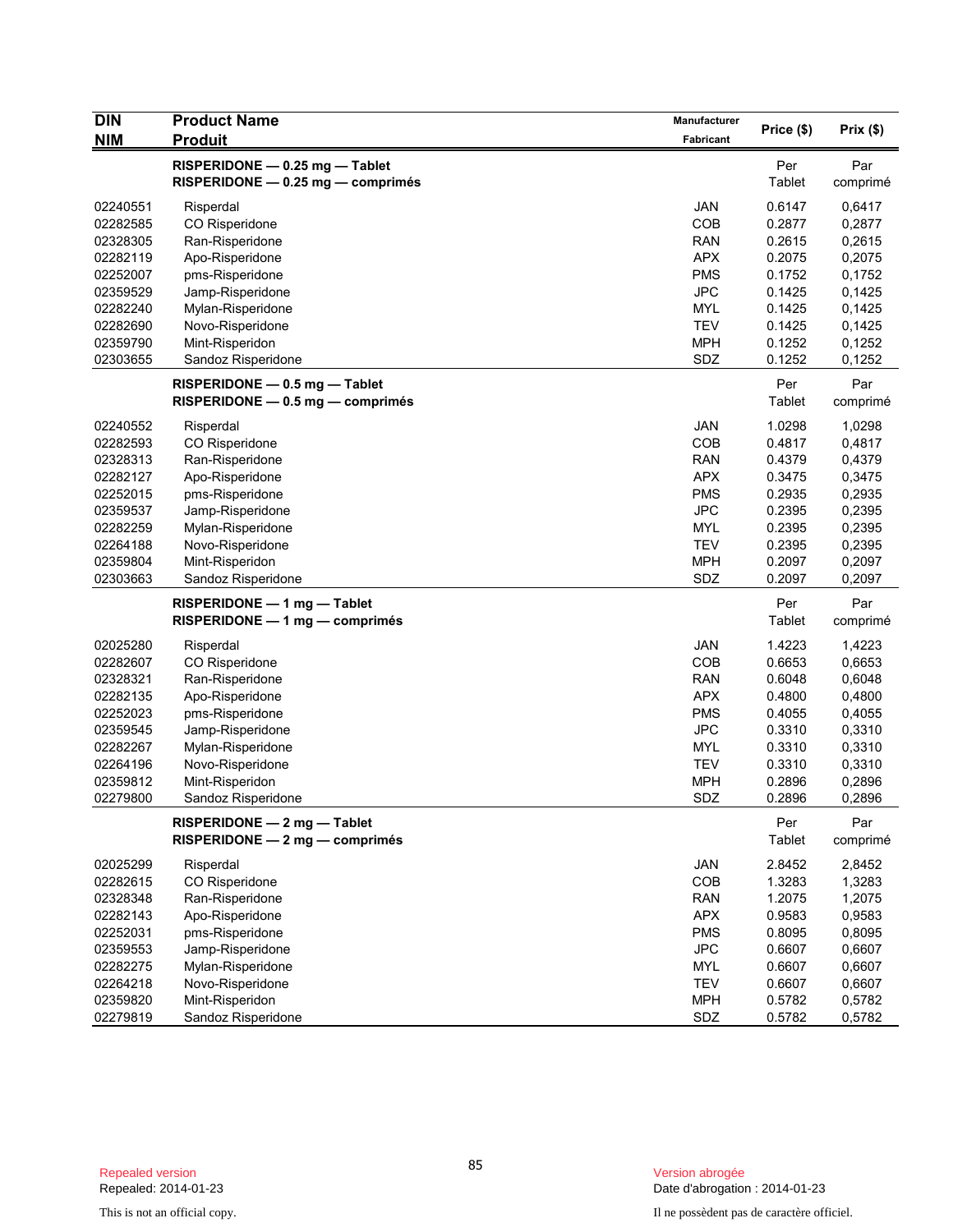| DIN<br>NIM | Product Name<br>Produit | Manufacturer<br>Fabricant | Price ($) | Prix ($) |
|---|---|---|---|---|
| | **RISPERIDONE — 0.25 mg — Tablet**<br>**RISPERIDONE — 0.25 mg — comprimés** | | Per Tablet | Par comprimé |
| 02240551 | Risperdal | JAN | 0.6147 | 0,6417 |
| 02282585 | CO Risperidone | COB | 0.2877 | 0,2877 |
| 02328305 | Ran-Risperidone | RAN | 0.2615 | 0,2615 |
| 02282119 | Apo-Risperidone | APX | 0.2075 | 0,2075 |
| 02252007 | pms-Risperidone | PMS | 0.1752 | 0,1752 |
| 02359529 | Jamp-Risperidone | JPC | 0.1425 | 0,1425 |
| 02282240 | Mylan-Risperidone | MYL | 0.1425 | 0,1425 |
| 02282690 | Novo-Risperidone | TEV | 0.1425 | 0,1425 |
| 02359790 | Mint-Risperidon | MPH | 0.1252 | 0,1252 |
| 02303655 | Sandoz Risperidone | SDZ | 0.1252 | 0,1252 |
| | **RISPERIDONE — 0.5 mg — Tablet**<br>**RISPERIDONE — 0.5 mg — comprimés** | | Per Tablet | Par comprimé |
| 02240552 | Risperdal | JAN | 1.0298 | 1,0298 |
| 02282593 | CO Risperidone | COB | 0.4817 | 0,4817 |
| 02328313 | Ran-Risperidone | RAN | 0.4379 | 0,4379 |
| 02282127 | Apo-Risperidone | APX | 0.3475 | 0,3475 |
| 02252015 | pms-Risperidone | PMS | 0.2935 | 0,2935 |
| 02359537 | Jamp-Risperidone | JPC | 0.2395 | 0,2395 |
| 02282259 | Mylan-Risperidone | MYL | 0.2395 | 0,2395 |
| 02264188 | Novo-Risperidone | TEV | 0.2395 | 0,2395 |
| 02359804 | Mint-Risperidon | MPH | 0.2097 | 0,2097 |
| 02303663 | Sandoz Risperidone | SDZ | 0.2097 | 0,2097 |
| | **RISPERIDONE — 1 mg — Tablet**<br>**RISPERIDONE — 1 mg — comprimés** | | Per Tablet | Par comprimé |
| 02025280 | Risperdal | JAN | 1.4223 | 1,4223 |
| 02282607 | CO Risperidone | COB | 0.6653 | 0,6653 |
| 02328321 | Ran-Risperidone | RAN | 0.6048 | 0,6048 |
| 02282135 | Apo-Risperidone | APX | 0.4800 | 0,4800 |
| 02252023 | pms-Risperidone | PMS | 0.4055 | 0,4055 |
| 02359545 | Jamp-Risperidone | JPC | 0.3310 | 0,3310 |
| 02282267 | Mylan-Risperidone | MYL | 0.3310 | 0,3310 |
| 02264196 | Novo-Risperidone | TEV | 0.3310 | 0,3310 |
| 02359812 | Mint-Risperidon | MPH | 0.2896 | 0,2896 |
| 02279800 | Sandoz Risperidone | SDZ | 0.2896 | 0,2896 |
| | **RISPERIDONE — 2 mg — Tablet**<br>**RISPERIDONE — 2 mg — comprimés** | | Per Tablet | Par comprimé |
| 02025299 | Risperdal | JAN | 2.8452 | 2,8452 |
| 02282615 | CO Risperidone | COB | 1.3283 | 1,3283 |
| 02328348 | Ran-Risperidone | RAN | 1.2075 | 1,2075 |
| 02282143 | Apo-Risperidone | APX | 0.9583 | 0,9583 |
| 02252031 | pms-Risperidone | PMS | 0.8095 | 0,8095 |
| 02359553 | Jamp-Risperidone | JPC | 0.6607 | 0,6607 |
| 02282275 | Mylan-Risperidone | MYL | 0.6607 | 0,6607 |
| 02264218 | Novo-Risperidone | TEV | 0.6607 | 0,6607 |
| 02359820 | Mint-Risperidon | MPH | 0.5782 | 0,5782 |
| 02279819 | Sandoz Risperidone | SDZ | 0.5782 | 0,5782 |

Repealed version
Repealed: 2014-01-23

This is not an official copy.

Version abrogée
Date d'abrogation : 2014-01-23

Il ne possèdent pas de caractère officiel.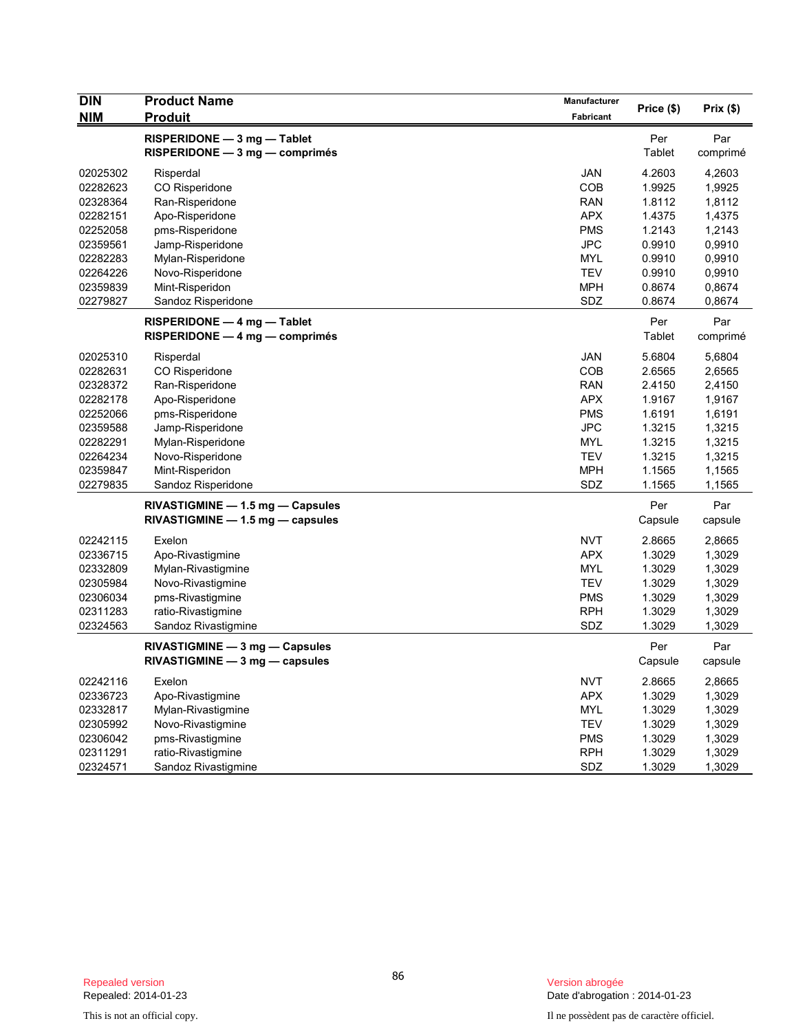| DIN<br>NIM | Product Name<br>Produit | Manufacturer<br>Fabricant | Price ($) | Prix ($) |
|---|---|---|---|---|
| | **RISPERIDONE — 3 mg — Tablet**<br>**RISPERIDONE — 3 mg — comprimés** | | Per Tablet | Par comprimé |
| 02025302 | Risperdal | JAN | 4.2603 | 4,2603 |
| 02282623 | CO Risperidone | COB | 1.9925 | 1,9925 |
| 02328364 | Ran-Risperidone | RAN | 1.8112 | 1,8112 |
| 02282151 | Apo-Risperidone | APX | 1.4375 | 1,4375 |
| 02252058 | pms-Risperidone | PMS | 1.2143 | 1,2143 |
| 02359561 | Jamp-Risperidone | JPC | 0.9910 | 0,9910 |
| 02282283 | Mylan-Risperidone | MYL | 0.9910 | 0,9910 |
| 02264226 | Novo-Risperidone | TEV | 0.9910 | 0,9910 |
| 02359839 | Mint-Risperidon | MPH | 0.8674 | 0,8674 |
| 02279827 | Sandoz Risperidone | SDZ | 0.8674 | 0,8674 |
| | **RISPERIDONE — 4 mg — Tablet**<br>**RISPERIDONE — 4 mg — comprimés** | | Per Tablet | Par comprimé |
| 02025310 | Risperdal | JAN | 5.6804 | 5,6804 |
| 02282631 | CO Risperidone | COB | 2.6565 | 2,6565 |
| 02328372 | Ran-Risperidone | RAN | 2.4150 | 2,4150 |
| 02282178 | Apo-Risperidone | APX | 1.9167 | 1,9167 |
| 02252066 | pms-Risperidone | PMS | 1.6191 | 1,6191 |
| 02359588 | Jamp-Risperidone | JPC | 1.3215 | 1,3215 |
| 02282291 | Mylan-Risperidone | MYL | 1.3215 | 1,3215 |
| 02264234 | Novo-Risperidone | TEV | 1.3215 | 1,3215 |
| 02359847 | Mint-Risperidon | MPH | 1.1565 | 1,1565 |
| 02279835 | Sandoz Risperidone | SDZ | 1.1565 | 1,1565 |
| | **RIVASTIGMINE — 1.5 mg — Capsules**<br>**RIVASTIGMINE — 1.5 mg — capsules** | | Per Capsule | Par capsule |
| 02242115 | Exelon | NVT | 2.8665 | 2,8665 |
| 02336715 | Apo-Rivastigmine | APX | 1.3029 | 1,3029 |
| 02332809 | Mylan-Rivastigmine | MYL | 1.3029 | 1,3029 |
| 02305984 | Novo-Rivastigmine | TEV | 1.3029 | 1,3029 |
| 02306034 | pms-Rivastigmine | PMS | 1.3029 | 1,3029 |
| 02311283 | ratio-Rivastigmine | RPH | 1.3029 | 1,3029 |
| 02324563 | Sandoz Rivastigmine | SDZ | 1.3029 | 1,3029 |
| | **RIVASTIGMINE — 3 mg — Capsules**<br>**RIVASTIGMINE — 3 mg — capsules** | | Per Capsule | Par capsule |
| 02242116 | Exelon | NVT | 2.8665 | 2,8665 |
| 02336723 | Apo-Rivastigmine | APX | 1.3029 | 1,3029 |
| 02332817 | Mylan-Rivastigmine | MYL | 1.3029 | 1,3029 |
| 02305992 | Novo-Rivastigmine | TEV | 1.3029 | 1,3029 |
| 02306042 | pms-Rivastigmine | PMS | 1.3029 | 1,3029 |
| 02311291 | ratio-Rivastigmine | RPH | 1.3029 | 1,3029 |
| 02324571 | Sandoz Rivastigmine | SDZ | 1.3029 | 1,3029 |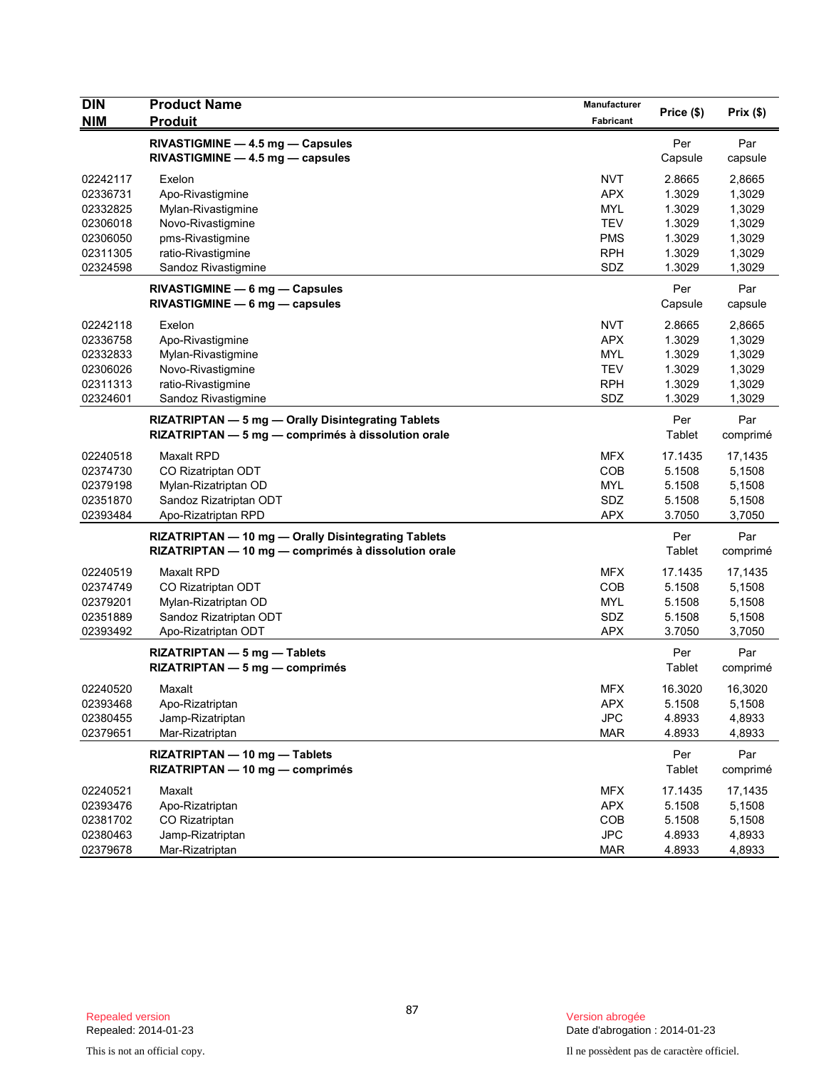| DIN<br>NIM | Product Name<br>Produit | Manufacturer<br>Fabricant | Price ($) | Prix ($) |
|---|---|---|---|---|
| | **RIVASTIGMINE — 4.5 mg — Capsules**<br>**RIVASTIGMINE — 4.5 mg — capsules** | | Per Capsule | Par capsule |
| 02242117 | Exelon | NVT | 2.8665 | 2,8665 |
| 02336731 | Apo-Rivastigmine | APX | 1.3029 | 1,3029 |
| 02332825 | Mylan-Rivastigmine | MYL | 1.3029 | 1,3029 |
| 02306018 | Novo-Rivastigmine | TEV | 1.3029 | 1,3029 |
| 02306050 | pms-Rivastigmine | PMS | 1.3029 | 1,3029 |
| 02311305 | ratio-Rivastigmine | RPH | 1.3029 | 1,3029 |
| 02324598 | Sandoz Rivastigmine | SDZ | 1.3029 | 1,3029 |
| | **RIVASTIGMINE — 6 mg — Capsules**<br>**RIVASTIGMINE — 6 mg — capsules** | | Per Capsule | Par capsule |
| 02242118 | Exelon | NVT | 2.8665 | 2,8665 |
| 02336758 | Apo-Rivastigmine | APX | 1.3029 | 1,3029 |
| 02332833 | Mylan-Rivastigmine | MYL | 1.3029 | 1,3029 |
| 02306026 | Novo-Rivastigmine | TEV | 1.3029 | 1,3029 |
| 02311313 | ratio-Rivastigmine | RPH | 1.3029 | 1,3029 |
| 02324601 | Sandoz Rivastigmine | SDZ | 1.3029 | 1,3029 |
| | **RIZATRIPTAN — 5 mg — Orally Disintegrating Tablets**<br>**RIZATRIPTAN — 5 mg — comprimés à dissolution orale** | | Per Tablet | Par comprimé |
| 02240518 | Maxalt RPD | MFX | 17.1435 | 17,1435 |
| 02374730 | CO Rizatriptan ODT | COB | 5.1508 | 5,1508 |
| 02379198 | Mylan-Rizatriptan OD | MYL | 5.1508 | 5,1508 |
| 02351870 | Sandoz Rizatriptan ODT | SDZ | 5.1508 | 5,1508 |
| 02393484 | Apo-Rizatriptan RPD | APX | 3.7050 | 3,7050 |
| | **RIZATRIPTAN — 10 mg — Orally Disintegrating Tablets**<br>**RIZATRIPTAN — 10 mg — comprimés à dissolution orale** | | Per Tablet | Par comprimé |
| 02240519 | Maxalt RPD | MFX | 17.1435 | 17,1435 |
| 02374749 | CO Rizatriptan ODT | COB | 5.1508 | 5,1508 |
| 02379201 | Mylan-Rizatriptan OD | MYL | 5.1508 | 5,1508 |
| 02351889 | Sandoz Rizatriptan ODT | SDZ | 5.1508 | 5,1508 |
| 02393492 | Apo-Rizatriptan ODT | APX | 3.7050 | 3,7050 |
| | **RIZATRIPTAN — 5 mg — Tablets**<br>**RIZATRIPTAN — 5 mg — comprimés** | | Per Tablet | Par comprimé |
| 02240520 | Maxalt | MFX | 16.3020 | 16,3020 |
| 02393468 | Apo-Rizatriptan | APX | 5.1508 | 5,1508 |
| 02380455 | Jamp-Rizatriptan | JPC | 4.8933 | 4,8933 |
| 02379651 | Mar-Rizatriptan | MAR | 4.8933 | 4,8933 |
| | **RIZATRIPTAN — 10 mg — Tablets**<br>**RIZATRIPTAN — 10 mg — comprimés** | | Per Tablet | Par comprimé |
| 02240521 | Maxalt | MFX | 17.1435 | 17,1435 |
| 02393476 | Apo-Rizatriptan | APX | 5.1508 | 5,1508 |
| 02381702 | CO Rizatriptan | COB | 5.1508 | 5,1508 |
| 02380463 | Jamp-Rizatriptan | JPC | 4.8933 | 4,8933 |
| 02379678 | Mar-Rizatriptan | MAR | 4.8933 | 4,8933 |

Repealed version
Repealed: 2014-01-23

Version abrogée
Date d'abrogation : 2014-01-23

This is not an official copy.

Il ne possèdent pas de caractère officiel.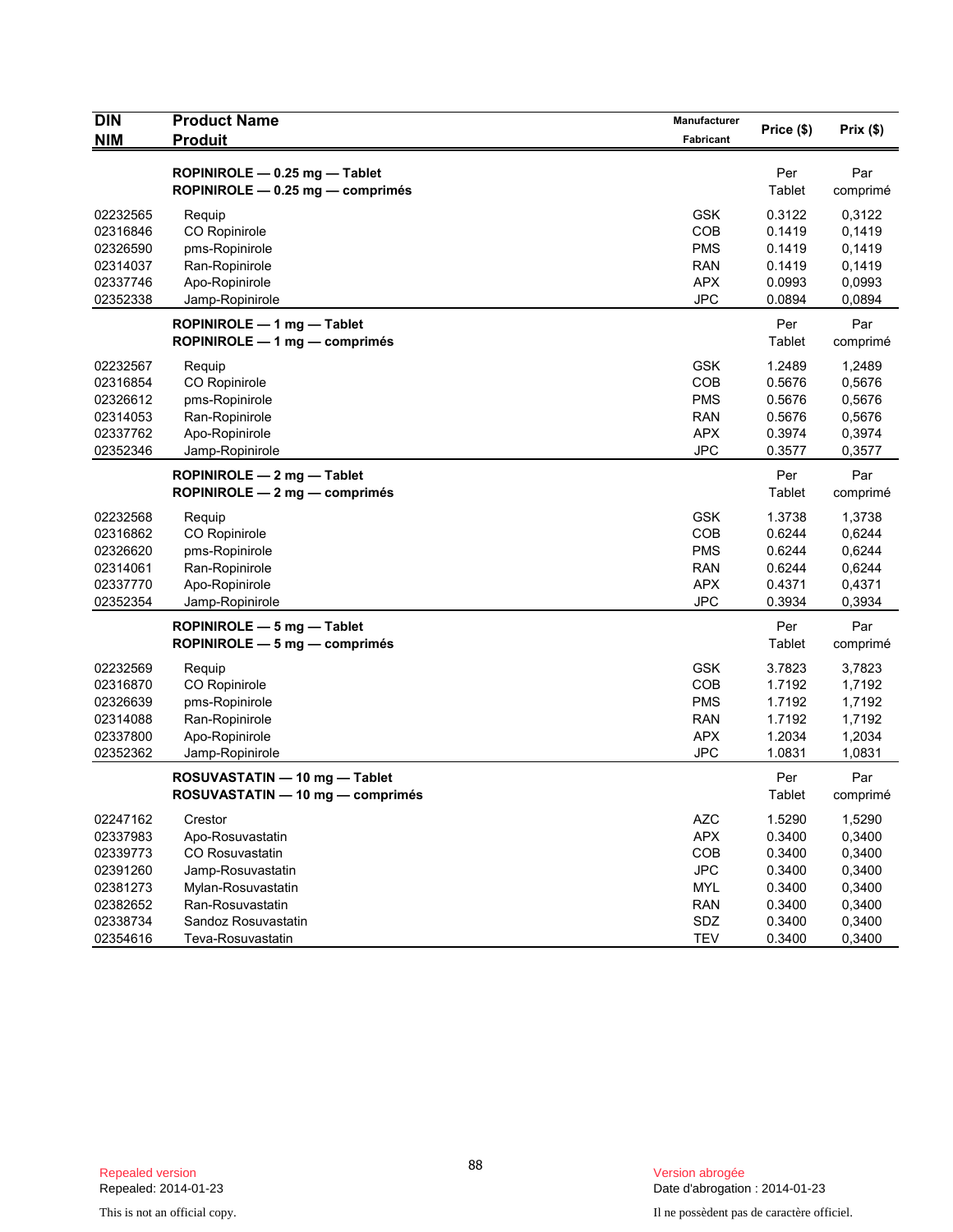| DIN<br>NIM | Product Name<br>Produit | Manufacturer<br>Fabricant | Price ($) | Prix ($) |
|---|---|---|---|---|
| | **ROPINIROLE — 0.25 mg — Tablet**<br>**ROPINIROLE — 0.25 mg — comprimés** | | Per<br>Tablet | Par<br>comprimé |
| 02232565 | Requip | GSK | 0.3122 | 0,3122 |
| 02316846 | CO Ropinirole | COB | 0.1419 | 0,1419 |
| 02326590 | pms-Ropinirole | PMS | 0.1419 | 0,1419 |
| 02314037 | Ran-Ropinirole | RAN | 0.1419 | 0,1419 |
| 02337746 | Apo-Ropinirole | APX | 0.0993 | 0,0993 |
| 02352338 | Jamp-Ropinirole | JPC | 0.0894 | 0,0894 |
| | **ROPINIROLE — 1 mg — Tablet**<br>**ROPINIROLE — 1 mg — comprimés** | | Per<br>Tablet | Par<br>comprimé |
| 02232567 | Requip | GSK | 1.2489 | 1,2489 |
| 02316854 | CO Ropinirole | COB | 0.5676 | 0,5676 |
| 02326612 | pms-Ropinirole | PMS | 0.5676 | 0,5676 |
| 02314053 | Ran-Ropinirole | RAN | 0.5676 | 0,5676 |
| 02337762 | Apo-Ropinirole | APX | 0.3974 | 0,3974 |
| 02352346 | Jamp-Ropinirole | JPC | 0.3577 | 0,3577 |
| | **ROPINIROLE — 2 mg — Tablet**<br>**ROPINIROLE — 2 mg — comprimés** | | Per<br>Tablet | Par<br>comprimé |
| 02232568 | Requip | GSK | 1.3738 | 1,3738 |
| 02316862 | CO Ropinirole | COB | 0.6244 | 0,6244 |
| 02326620 | pms-Ropinirole | PMS | 0.6244 | 0,6244 |
| 02314061 | Ran-Ropinirole | RAN | 0.6244 | 0,6244 |
| 02337770 | Apo-Ropinirole | APX | 0.4371 | 0,4371 |
| 02352354 | Jamp-Ropinirole | JPC | 0.3934 | 0,3934 |
| | **ROPINIROLE — 5 mg — Tablet**<br>**ROPINIROLE — 5 mg — comprimés** | | Per<br>Tablet | Par<br>comprimé |
| 02232569 | Requip | GSK | 3.7823 | 3,7823 |
| 02316870 | CO Ropinirole | COB | 1.7192 | 1,7192 |
| 02326639 | pms-Ropinirole | PMS | 1.7192 | 1,7192 |
| 02314088 | Ran-Ropinirole | RAN | 1.7192 | 1,7192 |
| 02337800 | Apo-Ropinirole | APX | 1.2034 | 1,2034 |
| 02352362 | Jamp-Ropinirole | JPC | 1.0831 | 1,0831 |
| | **ROSUVASTATIN — 10 mg — Tablet**<br>**ROSUVASTATIN — 10 mg — comprimés** | | Per<br>Tablet | Par<br>comprimé |
| 02247162 | Crestor | AZC | 1.5290 | 1,5290 |
| 02337983 | Apo-Rosuvastatin | APX | 0.3400 | 0,3400 |
| 02339773 | CO Rosuvastatin | COB | 0.3400 | 0,3400 |
| 02391260 | Jamp-Rosuvastatin | JPC | 0.3400 | 0,3400 |
| 02381273 | Mylan-Rosuvastatin | MYL | 0.3400 | 0,3400 |
| 02382652 | Ran-Rosuvastatin | RAN | 0.3400 | 0,3400 |
| 02338734 | Sandoz Rosuvastatin | SDZ | 0.3400 | 0,3400 |
| 02354616 | Teva-Rosuvastatin | TEV | 0.3400 | 0,3400 |

Repealed version
Repealed: 2014-01-23

Version abrogée
Date d'abrogation : 2014-01-23

This is not an official copy.

Il ne possèdent pas de caractère officiel.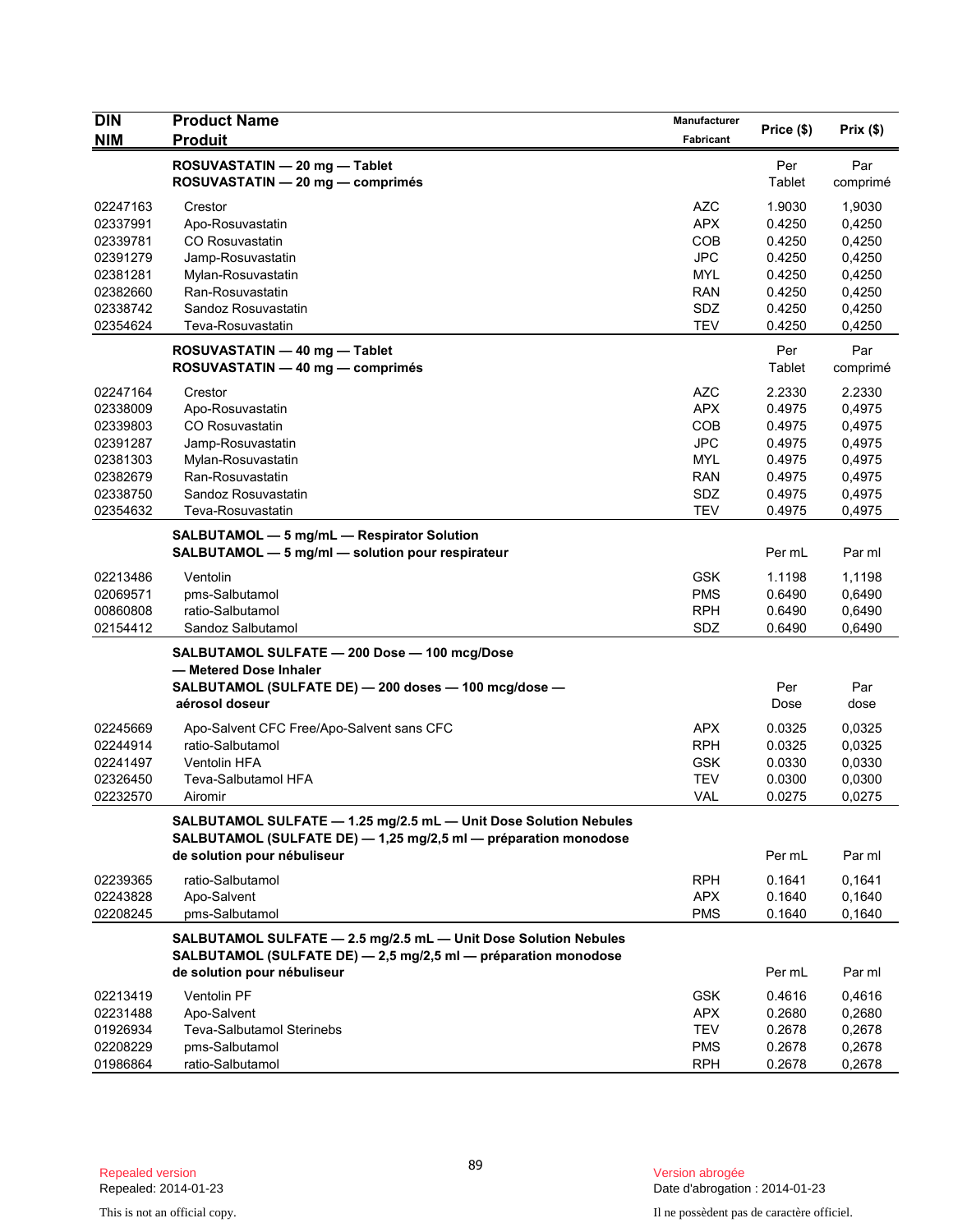| DIN<br>NIM | Product Name<br>Produit | Manufacturer<br>Fabricant | Price ($) | Prix ($) |
|---|---|---|---|---|
| | **ROSUVASTATIN — 20 mg — Tablet**<br>**ROSUVASTATIN — 20 mg — comprimés** | | Per Tablet | Par comprimé |
| 02247163 | Crestor | AZC | 1.9030 | 1,9030 |
| 02337991 | Apo-Rosuvastatin | APX | 0.4250 | 0,4250 |
| 02339781 | CO Rosuvastatin | COB | 0.4250 | 0,4250 |
| 02391279 | Jamp-Rosuvastatin | JPC | 0.4250 | 0,4250 |
| 02381281 | Mylan-Rosuvastatin | MYL | 0.4250 | 0,4250 |
| 02382660 | Ran-Rosuvastatin | RAN | 0.4250 | 0,4250 |
| 02338742 | Sandoz Rosuvastatin | SDZ | 0.4250 | 0,4250 |
| 02354624 | Teva-Rosuvastatin | TEV | 0.4250 | 0,4250 |
| | **ROSUVASTATIN — 40 mg — Tablet**<br>**ROSUVASTATIN — 40 mg — comprimés** | | Per Tablet | Par comprimé |
| 02247164 | Crestor | AZC | 2.2330 | 2.2330 |
| 02338009 | Apo-Rosuvastatin | APX | 0.4975 | 0,4975 |
| 02339803 | CO Rosuvastatin | COB | 0.4975 | 0,4975 |
| 02391287 | Jamp-Rosuvastatin | JPC | 0.4975 | 0,4975 |
| 02381303 | Mylan-Rosuvastatin | MYL | 0.4975 | 0,4975 |
| 02382679 | Ran-Rosuvastatin | RAN | 0.4975 | 0,4975 |
| 02338750 | Sandoz Rosuvastatin | SDZ | 0.4975 | 0,4975 |
| 02354632 | Teva-Rosuvastatin | TEV | 0.4975 | 0,4975 |
| | **SALBUTAMOL — 5 mg/mL — Respirator Solution**<br>**SALBUTAMOL — 5 mg/ml — solution pour respirateur** | | Per mL | Par ml |
| 02213486 | Ventolin | GSK | 1.1198 | 1,1198 |
| 02069571 | pms-Salbutamol | PMS | 0.6490 | 0,6490 |
| 00860808 | ratio-Salbutamol | RPH | 0.6490 | 0,6490 |
| 02154412 | Sandoz Salbutamol | SDZ | 0.6490 | 0,6490 |
| | **SALBUTAMOL SULFATE — 200 Dose — 100 mcg/Dose — Metered Dose Inhaler**<br>**SALBUTAMOL (SULFATE DE) — 200 doses — 100 mcg/dose — aérosol doseur** | | Per Dose | Par dose |
| 02245669 | Apo-Salvent CFC Free/Apo-Salvent sans CFC | APX | 0.0325 | 0,0325 |
| 02244914 | ratio-Salbutamol | RPH | 0.0325 | 0,0325 |
| 02241497 | Ventolin HFA | GSK | 0.0330 | 0,0330 |
| 02326450 | Teva-Salbutamol HFA | TEV | 0.0300 | 0,0300 |
| 02232570 | Airomir | VAL | 0.0275 | 0,0275 |
| | **SALBUTAMOL SULFATE — 1.25 mg/2.5 mL — Unit Dose Solution Nebules**<br>**SALBUTAMOL (SULFATE DE) — 1,25 mg/2,5 ml — préparation monodose de solution pour nébuliseur** | | Per mL | Par ml |
| 02239365 | ratio-Salbutamol | RPH | 0.1641 | 0,1641 |
| 02243828 | Apo-Salvent | APX | 0.1640 | 0,1640 |
| 02208245 | pms-Salbutamol | PMS | 0.1640 | 0,1640 |
| | **SALBUTAMOL SULFATE — 2.5 mg/2.5 mL — Unit Dose Solution Nebules**<br>**SALBUTAMOL (SULFATE DE) — 2,5 mg/2,5 ml — préparation monodose de solution pour nébuliseur** | | Per mL | Par ml |
| 02213419 | Ventolin PF | GSK | 0.4616 | 0,4616 |
| 02231488 | Apo-Salvent | APX | 0.2680 | 0,2680 |
| 01926934 | Teva-Salbutamol Sterinebs | TEV | 0.2678 | 0,2678 |
| 02208229 | pms-Salbutamol | PMS | 0.2678 | 0,2678 |
| 01986864 | ratio-Salbutamol | RPH | 0.2678 | 0,2678 |

Repealed version
Repealed: 2014-01-23

Version abrogée
Date d'abrogation : 2014-01-23

This is not an official copy.

Il ne possèdent pas de caractère officiel.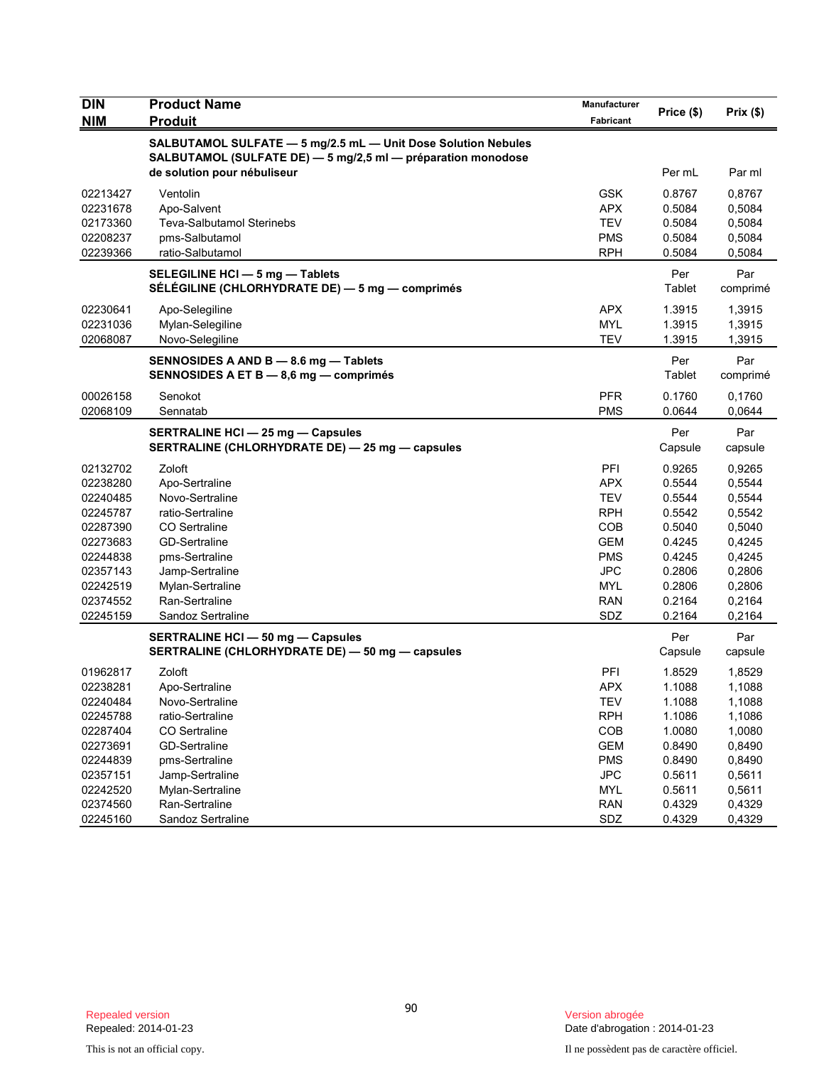| DIN<br>NIM | Product Name<br>Produit | Manufacturer<br>Fabricant | Price ($) | Prix ($) |
|---|---|---|---|---|
| | **SALBUTAMOL SULFATE — 5 mg/2.5 mL — Unit Dose Solution Nebules<br>SALBUTAMOL (SULFATE DE) — 5 mg/2,5 ml — préparation monodose de solution pour nébuliseur** | | Per mL | Par ml |
| 02213427 | Ventolin | GSK | 0.8767 | 0,8767 |
| 02231678 | Apo-Salvent | APX | 0.5084 | 0,5084 |
| 02173360 | Teva-Salbutamol Sterinebs | TEV | 0.5084 | 0,5084 |
| 02208237 | pms-Salbutamol | PMS | 0.5084 | 0,5084 |
| 02239366 | ratio-Salbutamol | RPH | 0.5084 | 0,5084 |
| | **SELEGILINE HCl — 5 mg — Tablets<br>SÉLÉGILINE (CHLORHYDRATE DE) — 5 mg — comprimés** | | Per Tablet | Par comprimé |
| 02230641 | Apo-Selegiline | APX | 1.3915 | 1,3915 |
| 02231036 | Mylan-Selegiline | MYL | 1.3915 | 1,3915 |
| 02068087 | Novo-Selegiline | TEV | 1.3915 | 1,3915 |
| | **SENNOSIDES A AND B — 8.6 mg — Tablets<br>SENNOSIDES A ET B — 8,6 mg — comprimés** | | Per Tablet | Par comprimé |
| 00026158 | Senokot | PFR | 0.1760 | 0,1760 |
| 02068109 | Sennatab | PMS | 0.0644 | 0,0644 |
| | **SERTRALINE HCl — 25 mg — Capsules<br>SERTRALINE (CHLORHYDRATE DE) — 25 mg — capsules** | | Per Capsule | Par capsule |
| 02132702 | Zoloft | PFI | 0.9265 | 0,9265 |
| 02238280 | Apo-Sertraline | APX | 0.5544 | 0,5544 |
| 02240485 | Novo-Sertraline | TEV | 0.5544 | 0,5544 |
| 02245787 | ratio-Sertraline | RPH | 0.5542 | 0,5542 |
| 02287390 | CO Sertraline | COB | 0.5040 | 0,5040 |
| 02273683 | GD-Sertraline | GEM | 0.4245 | 0,4245 |
| 02244838 | pms-Sertraline | PMS | 0.4245 | 0,4245 |
| 02357143 | Jamp-Sertraline | JPC | 0.2806 | 0,2806 |
| 02242519 | Mylan-Sertraline | MYL | 0.2806 | 0,2806 |
| 02374552 | Ran-Sertraline | RAN | 0.2164 | 0,2164 |
| 02245159 | Sandoz Sertraline | SDZ | 0.2164 | 0,2164 |
| | **SERTRALINE HCl — 50 mg — Capsules<br>SERTRALINE (CHLORHYDRATE DE) — 50 mg — capsules** | | Per Capsule | Par capsule |
| 01962817 | Zoloft | PFI | 1.8529 | 1,8529 |
| 02238281 | Apo-Sertraline | APX | 1.1088 | 1,1088 |
| 02240484 | Novo-Sertraline | TEV | 1.1088 | 1,1088 |
| 02245788 | ratio-Sertraline | RPH | 1.1086 | 1,1086 |
| 02287404 | CO Sertraline | COB | 1.0080 | 1,0080 |
| 02273691 | GD-Sertraline | GEM | 0.8490 | 0,8490 |
| 02244839 | pms-Sertraline | PMS | 0.8490 | 0,8490 |
| 02357151 | Jamp-Sertraline | JPC | 0.5611 | 0,5611 |
| 02242520 | Mylan-Sertraline | MYL | 0.5611 | 0,5611 |
| 02374560 | Ran-Sertraline | RAN | 0.4329 | 0,4329 |
| 02245160 | Sandoz Sertraline | SDZ | 0.4329 | 0,4329 |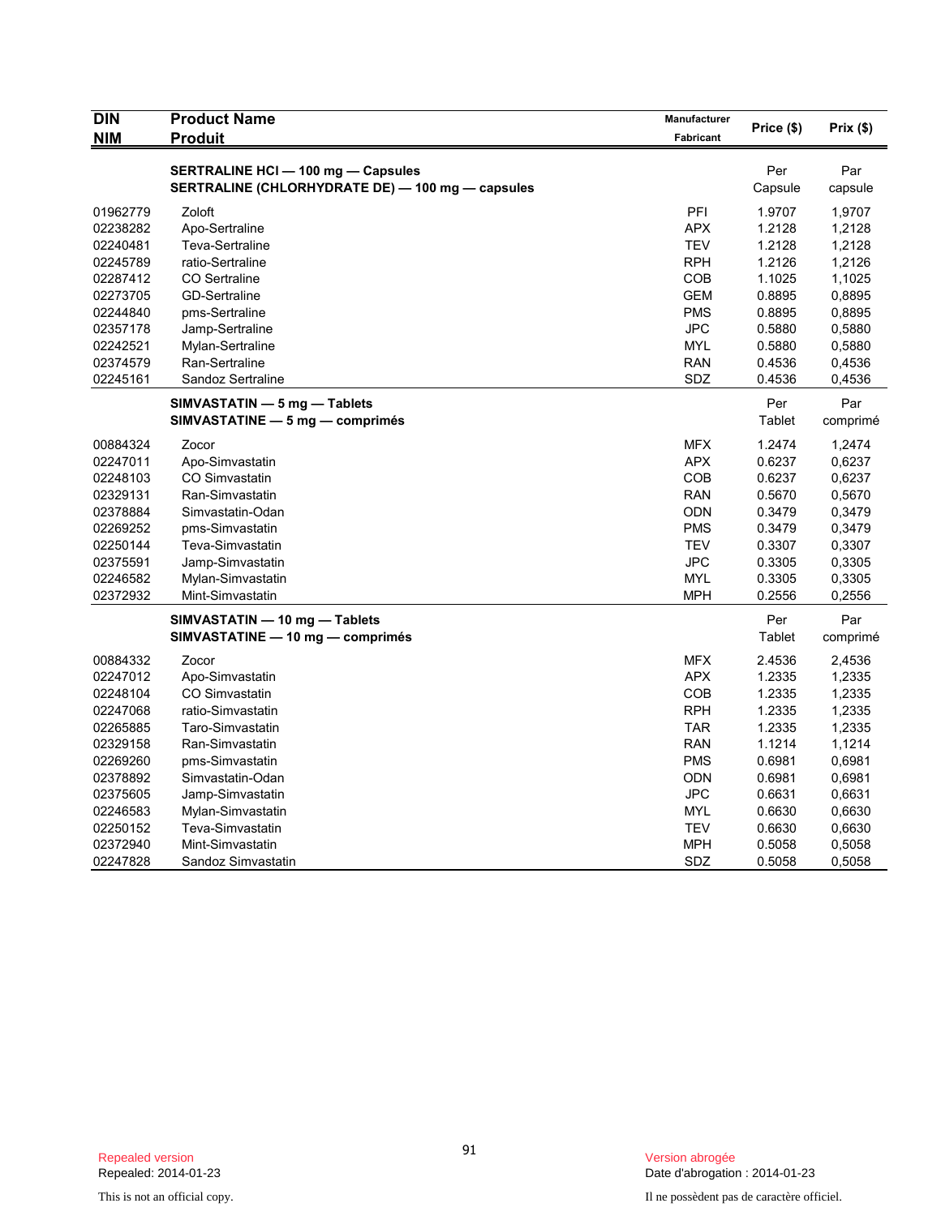| DIN<br>NIM | Product Name<br>Produit | Manufacturer<br>Fabricant | Price ($) | Prix ($) |
|---|---|---|---|---|
| | **SERTRALINE HCl — 100 mg — Capsules**<br>**SERTRALINE (CHLORHYDRATE DE) — 100 mg — capsules** | | Per Capsule | Par capsule |
| 01962779 | Zoloft | PFI | 1.9707 | 1,9707 |
| 02238282 | Apo-Sertraline | APX | 1.2128 | 1,2128 |
| 02240481 | Teva-Sertraline | TEV | 1.2128 | 1,2128 |
| 02245789 | ratio-Sertraline | RPH | 1.2126 | 1,2126 |
| 02287412 | CO Sertraline | COB | 1.1025 | 1,1025 |
| 02273705 | GD-Sertraline | GEM | 0.8895 | 0,8895 |
| 02244840 | pms-Sertraline | PMS | 0.8895 | 0,8895 |
| 02357178 | Jamp-Sertraline | JPC | 0.5880 | 0,5880 |
| 02242521 | Mylan-Sertraline | MYL | 0.5880 | 0,5880 |
| 02374579 | Ran-Sertraline | RAN | 0.4536 | 0,4536 |
| 02245161 | Sandoz Sertraline | SDZ | 0.4536 | 0,4536 |
| | **SIMVASTATIN — 5 mg — Tablets**<br>**SIMVASTATINE — 5 mg — comprimés** | | Per Tablet | Par comprimé |
| 00884324 | Zocor | MFX | 1.2474 | 1,2474 |
| 02247011 | Apo-Simvastatin | APX | 0.6237 | 0,6237 |
| 02248103 | CO Simvastatin | COB | 0.6237 | 0,6237 |
| 02329131 | Ran-Simvastatin | RAN | 0.5670 | 0,5670 |
| 02378884 | Simvastatin-Odan | ODN | 0.3479 | 0,3479 |
| 02269252 | pms-Simvastatin | PMS | 0.3479 | 0,3479 |
| 02250144 | Teva-Simvastatin | TEV | 0.3307 | 0,3307 |
| 02375591 | Jamp-Simvastatin | JPC | 0.3305 | 0,3305 |
| 02246582 | Mylan-Simvastatin | MYL | 0.3305 | 0,3305 |
| 02372932 | Mint-Simvastatin | MPH | 0.2556 | 0,2556 |
| | **SIMVASTATIN — 10 mg — Tablets**<br>**SIMVASTATINE — 10 mg — comprimés** | | Per Tablet | Par comprimé |
| 00884332 | Zocor | MFX | 2.4536 | 2,4536 |
| 02247012 | Apo-Simvastatin | APX | 1.2335 | 1,2335 |
| 02248104 | CO Simvastatin | COB | 1.2335 | 1,2335 |
| 02247068 | ratio-Simvastatin | RPH | 1.2335 | 1,2335 |
| 02265885 | Taro-Simvastatin | TAR | 1.2335 | 1,2335 |
| 02329158 | Ran-Simvastatin | RAN | 1.1214 | 1,1214 |
| 02269260 | pms-Simvastatin | PMS | 0.6981 | 0,6981 |
| 02378892 | Simvastatin-Odan | ODN | 0.6981 | 0,6981 |
| 02375605 | Jamp-Simvastatin | JPC | 0.6631 | 0,6631 |
| 02246583 | Mylan-Simvastatin | MYL | 0.6630 | 0,6630 |
| 02250152 | Teva-Simvastatin | TEV | 0.6630 | 0,6630 |
| 02372940 | Mint-Simvastatin | MPH | 0.5058 | 0,5058 |
| 02247828 | Sandoz Simvastatin | SDZ | 0.5058 | 0,5058 |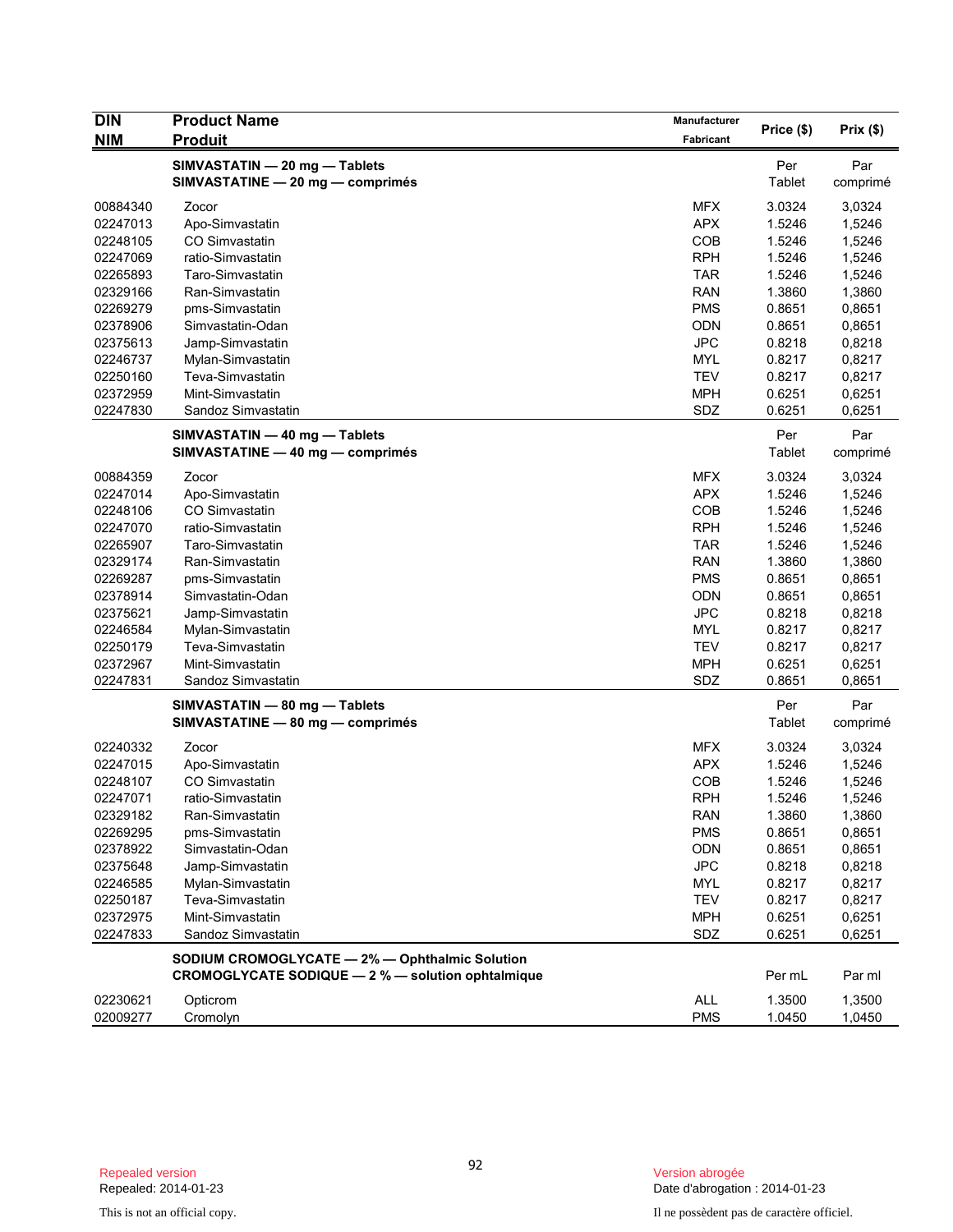| DIN<br>NIM | Product Name<br>Produit | Manufacturer<br>Fabricant | Price ($) | Prix ($) |
|---|---|---|---|---|
| | **SIMVASTATIN — 20 mg — Tablets**<br>**SIMVASTATINE — 20 mg — comprimés** | | Per Tablet | Par comprimé |
| 00884340 | Zocor | MFX | 3.0324 | 3,0324 |
| 02247013 | Apo-Simvastatin | APX | 1.5246 | 1,5246 |
| 02248105 | CO Simvastatin | COB | 1.5246 | 1,5246 |
| 02247069 | ratio-Simvastatin | RPH | 1.5246 | 1,5246 |
| 02265893 | Taro-Simvastatin | TAR | 1.5246 | 1,5246 |
| 02329166 | Ran-Simvastatin | RAN | 1.3860 | 1,3860 |
| 02269279 | pms-Simvastatin | PMS | 0.8651 | 0,8651 |
| 02378906 | Simvastatin-Odan | ODN | 0.8651 | 0,8651 |
| 02375613 | Jamp-Simvastatin | JPC | 0.8218 | 0,8218 |
| 02246737 | Mylan-Simvastatin | MYL | 0.8217 | 0,8217 |
| 02250160 | Teva-Simvastatin | TEV | 0.8217 | 0,8217 |
| 02372959 | Mint-Simvastatin | MPH | 0.6251 | 0,6251 |
| 02247830 | Sandoz Simvastatin | SDZ | 0.6251 | 0,6251 |
| | **SIMVASTATIN — 40 mg — Tablets**<br>**SIMVASTATINE — 40 mg — comprimés** | | Per Tablet | Par comprimé |
| 00884359 | Zocor | MFX | 3.0324 | 3,0324 |
| 02247014 | Apo-Simvastatin | APX | 1.5246 | 1,5246 |
| 02248106 | CO Simvastatin | COB | 1.5246 | 1,5246 |
| 02247070 | ratio-Simvastatin | RPH | 1.5246 | 1,5246 |
| 02265907 | Taro-Simvastatin | TAR | 1.5246 | 1,5246 |
| 02329174 | Ran-Simvastatin | RAN | 1.3860 | 1,3860 |
| 02269287 | pms-Simvastatin | PMS | 0.8651 | 0,8651 |
| 02378914 | Simvastatin-Odan | ODN | 0.8651 | 0,8651 |
| 02375621 | Jamp-Simvastatin | JPC | 0.8218 | 0,8218 |
| 02246584 | Mylan-Simvastatin | MYL | 0.8217 | 0,8217 |
| 02250179 | Teva-Simvastatin | TEV | 0.8217 | 0,8217 |
| 02372967 | Mint-Simvastatin | MPH | 0.6251 | 0,6251 |
| 02247831 | Sandoz Simvastatin | SDZ | 0.8651 | 0,8651 |
| | **SIMVASTATIN — 80 mg — Tablets**<br>**SIMVASTATINE — 80 mg — comprimés** | | Per Tablet | Par comprimé |
| 02240332 | Zocor | MFX | 3.0324 | 3,0324 |
| 02247015 | Apo-Simvastatin | APX | 1.5246 | 1,5246 |
| 02248107 | CO Simvastatin | COB | 1.5246 | 1,5246 |
| 02247071 | ratio-Simvastatin | RPH | 1.5246 | 1,5246 |
| 02329182 | Ran-Simvastatin | RAN | 1.3860 | 1,3860 |
| 02269295 | pms-Simvastatin | PMS | 0.8651 | 0,8651 |
| 02378922 | Simvastatin-Odan | ODN | 0.8651 | 0,8651 |
| 02375648 | Jamp-Simvastatin | JPC | 0.8218 | 0,8218 |
| 02246585 | Mylan-Simvastatin | MYL | 0.8217 | 0,8217 |
| 02250187 | Teva-Simvastatin | TEV | 0.8217 | 0,8217 |
| 02372975 | Mint-Simvastatin | MPH | 0.6251 | 0,6251 |
| 02247833 | Sandoz Simvastatin | SDZ | 0.6251 | 0,6251 |
| | **SODIUM CROMOGLYCATE — 2% — Ophthalmic Solution**<br>**CROMOGLYCATE SODIQUE — 2 % — solution ophtalmique** | | Per mL | Par ml |
| 02230621 | Opticrom | ALL | 1.3500 | 1,3500 |
| 02009277 | Cromolyn | PMS | 1.0450 | 1,0450 |

Repealed version
Repealed: 2014-01-23

Version abrogée
Date d'abrogation : 2014-01-23

This is not an official copy.

Il ne possèdent pas de caractère officiel.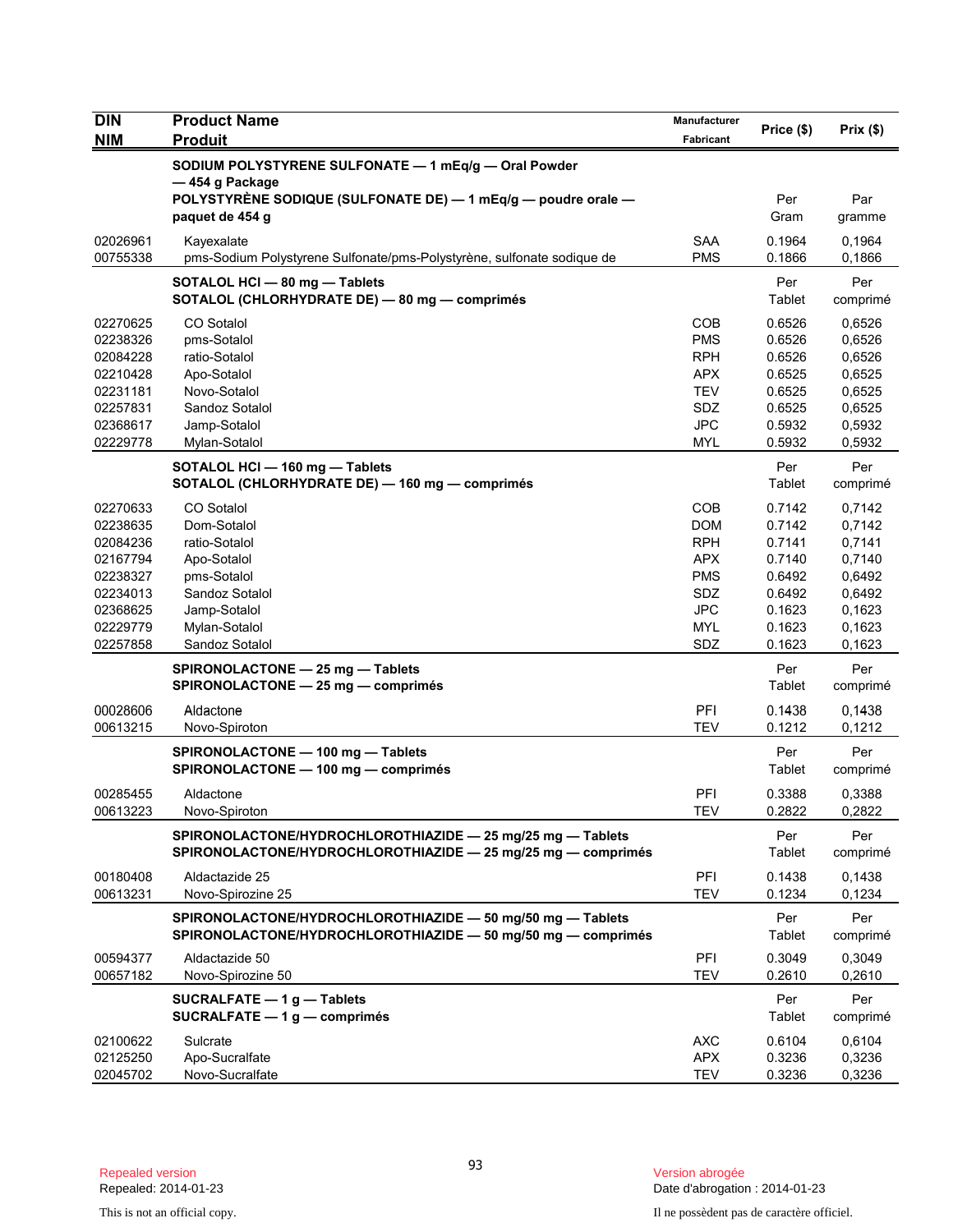| DIN<br>NIM | Product Name<br>Produit | Manufacturer<br>Fabricant | Price ($) | Prix ($) |
|---|---|---|---|---|
| | **SODIUM POLYSTYRENE SULFONATE — 1 mEq/g — Oral Powder — 454 g Package**<br>**POLYSTYRÈNE SODIQUE (SULFONATE DE) — 1 mEq/g — poudre orale — paquet de 454 g** | | Per Gram | Par gramme |
| 02026961 | Kayexalate | SAA | 0.1964 | 0,1964 |
| 00755338 | pms-Sodium Polystyrene Sulfonate/pms-Polystyrène, sulfonate sodique de | PMS | 0.1866 | 0,1866 |
| | **SOTALOL HCl — 80 mg — Tablets**<br>**SOTALOL (CHLORHYDRATE DE) — 80 mg — comprimés** | | Per Tablet | Per comprimé |
| 02270625 | CO Sotalol | COB | 0.6526 | 0,6526 |
| 02238326 | pms-Sotalol | PMS | 0.6526 | 0,6526 |
| 02084228 | ratio-Sotalol | RPH | 0.6526 | 0,6526 |
| 02210428 | Apo-Sotalol | APX | 0.6525 | 0,6525 |
| 02231181 | Novo-Sotalol | TEV | 0.6525 | 0,6525 |
| 02257831 | Sandoz Sotalol | SDZ | 0.6525 | 0,6525 |
| 02368617 | Jamp-Sotalol | JPC | 0.5932 | 0,5932 |
| 02229778 | Mylan-Sotalol | MYL | 0.5932 | 0,5932 |
| | **SOTALOL HCl — 160 mg — Tablets**<br>**SOTALOL (CHLORHYDRATE DE) — 160 mg — comprimés** | | Per Tablet | Per comprimé |
| 02270633 | CO Sotalol | COB | 0.7142 | 0,7142 |
| 02238635 | Dom-Sotalol | DOM | 0.7142 | 0,7142 |
| 02084236 | ratio-Sotalol | RPH | 0.7141 | 0,7141 |
| 02167794 | Apo-Sotalol | APX | 0.7140 | 0,7140 |
| 02238327 | pms-Sotalol | PMS | 0.6492 | 0,6492 |
| 02234013 | Sandoz Sotalol | SDZ | 0.6492 | 0,6492 |
| 02368625 | Jamp-Sotalol | JPC | 0.1623 | 0,1623 |
| 02229779 | Mylan-Sotalol | MYL | 0.1623 | 0,1623 |
| 02257858 | Sandoz Sotalol | SDZ | 0.1623 | 0,1623 |
| | **SPIRONOLACTONE — 25 mg — Tablets**<br>**SPIRONOLACTONE — 25 mg — comprimés** | | Per Tablet | Per comprimé |
| 00028606 | Aldactone | PFI | 0.1438 | 0,1438 |
| 00613215 | Novo-Spiroton | TEV | 0.1212 | 0,1212 |
| | **SPIRONOLACTONE — 100 mg — Tablets**<br>**SPIRONOLACTONE — 100 mg — comprimés** | | Per Tablet | Per comprimé |
| 00285455 | Aldactone | PFI | 0.3388 | 0,3388 |
| 00613223 | Novo-Spiroton | TEV | 0.2822 | 0,2822 |
| | **SPIRONOLACTONE/HYDROCHLOROTHIAZIDE — 25 mg/25 mg — Tablets**<br>**SPIRONOLACTONE/HYDROCHLOROTHIAZIDE — 25 mg/25 mg — comprimés** | | Per Tablet | Per comprimé |
| 00180408 | Aldactazide 25 | PFI | 0.1438 | 0,1438 |
| 00613231 | Novo-Spirozine 25 | TEV | 0.1234 | 0,1234 |
| | **SPIRONOLACTONE/HYDROCHLOROTHIAZIDE — 50 mg/50 mg — Tablets**<br>**SPIRONOLACTONE/HYDROCHLOROTHIAZIDE — 50 mg/50 mg — comprimés** | | Per Tablet | Per comprimé |
| 00594377 | Aldactazide 50 | PFI | 0.3049 | 0,3049 |
| 00657182 | Novo-Spirozine 50 | TEV | 0.2610 | 0,2610 |
| | **SUCRALFATE — 1 g — Tablets**<br>**SUCRALFATE — 1 g — comprimés** | | Per Tablet | Per comprimé |
| 02100622 | Sulcrate | AXC | 0.6104 | 0,6104 |
| 02125250 | Apo-Sucralfate | APX | 0.3236 | 0,3236 |
| 02045702 | Novo-Sucralfate | TEV | 0.3236 | 0,3236 |

Repealed version
Repealed: 2014-01-23

Version abrogée
Date d'abrogation : 2014-01-23

This is not an official copy.

Il ne possèdent pas de caractère officiel.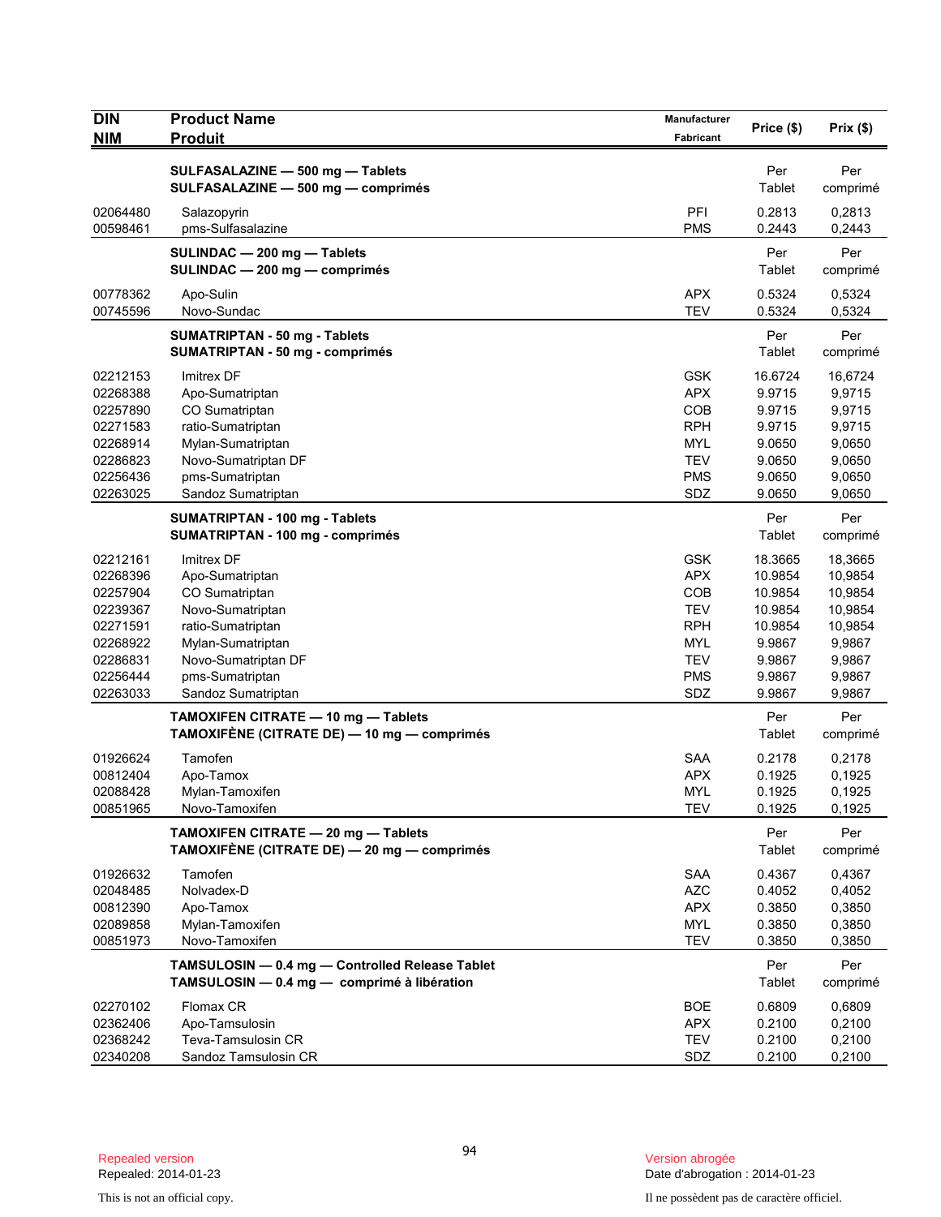| DIN<br>NIM | Product Name<br>Produit | Manufacturer<br>Fabricant | Price ($) | Prix ($) |
|---|---|---|---|---|
| | **SULFASALAZINE — 500 mg — Tablets**<br>**SULFASALAZINE — 500 mg — comprimés** | | Per Tablet | Per comprimé |
| 02064480 | Salazopyrin | PFI | 0.2813 | 0,2813 |
| 00598461 | pms-Sulfasalazine | PMS | 0.2443 | 0,2443 |
| | **SULINDAC — 200 mg — Tablets**<br>**SULINDAC — 200 mg — comprimés** | | Per Tablet | Per comprimé |
| 00778362 | Apo-Sulin | APX | 0.5324 | 0,5324 |
| 00745596 | Novo-Sundac | TEV | 0.5324 | 0,5324 |
| | **SUMATRIPTAN - 50 mg - Tablets**<br>**SUMATRIPTAN - 50 mg - comprimés** | | Per Tablet | Per comprimé |
| 02212153 | Imitrex DF | GSK | 16.6724 | 16,6724 |
| 02268388 | Apo-Sumatriptan | APX | 9.9715 | 9,9715 |
| 02257890 | CO Sumatriptan | COB | 9.9715 | 9,9715 |
| 02271583 | ratio-Sumatriptan | RPH | 9.9715 | 9,9715 |
| 02268914 | Mylan-Sumatriptan | MYL | 9.0650 | 9,0650 |
| 02286823 | Novo-Sumatriptan DF | TEV | 9.0650 | 9,0650 |
| 02256436 | pms-Sumatriptan | PMS | 9.0650 | 9,0650 |
| 02263025 | Sandoz Sumatriptan | SDZ | 9.0650 | 9,0650 |
| | **SUMATRIPTAN - 100 mg - Tablets**<br>**SUMATRIPTAN - 100 mg - comprimés** | | Per Tablet | Per comprimé |
| 02212161 | Imitrex DF | GSK | 18.3665 | 18,3665 |
| 02268396 | Apo-Sumatriptan | APX | 10.9854 | 10,9854 |
| 02257904 | CO Sumatriptan | COB | 10.9854 | 10,9854 |
| 02239367 | Novo-Sumatriptan | TEV | 10.9854 | 10,9854 |
| 02271591 | ratio-Sumatriptan | RPH | 10.9854 | 10,9854 |
| 02268922 | Mylan-Sumatriptan | MYL | 9.9867 | 9,9867 |
| 02286831 | Novo-Sumatriptan DF | TEV | 9.9867 | 9,9867 |
| 02256444 | pms-Sumatriptan | PMS | 9.9867 | 9,9867 |
| 02263033 | Sandoz Sumatriptan | SDZ | 9.9867 | 9,9867 |
| | **TAMOXIFEN CITRATE — 10 mg — Tablets**<br>**TAMOXIFÈNE (CITRATE DE) — 10 mg — comprimés** | | Per Tablet | Per comprimé |
| 01926624 | Tamofen | SAA | 0.2178 | 0,2178 |
| 00812404 | Apo-Tamox | APX | 0.1925 | 0,1925 |
| 02088428 | Mylan-Tamoxifen | MYL | 0.1925 | 0,1925 |
| 00851965 | Novo-Tamoxifen | TEV | 0.1925 | 0,1925 |
| | **TAMOXIFEN CITRATE — 20 mg — Tablets**<br>**TAMOXIFÈNE (CITRATE DE) — 20 mg — comprimés** | | Per Tablet | Per comprimé |
| 01926632 | Tamofen | SAA | 0.4367 | 0,4367 |
| 02048485 | Nolvadex-D | AZC | 0.4052 | 0,4052 |
| 00812390 | Apo-Tamox | APX | 0.3850 | 0,3850 |
| 02089858 | Mylan-Tamoxifen | MYL | 0.3850 | 0,3850 |
| 00851973 | Novo-Tamoxifen | TEV | 0.3850 | 0,3850 |
| | **TAMSULOSIN — 0.4 mg — Controlled Release Tablet**<br>**TAMSULOSIN — 0.4 mg — comprimé à libération** | | Per Tablet | Per comprimé |
| 02270102 | Flomax CR | BOE | 0.6809 | 0,6809 |
| 02362406 | Apo-Tamsulosin | APX | 0.2100 | 0,2100 |
| 02368242 | Teva-Tamsulosin CR | TEV | 0.2100 | 0,2100 |
| 02340208 | Sandoz Tamsulosin CR | SDZ | 0.2100 | 0,2100 |

Repealed version
Repealed: 2014-01-23

Version abrogée
Date d'abrogation : 2014-01-23

This is not an official copy.

Il ne possèdent pas de caractère officiel.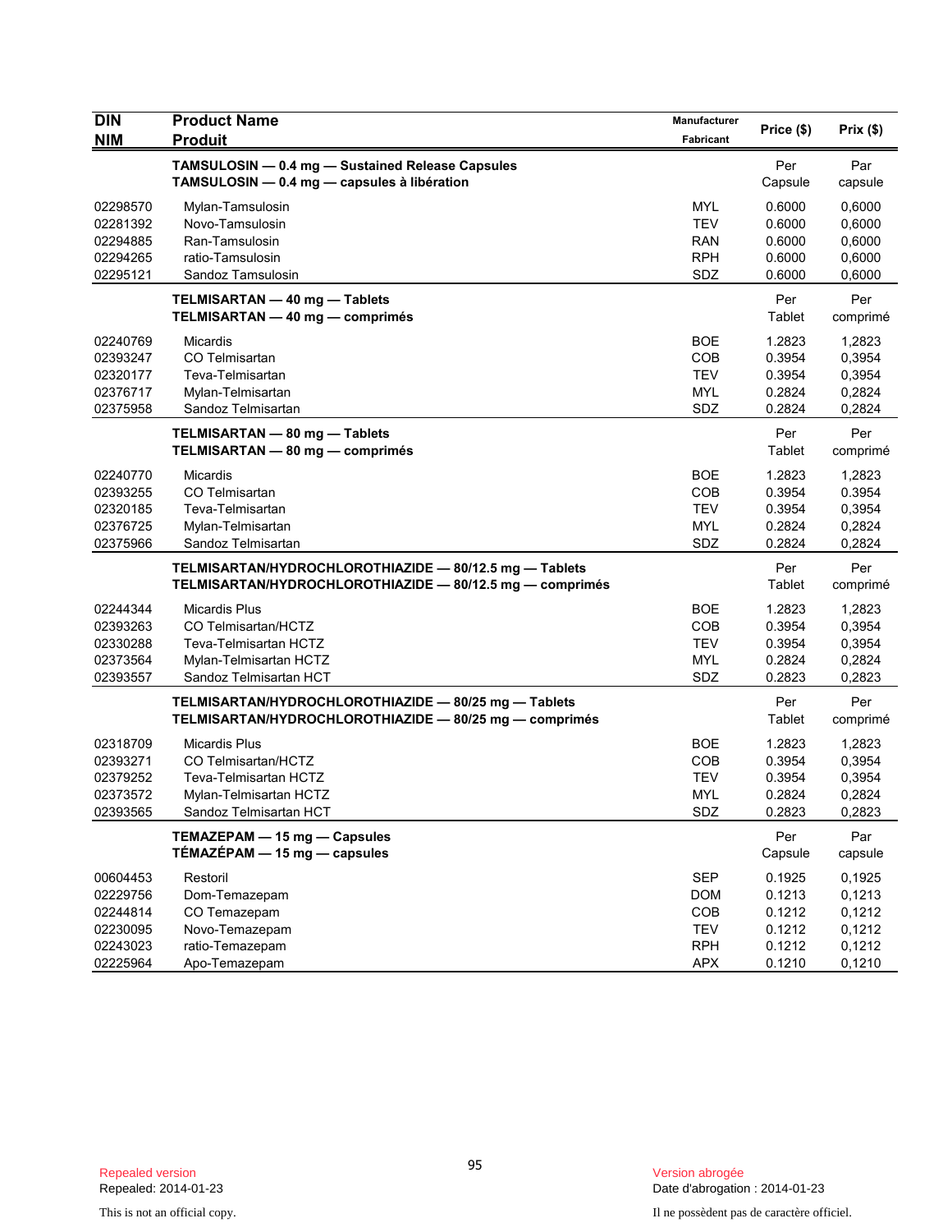| DIN<br>NIM | Product Name<br>Produit | Manufacturer<br>Fabricant | Price ($) | Prix ($) |
|---|---|---|---|---|
| | **TAMSULOSIN — 0.4 mg — Sustained Release Capsules**<br>**TAMSULOSIN — 0.4 mg — capsules à libération** | | Per Capsule | Par capsule |
| 02298570 | Mylan-Tamsulosin | MYL | 0.6000 | 0,6000 |
| 02281392 | Novo-Tamsulosin | TEV | 0.6000 | 0,6000 |
| 02294885 | Ran-Tamsulosin | RAN | 0.6000 | 0,6000 |
| 02294265 | ratio-Tamsulosin | RPH | 0.6000 | 0,6000 |
| 02295121 | Sandoz Tamsulosin | SDZ | 0.6000 | 0,6000 |
| | **TELMISARTAN — 40 mg — Tablets**<br>**TELMISARTAN — 40 mg — comprimés** | | Per Tablet | Per comprimé |
| 02240769 | Micardis | BOE | 1.2823 | 1,2823 |
| 02393247 | CO Telmisartan | COB | 0.3954 | 0,3954 |
| 02320177 | Teva-Telmisartan | TEV | 0.3954 | 0,3954 |
| 02376717 | Mylan-Telmisartan | MYL | 0.2824 | 0,2824 |
| 02375958 | Sandoz Telmisartan | SDZ | 0.2824 | 0,2824 |
| | **TELMISARTAN — 80 mg — Tablets**<br>**TELMISARTAN — 80 mg — comprimés** | | Per Tablet | Per comprimé |
| 02240770 | Micardis | BOE | 1.2823 | 1,2823 |
| 02393255 | CO Telmisartan | COB | 0.3954 | 0.3954 |
| 02320185 | Teva-Telmisartan | TEV | 0.3954 | 0,3954 |
| 02376725 | Mylan-Telmisartan | MYL | 0.2824 | 0,2824 |
| 02375966 | Sandoz Telmisartan | SDZ | 0.2824 | 0,2824 |
| | **TELMISARTAN/HYDROCHLOROTHIAZIDE — 80/12.5 mg — Tablets**<br>**TELMISARTAN/HYDROCHLOROTHIAZIDE — 80/12.5 mg — comprimés** | | Per Tablet | Per comprimé |
| 02244344 | Micardis Plus | BOE | 1.2823 | 1,2823 |
| 02393263 | CO Telmisartan/HCTZ | COB | 0.3954 | 0,3954 |
| 02330288 | Teva-Telmisartan HCTZ | TEV | 0.3954 | 0,3954 |
| 02373564 | Mylan-Telmisartan HCTZ | MYL | 0.2824 | 0,2824 |
| 02393557 | Sandoz Telmisartan HCT | SDZ | 0.2823 | 0,2823 |
| | **TELMISARTAN/HYDROCHLOROTHIAZIDE — 80/25 mg — Tablets**<br>**TELMISARTAN/HYDROCHLOROTHIAZIDE — 80/25 mg — comprimés** | | Per Tablet | Per comprimé |
| 02318709 | Micardis Plus | BOE | 1.2823 | 1,2823 |
| 02393271 | CO Telmisartan/HCTZ | COB | 0.3954 | 0,3954 |
| 02379252 | Teva-Telmisartan HCTZ | TEV | 0.3954 | 0,3954 |
| 02373572 | Mylan-Telmisartan HCTZ | MYL | 0.2824 | 0,2824 |
| 02393565 | Sandoz Telmisartan HCT | SDZ | 0.2823 | 0,2823 |
| | **TEMAZEPAM — 15 mg — Capsules**<br>**TÉMAZÉPAM — 15 mg — capsules** | | Per Capsule | Par capsule |
| 00604453 | Restoril | SEP | 0.1925 | 0,1925 |
| 02229756 | Dom-Temazepam | DOM | 0.1213 | 0,1213 |
| 02244814 | CO Temazepam | COB | 0.1212 | 0,1212 |
| 02230095 | Novo-Temazepam | TEV | 0.1212 | 0,1212 |
| 02243023 | ratio-Temazepam | RPH | 0.1212 | 0,1212 |
| 02225964 | Apo-Temazepam | APX | 0.1210 | 0,1210 |

Repealed version
Repealed: 2014-01-23

Version abrogée
Date d'abrogation : 2014-01-23

This is not an official copy.

Il ne possèdent pas de caractère officiel.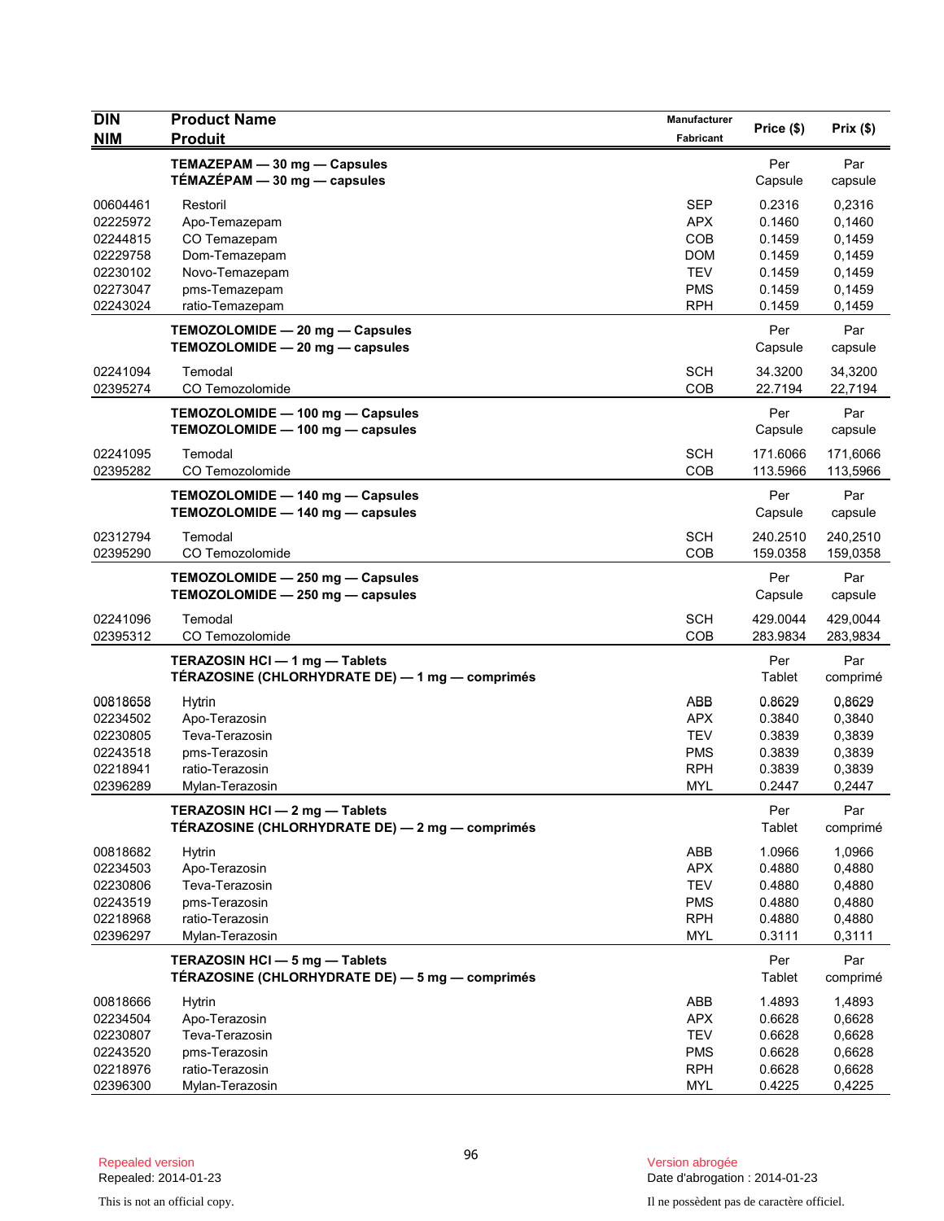| DIN<br>NIM | Product Name<br>Produit | Manufacturer<br>Fabricant | Price ($) | Prix ($) |
|---|---|---|---|---|
| | **TEMAZEPAM — 30 mg — Capsules**<br>**TÉMAZÉPAM — 30 mg — capsules** | | Per Capsule | Par capsule |
| 00604461 | Restoril | SEP | 0.2316 | 0,2316 |
| 02225972 | Apo-Temazepam | APX | 0.1460 | 0,1460 |
| 02244815 | CO Temazepam | COB | 0.1459 | 0,1459 |
| 02229758 | Dom-Temazepam | DOM | 0.1459 | 0,1459 |
| 02230102 | Novo-Temazepam | TEV | 0.1459 | 0,1459 |
| 02273047 | pms-Temazepam | PMS | 0.1459 | 0,1459 |
| 02243024 | ratio-Temazepam | RPH | 0.1459 | 0,1459 |
| | **TEMOZOLOMIDE — 20 mg — Capsules**<br>**TEMOZOLOMIDE — 20 mg — capsules** | | Per Capsule | Par capsule |
| 02241094 | Temodal | SCH | 34.3200 | 34,3200 |
| 02395274 | CO Temozolomide | COB | 22.7194 | 22,7194 |
| | **TEMOZOLOMIDE — 100 mg — Capsules**<br>**TEMOZOLOMIDE — 100 mg — capsules** | | Per Capsule | Par capsule |
| 02241095 | Temodal | SCH | 171.6066 | 171,6066 |
| 02395282 | CO Temozolomide | COB | 113.5966 | 113,5966 |
| | **TEMOZOLOMIDE — 140 mg — Capsules**<br>**TEMOZOLOMIDE — 140 mg — capsules** | | Per Capsule | Par capsule |
| 02312794 | Temodal | SCH | 240.2510 | 240,2510 |
| 02395290 | CO Temozolomide | COB | 159.0358 | 159,0358 |
| | **TEMOZOLOMIDE — 250 mg — Capsules**<br>**TEMOZOLOMIDE — 250 mg — capsules** | | Per Capsule | Par capsule |
| 02241096 | Temodal | SCH | 429.0044 | 429,0044 |
| 02395312 | CO Temozolomide | COB | 283.9834 | 283,9834 |
| | **TERAZOSIN HCl — 1 mg — Tablets**<br>**TÉRAZOSINE (CHLORHYDRATE DE) — 1 mg — comprimés** | | Per Tablet | Par comprimé |
| 00818658 | Hytrin | ABB | 0.8629 | 0,8629 |
| 02234502 | Apo-Terazosin | APX | 0.3840 | 0,3840 |
| 02230805 | Teva-Terazosin | TEV | 0.3839 | 0,3839 |
| 02243518 | pms-Terazosin | PMS | 0.3839 | 0,3839 |
| 02218941 | ratio-Terazosin | RPH | 0.3839 | 0,3839 |
| 02396289 | Mylan-Terazosin | MYL | 0.2447 | 0,2447 |
| | **TERAZOSIN HCl — 2 mg — Tablets**<br>**TÉRAZOSINE (CHLORHYDRATE DE) — 2 mg — comprimés** | | Per Tablet | Par comprimé |
| 00818682 | Hytrin | ABB | 1.0966 | 1,0966 |
| 02234503 | Apo-Terazosin | APX | 0.4880 | 0,4880 |
| 02230806 | Teva-Terazosin | TEV | 0.4880 | 0,4880 |
| 02243519 | pms-Terazosin | PMS | 0.4880 | 0,4880 |
| 02218968 | ratio-Terazosin | RPH | 0.4880 | 0,4880 |
| 02396297 | Mylan-Terazosin | MYL | 0.3111 | 0,3111 |
| | **TERAZOSIN HCl — 5 mg — Tablets**<br>**TÉRAZOSINE (CHLORHYDRATE DE) — 5 mg — comprimés** | | Per Tablet | Par comprimé |
| 00818666 | Hytrin | ABB | 1.4893 | 1,4893 |
| 02234504 | Apo-Terazosin | APX | 0.6628 | 0,6628 |
| 02230807 | Teva-Terazosin | TEV | 0.6628 | 0,6628 |
| 02243520 | pms-Terazosin | PMS | 0.6628 | 0,6628 |
| 02218976 | ratio-Terazosin | RPH | 0.6628 | 0,6628 |
| 02396300 | Mylan-Terazosin | MYL | 0.4225 | 0,4225 |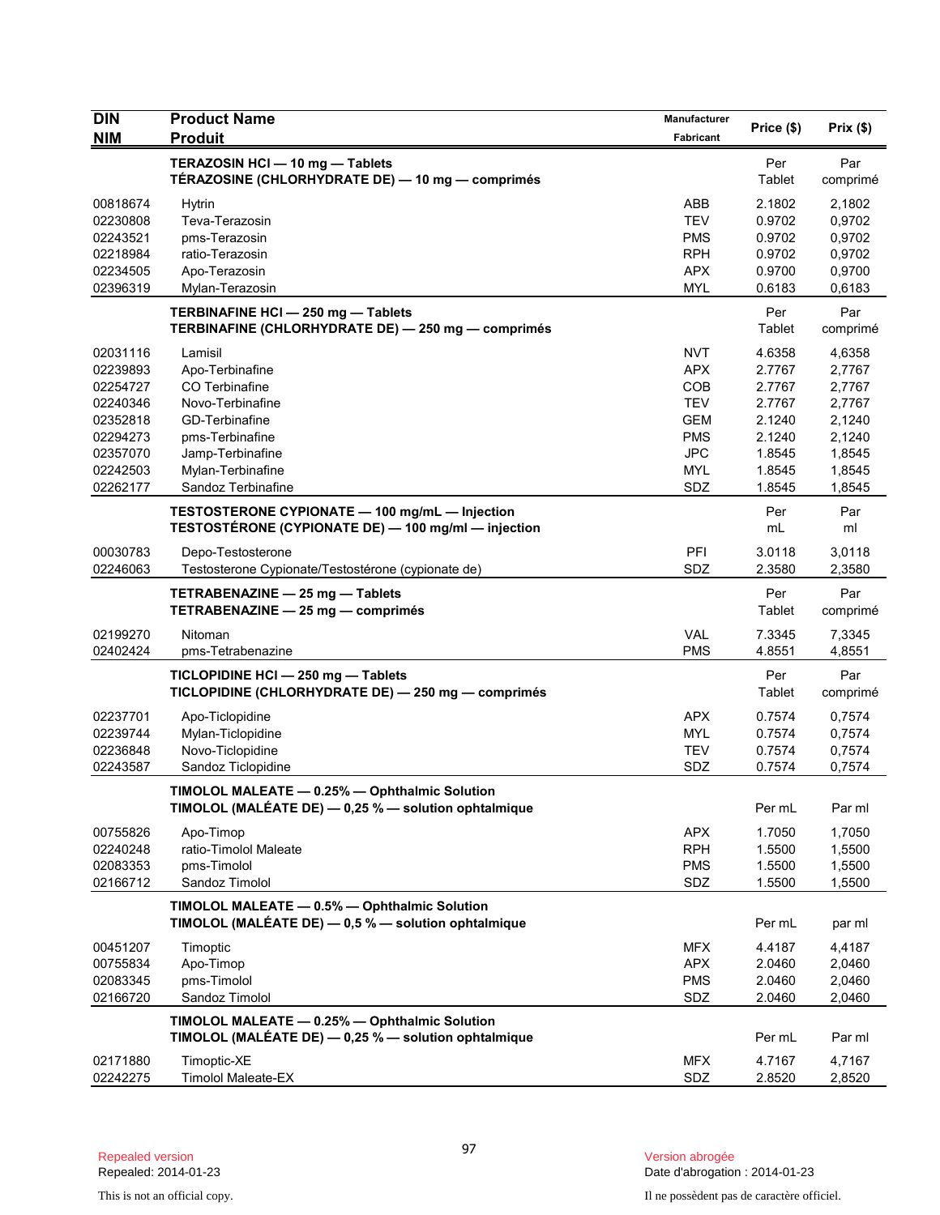| DIN<br>NIM | Product Name<br>Produit | Manufacturer<br>Fabricant | Price ($) | Prix ($) |
|---|---|---|---|---|
| | **TERAZOSIN HCl — 10 mg — Tablets**<br>**TÉRAZOSINE (CHLORHYDRATE DE) — 10 mg — comprimés** | | Per Tablet | Par comprimé |
| 00818674 | Hytrin | ABB | 2.1802 | 2,1802 |
| 02230808 | Teva-Terazosin | TEV | 0.9702 | 0,9702 |
| 02243521 | pms-Terazosin | PMS | 0.9702 | 0,9702 |
| 02218984 | ratio-Terazosin | RPH | 0.9702 | 0,9702 |
| 02234505 | Apo-Terazosin | APX | 0.9700 | 0,9700 |
| 02396319 | Mylan-Terazosin | MYL | 0.6183 | 0,6183 |
| | **TERBINAFINE HCl — 250 mg — Tablets**<br>**TERBINAFINE (CHLORHYDRATE DE) — 250 mg — comprimés** | | Per Tablet | Par comprimé |
| 02031116 | Lamisil | NVT | 4.6358 | 4,6358 |
| 02239893 | Apo-Terbinafine | APX | 2.7767 | 2,7767 |
| 02254727 | CO Terbinafine | COB | 2.7767 | 2,7767 |
| 02240346 | Novo-Terbinafine | TEV | 2.7767 | 2,7767 |
| 02352818 | GD-Terbinafine | GEM | 2.1240 | 2,1240 |
| 02294273 | pms-Terbinafine | PMS | 2.1240 | 2,1240 |
| 02357070 | Jamp-Terbinafine | JPC | 1.8545 | 1,8545 |
| 02242503 | Mylan-Terbinafine | MYL | 1.8545 | 1,8545 |
| 02262177 | Sandoz Terbinafine | SDZ | 1.8545 | 1,8545 |
| | **TESTOSTERONE CYPIONATE — 100 mg/mL — Injection**<br>**TESTOSTÉRONE (CYPIONATE DE) — 100 mg/ml — injection** | | Per mL | Par ml |
| 00030783 | Depo-Testosterone | PFI | 3.0118 | 3,0118 |
| 02246063 | Testosterone Cypionate/Testostérone (cypionate de) | SDZ | 2.3580 | 2,3580 |
| | **TETRABENAZINE — 25 mg — Tablets**<br>**TETRABENAZINE — 25 mg — comprimés** | | Per Tablet | Par comprimé |
| 02199270 | Nitoman | VAL | 7.3345 | 7,3345 |
| 02402424 | pms-Tetrabenazine | PMS | 4.8551 | 4,8551 |
| | **TICLOPIDINE HCl — 250 mg — Tablets**<br>**TICLOPIDINE (CHLORHYDRATE DE) — 250 mg — comprimés** | | Per Tablet | Par comprimé |
| 02237701 | Apo-Ticlopidine | APX | 0.7574 | 0,7574 |
| 02239744 | Mylan-Ticlopidine | MYL | 0.7574 | 0,7574 |
| 02236848 | Novo-Ticlopidine | TEV | 0.7574 | 0,7574 |
| 02243587 | Sandoz Ticlopidine | SDZ | 0.7574 | 0,7574 |
| | **TIMOLOL MALEATE — 0.25% — Ophthalmic Solution**<br>**TIMOLOL (MALÉATE DE) — 0,25 % — solution ophtalmique** | | Per mL | Par ml |
| 00755826 | Apo-Timop | APX | 1.7050 | 1,7050 |
| 02240248 | ratio-Timolol Maleate | RPH | 1.5500 | 1,5500 |
| 02083353 | pms-Timolol | PMS | 1.5500 | 1,5500 |
| 02166712 | Sandoz Timolol | SDZ | 1.5500 | 1,5500 |
| | **TIMOLOL MALEATE — 0.5% — Ophthalmic Solution**<br>**TIMOLOL (MALÉATE DE) — 0,5 % — solution ophtalmique** | | Per mL | par ml |
| 00451207 | Timoptic | MFX | 4.4187 | 4,4187 |
| 00755834 | Apo-Timop | APX | 2.0460 | 2,0460 |
| 02083345 | pms-Timolol | PMS | 2.0460 | 2,0460 |
| 02166720 | Sandoz Timolol | SDZ | 2.0460 | 2,0460 |
| | **TIMOLOL MALEATE — 0.25% — Ophthalmic Solution**<br>**TIMOLOL (MALÉATE DE) — 0,25 % — solution ophtalmique** | | Per mL | Par ml |
| 02171880 | Timoptic-XE | MFX | 4.7167 | 4,7167 |
| 02242275 | Timolol Maleate-EX | SDZ | 2.8520 | 2,8520 |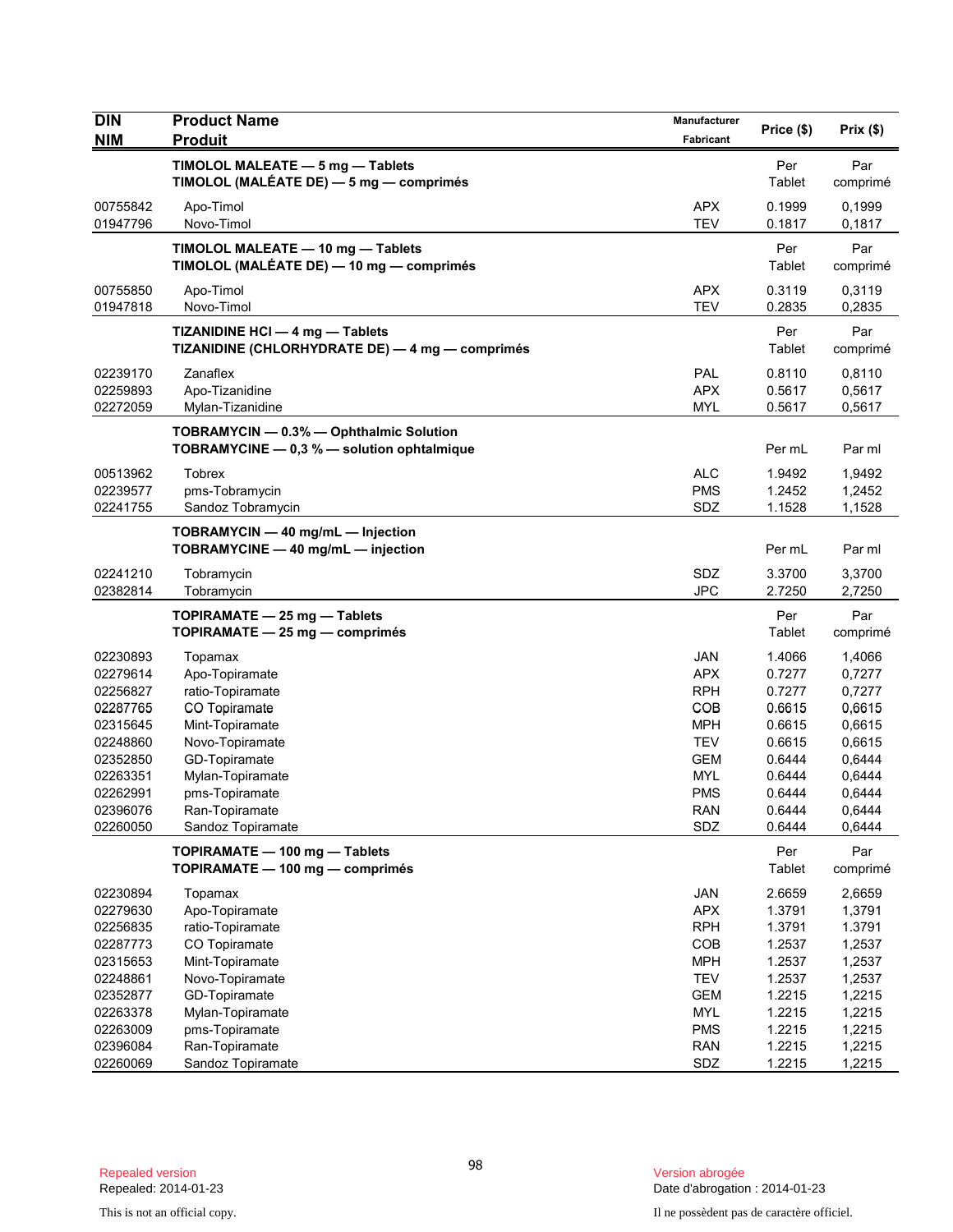| DIN<br>NIM | Product Name<br>Produit | Manufacturer<br>Fabricant | Price ($) | Prix ($) |
|---|---|---|---|---|
| | **TIMOLOL MALEATE — 5 mg — Tablets**<br>**TIMOLOL (MALÉATE DE) — 5 mg — comprimés** | | Per Tablet | Par comprimé |
| 00755842 | Apo-Timol | APX | 0.1999 | 0,1999 |
| 01947796 | Novo-Timol | TEV | 0.1817 | 0,1817 |
| | **TIMOLOL MALEATE — 10 mg — Tablets**<br>**TIMOLOL (MALÉATE DE) — 10 mg — comprimés** | | Per Tablet | Par comprimé |
| 00755850 | Apo-Timol | APX | 0.3119 | 0,3119 |
| 01947818 | Novo-Timol | TEV | 0.2835 | 0,2835 |
| | **TIZANIDINE HCl — 4 mg — Tablets**<br>**TIZANIDINE (CHLORHYDRATE DE) — 4 mg — comprimés** | | Per Tablet | Par comprimé |
| 02239170 | Zanaflex | PAL | 0.8110 | 0,8110 |
| 02259893 | Apo-Tizanidine | APX | 0.5617 | 0,5617 |
| 02272059 | Mylan-Tizanidine | MYL | 0.5617 | 0,5617 |
| | **TOBRAMYCIN — 0.3% — Ophthalmic Solution**<br>**TOBRAMYCINE — 0,3 % — solution ophtalmique** | | Per mL | Par ml |
| 00513962 | Tobrex | ALC | 1.9492 | 1,9492 |
| 02239577 | pms-Tobramycin | PMS | 1.2452 | 1,2452 |
| 02241755 | Sandoz Tobramycin | SDZ | 1.1528 | 1,1528 |
| | **TOBRAMYCIN — 40 mg/mL — Injection**<br>**TOBRAMYCINE — 40 mg/mL — injection** | | Per mL | Par ml |
| 02241210 | Tobramycin | SDZ | 3.3700 | 3,3700 |
| 02382814 | Tobramycin | JPC | 2.7250 | 2,7250 |
| | **TOPIRAMATE — 25 mg — Tablets**<br>**TOPIRAMATE — 25 mg — comprimés** | | Per Tablet | Par comprimé |
| 02230893 | Topamax | JAN | 1.4066 | 1,4066 |
| 02279614 | Apo-Topiramate | APX | 0.7277 | 0,7277 |
| 02256827 | ratio-Topiramate | RPH | 0.7277 | 0,7277 |
| 02287765 | CO Topiramate | COB | 0.6615 | 0,6615 |
| 02315645 | Mint-Topiramate | MPH | 0.6615 | 0,6615 |
| 02248860 | Novo-Topiramate | TEV | 0.6615 | 0,6615 |
| 02352850 | GD-Topiramate | GEM | 0.6444 | 0,6444 |
| 02263351 | Mylan-Topiramate | MYL | 0.6444 | 0,6444 |
| 02262991 | pms-Topiramate | PMS | 0.6444 | 0,6444 |
| 02396076 | Ran-Topiramate | RAN | 0.6444 | 0,6444 |
| 02260050 | Sandoz Topiramate | SDZ | 0.6444 | 0,6444 |
| | **TOPIRAMATE — 100 mg — Tablets**<br>**TOPIRAMATE — 100 mg — comprimés** | | Per Tablet | Par comprimé |
| 02230894 | Topamax | JAN | 2.6659 | 2,6659 |
| 02279630 | Apo-Topiramate | APX | 1.3791 | 1,3791 |
| 02256835 | ratio-Topiramate | RPH | 1.3791 | 1.3791 |
| 02287773 | CO Topiramate | COB | 1.2537 | 1,2537 |
| 02315653 | Mint-Topiramate | MPH | 1.2537 | 1,2537 |
| 02248861 | Novo-Topiramate | TEV | 1.2537 | 1,2537 |
| 02352877 | GD-Topiramate | GEM | 1.2215 | 1,2215 |
| 02263378 | Mylan-Topiramate | MYL | 1.2215 | 1,2215 |
| 02263009 | pms-Topiramate | PMS | 1.2215 | 1,2215 |
| 02396084 | Ran-Topiramate | RAN | 1.2215 | 1,2215 |
| 02260069 | Sandoz Topiramate | SDZ | 1.2215 | 1,2215 |

Repealed version
Repealed: 2014-01-23

Version abrogée
Date d'abrogation : 2014-01-23

This is not an official copy.

Il ne possèdent pas de caractère officiel.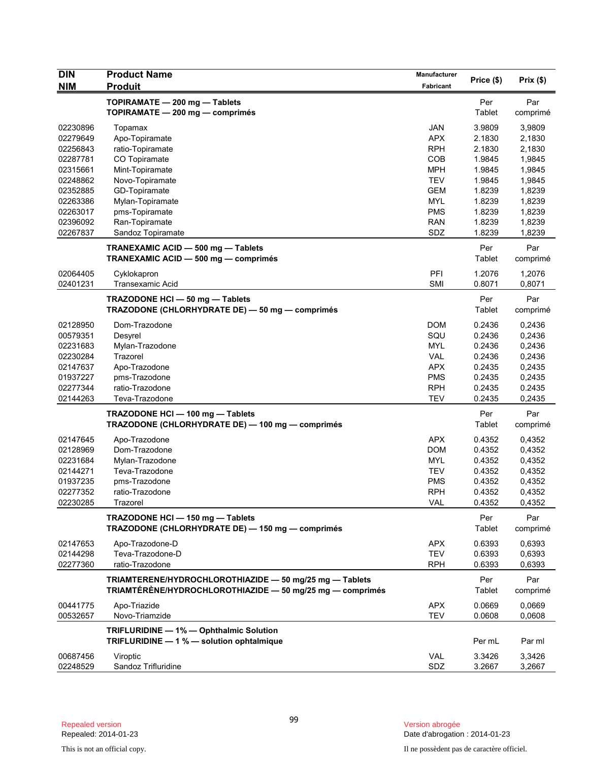| DIN<br>NIM | Product Name<br>Produit | Manufacturer<br>Fabricant | Price ($) | Prix ($) |
|---|---|---|---|---|
| | **TOPIRAMATE — 200 mg — Tablets**<br>**TOPIRAMATE — 200 mg — comprimés** | | Per Tablet | Par comprimé |
| 02230896 | Topamax | JAN | 3.9809 | 3,9809 |
| 02279649 | Apo-Topiramate | APX | 2.1830 | 2,1830 |
| 02256843 | ratio-Topiramate | RPH | 2.1830 | 2,1830 |
| 02287781 | CO Topiramate | COB | 1.9845 | 1,9845 |
| 02315661 | Mint-Topiramate | MPH | 1.9845 | 1,9845 |
| 02248862 | Novo-Topiramate | TEV | 1.9845 | 1,9845 |
| 02352885 | GD-Topiramate | GEM | 1.8239 | 1,8239 |
| 02263386 | Mylan-Topiramate | MYL | 1.8239 | 1,8239 |
| 02263017 | pms-Topiramate | PMS | 1.8239 | 1,8239 |
| 02396092 | Ran-Topiramate | RAN | 1.8239 | 1,8239 |
| 02267837 | Sandoz Topiramate | SDZ | 1.8239 | 1,8239 |
| | **TRANEXAMIC ACID — 500 mg — Tablets**<br>**TRANEXAMIC ACID — 500 mg — comprimés** | | Per Tablet | Par comprimé |
| 02064405 | Cyklokapron | PFI | 1.2076 | 1,2076 |
| 02401231 | Transexamic Acid | SMI | 0.8071 | 0,8071 |
| | **TRAZODONE HCl — 50 mg — Tablets**<br>**TRAZODONE (CHLORHYDRATE DE) — 50 mg — comprimés** | | Per Tablet | Par comprimé |
| 02128950 | Dom-Trazodone | DOM | 0.2436 | 0,2436 |
| 00579351 | Desyrel | SQU | 0.2436 | 0,2436 |
| 02231683 | Mylan-Trazodone | MYL | 0.2436 | 0,2436 |
| 02230284 | Trazorel | VAL | 0.2436 | 0,2436 |
| 02147637 | Apo-Trazodone | APX | 0.2435 | 0,2435 |
| 01937227 | pms-Trazodone | PMS | 0.2435 | 0,2435 |
| 02277344 | ratio-Trazodone | RPH | 0.2435 | 0.2435 |
| 02144263 | Teva-Trazodone | TEV | 0.2435 | 0,2435 |
| | **TRAZODONE HCl — 100 mg — Tablets**<br>**TRAZODONE (CHLORHYDRATE DE) — 100 mg — comprimés** | | Per Tablet | Par comprimé |
| 02147645 | Apo-Trazodone | APX | 0.4352 | 0,4352 |
| 02128969 | Dom-Trazodone | DOM | 0.4352 | 0,4352 |
| 02231684 | Mylan-Trazodone | MYL | 0.4352 | 0,4352 |
| 02144271 | Teva-Trazodone | TEV | 0.4352 | 0,4352 |
| 01937235 | pms-Trazodone | PMS | 0.4352 | 0,4352 |
| 02277352 | ratio-Trazodone | RPH | 0.4352 | 0,4352 |
| 02230285 | Trazorel | VAL | 0.4352 | 0,4352 |
| | **TRAZODONE HCl — 150 mg — Tablets**<br>**TRAZODONE (CHLORHYDRATE DE) — 150 mg — comprimés** | | Per Tablet | Par comprimé |
| 02147653 | Apo-Trazodone-D | APX | 0.6393 | 0,6393 |
| 02144298 | Teva-Trazodone-D | TEV | 0.6393 | 0,6393 |
| 02277360 | ratio-Trazodone | RPH | 0.6393 | 0,6393 |
| | **TRIAMTERENE/HYDROCHLOROTHIAZIDE — 50 mg/25 mg — Tablets**<br>**TRIAMTÉRÈNE/HYDROCHLOROTHIAZIDE — 50 mg/25 mg — comprimés** | | Per Tablet | Par comprimé |
| 00441775 | Apo-Triazide | APX | 0.0669 | 0,0669 |
| 00532657 | Novo-Triamzide | TEV | 0.0608 | 0,0608 |
| | **TRIFLURIDINE — 1% — Ophthalmic Solution**<br>**TRIFLURIDINE — 1 % — solution ophtalmique** | | Per mL | Par ml |
| 00687456 | Viroptic | VAL | 3.3426 | 3,3426 |
| 02248529 | Sandoz Trifluridine | SDZ | 3.2667 | 3,2667 |

Repealed version
Repealed: 2014-01-23

Version abrogée
Date d'abrogation : 2014-01-23

This is not an official copy.

Il ne possèdent pas de caractère officiel.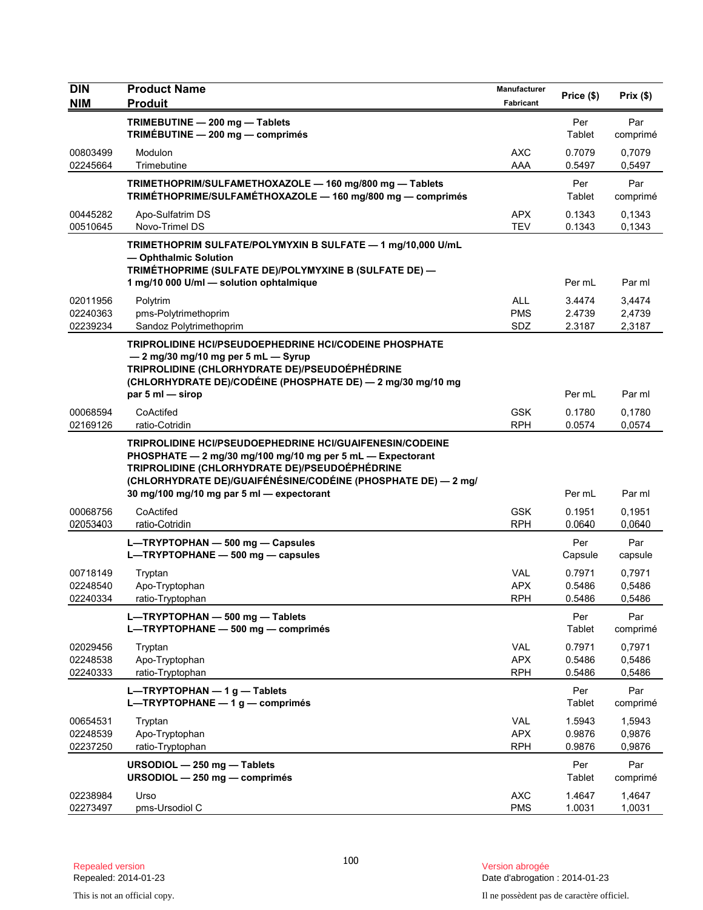| DIN<br>NIM | Product Name<br>Produit | Manufacturer<br>Fabricant | Price ($) | Prix ($) |
|---|---|---|---|---|
| | **TRIMEBUTINE — 200 mg — Tablets**<br>**TRIMÉBUTINE — 200 mg — comprimés** | | Per Tablet | Par comprimé |
| 00803499 | Modulon | AXC | 0.7079 | 0,7079 |
| 02245664 | Trimebutine | AAA | 0.5497 | 0,5497 |
| | **TRIMETHOPRIM/SULFAMETHOXAZOLE — 160 mg/800 mg — Tablets**<br>**TRIMÉTHOPRIME/SULFAMÉTHOXAZOLE — 160 mg/800 mg — comprimés** | | Per Tablet | Par comprimé |
| 00445282 | Apo-Sulfatrim DS | APX | 0.1343 | 0,1343 |
| 00510645 | Novo-Trimel DS | TEV | 0.1343 | 0,1343 |
| | **TRIMETHOPRIM SULFATE/POLYMYXIN B SULFATE — 1 mg/10,000 U/mL — Ophthalmic Solution**<br>**TRIMÉTHOPRIME (SULFATE DE)/POLYMYXINE B (SULFATE DE) — 1 mg/10 000 U/ml — solution ophtalmique** | | Per mL | Par ml |
| 02011956 | Polytrim | ALL | 3.4474 | 3,4474 |
| 02240363 | pms-Polytrimethoprim | PMS | 2.4739 | 2,4739 |
| 02239234 | Sandoz Polytrimethoprim | SDZ | 2.3187 | 2,3187 |
| | **TRIPROLIDINE HCl/PSEUDOEPHEDRINE HCl/CODEINE PHOSPHATE — 2 mg/30 mg/10 mg per 5 mL — Syrup**<br>**TRIPROLIDINE (CHLORHYDRATE DE)/PSEUDOÉPHÉDRINE (CHLORHYDRATE DE)/CODÉINE (PHOSPHATE DE) — 2 mg/30 mg/10 mg par 5 ml — sirop** | | Per mL | Par ml |
| 00068594 | CoActifed | GSK | 0.1780 | 0,1780 |
| 02169126 | ratio-Cotridin | RPH | 0.0574 | 0,0574 |
| | **TRIPROLIDINE HCl/PSEUDOEPHEDRINE HCl/GUAIFENESIN/CODEINE PHOSPHATE — 2 mg/30 mg/100 mg/10 mg per 5 mL — Expectorant**<br>**TRIPROLIDINE (CHLORHYDRATE DE)/PSEUDOÉPHÉDRINE (CHLORHYDRATE DE)/GUAIFÉNÉSINE/CODÉINE (PHOSPHATE DE) — 2 mg/30 mg/100 mg/10 mg par 5 ml — expectorant** | | Per mL | Par ml |
| 00068756 | CoActifed | GSK | 0.1951 | 0,1951 |
| 02053403 | ratio-Cotridin | RPH | 0.0640 | 0,0640 |
| | **L—TRYPTOPHAN — 500 mg — Capsules**<br>**L—TRYPTOPHANE — 500 mg — capsules** | | Per Capsule | Par capsule |
| 00718149 | Tryptan | VAL | 0.7971 | 0,7971 |
| 02248540 | Apo-Tryptophan | APX | 0.5486 | 0,5486 |
| 02240334 | ratio-Tryptophan | RPH | 0.5486 | 0,5486 |
| | **L—TRYPTOPHAN — 500 mg — Tablets**<br>**L—TRYPTOPHANE — 500 mg — comprimés** | | Per Tablet | Par comprimé |
| 02029456 | Tryptan | VAL | 0.7971 | 0,7971 |
| 02248538 | Apo-Tryptophan | APX | 0.5486 | 0,5486 |
| 02240333 | ratio-Tryptophan | RPH | 0.5486 | 0,5486 |
| | **L—TRYPTOPHAN — 1 g — Tablets**<br>**L—TRYPTOPHANE — 1 g — comprimés** | | Per Tablet | Par comprimé |
| 00654531 | Tryptan | VAL | 1.5943 | 1,5943 |
| 02248539 | Apo-Tryptophan | APX | 0.9876 | 0,9876 |
| 02237250 | ratio-Tryptophan | RPH | 0.9876 | 0,9876 |
| | **URSODIOL — 250 mg — Tablets**<br>**URSODIOL — 250 mg — comprimés** | | Per Tablet | Par comprimé |
| 02238984 | Urso | AXC | 1.4647 | 1,4647 |
| 02273497 | pms-Ursodiol C | PMS | 1.0031 | 1,0031 |

Repealed version
Repealed: 2014-01-23

Version abrogée
Date d'abrogation : 2014-01-23

This is not an official copy.

Il ne possèdent pas de caractère officiel.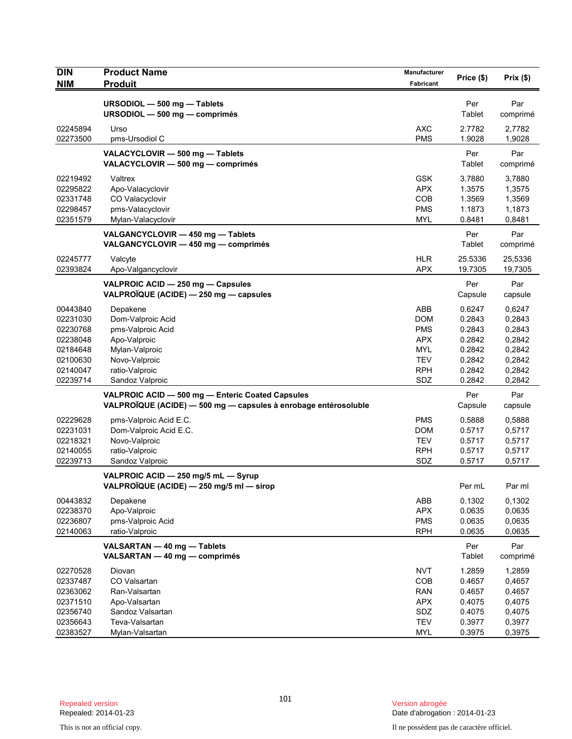| DIN<br>NIM | Product Name<br>Produit | Manufacturer<br>Fabricant | Price ($) | Prix ($) |
|---|---|---|---|---|
| | **URSODIOL — 500 mg — Tablets**<br>**URSODIOL — 500 mg — comprimés** | | Per Tablet | Par comprimé |
| 02245894 | Urso | AXC | 2.7782 | 2,7782 |
| 02273500 | pms-Ursodiol C | PMS | 1.9028 | 1,9028 |
| | **VALACYCLOVIR — 500 mg — Tablets**<br>**VALACYCLOVIR — 500 mg — comprimés** | | Per Tablet | Par comprimé |
| 02219492 | Valtrex | GSK | 3.7880 | 3,7880 |
| 02295822 | Apo-Valacyclovir | APX | 1.3575 | 1,3575 |
| 02331748 | CO Valacyclovir | COB | 1.3569 | 1,3569 |
| 02298457 | pms-Valacyclovir | PMS | 1.1873 | 1,1873 |
| 02351579 | Mylan-Valacyclovir | MYL | 0.8481 | 0,8481 |
| | **VALGANCYCLOVIR — 450 mg — Tablets**<br>**VALGANCYCLOVIR — 450 mg — comprimés** | | Per Tablet | Par comprimé |
| 02245777 | Valcyte | HLR | 25.5336 | 25,5336 |
| 02393824 | Apo-Valgancyclovir | APX | 19.7305 | 19,7305 |
| | **VALPROIC ACID — 250 mg — Capsules**<br>**VALPROÏQUE (ACIDE) — 250 mg — capsules** | | Per Capsule | Par capsule |
| 00443840 | Depakene | ABB | 0.6247 | 0,6247 |
| 02231030 | Dom-Valproic Acid | DOM | 0.2843 | 0,2843 |
| 02230768 | pms-Valproic Acid | PMS | 0.2843 | 0,2843 |
| 02238048 | Apo-Valproic | APX | 0.2842 | 0,2842 |
| 02184648 | Mylan-Valproic | MYL | 0.2842 | 0,2842 |
| 02100630 | Novo-Valproic | TEV | 0.2842 | 0,2842 |
| 02140047 | ratio-Valproic | RPH | 0.2842 | 0,2842 |
| 02239714 | Sandoz Valproic | SDZ | 0.2842 | 0,2842 |
| | **VALPROIC ACID — 500 mg — Enteric Coated Capsules**<br>**VALPROÏQUE (ACIDE) — 500 mg — capsules à enrobage entérosoluble** | | Per Capsule | Par capsule |
| 02229628 | pms-Valproic Acid E.C. | PMS | 0.5888 | 0,5888 |
| 02231031 | Dom-Valproic Acid E.C. | DOM | 0.5717 | 0,5717 |
| 02218321 | Novo-Valproic | TEV | 0.5717 | 0,5717 |
| 02140055 | ratio-Valproic | RPH | 0.5717 | 0,5717 |
| 02239713 | Sandoz Valproic | SDZ | 0.5717 | 0,5717 |
| | **VALPROIC ACID — 250 mg/5 mL — Syrup**<br>**VALPROÏQUE (ACIDE) — 250 mg/5 ml — sirop** | | Per mL | Par ml |
| 00443832 | Depakene | ABB | 0.1302 | 0,1302 |
| 02238370 | Apo-Valproic | APX | 0.0635 | 0,0635 |
| 02236807 | pms-Valproic Acid | PMS | 0.0635 | 0,0635 |
| 02140063 | ratio-Valproic | RPH | 0.0635 | 0,0635 |
| | **VALSARTAN — 40 mg — Tablets**<br>**VALSARTAN — 40 mg — comprimés** | | Per Tablet | Par comprimé |
| 02270528 | Diovan | NVT | 1.2859 | 1,2859 |
| 02337487 | CO Valsartan | COB | 0.4657 | 0,4657 |
| 02363062 | Ran-Valsartan | RAN | 0.4657 | 0,4657 |
| 02371510 | Apo-Valsartan | APX | 0.4075 | 0,4075 |
| 02356740 | Sandoz Valsartan | SDZ | 0.4075 | 0,4075 |
| 02356643 | Teva-Valsartan | TEV | 0.3977 | 0,3977 |
| 02383527 | Mylan-Valsartan | MYL | 0.3975 | 0,3975 |

Repealed version
Repealed: 2014-01-23

Version abrogée
Date d'abrogation : 2014-01-23

This is not an official copy.

Il ne possèdent pas de caractère officiel.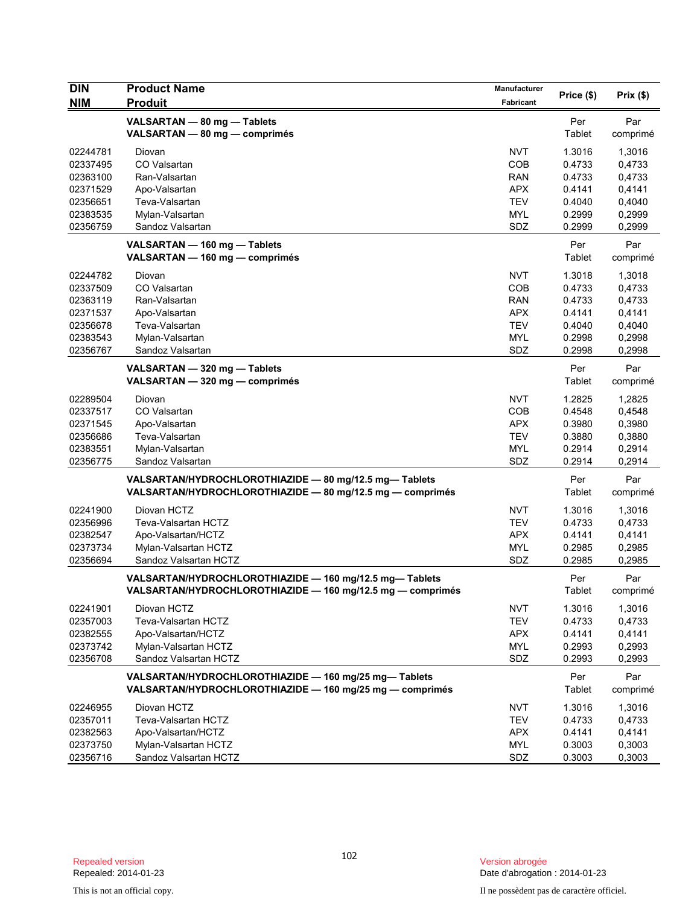| DIN<br>NIM | Product Name<br>Produit | Manufacturer<br>Fabricant | Price ($) | Prix ($) |
|---|---|---|---|---|
| | **VALSARTAN — 80 mg — Tablets**<br>**VALSARTAN — 80 mg — comprimés** | | Per Tablet | Par comprimé |
| 02244781 | Diovan | NVT | 1.3016 | 1,3016 |
| 02337495 | CO Valsartan | COB | 0.4733 | 0,4733 |
| 02363100 | Ran-Valsartan | RAN | 0.4733 | 0,4733 |
| 02371529 | Apo-Valsartan | APX | 0.4141 | 0,4141 |
| 02356651 | Teva-Valsartan | TEV | 0.4040 | 0,4040 |
| 02383535 | Mylan-Valsartan | MYL | 0.2999 | 0,2999 |
| 02356759 | Sandoz Valsartan | SDZ | 0.2999 | 0,2999 |
| | **VALSARTAN — 160 mg — Tablets**<br>**VALSARTAN — 160 mg — comprimés** | | Per Tablet | Par comprimé |
| 02244782 | Diovan | NVT | 1.3018 | 1,3018 |
| 02337509 | CO Valsartan | COB | 0.4733 | 0,4733 |
| 02363119 | Ran-Valsartan | RAN | 0.4733 | 0,4733 |
| 02371537 | Apo-Valsartan | APX | 0.4141 | 0,4141 |
| 02356678 | Teva-Valsartan | TEV | 0.4040 | 0,4040 |
| 02383543 | Mylan-Valsartan | MYL | 0.2998 | 0,2998 |
| 02356767 | Sandoz Valsartan | SDZ | 0.2998 | 0,2998 |
| | **VALSARTAN — 320 mg — Tablets**<br>**VALSARTAN — 320 mg — comprimés** | | Per Tablet | Par comprimé |
| 02289504 | Diovan | NVT | 1.2825 | 1,2825 |
| 02337517 | CO Valsartan | COB | 0.4548 | 0,4548 |
| 02371545 | Apo-Valsartan | APX | 0.3980 | 0,3980 |
| 02356686 | Teva-Valsartan | TEV | 0.3880 | 0,3880 |
| 02383551 | Mylan-Valsartan | MYL | 0.2914 | 0,2914 |
| 02356775 | Sandoz Valsartan | SDZ | 0.2914 | 0,2914 |
| | **VALSARTAN/HYDROCHLOROTHIAZIDE — 80 mg/12.5 mg— Tablets**<br>**VALSARTAN/HYDROCHLOROTHIAZIDE — 80 mg/12.5 mg — comprimés** | | Per Tablet | Par comprimé |
| 02241900 | Diovan HCTZ | NVT | 1.3016 | 1,3016 |
| 02356996 | Teva-Valsartan HCTZ | TEV | 0.4733 | 0,4733 |
| 02382547 | Apo-Valsartan/HCTZ | APX | 0.4141 | 0,4141 |
| 02373734 | Mylan-Valsartan HCTZ | MYL | 0.2985 | 0,2985 |
| 02356694 | Sandoz Valsartan HCTZ | SDZ | 0.2985 | 0,2985 |
| | **VALSARTAN/HYDROCHLOROTHIAZIDE — 160 mg/12.5 mg— Tablets**<br>**VALSARTAN/HYDROCHLOROTHIAZIDE — 160 mg/12.5 mg — comprimés** | | Per Tablet | Par comprimé |
| 02241901 | Diovan HCTZ | NVT | 1.3016 | 1,3016 |
| 02357003 | Teva-Valsartan HCTZ | TEV | 0.4733 | 0,4733 |
| 02382555 | Apo-Valsartan/HCTZ | APX | 0.4141 | 0,4141 |
| 02373742 | Mylan-Valsartan HCTZ | MYL | 0.2993 | 0,2993 |
| 02356708 | Sandoz Valsartan HCTZ | SDZ | 0.2993 | 0,2993 |
| | **VALSARTAN/HYDROCHLOROTHIAZIDE — 160 mg/25 mg— Tablets**<br>**VALSARTAN/HYDROCHLOROTHIAZIDE — 160 mg/25 mg — comprimés** | | Per Tablet | Par comprimé |
| 02246955 | Diovan HCTZ | NVT | 1.3016 | 1,3016 |
| 02357011 | Teva-Valsartan HCTZ | TEV | 0.4733 | 0,4733 |
| 02382563 | Apo-Valsartan/HCTZ | APX | 0.4141 | 0,4141 |
| 02373750 | Mylan-Valsartan HCTZ | MYL | 0.3003 | 0,3003 |
| 02356716 | Sandoz Valsartan HCTZ | SDZ | 0.3003 | 0,3003 |

Repealed version
Repealed: 2014-01-23

Version abrogée
Date d'abrogation : 2014-01-23

This is not an official copy.

Il ne possèdent pas de caractère officiel.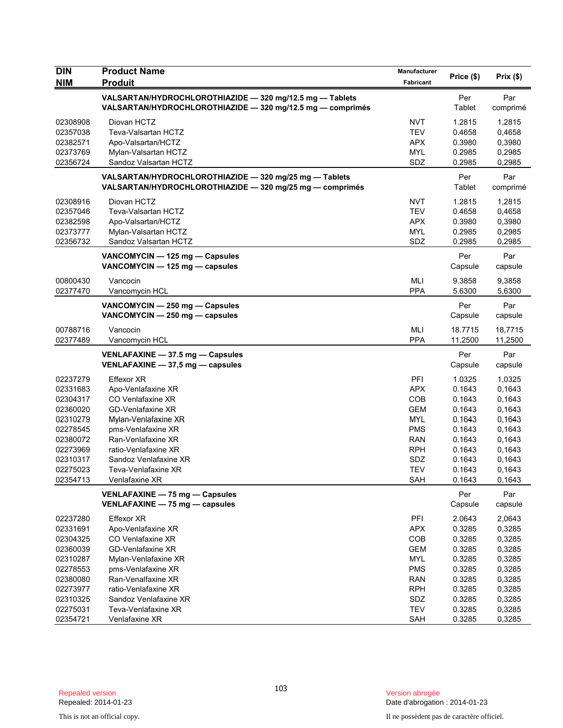| DIN<br>NIM | Product Name<br>Produit | Manufacturer<br>Fabricant | Price ($) | Prix ($) |
|---|---|---|---|---|
| | **VALSARTAN/HYDROCHLOROTHIAZIDE — 320 mg/12.5 mg — Tablets**<br>**VALSARTAN/HYDROCHLOROTHIAZIDE — 320 mg/12.5 mg — comprimés** | | Per Tablet | Par comprimé |
| 02308908 | Diovan HCTZ | NVT | 1.2815 | 1,2815 |
| 02357038 | Teva-Valsartan HCTZ | TEV | 0.4658 | 0,4658 |
| 02382571 | Apo-Valsartan/HCTZ | APX | 0.3980 | 0,3980 |
| 02373769 | Mylan-Valsartan HCTZ | MYL | 0.2985 | 0,2985 |
| 02356724 | Sandoz Valsartan HCTZ | SDZ | 0.2985 | 0,2985 |
| | **VALSARTAN/HYDROCHLOROTHIAZIDE — 320 mg/25 mg — Tablets**<br>**VALSARTAN/HYDROCHLOROTHIAZIDE — 320 mg/25 mg — comprimés** | | Per Tablet | Par comprimé |
| 02308916 | Diovan HCTZ | NVT | 1.2815 | 1,2815 |
| 02357046 | Teva-Valsartan HCTZ | TEV | 0.4658 | 0,4658 |
| 02382598 | Apo-Valsartan/HCTZ | APX | 0.3980 | 0,3980 |
| 02373777 | Mylan-Valsartan HCTZ | MYL | 0.2985 | 0,2985 |
| 02356732 | Sandoz Valsartan HCTZ | SDZ | 0.2985 | 0,2985 |
| | **VANCOMYCIN — 125 mg — Capsules**<br>**VANCOMYCIN — 125 mg — capsules** | | Per Capsule | Par capsule |
| 00800430 | Vancocin | MLI | 9.3858 | 9,3858 |
| 02377470 | Vancomycin HCL | PPA | 5.6300 | 5,6300 |
| | **VANCOMYCIN — 250 mg — Capsules**<br>**VANCOMYCIN — 250 mg — capsules** | | Per Capsule | Par capsule |
| 00788716 | Vancocin | MLI | 18.7715 | 18,7715 |
| 02377489 | Vancomycin HCL | PPA | 11.2500 | 11,2500 |
| | **VENLAFAXINE — 37.5 mg — Capsules**<br>**VENLAFAXINE — 37,5 mg — capsules** | | Per Capsule | Par capsule |
| 02237279 | Effexor XR | PFI | 1.0325 | 1,0325 |
| 02331683 | Apo-Venlafaxine XR | APX | 0.1643 | 0,1643 |
| 02304317 | CO Venlafaxine XR | COB | 0.1643 | 0,1643 |
| 02360020 | GD-Venlafaxine XR | GEM | 0.1643 | 0,1643 |
| 02310279 | Mylan-Venlafaxine XR | MYL | 0.1643 | 0,1643 |
| 02278545 | pms-Venlafaxine XR | PMS | 0.1643 | 0,1643 |
| 02380072 | Ran-Venlafaxine XR | RAN | 0.1643 | 0,1643 |
| 02273969 | ratio-Venlafaxine XR | RPH | 0.1643 | 0,1643 |
| 02310317 | Sandoz Venlafaxine XR | SDZ | 0.1643 | 0,1643 |
| 02275023 | Teva-Venlafaxine XR | TEV | 0.1643 | 0,1643 |
| 02354713 | Venlafaxine XR | SAH | 0.1643 | 0,1643 |
| | **VENLAFAXINE — 75 mg — Capsules**<br>**VENLAFAXINE — 75 mg — capsules** | | Per Capsule | Par capsule |
| 02237280 | Effexor XR | PFI | 2.0643 | 2,0643 |
| 02331691 | Apo-Venlafaxine XR | APX | 0.3285 | 0,3285 |
| 02304325 | CO Venlafaxine XR | COB | 0.3285 | 0,3285 |
| 02360039 | GD-Venlafaxine XR | GEM | 0.3285 | 0,3285 |
| 02310287 | Mylan-Venlafaxine XR | MYL | 0.3285 | 0,3285 |
| 02278553 | pms-Venlafaxine XR | PMS | 0.3285 | 0,3285 |
| 02380080 | Ran-Venalfaxine XR | RAN | 0.3285 | 0,3285 |
| 02273977 | ratio-Venlafaxine XR | RPH | 0.3285 | 0,3285 |
| 02310325 | Sandoz Venlafaxine XR | SDZ | 0.3285 | 0,3285 |
| 02275031 | Teva-Venlafaxine XR | TEV | 0.3285 | 0,3285 |
| 02354721 | Venlafaxine XR | SAH | 0.3285 | 0,3285 |

Repealed version
Repealed: 2014-01-23

Version abrogée
Date d'abrogation : 2014-01-23

This is not an official copy.

Il ne possèdent pas de caractère officiel.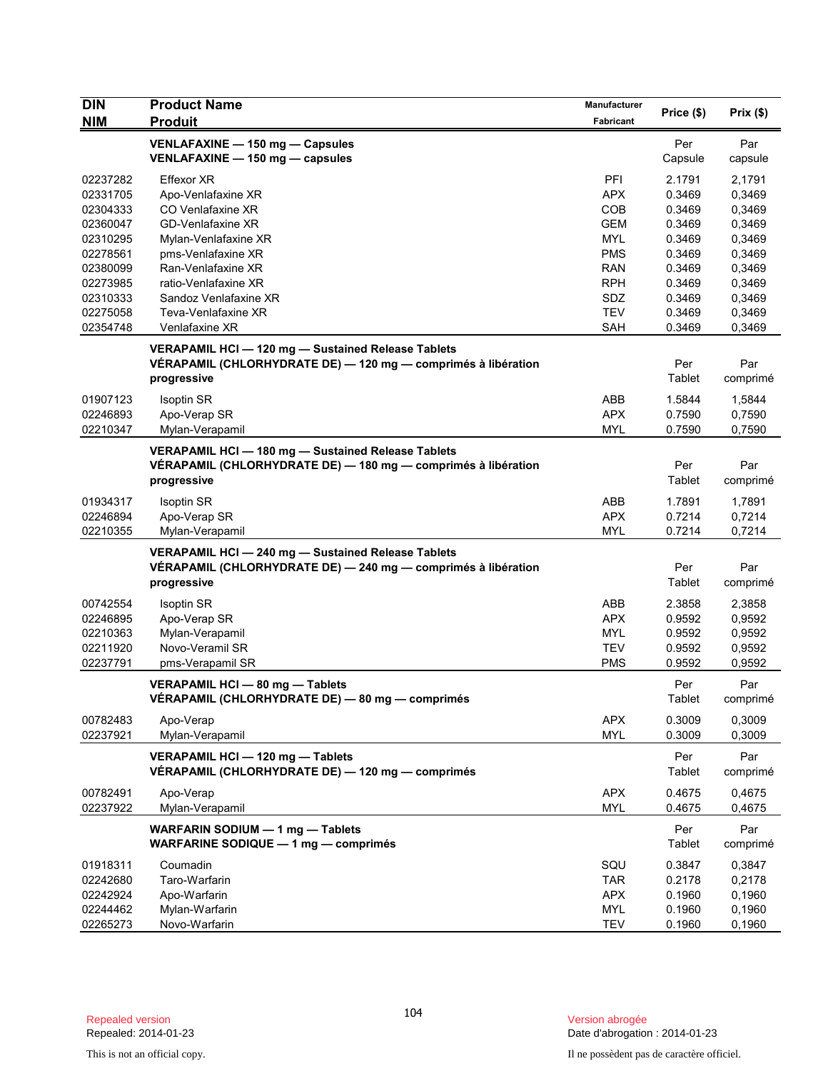| DIN<br>NIM | Product Name<br>Produit | Manufacturer<br>Fabricant | Price ($) | Prix ($) |
|---|---|---|---|---|
| | **VENLAFAXINE — 150 mg — Capsules**<br>**VENLAFAXINE — 150 mg — capsules** | | Per Capsule | Par capsule |
| 02237282 | Effexor XR | PFI | 2.1791 | 2,1791 |
| 02331705 | Apo-Venlafaxine XR | APX | 0.3469 | 0,3469 |
| 02304333 | CO Venlafaxine XR | COB | 0.3469 | 0,3469 |
| 02360047 | GD-Venlafaxine XR | GEM | 0.3469 | 0,3469 |
| 02310295 | Mylan-Venlafaxine XR | MYL | 0.3469 | 0,3469 |
| 02278561 | pms-Venlafaxine XR | PMS | 0.3469 | 0,3469 |
| 02380099 | Ran-Venlafaxine XR | RAN | 0.3469 | 0,3469 |
| 02273985 | ratio-Venlafaxine XR | RPH | 0.3469 | 0,3469 |
| 02310333 | Sandoz Venlafaxine XR | SDZ | 0.3469 | 0,3469 |
| 02275058 | Teva-Venlafaxine XR | TEV | 0.3469 | 0,3469 |
| 02354748 | Venlafaxine XR | SAH | 0.3469 | 0,3469 |
| | **VERAPAMIL HCl — 120 mg — Sustained Release Tablets**<br>**VÉRAPAMIL (CHLORHYDRATE DE) — 120 mg — comprimés à libération progressive** | | Per Tablet | Par comprimé |
| 01907123 | Isoptin SR | ABB | 1.5844 | 1,5844 |
| 02246893 | Apo-Verap SR | APX | 0.7590 | 0,7590 |
| 02210347 | Mylan-Verapamil | MYL | 0.7590 | 0,7590 |
| | **VERAPAMIL HCl — 180 mg — Sustained Release Tablets**<br>**VÉRAPAMIL (CHLORHYDRATE DE) — 180 mg — comprimés à libération progressive** | | Per Tablet | Par comprimé |
| 01934317 | Isoptin SR | ABB | 1.7891 | 1,7891 |
| 02246894 | Apo-Verap SR | APX | 0.7214 | 0,7214 |
| 02210355 | Mylan-Verapamil | MYL | 0.7214 | 0,7214 |
| | **VERAPAMIL HCl — 240 mg — Sustained Release Tablets**<br>**VÉRAPAMIL (CHLORHYDRATE DE) — 240 mg — comprimés à libération progressive** | | Per Tablet | Par comprimé |
| 00742554 | Isoptin SR | ABB | 2.3858 | 2,3858 |
| 02246895 | Apo-Verap SR | APX | 0.9592 | 0,9592 |
| 02210363 | Mylan-Verapamil | MYL | 0.9592 | 0,9592 |
| 02211920 | Novo-Veramil SR | TEV | 0.9592 | 0,9592 |
| 02237791 | pms-Verapamil SR | PMS | 0.9592 | 0,9592 |
| | **VERAPAMIL HCl — 80 mg — Tablets**<br>**VÉRAPAMIL (CHLORHYDRATE DE) — 80 mg — comprimés** | | Per Tablet | Par comprimé |
| 00782483 | Apo-Verap | APX | 0.3009 | 0,3009 |
| 02237921 | Mylan-Verapamil | MYL | 0.3009 | 0,3009 |
| | **VERAPAMIL HCl — 120 mg — Tablets**<br>**VÉRAPAMIL (CHLORHYDRATE DE) — 120 mg — comprimés** | | Per Tablet | Par comprimé |
| 00782491 | Apo-Verap | APX | 0.4675 | 0,4675 |
| 02237922 | Mylan-Verapamil | MYL | 0.4675 | 0,4675 |
| | **WARFARIN SODIUM — 1 mg — Tablets**<br>**WARFARINE SODIQUE — 1 mg — comprimés** | | Per Tablet | Par comprimé |
| 01918311 | Coumadin | SQU | 0.3847 | 0,3847 |
| 02242680 | Taro-Warfarin | TAR | 0.2178 | 0,2178 |
| 02242924 | Apo-Warfarin | APX | 0.1960 | 0,1960 |
| 02244462 | Mylan-Warfarin | MYL | 0.1960 | 0,1960 |
| 02265273 | Novo-Warfarin | TEV | 0.1960 | 0,1960 |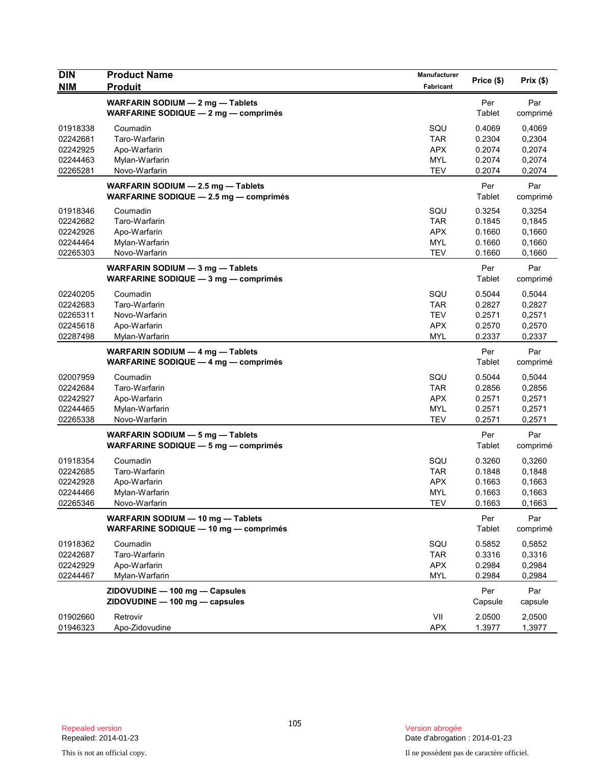| DIN<br>NIM | Product Name<br>Produit | Manufacturer<br>Fabricant | Price ($) | Prix ($) |
|---|---|---|---|---|
| | **WARFARIN SODIUM — 2 mg — Tablets**<br>**WARFARINE SODIQUE — 2 mg — comprimés** | | Per Tablet | Par comprimé |
| 01918338 | Coumadin | SQU | 0.4069 | 0,4069 |
| 02242681 | Taro-Warfarin | TAR | 0.2304 | 0,2304 |
| 02242925 | Apo-Warfarin | APX | 0.2074 | 0,2074 |
| 02244463 | Mylan-Warfarin | MYL | 0.2074 | 0,2074 |
| 02265281 | Novo-Warfarin | TEV | 0.2074 | 0,2074 |
| | **WARFARIN SODIUM — 2.5 mg — Tablets**<br>**WARFARINE SODIQUE — 2.5 mg — comprimés** | | Per Tablet | Par comprimé |
| 01918346 | Coumadin | SQU | 0.3254 | 0,3254 |
| 02242682 | Taro-Warfarin | TAR | 0.1845 | 0,1845 |
| 02242926 | Apo-Warfarin | APX | 0.1660 | 0,1660 |
| 02244464 | Mylan-Warfarin | MYL | 0.1660 | 0,1660 |
| 02265303 | Novo-Warfarin | TEV | 0.1660 | 0,1660 |
| | **WARFARIN SODIUM — 3 mg — Tablets**<br>**WARFARINE SODIQUE — 3 mg — comprimés** | | Per Tablet | Par comprimé |
| 02240205 | Coumadin | SQU | 0.5044 | 0,5044 |
| 02242683 | Taro-Warfarin | TAR | 0.2827 | 0,2827 |
| 02265311 | Novo-Warfarin | TEV | 0.2571 | 0,2571 |
| 02245618 | Apo-Warfarin | APX | 0.2570 | 0,2570 |
| 02287498 | Mylan-Warfarin | MYL | 0.2337 | 0,2337 |
| | **WARFARIN SODIUM — 4 mg — Tablets**<br>**WARFARINE SODIQUE — 4 mg — comprimés** | | Per Tablet | Par comprimé |
| 02007959 | Coumadin | SQU | 0.5044 | 0,5044 |
| 02242684 | Taro-Warfarin | TAR | 0.2856 | 0,2856 |
| 02242927 | Apo-Warfarin | APX | 0.2571 | 0,2571 |
| 02244465 | Mylan-Warfarin | MYL | 0.2571 | 0,2571 |
| 02265338 | Novo-Warfarin | TEV | 0.2571 | 0,2571 |
| | **WARFARIN SODIUM — 5 mg — Tablets**<br>**WARFARINE SODIQUE — 5 mg — comprimés** | | Per Tablet | Par comprimé |
| 01918354 | Coumadin | SQU | 0.3260 | 0,3260 |
| 02242685 | Taro-Warfarin | TAR | 0.1848 | 0,1848 |
| 02242928 | Apo-Warfarin | APX | 0.1663 | 0,1663 |
| 02244466 | Mylan-Warfarin | MYL | 0.1663 | 0,1663 |
| 02265346 | Novo-Warfarin | TEV | 0.1663 | 0,1663 |
| | **WARFARIN SODIUM — 10 mg — Tablets**<br>**WARFARINE SODIQUE — 10 mg — comprimés** | | Per Tablet | Par comprimé |
| 01918362 | Coumadin | SQU | 0.5852 | 0,5852 |
| 02242687 | Taro-Warfarin | TAR | 0.3316 | 0,3316 |
| 02242929 | Apo-Warfarin | APX | 0.2984 | 0,2984 |
| 02244467 | Mylan-Warfarin | MYL | 0.2984 | 0,2984 |
| | **ZIDOVUDINE — 100 mg — Capsules**<br>**ZIDOVUDINE — 100 mg — capsules** | | Per Capsule | Par capsule |
| 01902660 | Retrovir | VII | 2.0500 | 2,0500 |
| 01946323 | Apo-Zidovudine | APX | 1.3977 | 1,3977 |

Repealed version
Repealed: 2014-01-23

This is not an official copy.

Version abrogée
Date d'abrogation : 2014-01-23

Il ne possèdent pas de caractère officiel.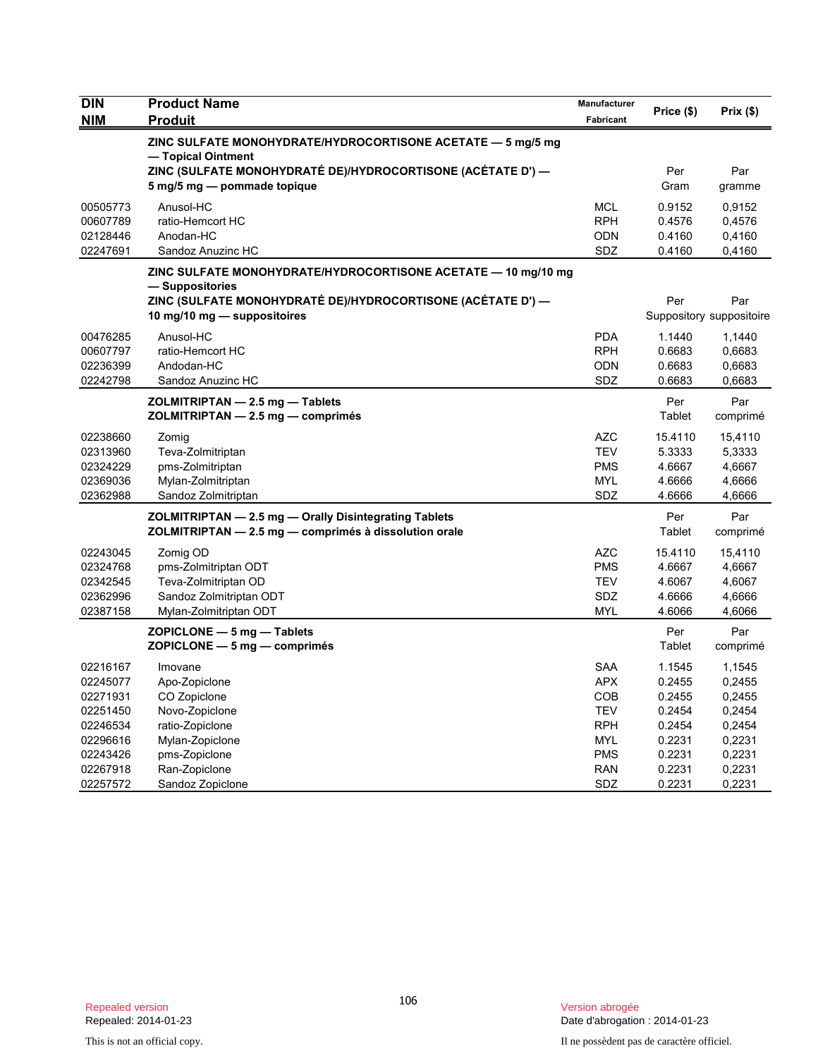| DIN<br>NIM | Product Name<br>Produit | Manufacturer<br>Fabricant | Price ($) | Prix ($) |
|---|---|---|---|---|
| | **ZINC SULFATE MONOHYDRATE/HYDROCORTISONE ACETATE — 5 mg/5 mg — Topical Ointment**<br>**ZINC (SULFATE MONOHYDRATÉ DE)/HYDROCORTISONE (ACÉTATE D') — 5 mg/5 mg — pommade topique** | | Per Gram | Par gramme |
| 00505773 | Anusol-HC | MCL | 0.9152 | 0,9152 |
| 00607789 | ratio-Hemcort HC | RPH | 0.4576 | 0,4576 |
| 02128446 | Anodan-HC | ODN | 0.4160 | 0,4160 |
| 02247691 | Sandoz Anuzinc HC | SDZ | 0.4160 | 0,4160 |
| | **ZINC SULFATE MONOHYDRATE/HYDROCORTISONE ACETATE — 10 mg/10 mg — Suppositories**<br>**ZINC (SULFATE MONOHYDRATÉ DE)/HYDROCORTISONE (ACÉTATE D') — 10 mg/10 mg — suppositoires** | | Per Suppository | Par suppositoire |
| 00476285 | Anusol-HC | PDA | 1.1440 | 1,1440 |
| 00607797 | ratio-Hemcort HC | RPH | 0.6683 | 0,6683 |
| 02236399 | Andodan-HC | ODN | 0.6683 | 0,6683 |
| 02242798 | Sandoz Anuzinc HC | SDZ | 0.6683 | 0,6683 |
| | **ZOLMITRIPTAN — 2.5 mg — Tablets**<br>**ZOLMITRIPTAN — 2.5 mg — comprimés** | | Per Tablet | Par comprimé |
| 02238660 | Zomig | AZC | 15.4110 | 15,4110 |
| 02313960 | Teva-Zolmitriptan | TEV | 5.3333 | 5,3333 |
| 02324229 | pms-Zolmitriptan | PMS | 4.6667 | 4,6667 |
| 02369036 | Mylan-Zolmitriptan | MYL | 4.6666 | 4,6666 |
| 02362988 | Sandoz Zolmitriptan | SDZ | 4.6666 | 4,6666 |
| | **ZOLMITRIPTAN — 2.5 mg — Orally Disintegrating Tablets**<br>**ZOLMITRIPTAN — 2.5 mg — comprimés à dissolution orale** | | Per Tablet | Par comprimé |
| 02243045 | Zomig OD | AZC | 15.4110 | 15,4110 |
| 02324768 | pms-Zolmitriptan ODT | PMS | 4.6667 | 4,6667 |
| 02342545 | Teva-Zolmitriptan OD | TEV | 4.6067 | 4,6067 |
| 02362996 | Sandoz Zolmitriptan ODT | SDZ | 4.6666 | 4,6666 |
| 02387158 | Mylan-Zolmitriptan ODT | MYL | 4.6066 | 4,6066 |
| | **ZOPICLONE — 5 mg — Tablets**<br>**ZOPICLONE — 5 mg — comprimés** | | Per Tablet | Par comprimé |
| 02216167 | Imovane | SAA | 1.1545 | 1,1545 |
| 02245077 | Apo-Zopiclone | APX | 0.2455 | 0,2455 |
| 02271931 | CO Zopiclone | COB | 0.2455 | 0,2455 |
| 02251450 | Novo-Zopiclone | TEV | 0.2454 | 0,2454 |
| 02246534 | ratio-Zopiclone | RPH | 0.2454 | 0,2454 |
| 02296616 | Mylan-Zopiclone | MYL | 0.2231 | 0,2231 |
| 02243426 | pms-Zopiclone | PMS | 0.2231 | 0,2231 |
| 02267918 | Ran-Zopiclone | RAN | 0.2231 | 0,2231 |
| 02257572 | Sandoz Zopiclone | SDZ | 0.2231 | 0,2231 |

Repealed version
Repealed: 2014-01-23

Version abrogée
Date d'abrogation : 2014-01-23

This is not an official copy.

Il ne possèdent pas de caractère officiel.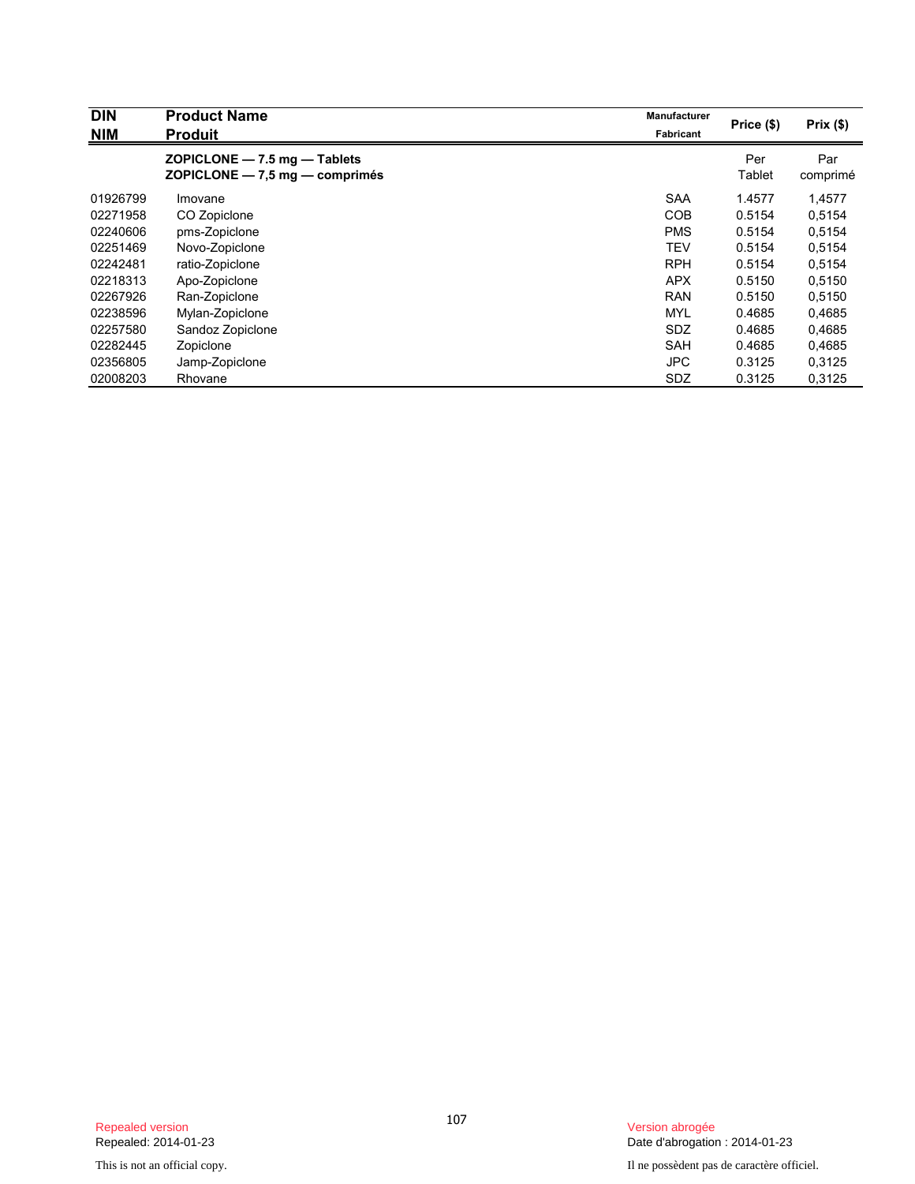| DIN<br>NIM | Product Name<br>Produit | Manufacturer<br>Fabricant | Price ($) | Prix ($) |
|---|---|---|---|---|
| | **ZOPICLONE — 7.5 mg — Tablets**<br>**ZOPICLONE — 7,5 mg — comprimés** | | Per Tablet | Par comprimé |
| 01926799 | Imovane | SAA | 1.4577 | 1,4577 |
| 02271958 | CO Zopiclone | COB | 0.5154 | 0,5154 |
| 02240606 | pms-Zopiclone | PMS | 0.5154 | 0,5154 |
| 02251469 | Novo-Zopiclone | TEV | 0.5154 | 0,5154 |
| 02242481 | ratio-Zopiclone | RPH | 0.5154 | 0,5154 |
| 02218313 | Apo-Zopiclone | APX | 0.5150 | 0,5150 |
| 02267926 | Ran-Zopiclone | RAN | 0.5150 | 0,5150 |
| 02238596 | Mylan-Zopiclone | MYL | 0.4685 | 0,4685 |
| 02257580 | Sandoz Zopiclone | SDZ | 0.4685 | 0,4685 |
| 02282445 | Zopiclone | SAH | 0.4685 | 0,4685 |
| 02356805 | Jamp-Zopiclone | JPC | 0.3125 | 0,3125 |
| 02008203 | Rhovane | SDZ | 0.3125 | 0,3125 |